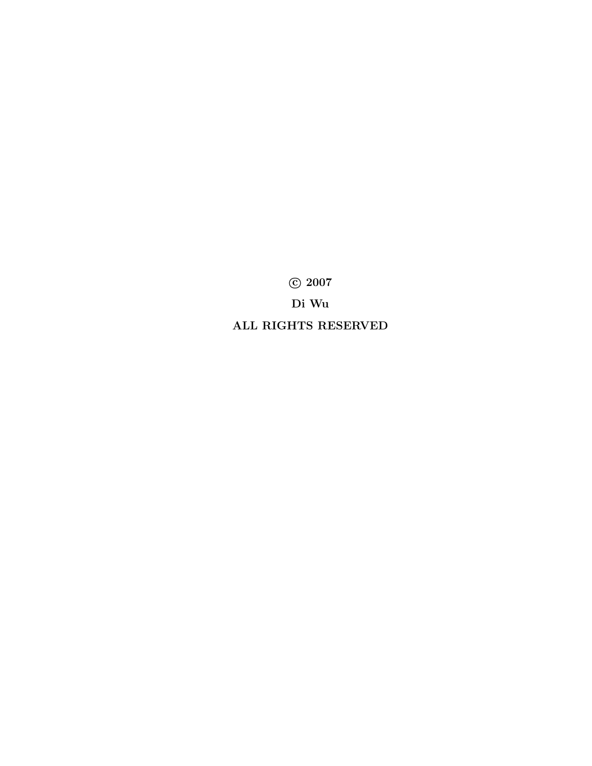**© 2007**

**Di Wu**

**ALL RIGHTS RESERVED**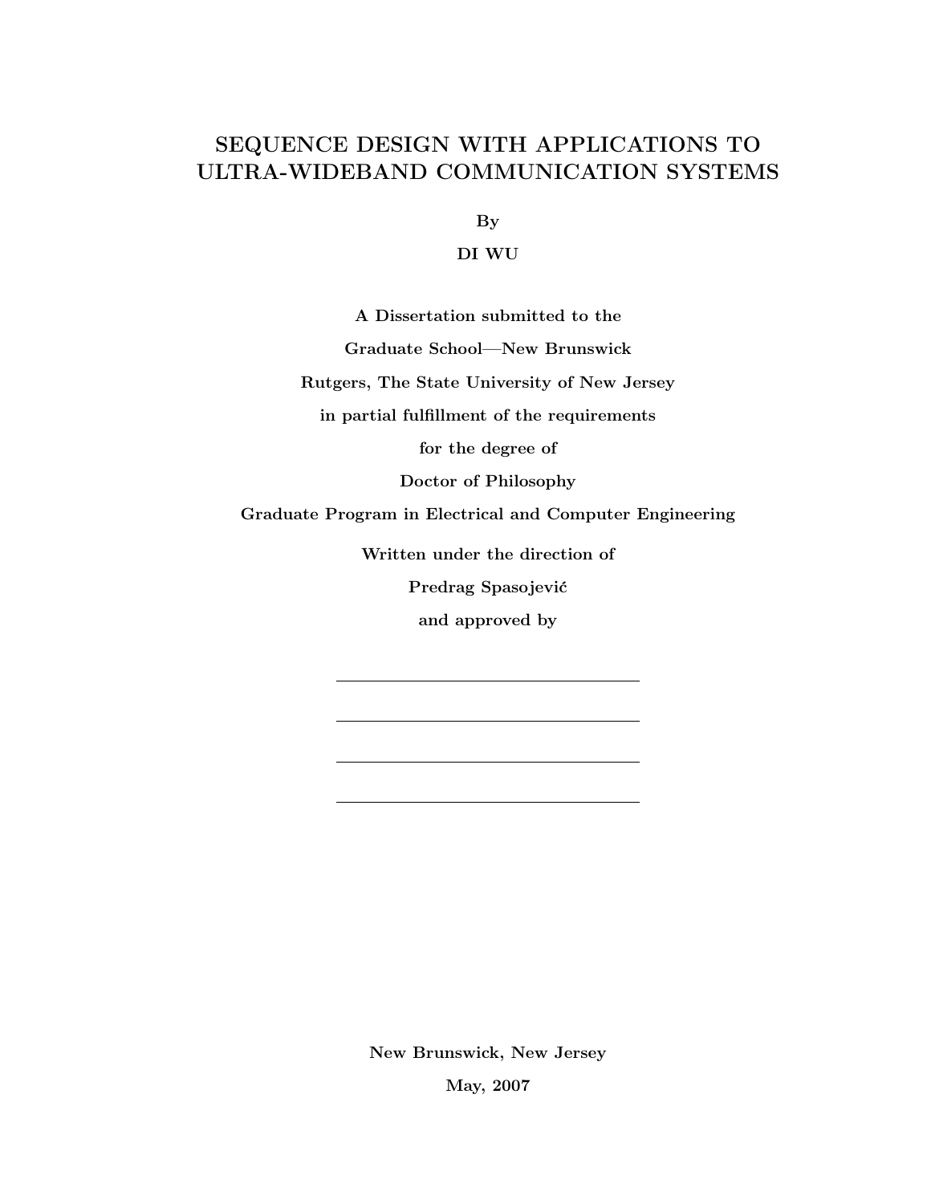# SEQUENCE DESIGN WITH APPLICATIONS TO ULTRA-WIDEBAND COMMUNICATION SYSTEMS

**By**

**DI WU**

**A Dissertation submitted to the**

**Graduate School—New Brunswick**

**Rutgers, The State University of New Jersey**

**in partial fulfillment of the requirements**

**for the degree of**

**Doctor of Philosophy**

**Graduate Program in Electrical and Computer Engineering**

**Written under the direction of**

**Predrag Spasojević**

**and approved by**

\_\_\_\_\_\_\_\_\_\_\_\_\_\_\_\_\_\_\_\_\_\_\_\_\_\_\_\_\_\_

\_\_\_\_\_\_\_\_\_\_\_\_\_\_\_\_\_\_\_\_\_\_\_\_\_\_\_\_\_\_

\_\_\_\_\_\_\_\_\_\_\_\_\_\_\_\_\_\_\_\_\_\_\_\_\_\_\_\_\_\_

\_\_\_\_\_\_\_\_\_\_\_\_\_\_\_\_\_\_\_\_\_\_\_\_\_\_\_\_\_\_

**New Brunswick, New Jersey**

**May, 2007**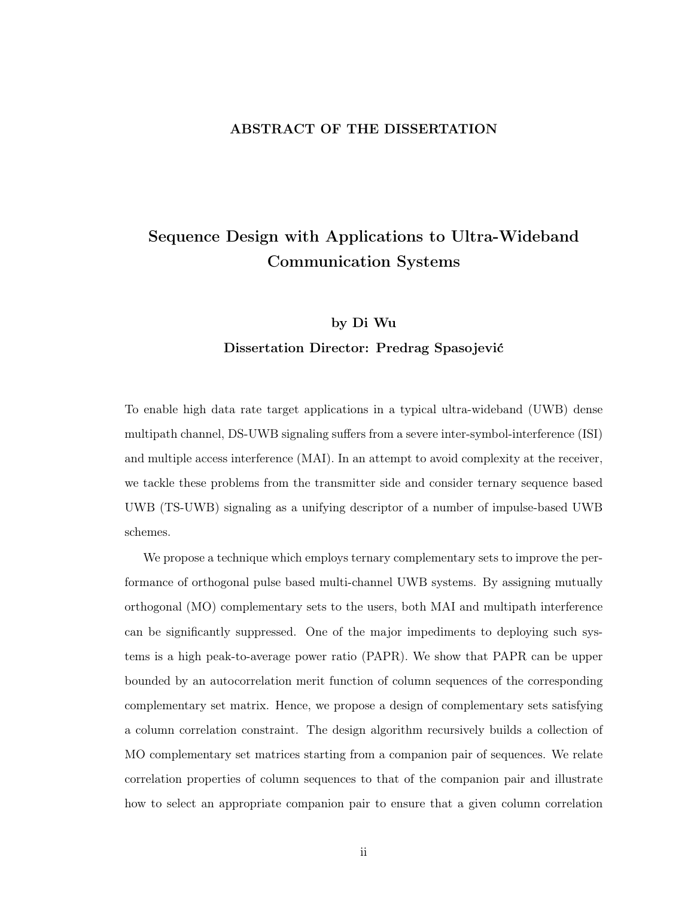## ABSTRACT OF THE DISSERTATION

# Sequence Design with Applications to Ultra-Wideband Communication Systems

**by Di Wu**

**Dissertation Director: Predrag Spasojević**

To enable high data rate target applications in a typical ultra-wideband (UWB) dense multipath channel, DS-UWB signaling suffers from a severe inter-symbol-interference (ISI) and multiple access interference (MAI). In an attempt to avoid complexity at the receiver, we tackle these problems from the transmitter side and consider ternary sequence based UWB (TS-UWB) signaling as a unifying descriptor of a number of impulse-based UWB schemes.

We propose a technique which employs ternary complementary sets to improve the performance of orthogonal pulse based multi-channel UWB systems. By assigning mutually orthogonal (MO) complementary sets to the users, both MAI and multipath interference can be significantly suppressed. One of the major impediments to deploying such systems is a high peak-to-average power ratio (PAPR). We show that PAPR can be upper bounded by an autocorrelation merit function of column sequences of the corresponding complementary set matrix. Hence, we propose a design of complementary sets satisfying a column correlation constraint. The design algorithm recursively builds a collection of MO complementary set matrices starting from a companion pair of sequences. We relate correlation properties of column sequences to that of the companion pair and illustrate how to select an appropriate companion pair to ensure that a given column correlation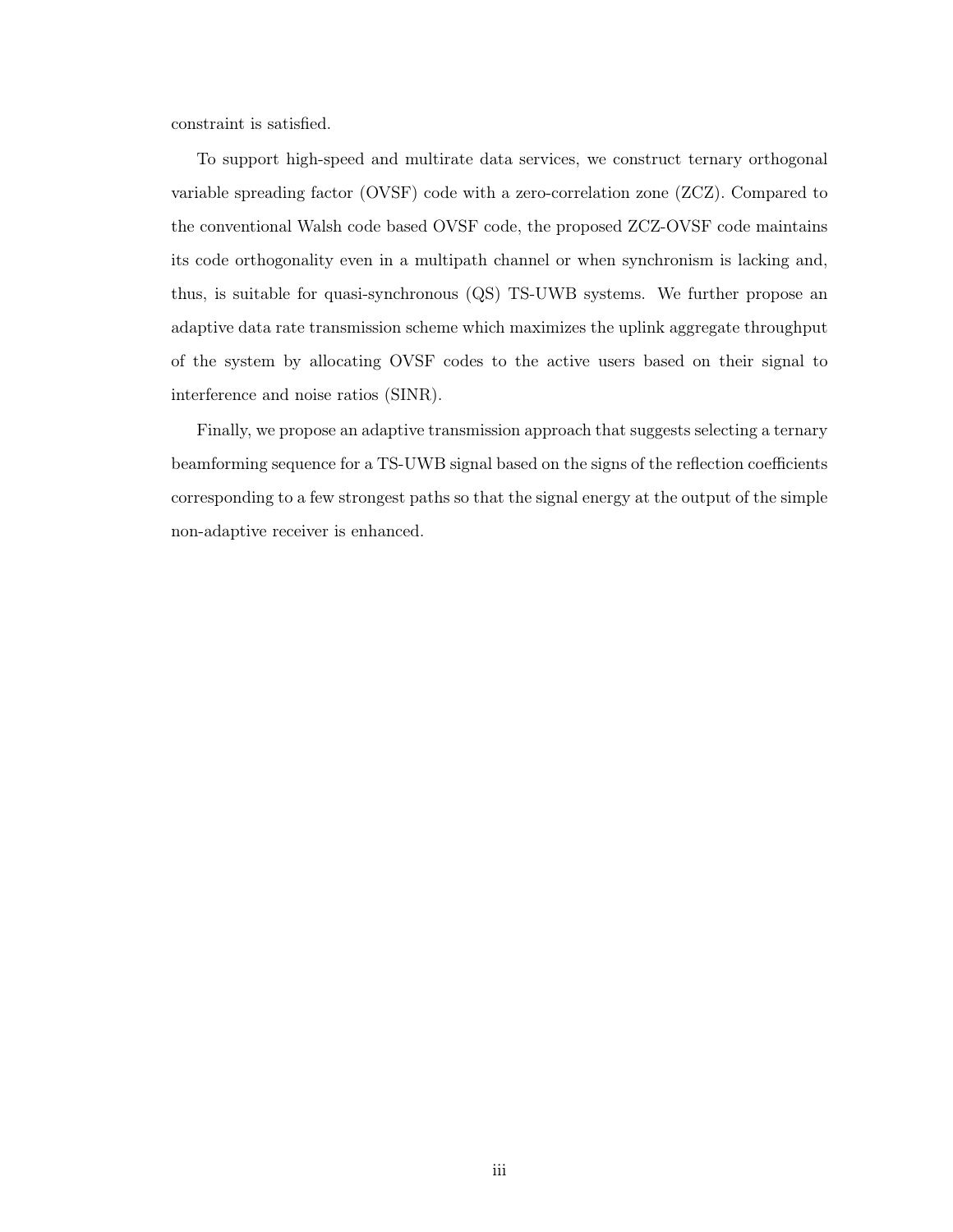constraint is satisfied.

To support high-speed and multirate data services, we construct ternary orthogonal variable spreading factor (OVSF) code with a zero-correlation zone (ZCZ). Compared to the conventional Walsh code based OVSF code, the proposed ZCZ-OVSF code maintains its code orthogonality even in a multipath channel or when synchronism is lacking and, thus, is suitable for quasi-synchronous (QS) TS-UWB systems. We further propose an adaptive data rate transmission scheme which maximizes the uplink aggregate throughput of the system by allocating OVSF codes to the active users based on their signal to interference and noise ratios (SINR).

Finally, we propose an adaptive transmission approach that suggests selecting a ternary beamforming sequence for a TS-UWB signal based on the signs of the reflection coefficients corresponding to a few strongest paths so that the signal energy at the output of the simple non-adaptive receiver is enhanced.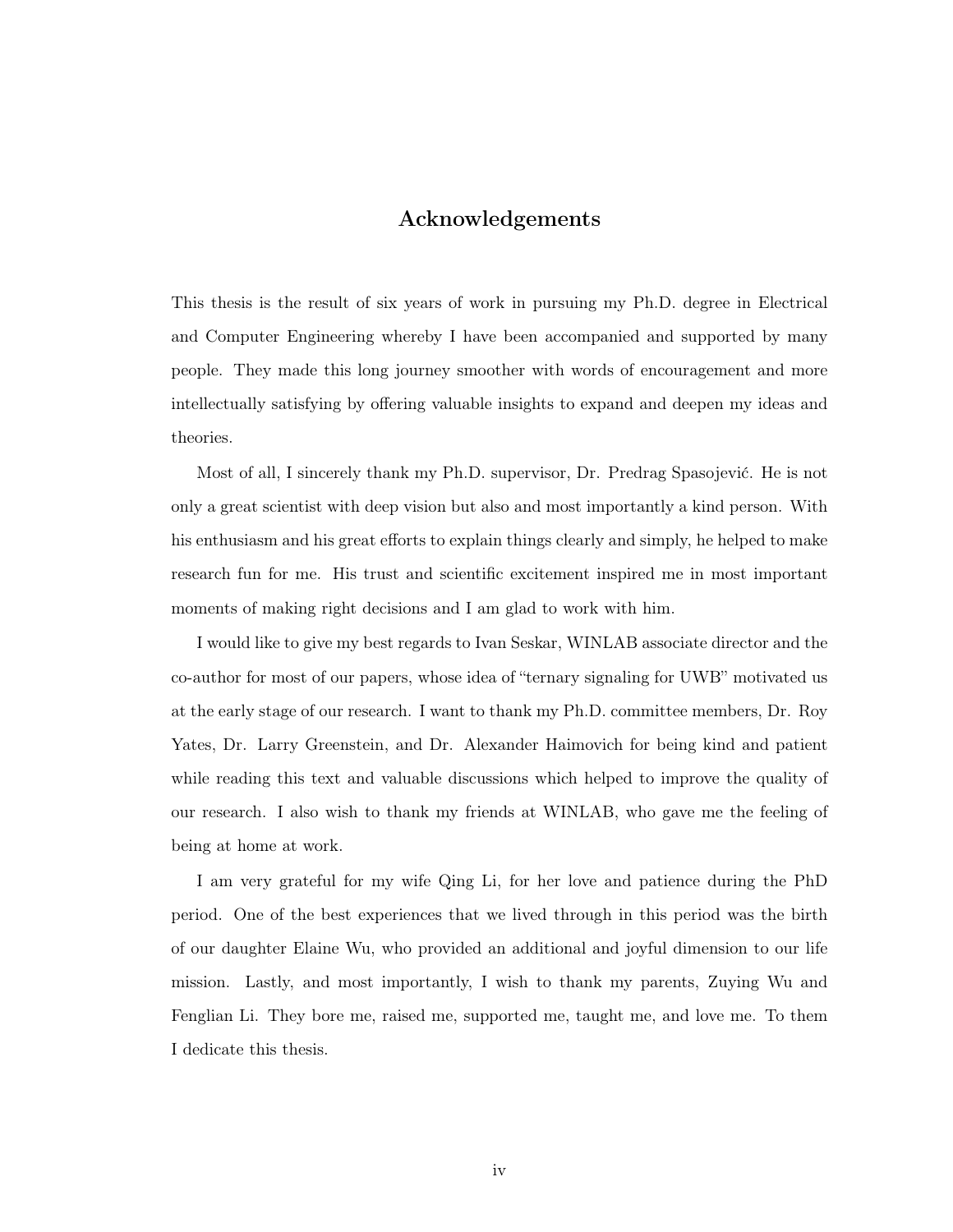# Acknowledgements

This thesis is the result of six years of work in pursuing my Ph.D. degree in Electrical and Computer Engineering whereby I have been accompanied and supported by many people. They made this long journey smoother with words of encouragement and more intellectually satisfying by offering valuable insights to expand and deepen my ideas and theories.

Most of all, I sincerely thank my Ph.D. supervisor, Dr. Predrag Spasojević. He is not only a great scientist with deep vision but also and most importantly a kind person. With his enthusiasm and his great efforts to explain things clearly and simply, he helped to make research fun for me. His trust and scientific excitement inspired me in most important moments of making right decisions and I am glad to work with him.

I would like to give my best regards to Ivan Seskar, WINLAB associate director and the co-author for most of our papers, whose idea of "ternary signaling for UWB" motivated us at the early stage of our research. I want to thank my Ph.D. committee members, Dr. Roy Yates, Dr. Larry Greenstein, and Dr. Alexander Haimovich for being kind and patient while reading this text and valuable discussions which helped to improve the quality of our research. I also wish to thank my friends at WINLAB, who gave me the feeling of being at home at work.

I am very grateful for my wife Qing Li, for her love and patience during the PhD period. One of the best experiences that we lived through in this period was the birth of our daughter Elaine Wu, who provided an additional and joyful dimension to our life mission. Lastly, and most importantly, I wish to thank my parents, Zuying Wu and Fenglian Li. They bore me, raised me, supported me, taught me, and love me. To them I dedicate this thesis.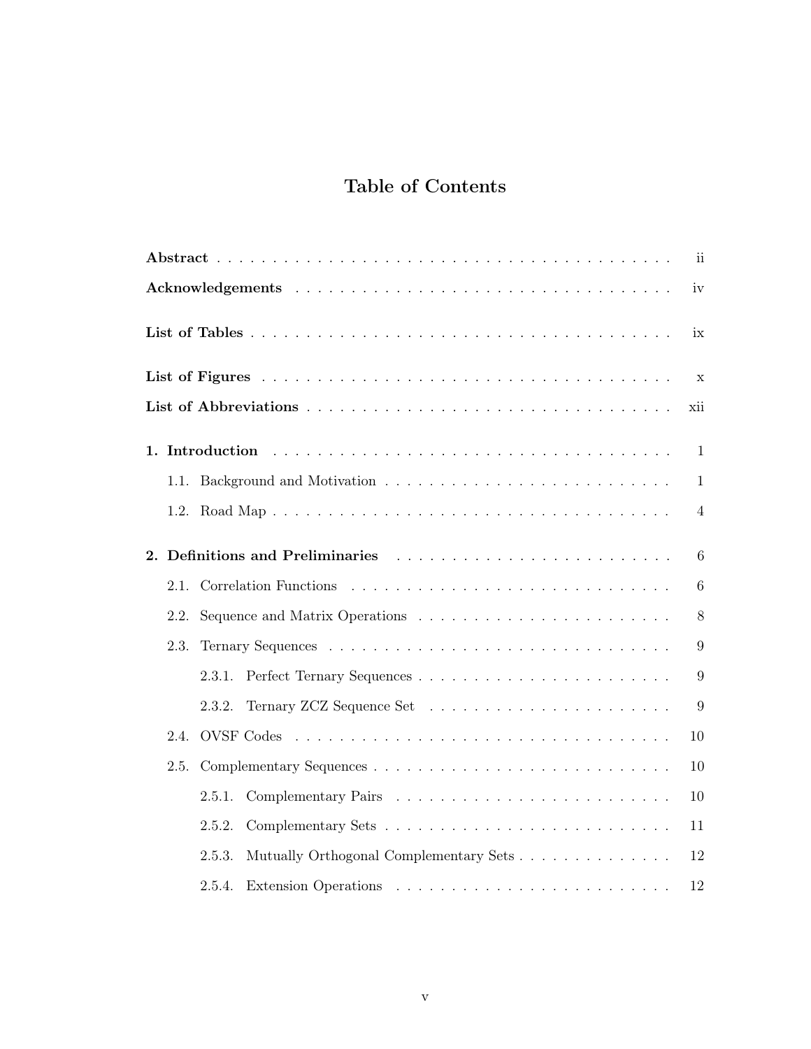# Table of Contents

**Abstract** . . . . . . . . . . . . . . . . . . . . . . . . . . . . . . . . . . . . . . . . . . . . ii

**Acknowledgements** . . . . . . . . . . . . . . . . . . . . . . . . . . . . . . . . . . . . iv

**List of Tables** . . . . . . . . . . . . . . . . . . . . . . . . . . . . . . . . . . . . . . . . ix

**List of Figures** . . . . . . . . . . . . . . . . . . . . . . . . . . . . . . . . . . . . . . x

**List of Abbreviations** . . . . . . . . . . . . . . . . . . . . . . . . . . . . . . . . . xii

**1. Introduction** . . . . . . . . . . . . . . . . . . . . . . . . . . . . . . . . . . . . . . 1

- 1.1. Background and Motivation . . . . . . . . . . . . . . . . . . . . . . . . . . 1
- 1.2. Road Map . . . . . . . . . . . . . . . . . . . . . . . . . . . . . . . . . . . . . . 4

**2. Definitions and Preliminaries** . . . . . . . . . . . . . . . . . . . . . . . . . 6

- 2.1. Correlation Functions . . . . . . . . . . . . . . . . . . . . . . . . . . . . . . 6
- 2.2. Sequence and Matrix Operations . . . . . . . . . . . . . . . . . . . . . . . 8
- 2.3. Ternary Sequences . . . . . . . . . . . . . . . . . . . . . . . . . . . . . . . . 9
  - 2.3.1. Perfect Ternary Sequences . . . . . . . . . . . . . . . . . . . . . . . 9
  - 2.3.2. Ternary ZCZ Sequence Set . . . . . . . . . . . . . . . . . . . . . . . 9
- 2.4. OVSF Codes . . . . . . . . . . . . . . . . . . . . . . . . . . . . . . . . . . . 10
- 2.5. Complementary Sequences . . . . . . . . . . . . . . . . . . . . . . . . . . . 10
  - 2.5.1. Complementary Pairs . . . . . . . . . . . . . . . . . . . . . . . . . . 10
  - 2.5.2. Complementary Sets . . . . . . . . . . . . . . . . . . . . . . . . . . . 11
  - 2.5.3. Mutually Orthogonal Complementary Sets . . . . . . . . . . . . . . 12
  - 2.5.4. Extension Operations . . . . . . . . . . . . . . . . . . . . . . . . . 12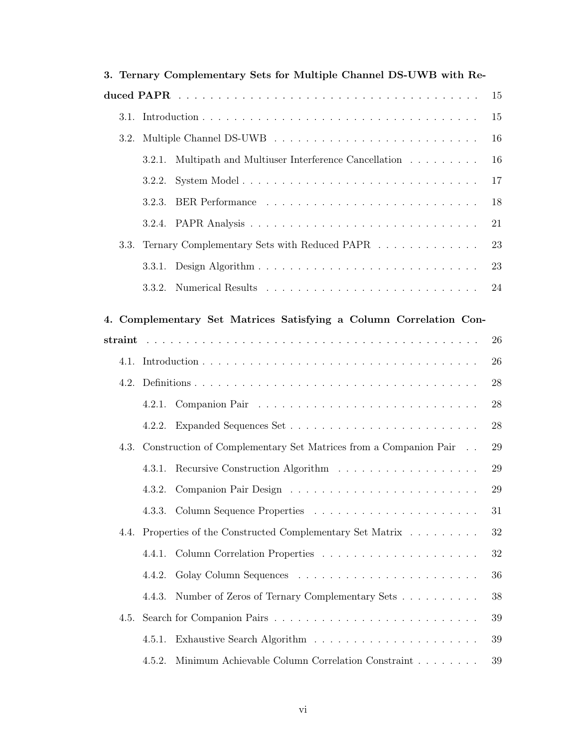**3. Ternary Complementary Sets for Multiple Channel DS-UWB with Reduced PAPR** . . . 15

- 3.1. Introduction . . . 15
- 3.2. Multiple Channel DS-UWB . . . 16
  - 3.2.1. Multipath and Multiuser Interference Cancellation . . . 16
  - 3.2.2. System Model . . . 17
  - 3.2.3. BER Performance . . . 18
  - 3.2.4. PAPR Analysis . . . 21
- 3.3. Ternary Complementary Sets with Reduced PAPR . . . 23
  - 3.3.1. Design Algorithm . . . 23
  - 3.3.2. Numerical Results . . . 24

**4. Complementary Set Matrices Satisfying a Column Correlation Constraint** . . . 26

- 4.1. Introduction . . . 26
- 4.2. Definitions . . . 28
  - 4.2.1. Companion Pair . . . 28
  - 4.2.2. Expanded Sequences Set . . . 28
- 4.3. Construction of Complementary Set Matrices from a Companion Pair . . . 29
  - 4.3.1. Recursive Construction Algorithm . . . 29
  - 4.3.2. Companion Pair Design . . . 29
  - 4.3.3. Column Sequence Properties . . . 31
- 4.4. Properties of the Constructed Complementary Set Matrix . . . 32
  - 4.4.1. Column Correlation Properties . . . 32
  - 4.4.2. Golay Column Sequences . . . 36
  - 4.4.3. Number of Zeros of Ternary Complementary Sets . . . 38
- 4.5. Search for Companion Pairs . . . 39
  - 4.5.1. Exhaustive Search Algorithm . . . 39
  - 4.5.2. Minimum Achievable Column Correlation Constraint . . . 39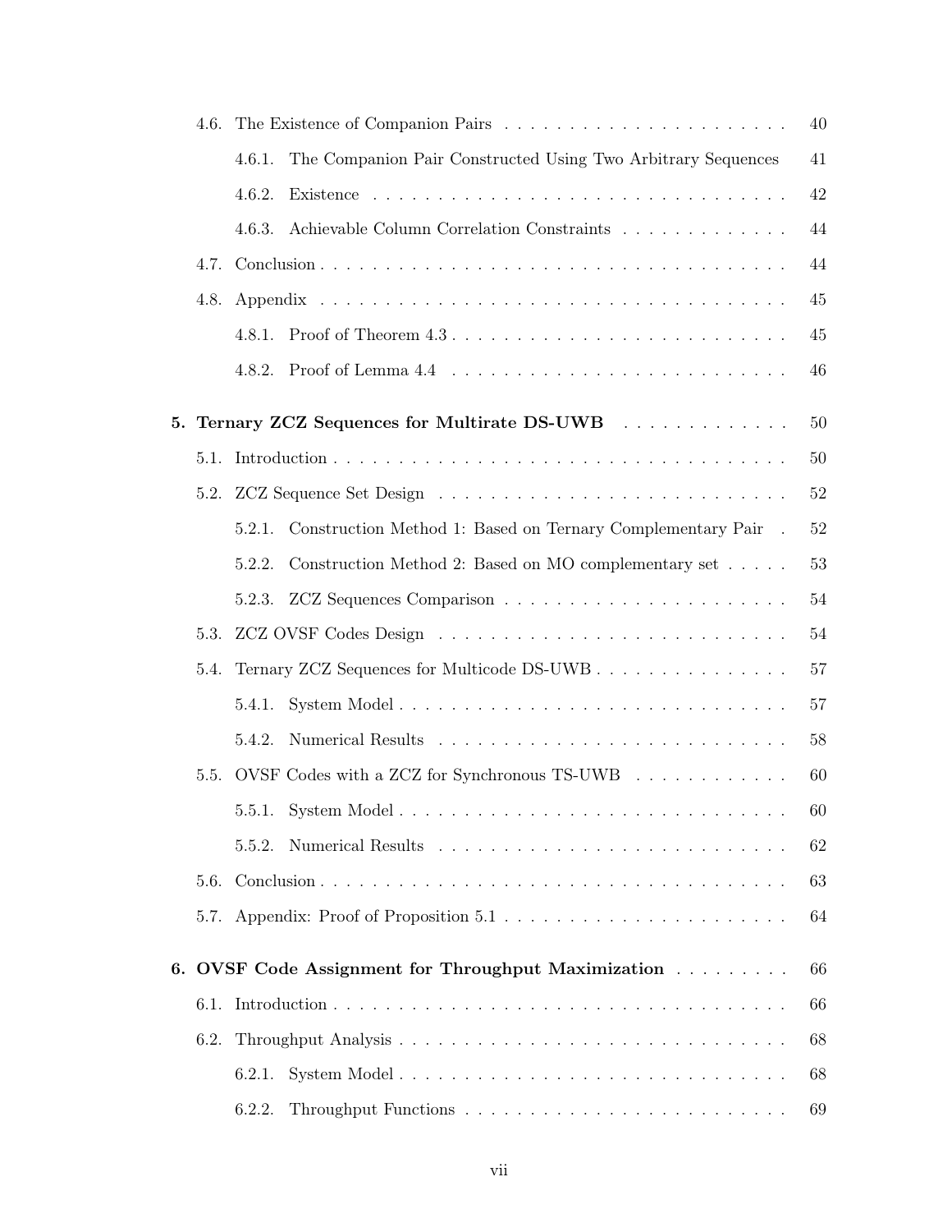4.6. The Existence of Companion Pairs . . . . . . . . . . . . . . . . . . . . . . 40

4.6.1. The Companion Pair Constructed Using Two Arbitrary Sequences 41

4.6.2. Existence . . . . . . . . . . . . . . . . . . . . . . . . . . . . . . . . . 42

4.6.3. Achievable Column Correlation Constraints . . . . . . . . . . . . . 44

4.7. Conclusion . . . . . . . . . . . . . . . . . . . . . . . . . . . . . . . . . . . 44

4.8. Appendix . . . . . . . . . . . . . . . . . . . . . . . . . . . . . . . . . . . . 45

4.8.1. Proof of Theorem 4.3 . . . . . . . . . . . . . . . . . . . . . . . . . . 45

4.8.2. Proof of Lemma 4.4 . . . . . . . . . . . . . . . . . . . . . . . . . . 46

**5. Ternary ZCZ Sequences for Multirate DS-UWB . . . . . . . . . . . . . 50**

5.1. Introduction . . . . . . . . . . . . . . . . . . . . . . . . . . . . . . . . . . 50

5.2. ZCZ Sequence Set Design . . . . . . . . . . . . . . . . . . . . . . . . . . . 52

5.2.1. Construction Method 1: Based on Ternary Complementary Pair . 52

5.2.2. Construction Method 2: Based on MO complementary set . . . . . 53

5.2.3. ZCZ Sequences Comparison . . . . . . . . . . . . . . . . . . . . . . 54

5.3. ZCZ OVSF Codes Design . . . . . . . . . . . . . . . . . . . . . . . . . . . 54

5.4. Ternary ZCZ Sequences for Multicode DS-UWB . . . . . . . . . . . . . . . 57

5.4.1. System Model . . . . . . . . . . . . . . . . . . . . . . . . . . . . . . 57

5.4.2. Numerical Results . . . . . . . . . . . . . . . . . . . . . . . . . . . 58

5.5. OVSF Codes with a ZCZ for Synchronous TS-UWB . . . . . . . . . . . . . 60

5.5.1. System Model . . . . . . . . . . . . . . . . . . . . . . . . . . . . . . 60

5.5.2. Numerical Results . . . . . . . . . . . . . . . . . . . . . . . . . . . 62

5.6. Conclusion . . . . . . . . . . . . . . . . . . . . . . . . . . . . . . . . . . . 63

5.7. Appendix: Proof of Proposition 5.1 . . . . . . . . . . . . . . . . . . . . . . 64

**6. OVSF Code Assignment for Throughput Maximization . . . . . . . . . 66**

6.1. Introduction . . . . . . . . . . . . . . . . . . . . . . . . . . . . . . . . . . 66

6.2. Throughput Analysis . . . . . . . . . . . . . . . . . . . . . . . . . . . . . . 68

6.2.1. System Model . . . . . . . . . . . . . . . . . . . . . . . . . . . . . . 68

6.2.2. Throughput Functions . . . . . . . . . . . . . . . . . . . . . . . . . 69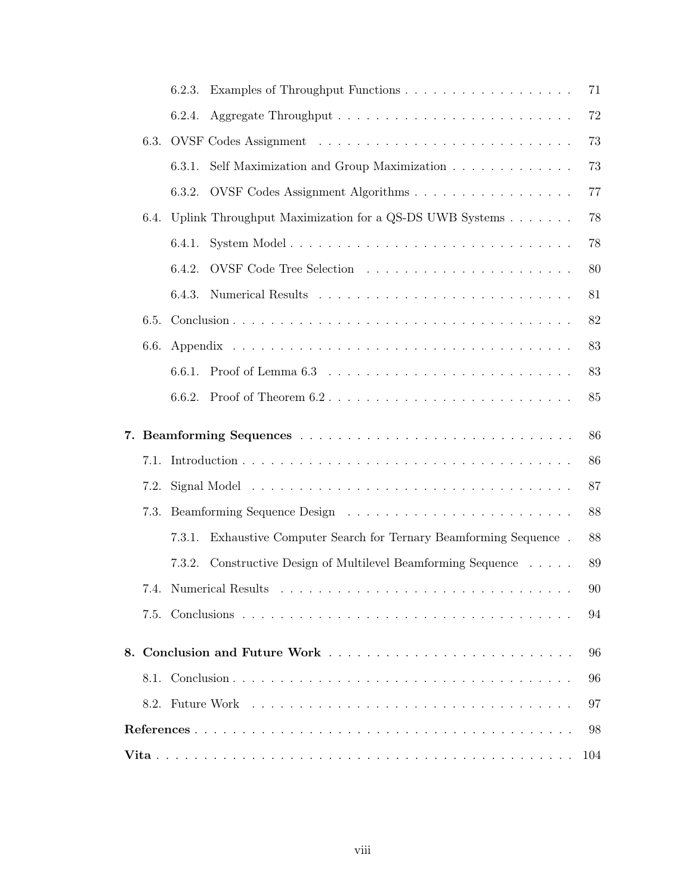- 6.2.3. Examples of Throughput Functions . . . . . . . . . . . . . . . . . . 71
- 6.2.4. Aggregate Throughput . . . . . . . . . . . . . . . . . . . . . . . . 72
- 6.3. OVSF Codes Assignment . . . . . . . . . . . . . . . . . . . . . . . . . 73
- 6.3.1. Self Maximization and Group Maximization . . . . . . . . . . . . . 73
- 6.3.2. OVSF Codes Assignment Algorithms . . . . . . . . . . . . . . . . . 77
- 6.4. Uplink Throughput Maximization for a QS-DS UWB Systems . . . . . . . 78
- 6.4.1. System Model . . . . . . . . . . . . . . . . . . . . . . . . . . . . 78
- 6.4.2. OVSF Code Tree Selection . . . . . . . . . . . . . . . . . . . . . 80
- 6.4.3. Numerical Results . . . . . . . . . . . . . . . . . . . . . . . . . 81
- 6.5. Conclusion . . . . . . . . . . . . . . . . . . . . . . . . . . . . . . . . 82
- 6.6. Appendix . . . . . . . . . . . . . . . . . . . . . . . . . . . . . . . . . 83
- 6.6.1. Proof of Lemma 6.3 . . . . . . . . . . . . . . . . . . . . . . . . 83
- 6.6.2. Proof of Theorem 6.2 . . . . . . . . . . . . . . . . . . . . . . . . 85

**7. Beamforming Sequences** . . . . . . . . . . . . . . . . . . . . . . . . . . 86
- 7.1. Introduction . . . . . . . . . . . . . . . . . . . . . . . . . . . . . . . 86
- 7.2. Signal Model . . . . . . . . . . . . . . . . . . . . . . . . . . . . . . . 87
- 7.3. Beamforming Sequence Design . . . . . . . . . . . . . . . . . . . . . . 88
- 7.3.1. Exhaustive Computer Search for Ternary Beamforming Sequence . 88
- 7.3.2. Constructive Design of Multilevel Beamforming Sequence . . . . . 89
- 7.4. Numerical Results . . . . . . . . . . . . . . . . . . . . . . . . . . . . 90
- 7.5. Conclusions . . . . . . . . . . . . . . . . . . . . . . . . . . . . . . . . 94

**8. Conclusion and Future Work** . . . . . . . . . . . . . . . . . . . . . . . . 96
- 8.1. Conclusion . . . . . . . . . . . . . . . . . . . . . . . . . . . . . . . . 96
- 8.2. Future Work . . . . . . . . . . . . . . . . . . . . . . . . . . . . . . . 97

**References** . . . . . . . . . . . . . . . . . . . . . . . . . . . . . . . . . . 98

**Vita** . . . . . . . . . . . . . . . . . . . . . . . . . . . . . . . . . . . . . 104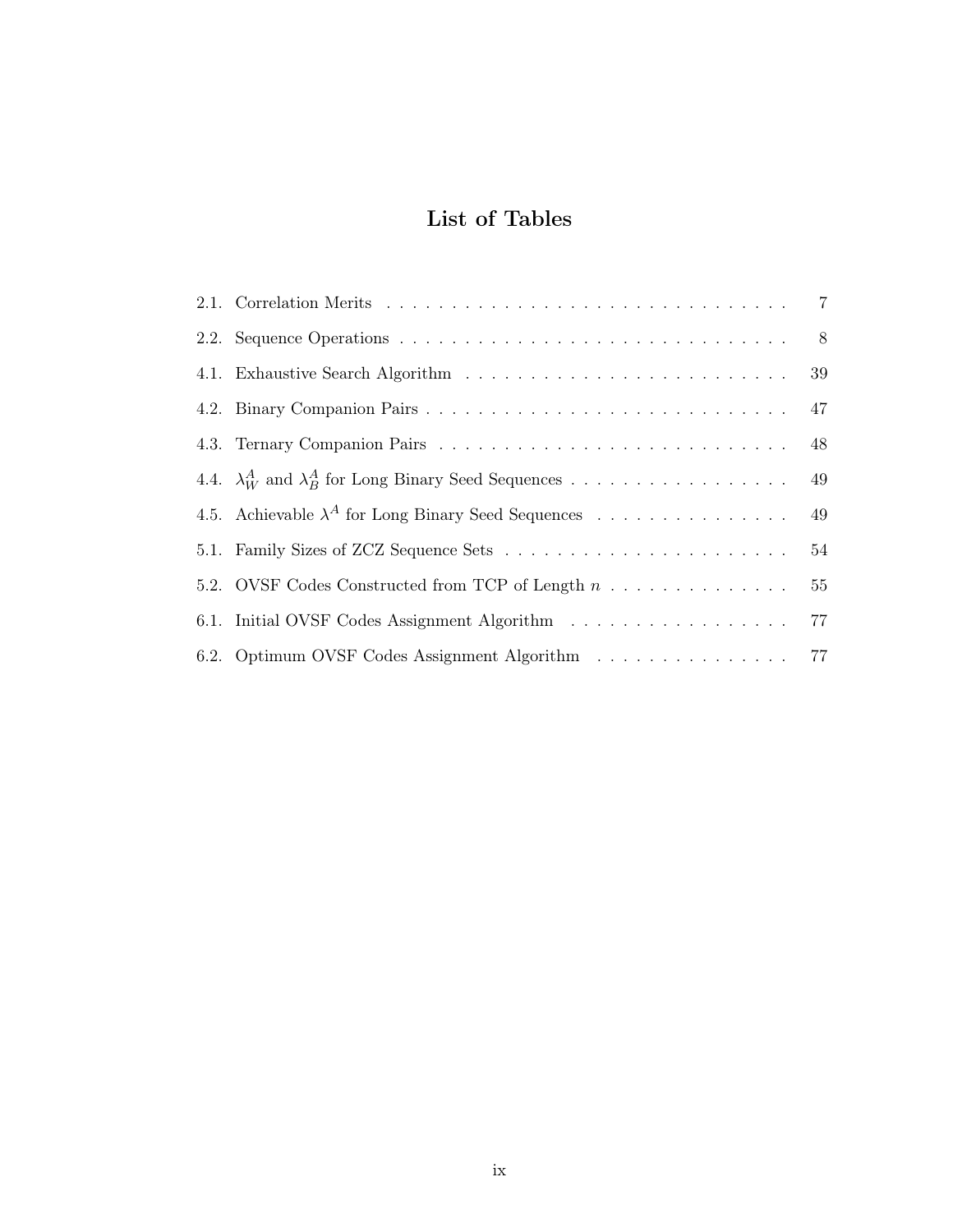# List of Tables

2.1. Correlation Merits . . . . . . . . . . . . . . . . . . . . . . . . . . . . . . . 7

2.2. Sequence Operations . . . . . . . . . . . . . . . . . . . . . . . . . . . . . . 8

4.1. Exhaustive Search Algorithm . . . . . . . . . . . . . . . . . . . . . . . . 39

4.2. Binary Companion Pairs . . . . . . . . . . . . . . . . . . . . . . . . . . . 47

4.3. Ternary Companion Pairs . . . . . . . . . . . . . . . . . . . . . . . . . . 48

4.4. $\lambda_W^A$ and $\lambda_B^A$ for Long Binary Seed Sequences . . . . . . . . . . . . . . . . . 49

4.5. Achievable $\lambda^A$ for Long Binary Seed Sequences . . . . . . . . . . . . . . . 49

5.1. Family Sizes of ZCZ Sequence Sets . . . . . . . . . . . . . . . . . . . . . 54

5.2. OVSF Codes Constructed from TCP of Length $n$ . . . . . . . . . . . . . . 55

6.1. Initial OVSF Codes Assignment Algorithm . . . . . . . . . . . . . . . . . 77

6.2. Optimum OVSF Codes Assignment Algorithm . . . . . . . . . . . . . . . 77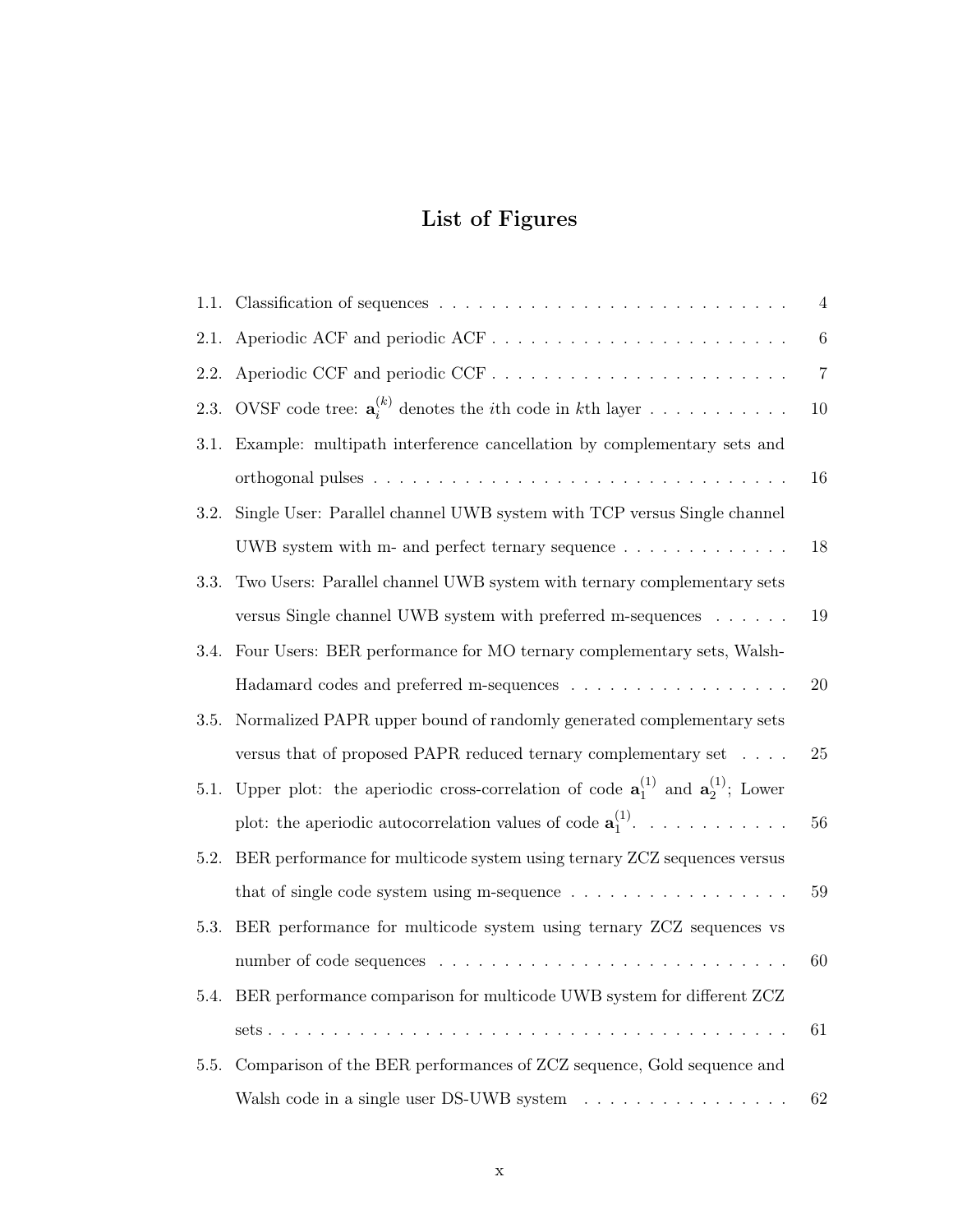# List of Figures

1.1. Classification of sequences . . . . . . . . . . . . . . . . . . . . . . . . . . 4

2.1. Aperiodic ACF and periodic ACF . . . . . . . . . . . . . . . . . . . . . . . 6

2.2. Aperiodic CCF and periodic CCF . . . . . . . . . . . . . . . . . . . . . . . 7

2.3. OVSF code tree: $\mathbf{a}_i^{(k)}$ denotes the $i$th code in $k$th layer . . . . . . . . . . . 10

3.1. Example: multipath interference cancellation by complementary sets and orthogonal pulses . . . . . . . . . . . . . . . . . . . . . . . . . . . . . . . . 16

3.2. Single User: Parallel channel UWB system with TCP versus Single channel UWB system with m- and perfect ternary sequence . . . . . . . . . . . . . 18

3.3. Two Users: Parallel channel UWB system with ternary complementary sets versus Single channel UWB system with preferred m-sequences . . . . . . 19

3.4. Four Users: BER performance for MO ternary complementary sets, Walsh-Hadamard codes and preferred m-sequences . . . . . . . . . . . . . . . . . 20

3.5. Normalized PAPR upper bound of randomly generated complementary sets versus that of proposed PAPR reduced ternary complementary set . . . . 25

5.1. Upper plot: the aperiodic cross-correlation of code $\mathbf{a}_1^{(1)}$ and $\mathbf{a}_2^{(1)}$; Lower plot: the aperiodic autocorrelation values of code $\mathbf{a}_1^{(1)}$. . . . . . . . . . . . 56

5.2. BER performance for multicode system using ternary ZCZ sequences versus that of single code system using m-sequence . . . . . . . . . . . . . . . . . 59

5.3. BER performance for multicode system using ternary ZCZ sequences vs number of code sequences . . . . . . . . . . . . . . . . . . . . . . . . . . . 60

5.4. BER performance comparison for multicode UWB system for different ZCZ sets . . . . . . . . . . . . . . . . . . . . . . . . . . . . . . . . . . . . . . . 61

5.5. Comparison of the BER performances of ZCZ sequence, Gold sequence and Walsh code in a single user DS-UWB system . . . . . . . . . . . . . . . . 62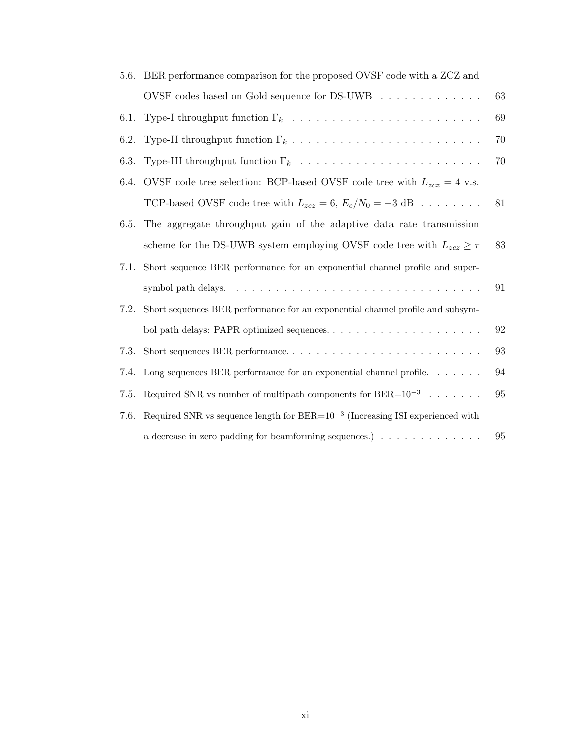5.6. BER performance comparison for the proposed OVSF code with a ZCZ and OVSF codes based on Gold sequence for DS-UWB . . . . . . . . . . . . . 63

6.1. Type-I throughput function $\Gamma_k$ . . . . . . . . . . . . . . . . . . . . . . . . 69

6.2. Type-II throughput function $\Gamma_k$ . . . . . . . . . . . . . . . . . . . . . . . . 70

6.3. Type-III throughput function $\Gamma_k$ . . . . . . . . . . . . . . . . . . . . . . . 70

6.4. OVSF code tree selection: BCP-based OVSF code tree with $L_{zcz} = 4$ v.s. TCP-based OVSF code tree with $L_{zcz} = 6$, $E_c/N_0 = -3$ dB . . . . . . . . 81

6.5. The aggregate throughput gain of the adaptive data rate transmission scheme for the DS-UWB system employing OVSF code tree with $L_{zcz} \geq \tau$ 83

7.1. Short sequence BER performance for an exponential channel profile and super-symbol path delays. . . . . . . . . . . . . . . . . . . . . . . . . . . . . . . . 91

7.2. Short sequences BER performance for an exponential channel profile and subsymbol path delays: PAPR optimized sequences. . . . . . . . . . . . . . . . . . . . 92

7.3. Short sequences BER performance. . . . . . . . . . . . . . . . . . . . . . . . . 93

7.4. Long sequences BER performance for an exponential channel profile. . . . . . . 94

7.5. Required SNR vs number of multipath components for BER=$10^{-3}$ . . . . . . . 95

7.6. Required SNR vs sequence length for BER=$10^{-3}$ (Increasing ISI experienced with a decrease in zero padding for beamforming sequences.) . . . . . . . . . . . . . 95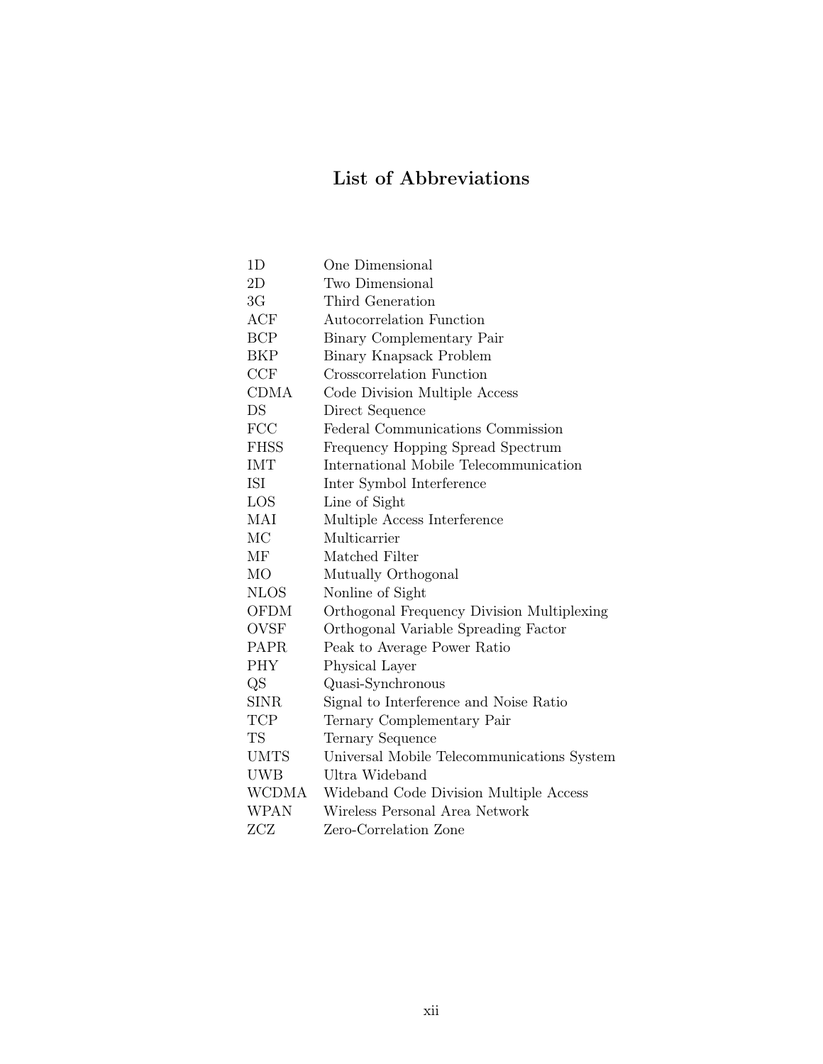# List of Abbreviations

| | |
|---|---|
| 1D | One Dimensional |
| 2D | Two Dimensional |
| 3G | Third Generation |
| ACF | Autocorrelation Function |
| BCP | Binary Complementary Pair |
| BKP | Binary Knapsack Problem |
| CCF | Crosscorrelation Function |
| CDMA | Code Division Multiple Access |
| DS | Direct Sequence |
| FCC | Federal Communications Commission |
| FHSS | Frequency Hopping Spread Spectrum |
| IMT | International Mobile Telecommunication |
| ISI | Inter Symbol Interference |
| LOS | Line of Sight |
| MAI | Multiple Access Interference |
| MC | Multicarrier |
| MF | Matched Filter |
| MO | Mutually Orthogonal |
| NLOS | Nonline of Sight |
| OFDM | Orthogonal Frequency Division Multiplexing |
| OVSF | Orthogonal Variable Spreading Factor |
| PAPR | Peak to Average Power Ratio |
| PHY | Physical Layer |
| QS | Quasi-Synchronous |
| SINR | Signal to Interference and Noise Ratio |
| TCP | Ternary Complementary Pair |
| TS | Ternary Sequence |
| UMTS | Universal Mobile Telecommunications System |
| UWB | Ultra Wideband |
| WCDMA | Wideband Code Division Multiple Access |
| WPAN | Wireless Personal Area Network |
| ZCZ | Zero-Correlation Zone |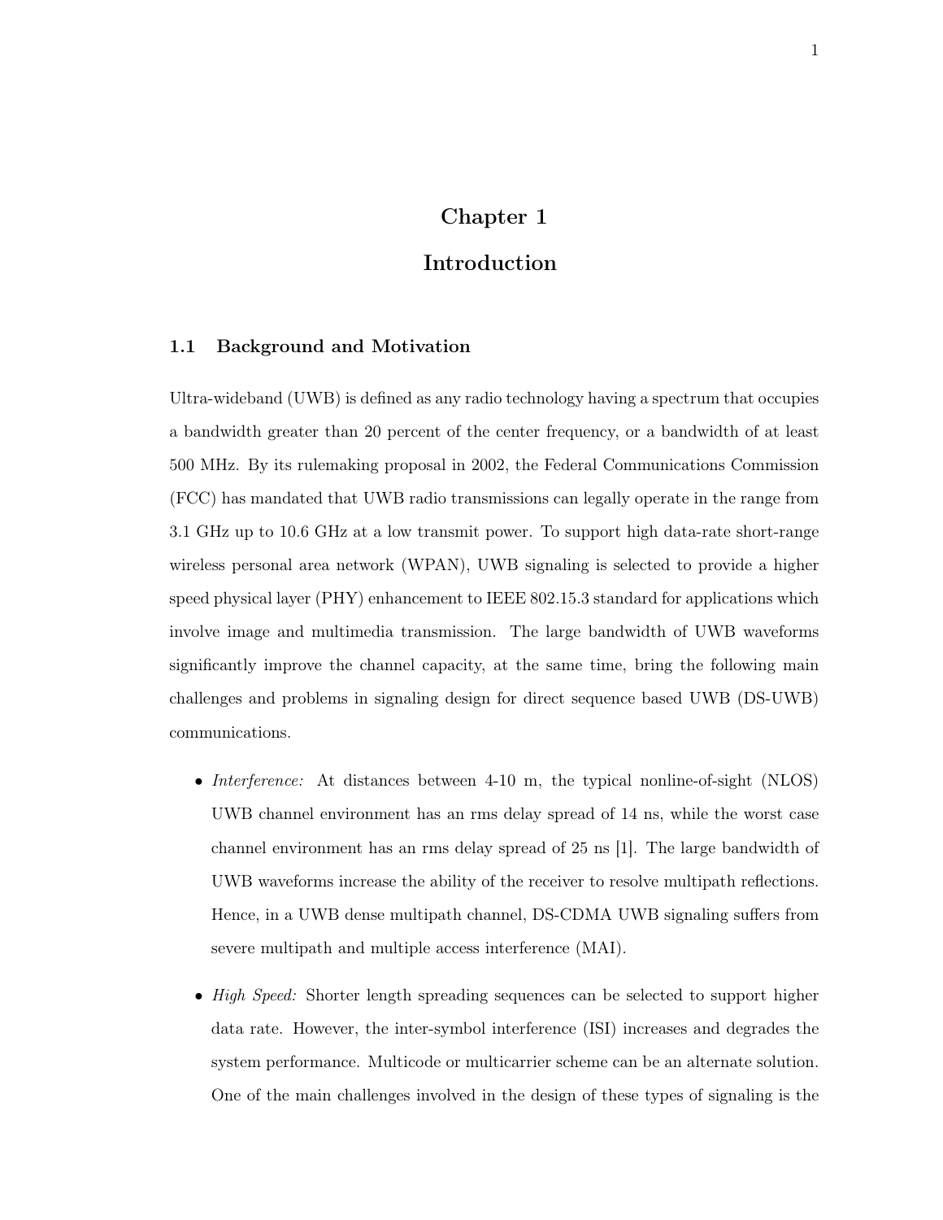# Chapter 1

# Introduction

## 1.1 Background and Motivation

Ultra-wideband (UWB) is defined as any radio technology having a spectrum that occupies a bandwidth greater than 20 percent of the center frequency, or a bandwidth of at least 500 MHz. By its rulemaking proposal in 2002, the Federal Communications Commission (FCC) has mandated that UWB radio transmissions can legally operate in the range from 3.1 GHz up to 10.6 GHz at a low transmit power. To support high data-rate short-range wireless personal area network (WPAN), UWB signaling is selected to provide a higher speed physical layer (PHY) enhancement to IEEE 802.15.3 standard for applications which involve image and multimedia transmission. The large bandwidth of UWB waveforms significantly improve the channel capacity, at the same time, bring the following main challenges and problems in signaling design for direct sequence based UWB (DS-UWB) communications.

- *Interference:* At distances between 4-10 m, the typical nonline-of-sight (NLOS) UWB channel environment has an rms delay spread of 14 ns, while the worst case channel environment has an rms delay spread of 25 ns [1]. The large bandwidth of UWB waveforms increase the ability of the receiver to resolve multipath reflections. Hence, in a UWB dense multipath channel, DS-CDMA UWB signaling suffers from severe multipath and multiple access interference (MAI).

- *High Speed:* Shorter length spreading sequences can be selected to support higher data rate. However, the inter-symbol interference (ISI) increases and degrades the system performance. Multicode or multicarrier scheme can be an alternate solution. One of the main challenges involved in the design of these types of signaling is the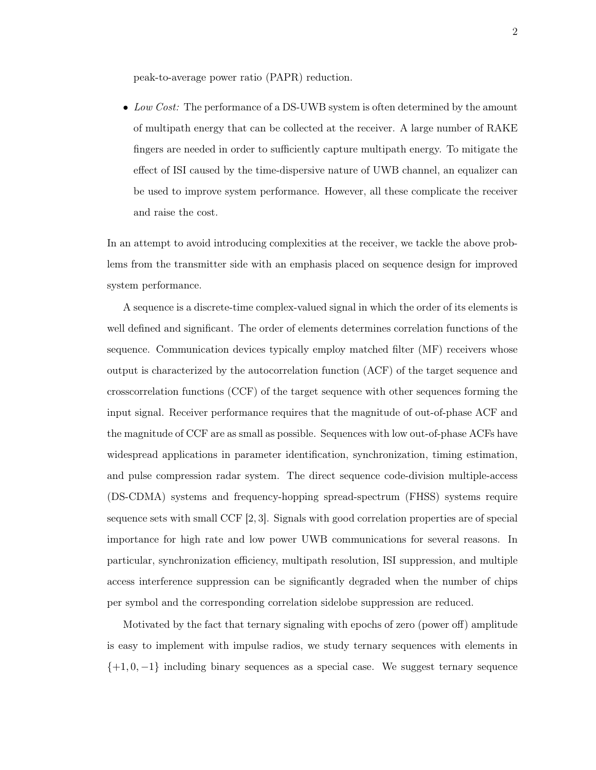peak-to-average power ratio (PAPR) reduction.

- *Low Cost:* The performance of a DS-UWB system is often determined by the amount of multipath energy that can be collected at the receiver. A large number of RAKE fingers are needed in order to sufficiently capture multipath energy. To mitigate the effect of ISI caused by the time-dispersive nature of UWB channel, an equalizer can be used to improve system performance. However, all these complicate the receiver and raise the cost.

In an attempt to avoid introducing complexities at the receiver, we tackle the above problems from the transmitter side with an emphasis placed on sequence design for improved system performance.

A sequence is a discrete-time complex-valued signal in which the order of its elements is well defined and significant. The order of elements determines correlation functions of the sequence. Communication devices typically employ matched filter (MF) receivers whose output is characterized by the autocorrelation function (ACF) of the target sequence and crosscorrelation functions (CCF) of the target sequence with other sequences forming the input signal. Receiver performance requires that the magnitude of out-of-phase ACF and the magnitude of CCF are as small as possible. Sequences with low out-of-phase ACFs have widespread applications in parameter identification, synchronization, timing estimation, and pulse compression radar system. The direct sequence code-division multiple-access (DS-CDMA) systems and frequency-hopping spread-spectrum (FHSS) systems require sequence sets with small CCF [2, 3]. Signals with good correlation properties are of special importance for high rate and low power UWB communications for several reasons. In particular, synchronization efficiency, multipath resolution, ISI suppression, and multiple access interference suppression can be significantly degraded when the number of chips per symbol and the corresponding correlation sidelobe suppression are reduced.

Motivated by the fact that ternary signaling with epochs of zero (power off) amplitude is easy to implement with impulse radios, we study ternary sequences with elements in $\{+1, 0, -1\}$ including binary sequences as a special case. We suggest ternary sequence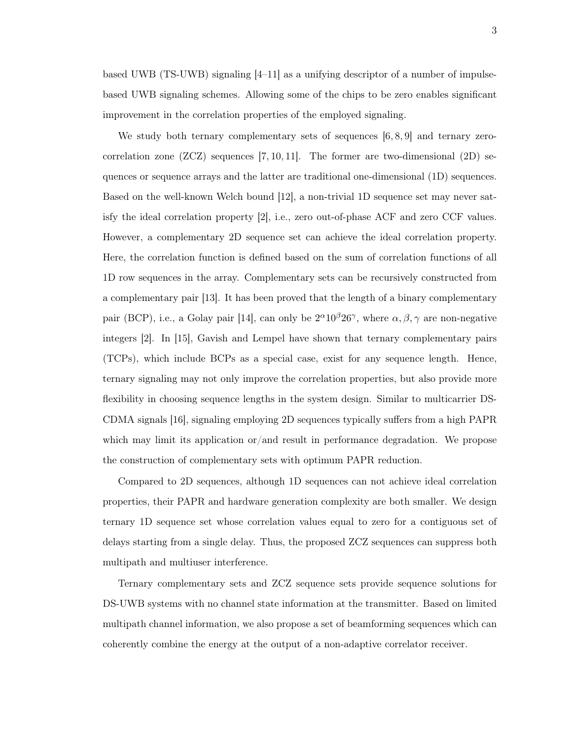based UWB (TS-UWB) signaling [4–11] as a unifying descriptor of a number of impulse-based UWB signaling schemes. Allowing some of the chips to be zero enables significant improvement in the correlation properties of the employed signaling.

We study both ternary complementary sets of sequences [6, 8, 9] and ternary zero-correlation zone (ZCZ) sequences [7, 10, 11]. The former are two-dimensional (2D) sequences or sequence arrays and the latter are traditional one-dimensional (1D) sequences. Based on the well-known Welch bound [12], a non-trivial 1D sequence set may never satisfy the ideal correlation property [2], i.e., zero out-of-phase ACF and zero CCF values. However, a complementary 2D sequence set can achieve the ideal correlation property. Here, the correlation function is defined based on the sum of correlation functions of all 1D row sequences in the array. Complementary sets can be recursively constructed from a complementary pair [13]. It has been proved that the length of a binary complementary pair (BCP), i.e., a Golay pair [14], can only be $2^{\alpha}10^{\beta}26^{\gamma}$, where $\alpha, \beta, \gamma$ are non-negative integers [2]. In [15], Gavish and Lempel have shown that ternary complementary pairs (TCPs), which include BCPs as a special case, exist for any sequence length. Hence, ternary signaling may not only improve the correlation properties, but also provide more flexibility in choosing sequence lengths in the system design. Similar to multicarrier DS-CDMA signals [16], signaling employing 2D sequences typically suffers from a high PAPR which may limit its application or/and result in performance degradation. We propose the construction of complementary sets with optimum PAPR reduction.

Compared to 2D sequences, although 1D sequences can not achieve ideal correlation properties, their PAPR and hardware generation complexity are both smaller. We design ternary 1D sequence set whose correlation values equal to zero for a contiguous set of delays starting from a single delay. Thus, the proposed ZCZ sequences can suppress both multipath and multiuser interference.

Ternary complementary sets and ZCZ sequence sets provide sequence solutions for DS-UWB systems with no channel state information at the transmitter. Based on limited multipath channel information, we also propose a set of beamforming sequences which can coherently combine the energy at the output of a non-adaptive correlator receiver.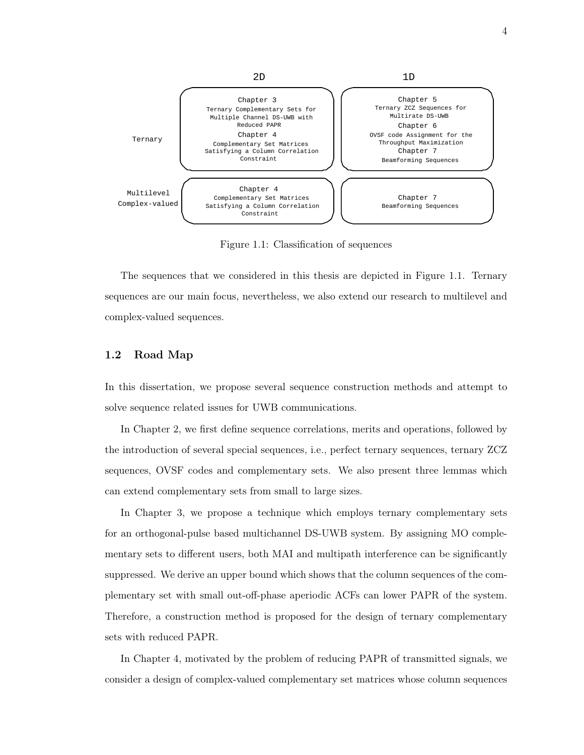|  | 2D | 1D |
|---|---|---|
| Ternary | Chapter 3<br>Ternary Complementary Sets for Multiple Channel DS-UWB with Reduced PAPR<br>Chapter 4<br>Complementary Set Matrices Satisfying a Column Correlation Constraint | Chapter 5<br>Ternary ZCZ Sequences for Multirate DS-UWB<br>Chapter 6<br>OVSF code Assignment for the Throughput Maximization<br>Chapter 7<br>Beamforming Sequences |
| Multilevel<br>Complex-valued | Chapter 4<br>Complementary Set Matrices Satisfying a Column Correlation Constraint | Chapter 7<br>Beamforming Sequences |

Figure 1.1: Classification of sequences

The sequences that we considered in this thesis are depicted in Figure 1.1. Ternary sequences are our main focus, nevertheless, we also extend our research to multilevel and complex-valued sequences.

## 1.2 Road Map

In this dissertation, we propose several sequence construction methods and attempt to solve sequence related issues for UWB communications.

In Chapter 2, we first define sequence correlations, merits and operations, followed by the introduction of several special sequences, i.e., perfect ternary sequences, ternary ZCZ sequences, OVSF codes and complementary sets. We also present three lemmas which can extend complementary sets from small to large sizes.

In Chapter 3, we propose a technique which employs ternary complementary sets for an orthogonal-pulse based multichannel DS-UWB system. By assigning MO complementary sets to different users, both MAI and multipath interference can be significantly suppressed. We derive an upper bound which shows that the column sequences of the complementary set with small out-off-phase aperiodic ACFs can lower PAPR of the system. Therefore, a construction method is proposed for the design of ternary complementary sets with reduced PAPR.

In Chapter 4, motivated by the problem of reducing PAPR of transmitted signals, we consider a design of complex-valued complementary set matrices whose column sequences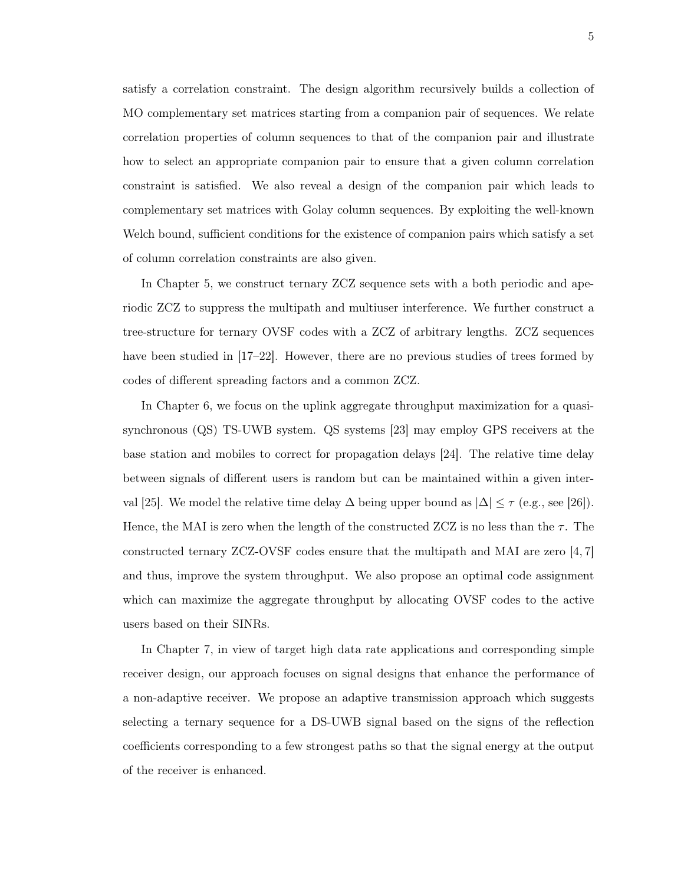satisfy a correlation constraint. The design algorithm recursively builds a collection of MO complementary set matrices starting from a companion pair of sequences. We relate correlation properties of column sequences to that of the companion pair and illustrate how to select an appropriate companion pair to ensure that a given column correlation constraint is satisfied. We also reveal a design of the companion pair which leads to complementary set matrices with Golay column sequences. By exploiting the well-known Welch bound, sufficient conditions for the existence of companion pairs which satisfy a set of column correlation constraints are also given.

In Chapter 5, we construct ternary ZCZ sequence sets with a both periodic and aperiodic ZCZ to suppress the multipath and multiuser interference. We further construct a tree-structure for ternary OVSF codes with a ZCZ of arbitrary lengths. ZCZ sequences have been studied in [17–22]. However, there are no previous studies of trees formed by codes of different spreading factors and a common ZCZ.

In Chapter 6, we focus on the uplink aggregate throughput maximization for a quasi-synchronous (QS) TS-UWB system. QS systems [23] may employ GPS receivers at the base station and mobiles to correct for propagation delays [24]. The relative time delay between signals of different users is random but can be maintained within a given interval [25]. We model the relative time delay $\Delta$ being upper bound as $|\Delta| \leq \tau$ (e.g., see [26]). Hence, the MAI is zero when the length of the constructed ZCZ is no less than the $\tau$. The constructed ternary ZCZ-OVSF codes ensure that the multipath and MAI are zero [4, 7] and thus, improve the system throughput. We also propose an optimal code assignment which can maximize the aggregate throughput by allocating OVSF codes to the active users based on their SINRs.

In Chapter 7, in view of target high data rate applications and corresponding simple receiver design, our approach focuses on signal designs that enhance the performance of a non-adaptive receiver. We propose an adaptive transmission approach which suggests selecting a ternary sequence for a DS-UWB signal based on the signs of the reflection coefficients corresponding to a few strongest paths so that the signal energy at the output of the receiver is enhanced.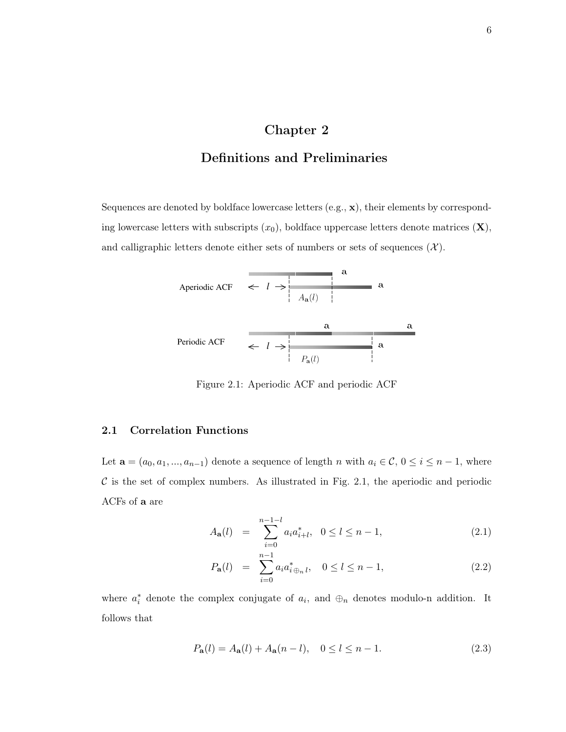# Chapter 2

# Definitions and Preliminaries

Sequences are denoted by boldface lowercase letters (e.g., $\mathbf{x}$), their elements by corresponding lowercase letters with subscripts ($x_0$), boldface uppercase letters denote matrices ($\mathbf{X}$), and calligraphic letters denote either sets of numbers or sets of sequences ($\mathcal{X}$).

Figure 2.1: Aperiodic ACF and periodic ACF

## 2.1 Correlation Functions

Let $\mathbf{a} = (a_0, a_1, ..., a_{n-1})$ denote a sequence of length $n$ with $a_i \in \mathcal{C}$, $0 \le i \le n-1$, where $\mathcal{C}$ is the set of complex numbers. As illustrated in Fig. 2.1, the aperiodic and periodic ACFs of $\mathbf{a}$ are

$$A_{\mathbf{a}}(l) = \sum_{i=0}^{n-1-l} a_i a_{i+l}^*, \quad 0 \le l \le n-1, \tag{2.1}$$

$$P_{\mathbf{a}}(l) = \sum_{i=0}^{n-1} a_i a_{i \oplus_n l}^*, \quad 0 \le l \le n-1, \tag{2.2}$$

where $a_i^*$ denote the complex conjugate of $a_i$, and $\oplus_n$ denotes modulo-n addition. It follows that

$$P_{\mathbf{a}}(l) = A_{\mathbf{a}}(l) + A_{\mathbf{a}}(n-l), \quad 0 \le l \le n-1. \tag{2.3}$$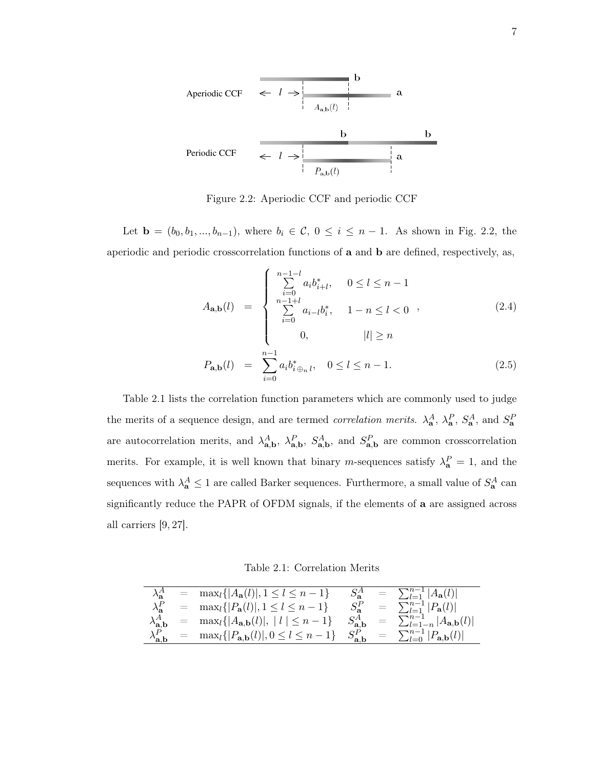Figure 2.2: Aperiodic CCF and periodic CCF

Let $\mathbf{b} = (b_0, b_1, ..., b_{n-1})$, where $b_i \in \mathcal{C}$, $0 \leq i \leq n-1$. As shown in Fig. 2.2, the aperiodic and periodic crosscorrelation functions of $\mathbf{a}$ and $\mathbf{b}$ are defined, respectively, as,

$$
A_{\mathbf{a},\mathbf{b}}(l) = \begin{cases} \sum_{i=0}^{n-1-l} a_i b_{i+l}^*, & 0 \leq l \leq n-1 \\ \sum_{i=0}^{n-1+l} a_{i-l} b_i^*, & 1-n \leq l < 0 \\ 0, & |l| \geq n \end{cases}, \tag{2.4}
$$

$$
P_{\mathbf{a},\mathbf{b}}(l) = \sum_{i=0}^{n-1} a_i b_{i \oplus_n l}^*, \quad 0 \leq l \leq n-1. \tag{2.5}
$$

Table 2.1 lists the correlation function parameters which are commonly used to judge the merits of a sequence design, and are termed *correlation merits*. $\lambda_{\mathbf{a}}^A$, $\lambda_{\mathbf{a}}^P$, $S_{\mathbf{a}}^A$, and $S_{\mathbf{a}}^P$ are autocorrelation merits, and $\lambda_{\mathbf{a},\mathbf{b}}^A$, $\lambda_{\mathbf{a},\mathbf{b}}^P$, $S_{\mathbf{a},\mathbf{b}}^A$, and $S_{\mathbf{a},\mathbf{b}}^P$ are common crosscorrelation merits. For example, it is well known that binary $m$-sequences satisfy $\lambda_{\mathbf{a}}^P = 1$, and the sequences with $\lambda_{\mathbf{a}}^A \leq 1$ are called Barker sequences. Furthermore, a small value of $S_{\mathbf{a}}^A$ can significantly reduce the PAPR of OFDM signals, if the elements of $\mathbf{a}$ are assigned across all carriers [9, 27].

Table 2.1: Correlation Merits

| | | | | | |
|---|---|---|---|---|---|
| $\lambda_{\mathbf{a}}^A$ | = | $\max_l\{\lvert A_{\mathbf{a}}(l)\rvert, 1 \leq l \leq n-1\}$ | $S_{\mathbf{a}}^A$ | = | $\sum_{l=1}^{n-1} \lvert A_{\mathbf{a}}(l)\rvert$ |
| $\lambda_{\mathbf{a}}^P$ | = | $\max_l\{\lvert P_{\mathbf{a}}(l)\rvert, 1 \leq l \leq n-1\}$ | $S_{\mathbf{a}}^P$ | = | $\sum_{l=1}^{n-1} \lvert P_{\mathbf{a}}(l)\rvert$ |
| $\lambda_{\mathbf{a},\mathbf{b}}^A$ | = | $\max_l\{\lvert A_{\mathbf{a},\mathbf{b}}(l)\rvert, \lvert l \rvert \leq n-1\}$ | $S_{\mathbf{a},\mathbf{b}}^A$ | = | $\sum_{l=1-n}^{n-1} \lvert A_{\mathbf{a},\mathbf{b}}(l)\rvert$ |
| $\lambda_{\mathbf{a},\mathbf{b}}^P$ | = | $\max_l\{\lvert P_{\mathbf{a},\mathbf{b}}(l)\rvert, 0 \leq l \leq n-1\}$ | $S_{\mathbf{a},\mathbf{b}}^P$ | = | $\sum_{l=0}^{n-1} \lvert P_{\mathbf{a},\mathbf{b}}(l)\rvert$ |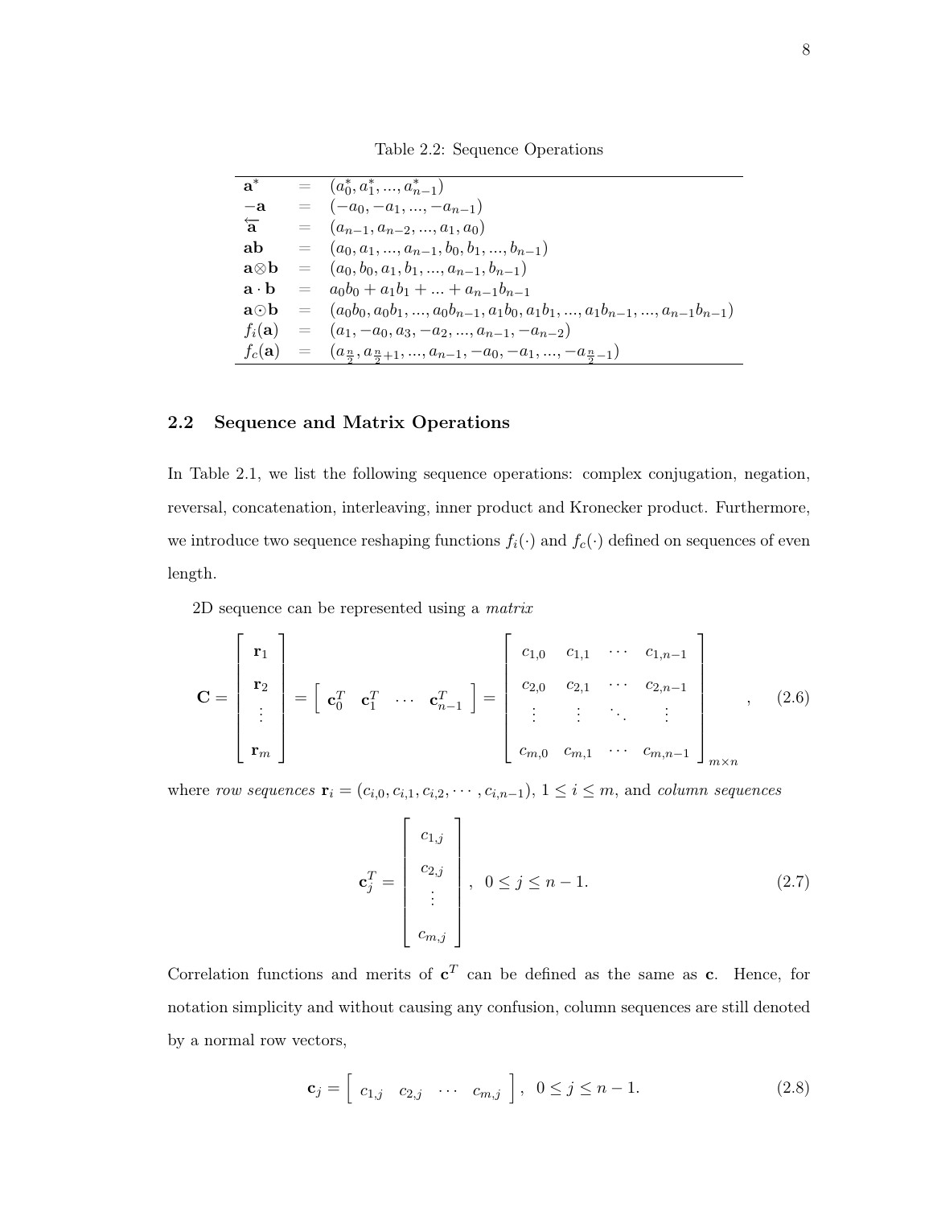Table 2.2: Sequence Operations

| | | |
|---|---|---|
| $\mathbf{a}^*$ | = | $(a_0^*, a_1^*, ..., a_{n-1}^*)$ |
| $-\mathbf{a}$ | = | $(-a_0, -a_1, ..., -a_{n-1})$ |
| $\overleftarrow{\mathbf{a}}$ | = | $(a_{n-1}, a_{n-2}, ..., a_1, a_0)$ |
| $\mathbf{ab}$ | = | $(a_0, a_1, ..., a_{n-1}, b_0, b_1, ..., b_{n-1})$ |
| $\mathbf{a} \otimes \mathbf{b}$ | = | $(a_0, b_0, a_1, b_1, ..., a_{n-1}, b_{n-1})$ |
| $\mathbf{a} \cdot \mathbf{b}$ | = | $a_0 b_0 + a_1 b_1 + ... + a_{n-1} b_{n-1}$ |
| $\mathbf{a} \odot \mathbf{b}$ | = | $(a_0 b_0, a_0 b_1, ..., a_0 b_{n-1}, a_1 b_0, a_1 b_1, ..., a_1 b_{n-1}, ..., a_{n-1} b_{n-1})$ |
| $f_i(\mathbf{a})$ | = | $(a_1, -a_0, a_3, -a_2, ..., a_{n-1}, -a_{n-2})$ |
| $f_c(\mathbf{a})$ | = | $(a_{\frac{n}{2}}, a_{\frac{n}{2}+1}, ..., a_{n-1}, -a_0, -a_1, ..., -a_{\frac{n}{2}-1})$ |

## 2.2 Sequence and Matrix Operations

In Table 2.1, we list the following sequence operations: complex conjugation, negation, reversal, concatenation, interleaving, inner product and Kronecker product. Furthermore, we introduce two sequence reshaping functions $f_i(\cdot)$ and $f_c(\cdot)$ defined on sequences of even length.

2D sequence can be represented using a *matrix*

$$
\mathbf{C} = \begin{bmatrix} \mathbf{r}_1 \\ \mathbf{r}_2 \\ \vdots \\ \mathbf{r}_m \end{bmatrix} = \begin{bmatrix} \mathbf{c}_0^T & \mathbf{c}_1^T & \cdots & \mathbf{c}_{n-1}^T \end{bmatrix} = \begin{bmatrix} c_{1,0} & c_{1,1} & \cdots & c_{1,n-1} \\ c_{2,0} & c_{2,1} & \cdots & c_{2,n-1} \\ \vdots & \vdots & \ddots & \vdots \\ c_{m,0} & c_{m,1} & \cdots & c_{m,n-1} \end{bmatrix}_{m \times n} , \tag{2.6}
$$

where *row sequences* $\mathbf{r}_i = (c_{i,0}, c_{i,1}, c_{i,2}, \cdots, c_{i,n-1})$, $1 \le i \le m$, and *column sequences*

$$
\mathbf{c}_j^T = \begin{bmatrix} c_{1,j} \\ c_{2,j} \\ \vdots \\ c_{m,j} \end{bmatrix}, \quad 0 \le j \le n-1. \tag{2.7}
$$

Correlation functions and merits of $\mathbf{c}^T$ can be defined as the same as $\mathbf{c}$. Hence, for notation simplicity and without causing any confusion, column sequences are still denoted by a normal row vectors,

$$
\mathbf{c}_j = \begin{bmatrix} c_{1,j} & c_{2,j} & \cdots & c_{m,j} \end{bmatrix}, \quad 0 \le j \le n-1. \tag{2.8}
$$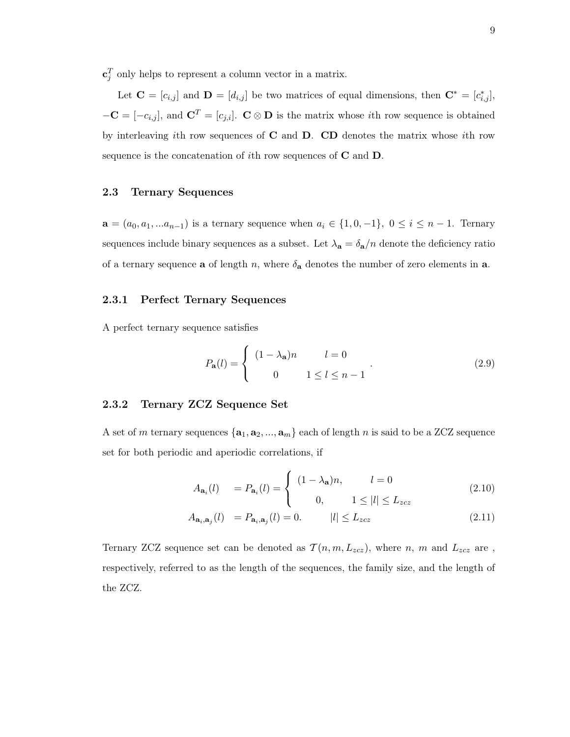$\mathbf{c}_j^T$ only helps to represent a column vector in a matrix.

Let $\mathbf{C} = [c_{i,j}]$ and $\mathbf{D} = [d_{i,j}]$ be two matrices of equal dimensions, then $\mathbf{C}^* = [c_{i,j}^*]$, $-\mathbf{C} = [-c_{i,j}]$, and $\mathbf{C}^T = [c_{j,i}]$. $\mathbf{C} \otimes \mathbf{D}$ is the matrix whose $i$th row sequence is obtained by interleaving $i$th row sequences of $\mathbf{C}$ and $\mathbf{D}$. $\mathbf{CD}$ denotes the matrix whose $i$th row sequence is the concatenation of $i$th row sequences of $\mathbf{C}$ and $\mathbf{D}$.

## 2.3 Ternary Sequences

$\mathbf{a} = (a_0, a_1, ...a_{n-1})$ is a ternary sequence when $a_i \in \{1, 0, -1\}$, $0 \leq i \leq n-1$. Ternary sequences include binary sequences as a subset. Let $\lambda_{\mathbf{a}} = \delta_{\mathbf{a}}/n$ denote the deficiency ratio of a ternary sequence $\mathbf{a}$ of length $n$, where $\delta_{\mathbf{a}}$ denotes the number of zero elements in $\mathbf{a}$.

### 2.3.1 Perfect Ternary Sequences

A perfect ternary sequence satisfies

$$P_{\mathbf{a}}(l) = \begin{cases} (1-\lambda_{\mathbf{a}})n & l = 0 \\ 0 & 1 \leq l \leq n-1 \end{cases}. \tag{2.9}$$

### 2.3.2 Ternary ZCZ Sequence Set

A set of $m$ ternary sequences $\{\mathbf{a}_1, \mathbf{a}_2, ..., \mathbf{a}_m\}$ each of length $n$ is said to be a ZCZ sequence set for both periodic and aperiodic correlations, if

$$A_{\mathbf{a}_i}(l) = P_{\mathbf{a}_i}(l) = \begin{cases} (1-\lambda_{\mathbf{a}})n, & l = 0 \\ 0, & 1 \leq |l| \leq L_{zcz} \end{cases} \tag{2.10}$$

$$A_{\mathbf{a}_i,\mathbf{a}_j}(l) = P_{\mathbf{a}_i,\mathbf{a}_j}(l) = 0. \qquad |l| \leq L_{zcz} \tag{2.11}$$

Ternary ZCZ sequence set can be denoted as $\mathcal{T}(n, m, L_{zcz})$, where $n$, $m$ and $L_{zcz}$ are , respectively, referred to as the length of the sequences, the family size, and the length of the ZCZ.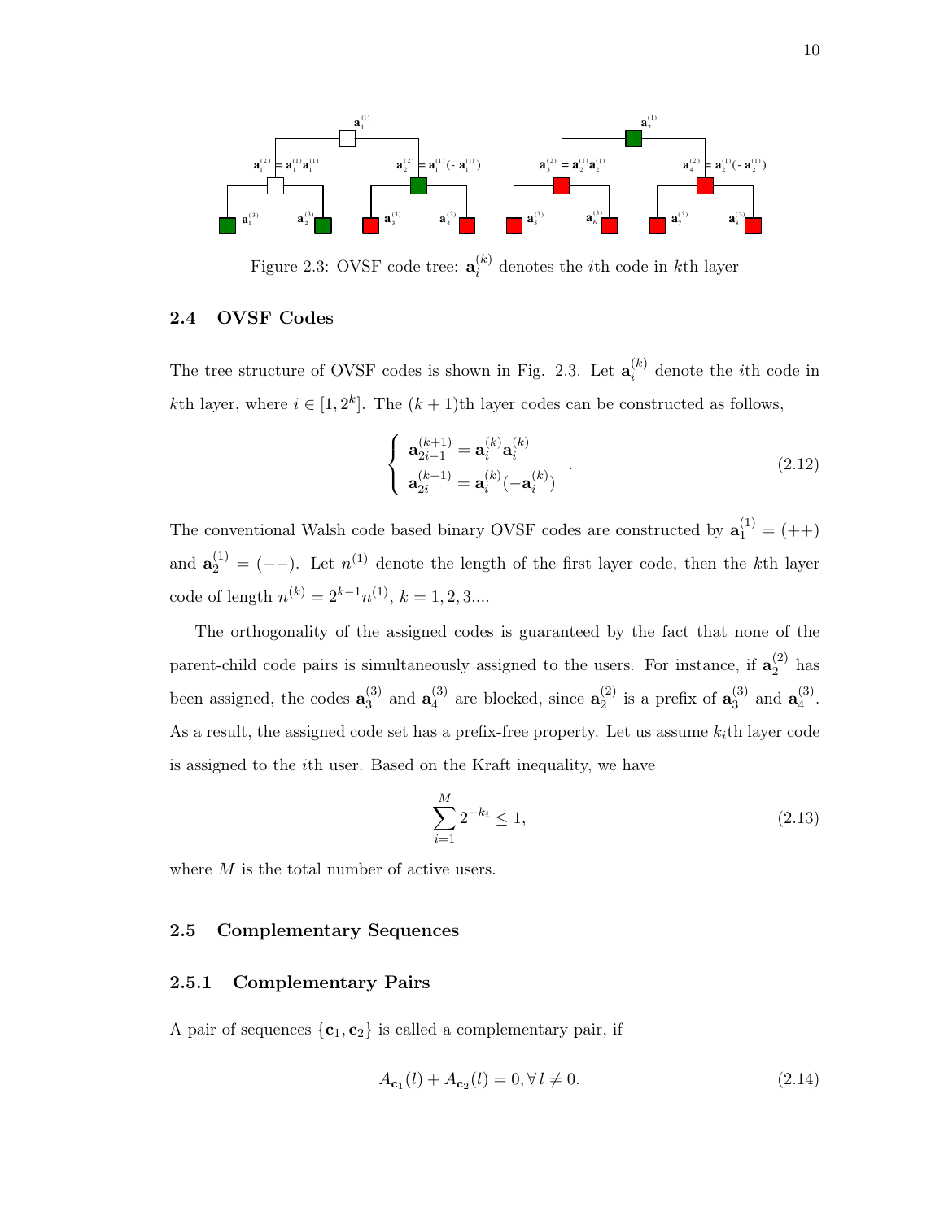Figure 2.3: OVSF code tree: $\mathbf{a}_i^{(k)}$ denotes the $i$th code in $k$th layer

## 2.4 OVSF Codes

The tree structure of OVSF codes is shown in Fig. 2.3. Let $\mathbf{a}_i^{(k)}$ denote the $i$th code in $k$th layer, where $i \in [1, 2^k]$. The $(k+1)$th layer codes can be constructed as follows,

$$\begin{cases} \mathbf{a}_{2i-1}^{(k+1)} = \mathbf{a}_i^{(k)}\mathbf{a}_i^{(k)} \\ \mathbf{a}_{2i}^{(k+1)} = \mathbf{a}_i^{(k)}(-\mathbf{a}_i^{(k)}) \end{cases} . \tag{2.12}$$

The conventional Walsh code based binary OVSF codes are constructed by $\mathbf{a}_1^{(1)} = (++)$ and $\mathbf{a}_2^{(1)} = (+-)$. Let $n^{(1)}$ denote the length of the first layer code, then the $k$th layer code of length $n^{(k)} = 2^{k-1}n^{(1)}$, $k = 1, 2, 3....$

The orthogonality of the assigned codes is guaranteed by the fact that none of the parent-child code pairs is simultaneously assigned to the users. For instance, if $\mathbf{a}_2^{(2)}$ has been assigned, the codes $\mathbf{a}_3^{(3)}$ and $\mathbf{a}_4^{(3)}$ are blocked, since $\mathbf{a}_2^{(2)}$ is a prefix of $\mathbf{a}_3^{(3)}$ and $\mathbf{a}_4^{(3)}$. As a result, the assigned code set has a prefix-free property. Let us assume $k_i$th layer code is assigned to the $i$th user. Based on the Kraft inequality, we have

$$\sum_{i=1}^{M} 2^{-k_i} \leq 1, \tag{2.13}$$

where $M$ is the total number of active users.

## 2.5 Complementary Sequences

### 2.5.1 Complementary Pairs

A pair of sequences $\{\mathbf{c}_1, \mathbf{c}_2\}$ is called a complementary pair, if

$$A_{\mathbf{c}_1}(l) + A_{\mathbf{c}_2}(l) = 0, \forall\, l \neq 0. \tag{2.14}$$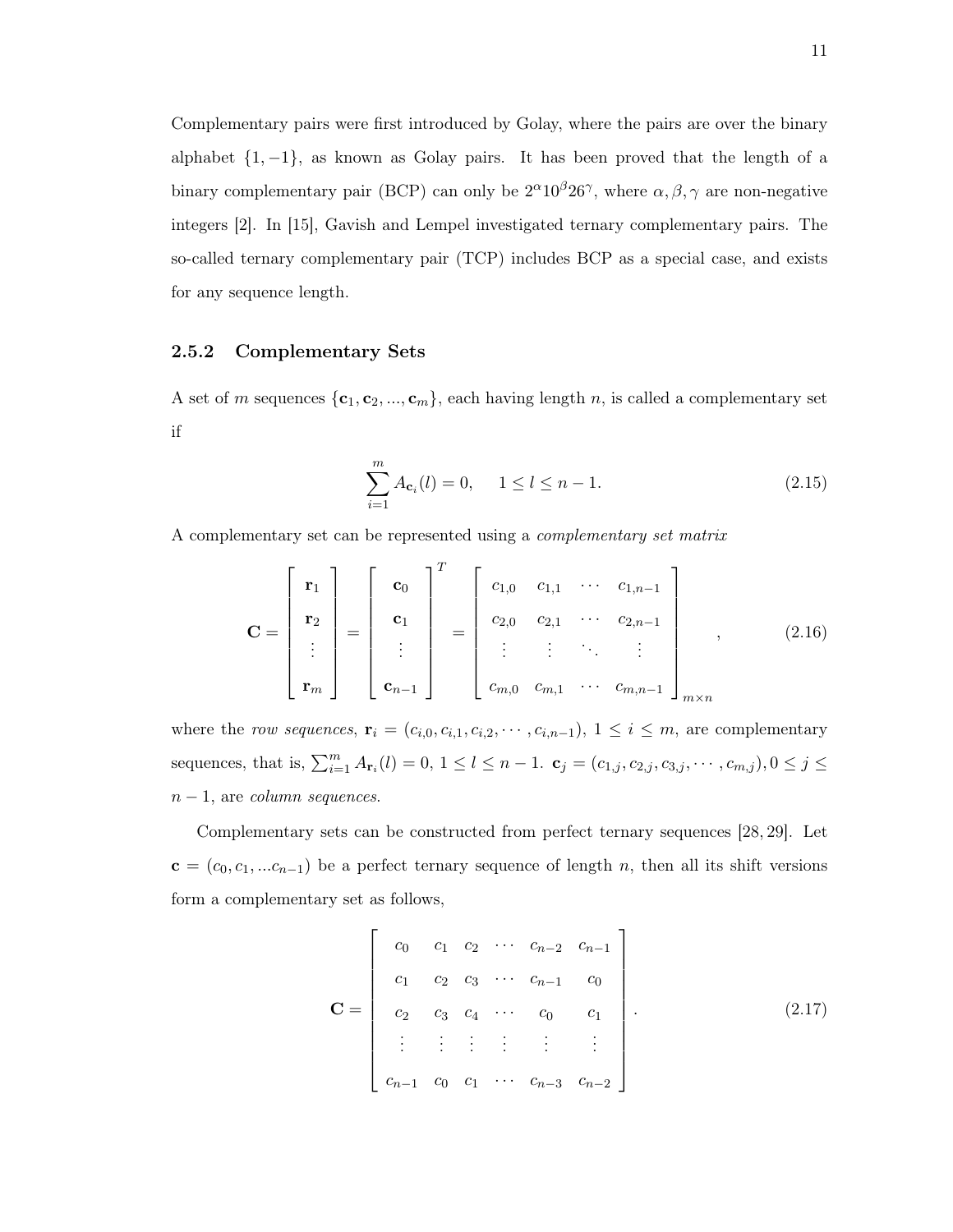Complementary pairs were first introduced by Golay, where the pairs are over the binary alphabet $\{1, -1\}$, as known as Golay pairs. It has been proved that the length of a binary complementary pair (BCP) can only be $2^\alpha 10^\beta 26^\gamma$, where $\alpha, \beta, \gamma$ are non-negative integers [2]. In [15], Gavish and Lempel investigated ternary complementary pairs. The so-called ternary complementary pair (TCP) includes BCP as a special case, and exists for any sequence length.

### 2.5.2 Complementary Sets

A set of $m$ sequences $\{\mathbf{c}_1, \mathbf{c}_2, ..., \mathbf{c}_m\}$, each having length $n$, is called a complementary set if

$$\sum_{i=1}^{m} A_{\mathbf{c}_i}(l) = 0, \quad 1 \leq l \leq n-1. \tag{2.15}$$

A complementary set can be represented using a *complementary set matrix*

$$\mathbf{C} = \begin{bmatrix} \mathbf{r}_1 \\ \mathbf{r}_2 \\ \vdots \\ \mathbf{r}_m \end{bmatrix} = \begin{bmatrix} \mathbf{c}_0 \\ \mathbf{c}_1 \\ \vdots \\ \mathbf{c}_{n-1} \end{bmatrix}^T = \begin{bmatrix} c_{1,0} & c_{1,1} & \cdots & c_{1,n-1} \\ c_{2,0} & c_{2,1} & \cdots & c_{2,n-1} \\ \vdots & \vdots & \ddots & \vdots \\ c_{m,0} & c_{m,1} & \cdots & c_{m,n-1} \end{bmatrix}_{m \times n}, \tag{2.16}$$

where the *row sequences*, $\mathbf{r}_i = (c_{i,0}, c_{i,1}, c_{i,2}, \cdots, c_{i,n-1})$, $1 \leq i \leq m$, are complementary sequences, that is, $\sum_{i=1}^{m} A_{\mathbf{r}_i}(l) = 0$, $1 \leq l \leq n-1$. $\mathbf{c}_j = (c_{1,j}, c_{2,j}, c_{3,j}, \cdots, c_{m,j}), 0 \leq j \leq n-1$, are *column sequences*.

Complementary sets can be constructed from perfect ternary sequences [28, 29]. Let $\mathbf{c} = (c_0, c_1, ...c_{n-1})$ be a perfect ternary sequence of length $n$, then all its shift versions form a complementary set as follows,

$$\mathbf{C} = \begin{bmatrix} c_0 & c_1 & c_2 & \cdots & c_{n-2} & c_{n-1} \\ c_1 & c_2 & c_3 & \cdots & c_{n-1} & c_0 \\ c_2 & c_3 & c_4 & \cdots & c_0 & c_1 \\ \vdots & \vdots & \vdots & \vdots & \vdots & \vdots \\ c_{n-1} & c_0 & c_1 & \cdots & c_{n-3} & c_{n-2} \end{bmatrix}. \tag{2.17}$$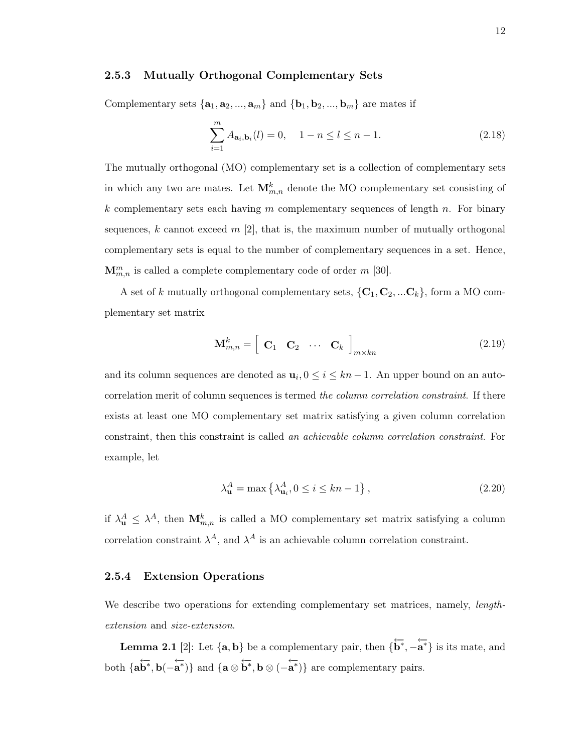### 2.5.3 Mutually Orthogonal Complementary Sets

Complementary sets $\{\mathbf{a}_1, \mathbf{a}_2, ..., \mathbf{a}_m\}$ and $\{\mathbf{b}_1, \mathbf{b}_2, ..., \mathbf{b}_m\}$ are mates if

$$\sum_{i=1}^{m} A_{\mathbf{a}_i,\mathbf{b}_i}(l) = 0, \quad 1-n \leq l \leq n-1. \tag{2.18}$$

The mutually orthogonal (MO) complementary set is a collection of complementary sets in which any two are mates. Let $\mathbf{M}_{m,n}^{k}$ denote the MO complementary set consisting of $k$ complementary sets each having $m$ complementary sequences of length $n$. For binary sequences, $k$ cannot exceed $m$ [2], that is, the maximum number of mutually orthogonal complementary sets is equal to the number of complementary sequences in a set. Hence, $\mathbf{M}_{m,n}^{m}$ is called a complete complementary code of order $m$ [30].

A set of $k$ mutually orthogonal complementary sets, $\{\mathbf{C}_1, \mathbf{C}_2, ...\mathbf{C}_k\}$, form a MO complementary set matrix

$$\mathbf{M}_{m,n}^{k} = \left[ \begin{array}{cccc} \mathbf{C}_1 & \mathbf{C}_2 & \cdots & \mathbf{C}_k \end{array} \right]_{m\times kn} \tag{2.19}$$

and its column sequences are denoted as $\mathbf{u}_i, 0 \leq i \leq kn-1$. An upper bound on an autocorrelation merit of column sequences is termed *the column correlation constraint*. If there exists at least one MO complementary set matrix satisfying a given column correlation constraint, then this constraint is called *an achievable column correlation constraint*. For example, let

$$\lambda_{\mathbf{u}}^{A} = \max\left\{\lambda_{\mathbf{u}_i}^{A}, 0 \leq i \leq kn-1\right\}, \tag{2.20}$$

if $\lambda_{\mathbf{u}}^{A} \leq \lambda^{A}$, then $\mathbf{M}_{m,n}^{k}$ is called a MO complementary set matrix satisfying a column correlation constraint $\lambda^{A}$, and $\lambda^{A}$ is an achievable column correlation constraint.

### 2.5.4 Extension Operations

We describe two operations for extending complementary set matrices, namely, *length-extension* and *size-extension*.

**Lemma 2.1** [2]: Let $\{\mathbf{a}, \mathbf{b}\}$ be a complementary pair, then $\{\overleftarrow{\mathbf{b}^*}, -\overleftarrow{\mathbf{a}^*}\}$ is its mate, and both $\{\mathbf{a}\overleftarrow{\mathbf{b}^*}, \mathbf{b}(-\overleftarrow{\mathbf{a}^*})\}$ and $\{\mathbf{a} \otimes \overleftarrow{\mathbf{b}^*}, \mathbf{b} \otimes (-\overleftarrow{\mathbf{a}^*})\}$ are complementary pairs.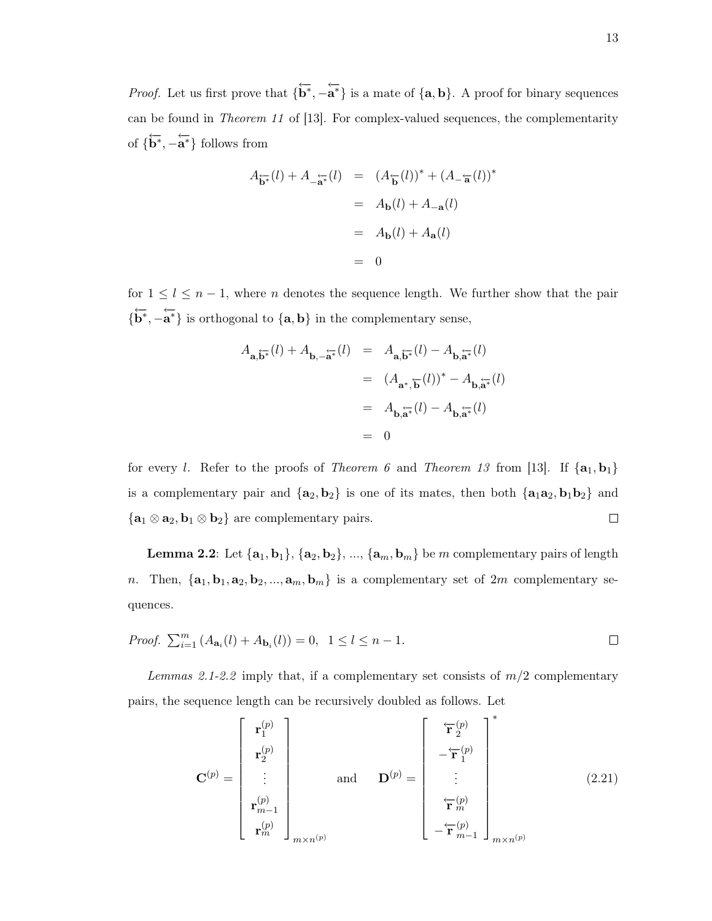*Proof.* Let us first prove that $\{\overleftarrow{\mathbf{b}^*}, -\overleftarrow{\mathbf{a}^*}\}$ is a mate of $\{\mathbf{a}, \mathbf{b}\}$. A proof for binary sequences can be found in *Theorem 11* of [13]. For complex-valued sequences, the complementarity of $\{\overleftarrow{\mathbf{b}^*}, -\overleftarrow{\mathbf{a}^*}\}$ follows from

$$
\begin{aligned}
A_{\overleftarrow{\mathbf{b}^*}}(l) + A_{-\overleftarrow{\mathbf{a}^*}}(l) &= (A_{\overleftarrow{\mathbf{b}}}(l))^* + (A_{-\overleftarrow{\mathbf{a}}}(l))^* \\
&= A_{\mathbf{b}}(l) + A_{-\mathbf{a}}(l) \\
&= A_{\mathbf{b}}(l) + A_{\mathbf{a}}(l) \\
&= 0
\end{aligned}
$$

for $1 \le l \le n-1$, where $n$ denotes the sequence length. We further show that the pair $\{\overleftarrow{\mathbf{b}^*}, -\overleftarrow{\mathbf{a}^*}\}$ is orthogonal to $\{\mathbf{a}, \mathbf{b}\}$ in the complementary sense,

$$
\begin{aligned}
A_{\mathbf{a},\overleftarrow{\mathbf{b}^*}}(l) + A_{\mathbf{b},-\overleftarrow{\mathbf{a}^*}}(l) &= A_{\mathbf{a},\overleftarrow{\mathbf{b}^*}}(l) - A_{\mathbf{b},\overleftarrow{\mathbf{a}^*}}(l) \\
&= (A_{\mathbf{a}^*,\overleftarrow{\mathbf{b}}}(l))^* - A_{\mathbf{b},\overleftarrow{\mathbf{a}^*}}(l) \\
&= A_{\mathbf{b},\overleftarrow{\mathbf{a}^*}}(l) - A_{\mathbf{b},\overleftarrow{\mathbf{a}^*}}(l) \\
&= 0
\end{aligned}
$$

for every $l$. Refer to the proofs of *Theorem 6* and *Theorem 13* from [13]. If $\{\mathbf{a}_1, \mathbf{b}_1\}$ is a complementary pair and $\{\mathbf{a}_2, \mathbf{b}_2\}$ is one of its mates, then both $\{\mathbf{a}_1\mathbf{a}_2, \mathbf{b}_1\mathbf{b}_2\}$ and $\{\mathbf{a}_1 \otimes \mathbf{a}_2, \mathbf{b}_1 \otimes \mathbf{b}_2\}$ are complementary pairs. □

**Lemma 2.2**: Let $\{\mathbf{a}_1, \mathbf{b}_1\}$, $\{\mathbf{a}_2, \mathbf{b}_2\}$, ..., $\{\mathbf{a}_m, \mathbf{b}_m\}$ be $m$ complementary pairs of length $n$. Then, $\{\mathbf{a}_1, \mathbf{b}_1, \mathbf{a}_2, \mathbf{b}_2, ..., \mathbf{a}_m, \mathbf{b}_m\}$ is a complementary set of $2m$ complementary sequences.

*Proof.* $\sum_{i=1}^{m}(A_{\mathbf{a}_i}(l) + A_{\mathbf{b}_i}(l)) = 0, \;\; 1 \le l \le n-1.$ □

*Lemmas 2.1-2.2* imply that, if a complementary set consists of $m/2$ complementary pairs, the sequence length can be recursively doubled as follows. Let

$$
\mathbf{C}^{(p)} = \begin{bmatrix} \mathbf{r}_1^{(p)} \\ \mathbf{r}_2^{(p)} \\ \vdots \\ \mathbf{r}_{m-1}^{(p)} \\ \mathbf{r}_m^{(p)} \end{bmatrix}_{m \times n^{(p)}} \quad \text{and} \quad \mathbf{D}^{(p)} = \begin{bmatrix} \overleftarrow{\mathbf{r}}_2^{(p)} \\ -\overleftarrow{\mathbf{r}}_1^{(p)} \\ \vdots \\ \overleftarrow{\mathbf{r}}_m^{(p)} \\ -\overleftarrow{\mathbf{r}}_{m-1}^{(p)} \end{bmatrix}^*_{m \times n^{(p)}} \tag{2.21}
$$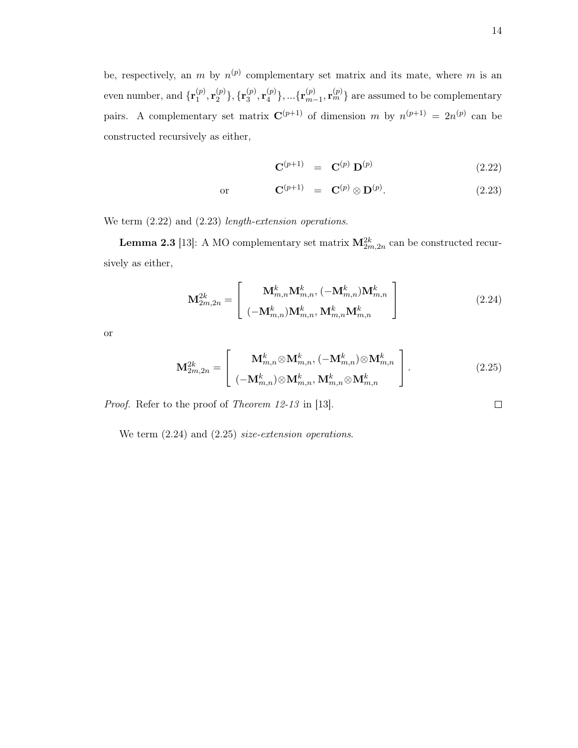be, respectively, an $m$ by $n^{(p)}$ complementary set matrix and its mate, where $m$ is an even number, and $\{\mathbf{r}_1^{(p)}, \mathbf{r}_2^{(p)}\}, \{\mathbf{r}_3^{(p)}, \mathbf{r}_4^{(p)}\}, ...\{\mathbf{r}_{m-1}^{(p)}, \mathbf{r}_m^{(p)}\}$ are assumed to be complementary pairs. A complementary set matrix $\mathbf{C}^{(p+1)}$ of dimension $m$ by $n^{(p+1)} = 2n^{(p)}$ can be constructed recursively as either,

$$\mathbf{C}^{(p+1)} = \mathbf{C}^{(p)} \, \mathbf{D}^{(p)} \tag{2.22}$$

or

$$\mathbf{C}^{(p+1)} = \mathbf{C}^{(p)} \otimes \mathbf{D}^{(p)}. \tag{2.23}$$

We term (2.22) and (2.23) *length-extension operations*.

**Lemma 2.3** [13]: A MO complementary set matrix $\mathbf{M}_{2m,2n}^{2k}$ can be constructed recursively as either,

$$\mathbf{M}_{2m,2n}^{2k} = \begin{bmatrix} \mathbf{M}_{m,n}^{k}\mathbf{M}_{m,n}^{k}, (-\mathbf{M}_{m,n}^{k})\mathbf{M}_{m,n}^{k} \\ (-\mathbf{M}_{m,n}^{k})\mathbf{M}_{m,n}^{k}, \mathbf{M}_{m,n}^{k}\mathbf{M}_{m,n}^{k} \end{bmatrix} \tag{2.24}$$

or

$$\mathbf{M}_{2m,2n}^{2k} = \begin{bmatrix} \mathbf{M}_{m,n}^{k}\otimes\mathbf{M}_{m,n}^{k}, (-\mathbf{M}_{m,n}^{k})\otimes\mathbf{M}_{m,n}^{k} \\ (-\mathbf{M}_{m,n}^{k})\otimes\mathbf{M}_{m,n}^{k}, \mathbf{M}_{m,n}^{k}\otimes\mathbf{M}_{m,n}^{k} \end{bmatrix}. \tag{2.25}$$

*Proof.* Refer to the proof of *Theorem 12-13* in [13]. □

We term (2.24) and (2.25) *size-extension operations*.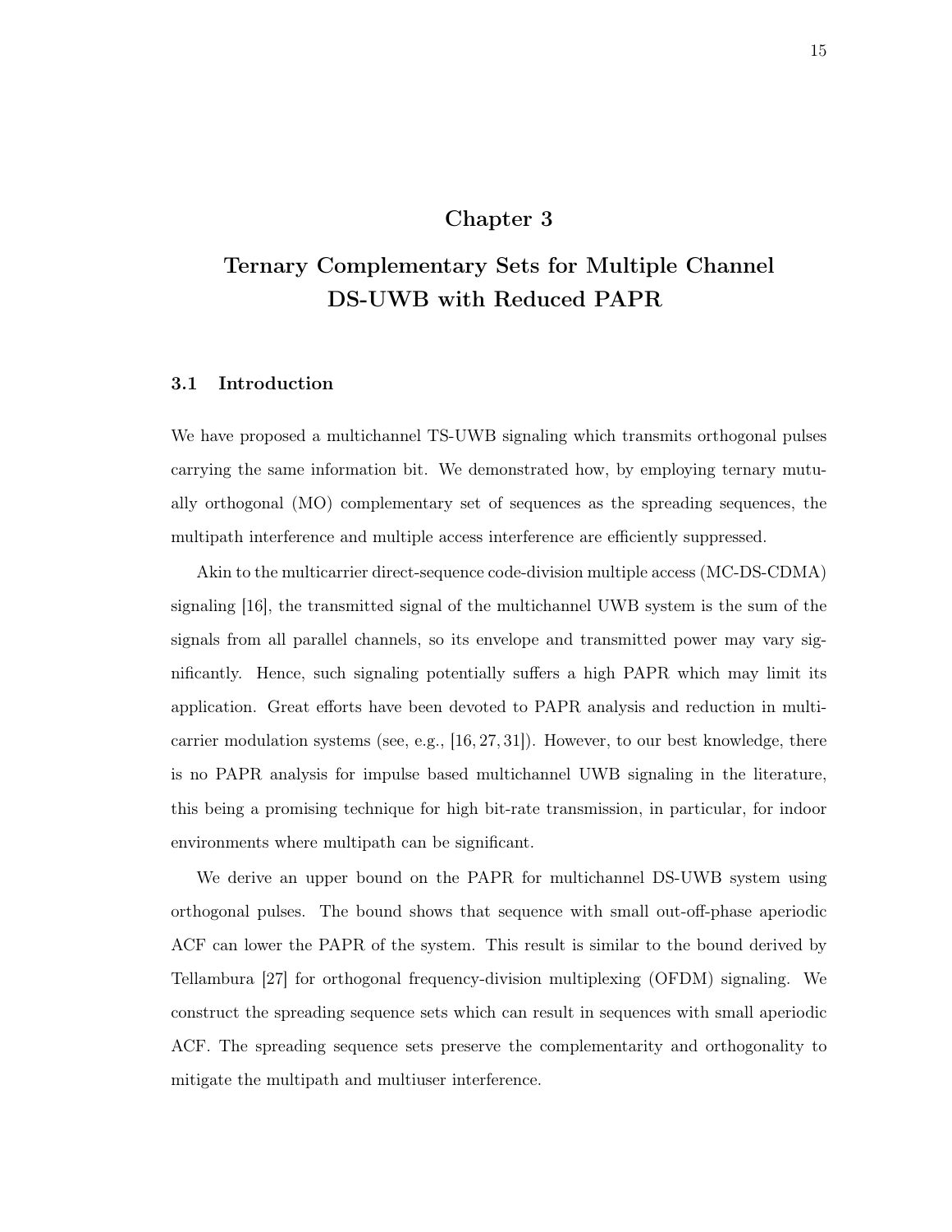# Chapter 3

# Ternary Complementary Sets for Multiple Channel DS-UWB with Reduced PAPR

## 3.1 Introduction

We have proposed a multichannel TS-UWB signaling which transmits orthogonal pulses carrying the same information bit. We demonstrated how, by employing ternary mutually orthogonal (MO) complementary set of sequences as the spreading sequences, the multipath interference and multiple access interference are efficiently suppressed.

Akin to the multicarrier direct-sequence code-division multiple access (MC-DS-CDMA) signaling [16], the transmitted signal of the multichannel UWB system is the sum of the signals from all parallel channels, so its envelope and transmitted power may vary significantly. Hence, such signaling potentially suffers a high PAPR which may limit its application. Great efforts have been devoted to PAPR analysis and reduction in multicarrier modulation systems (see, e.g., [16, 27, 31]). However, to our best knowledge, there is no PAPR analysis for impulse based multichannel UWB signaling in the literature, this being a promising technique for high bit-rate transmission, in particular, for indoor environments where multipath can be significant.

We derive an upper bound on the PAPR for multichannel DS-UWB system using orthogonal pulses. The bound shows that sequence with small out-off-phase aperiodic ACF can lower the PAPR of the system. This result is similar to the bound derived by Tellambura [27] for orthogonal frequency-division multiplexing (OFDM) signaling. We construct the spreading sequence sets which can result in sequences with small aperiodic ACF. The spreading sequence sets preserve the complementarity and orthogonality to mitigate the multipath and multiuser interference.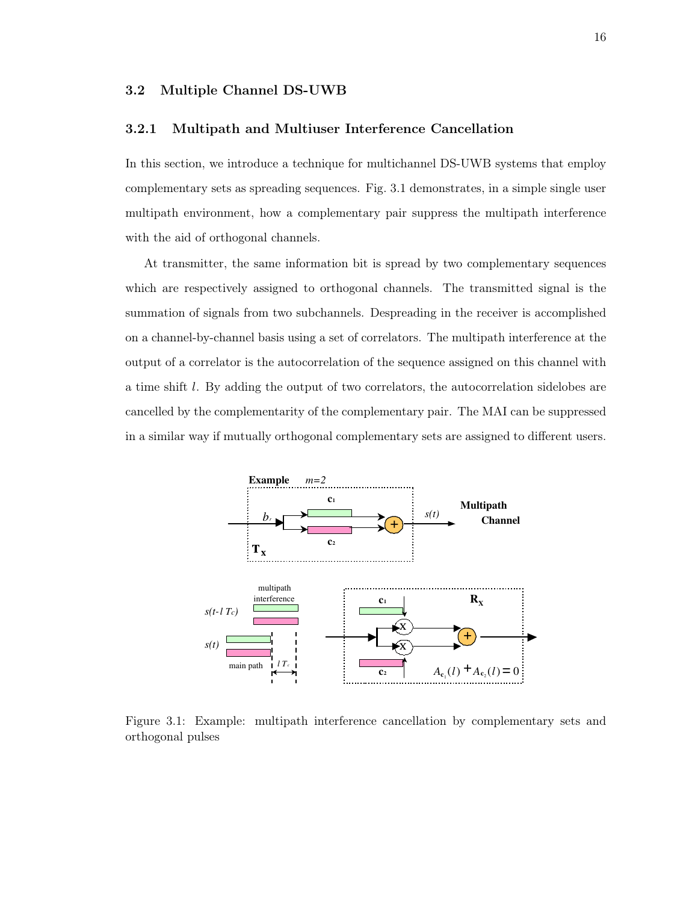## 3.2 Multiple Channel DS-UWB

### 3.2.1 Multipath and Multiuser Interference Cancellation

In this section, we introduce a technique for multichannel DS-UWB systems that employ complementary sets as spreading sequences. Fig. 3.1 demonstrates, in a simple single user multipath environment, how a complementary pair suppress the multipath interference with the aid of orthogonal channels.

At transmitter, the same information bit is spread by two complementary sequences which are respectively assigned to orthogonal channels. The transmitted signal is the summation of signals from two subchannels. Despreading in the receiver is accomplished on a channel-by-channel basis using a set of correlators. The multipath interference at the output of a correlator is the autocorrelation of the sequence assigned on this channel with a time shift $l$. By adding the output of two correlators, the autocorrelation sidelobes are cancelled by the complementarity of the complementary pair. The MAI can be suppressed in a similar way if mutually orthogonal complementary sets are assigned to different users.

Figure 3.1: Example: multipath interference cancellation by complementary sets and orthogonal pulses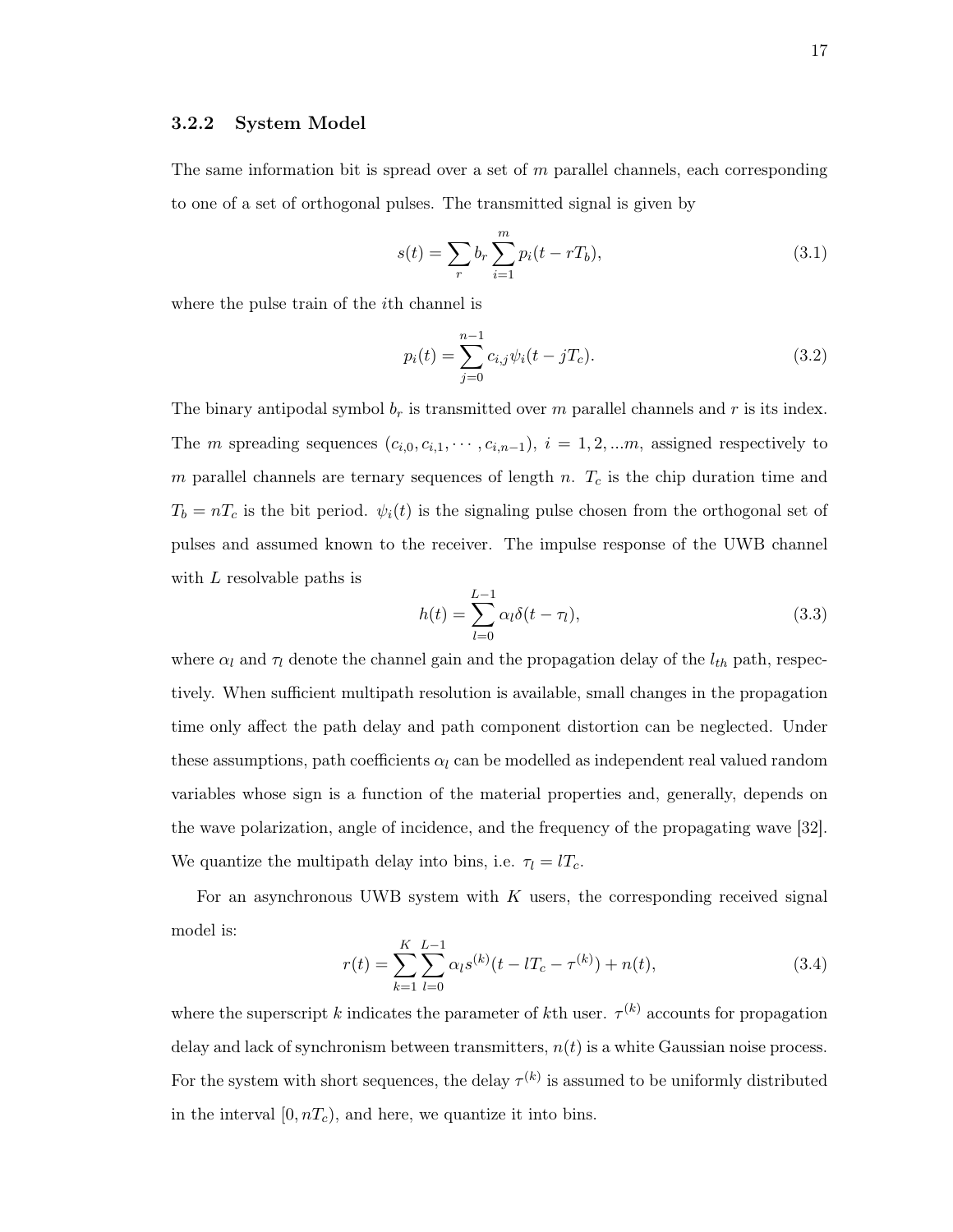### 3.2.2 System Model

The same information bit is spread over a set of $m$ parallel channels, each corresponding to one of a set of orthogonal pulses. The transmitted signal is given by

$$s(t) = \sum_r b_r \sum_{i=1}^{m} p_i(t - rT_b), \tag{3.1}$$

where the pulse train of the $i$th channel is

$$p_i(t) = \sum_{j=0}^{n-1} c_{i,j} \psi_i(t - jT_c). \tag{3.2}$$

The binary antipodal symbol $b_r$ is transmitted over $m$ parallel channels and $r$ is its index. The $m$ spreading sequences $(c_{i,0}, c_{i,1}, \cdots, c_{i,n-1})$, $i = 1, 2, ...m$, assigned respectively to $m$ parallel channels are ternary sequences of length $n$. $T_c$ is the chip duration time and $T_b = nT_c$ is the bit period. $\psi_i(t)$ is the signaling pulse chosen from the orthogonal set of pulses and assumed known to the receiver. The impulse response of the UWB channel with $L$ resolvable paths is

$$h(t) = \sum_{l=0}^{L-1} \alpha_l \delta(t - \tau_l), \tag{3.3}$$

where $\alpha_l$ and $\tau_l$ denote the channel gain and the propagation delay of the $l_{th}$ path, respectively. When sufficient multipath resolution is available, small changes in the propagation time only affect the path delay and path component distortion can be neglected. Under these assumptions, path coefficients $\alpha_l$ can be modelled as independent real valued random variables whose sign is a function of the material properties and, generally, depends on the wave polarization, angle of incidence, and the frequency of the propagating wave [32]. We quantize the multipath delay into bins, i.e. $\tau_l = lT_c$.

For an asynchronous UWB system with $K$ users, the corresponding received signal model is:

$$r(t) = \sum_{k=1}^{K} \sum_{l=0}^{L-1} \alpha_l s^{(k)}(t - lT_c - \tau^{(k)}) + n(t), \tag{3.4}$$

where the superscript $k$ indicates the parameter of $k$th user. $\tau^{(k)}$ accounts for propagation delay and lack of synchronism between transmitters, $n(t)$ is a white Gaussian noise process. For the system with short sequences, the delay $\tau^{(k)}$ is assumed to be uniformly distributed in the interval $[0, nT_c)$, and here, we quantize it into bins.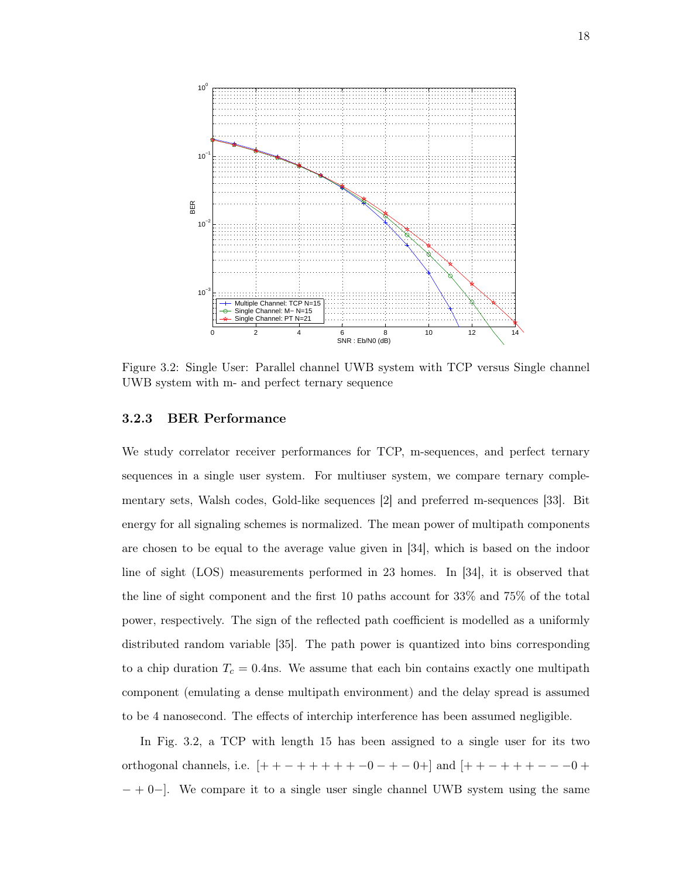Figure 3.2: Single User: Parallel channel UWB system with TCP versus Single channel UWB system with m- and perfect ternary sequence

### 3.2.3 BER Performance

We study correlator receiver performances for TCP, m-sequences, and perfect ternary sequences in a single user system. For multiuser system, we compare ternary complementary sets, Walsh codes, Gold-like sequences [2] and preferred m-sequences [33]. Bit energy for all signaling schemes is normalized. The mean power of multipath components are chosen to be equal to the average value given in [34], which is based on the indoor line of sight (LOS) measurements performed in 23 homes. In [34], it is observed that the line of sight component and the first 10 paths account for 33% and 75% of the total power, respectively. The sign of the reflected path coefficient is modelled as a uniformly distributed random variable [35]. The path power is quantized into bins corresponding to a chip duration $T_c = 0.4$ns. We assume that each bin contains exactly one multipath component (emulating a dense multipath environment) and the delay spread is assumed to be 4 nanosecond. The effects of interchip interference has been assumed negligible.

In Fig. 3.2, a TCP with length 15 has been assigned to a single user for its two orthogonal channels, i.e. $[++-+++++-0-+-0+]$ and $[++-++++---0+-+0-]$. We compare it to a single user single channel UWB system using the same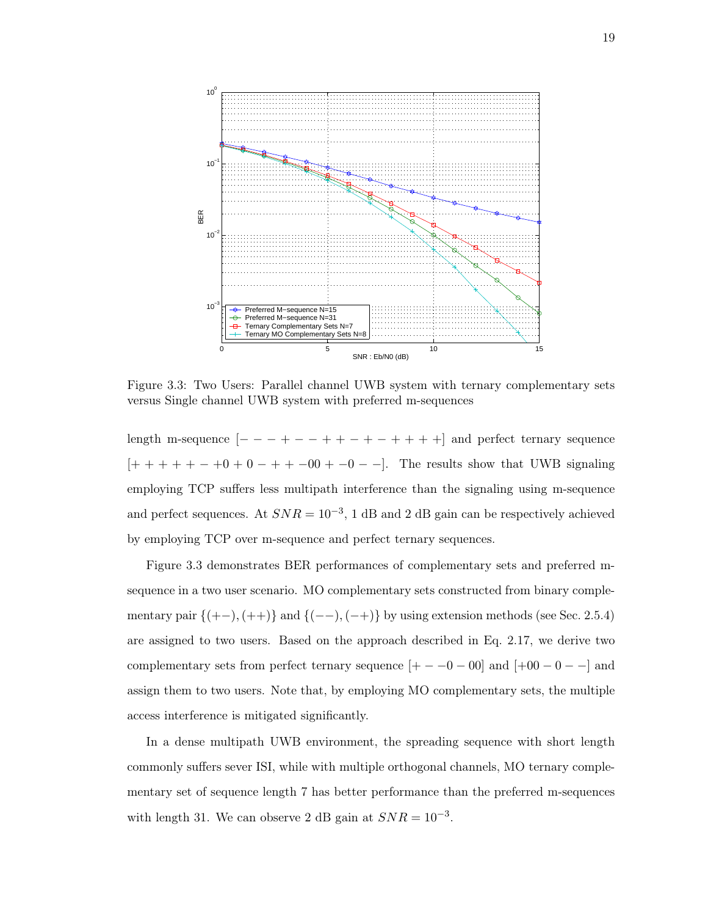Figure 3.3: Two Users: Parallel channel UWB system with ternary complementary sets versus Single channel UWB system with preferred m-sequences

length m-sequence $[- - - + - - + + - + - + + + +]$ and perfect ternary sequence $[+ + + + + - +0 + 0 - + + -00 + -0 - -]$. The results show that UWB signaling employing TCP suffers less multipath interference than the signaling using m-sequence and perfect sequences. At $SNR = 10^{-3}$, 1 dB and 2 dB gain can be respectively achieved by employing TCP over m-sequence and perfect ternary sequences.

Figure 3.3 demonstrates BER performances of complementary sets and preferred m-sequence in a two user scenario. MO complementary sets constructed from binary complementary pair $\{(+-), (++)\}$ and $\{(--), (-+)\}$ by using extension methods (see Sec. 2.5.4) are assigned to two users. Based on the approach described in Eq. 2.17, we derive two complementary sets from perfect ternary sequence $[+ - -0 - 00]$ and $[+00 - 0 - -]$ and assign them to two users. Note that, by employing MO complementary sets, the multiple access interference is mitigated significantly.

In a dense multipath UWB environment, the spreading sequence with short length commonly suffers sever ISI, while with multiple orthogonal channels, MO ternary complementary set of sequence length 7 has better performance than the preferred m-sequences with length 31. We can observe 2 dB gain at $SNR = 10^{-3}$.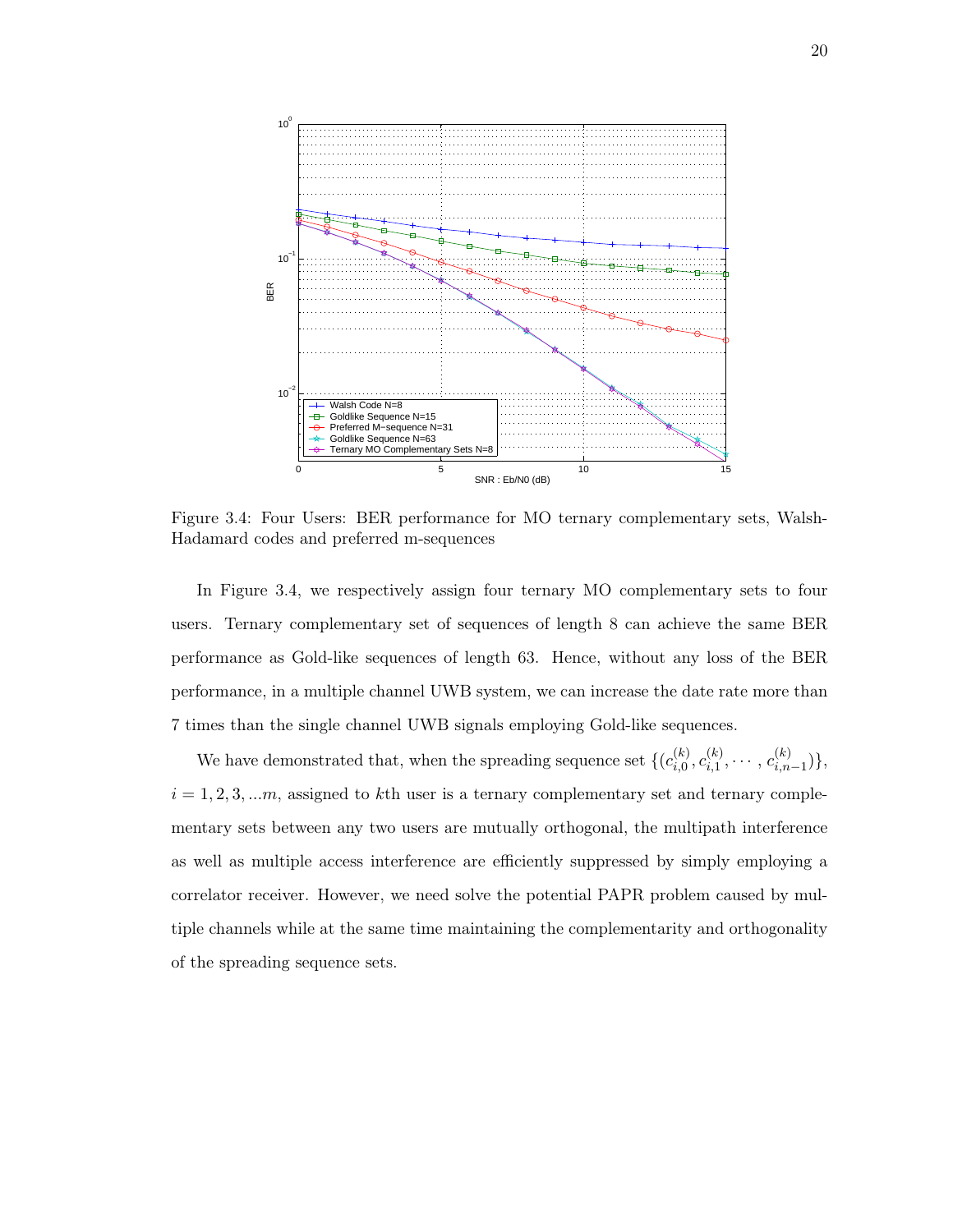Figure 3.4: Four Users: BER performance for MO ternary complementary sets, Walsh-Hadamard codes and preferred m-sequences

In Figure 3.4, we respectively assign four ternary MO complementary sets to four users. Ternary complementary set of sequences of length 8 can achieve the same BER performance as Gold-like sequences of length 63. Hence, without any loss of the BER performance, in a multiple channel UWB system, we can increase the date rate more than 7 times than the single channel UWB signals employing Gold-like sequences.

We have demonstrated that, when the spreading sequence set $\{(c_{i,0}^{(k)}, c_{i,1}^{(k)}, \cdots, c_{i,n-1}^{(k)})\}$, $i = 1, 2, 3, ...m$, assigned to $k$th user is a ternary complementary set and ternary complementary sets between any two users are mutually orthogonal, the multipath interference as well as multiple access interference are efficiently suppressed by simply employing a correlator receiver. However, we need solve the potential PAPR problem caused by multiple channels while at the same time maintaining the complementarity and orthogonality of the spreading sequence sets.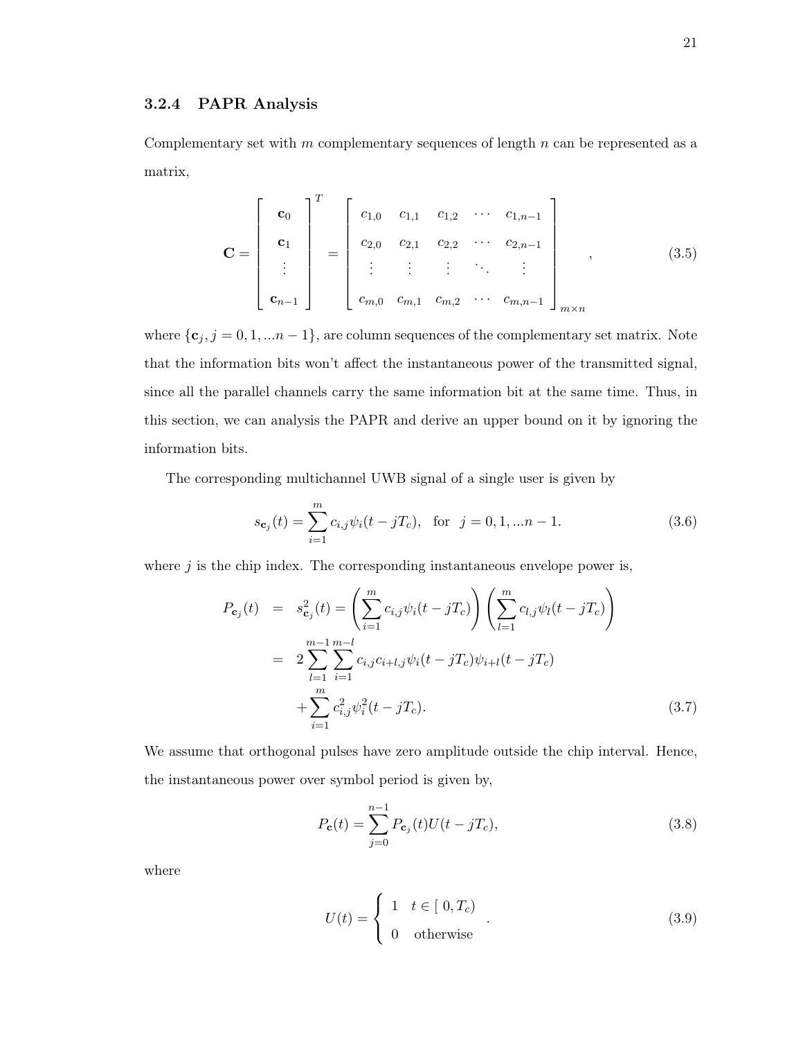### 3.2.4 PAPR Analysis

Complementary set with $m$ complementary sequences of length $n$ can be represented as a matrix,

$$\mathbf{C} = \begin{bmatrix} \mathbf{c}_0 \\ \mathbf{c}_1 \\ \vdots \\ \mathbf{c}_{n-1} \end{bmatrix}^T = \begin{bmatrix} c_{1,0} & c_{1,1} & c_{1,2} & \cdots & c_{1,n-1} \\ c_{2,0} & c_{2,1} & c_{2,2} & \cdots & c_{2,n-1} \\ \vdots & \vdots & \vdots & \ddots & \vdots \\ c_{m,0} & c_{m,1} & c_{m,2} & \cdots & c_{m,n-1} \end{bmatrix}_{m \times n}, \tag{3.5}$$

where $\{\mathbf{c}_j, j = 0, 1, ...n-1\}$, are column sequences of the complementary set matrix. Note that the information bits won't affect the instantaneous power of the transmitted signal, since all the parallel channels carry the same information bit at the same time. Thus, in this section, we can analysis the PAPR and derive an upper bound on it by ignoring the information bits.

The corresponding multichannel UWB signal of a single user is given by

$$s_{\mathbf{c}_j}(t) = \sum_{i=1}^{m} c_{i,j}\psi_i(t - jT_c), \quad \text{for} \quad j = 0, 1, ...n-1. \tag{3.6}$$

where $j$ is the chip index. The corresponding instantaneous envelope power is,

$$\begin{aligned} P_{\mathbf{c}_j}(t) &= s^2_{\mathbf{c}_j}(t) = \left(\sum_{i=1}^{m} c_{i,j}\psi_i(t - jT_c)\right)\left(\sum_{l=1}^{m} c_{l,j}\psi_l(t - jT_c)\right) \\ &= 2\sum_{l=1}^{m-1}\sum_{i=1}^{m-l} c_{i,j}c_{i+l,j}\psi_i(t - jT_c)\psi_{i+l}(t - jT_c) \\ &\quad + \sum_{i=1}^{m} c^2_{i,j}\psi^2_i(t - jT_c). \end{aligned} \tag{3.7}$$

We assume that orthogonal pulses have zero amplitude outside the chip interval. Hence, the instantaneous power over symbol period is given by,

$$P_{\mathbf{c}}(t) = \sum_{j=0}^{n-1} P_{\mathbf{c}_j}(t)U(t - jT_c), \tag{3.8}$$

where

$$U(t) = \begin{cases} 1 & t \in [\,0, T_c) \\ 0 & \text{otherwise} \end{cases}. \tag{3.9}$$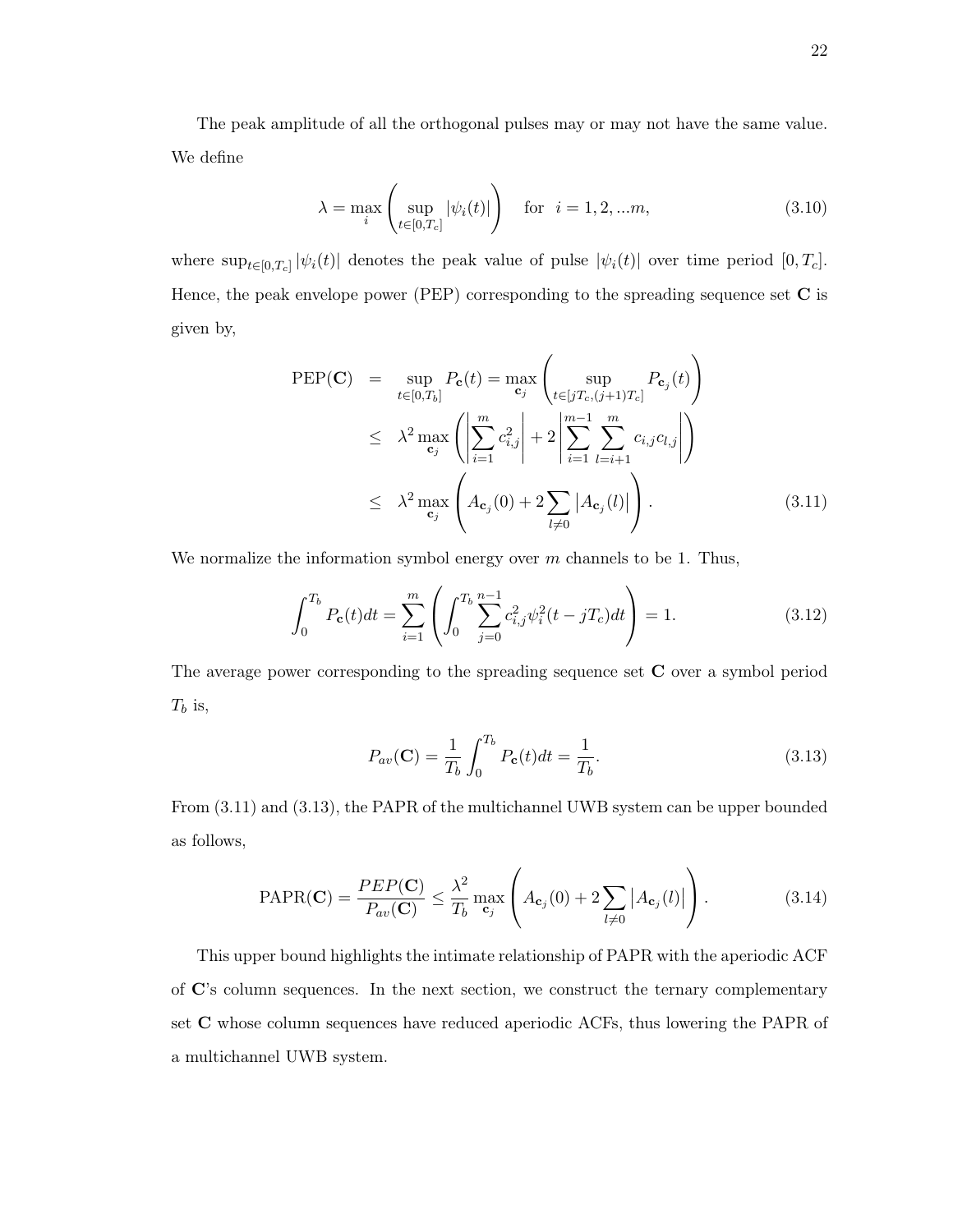The peak amplitude of all the orthogonal pulses may or may not have the same value. We define

$$\lambda = \max_i \left( \sup_{t \in [0, T_c]} |\psi_i(t)| \right) \quad \text{for} \quad i = 1, 2, ...m, \tag{3.10}$$

where $\sup_{t \in [0,T_c]} |\psi_i(t)|$ denotes the peak value of pulse $|\psi_i(t)|$ over time period $[0, T_c]$. Hence, the peak envelope power (PEP) corresponding to the spreading sequence set $\mathbf{C}$ is given by,

$$\begin{aligned}
\text{PEP}(\mathbf{C}) &= \sup_{t \in [0, T_b]} P_{\mathbf{c}}(t) = \max_{\mathbf{c}_j} \left( \sup_{t \in [jT_c, (j+1)T_c]} P_{\mathbf{c}_j}(t) \right) \\
&\leq \lambda^2 \max_{\mathbf{c}_j} \left( \left| \sum_{i=1}^{m} c_{i,j}^2 \right| + 2 \left| \sum_{i=1}^{m-1} \sum_{l=i+1}^{m} c_{i,j} c_{l,j} \right| \right) \\
&\leq \lambda^2 \max_{\mathbf{c}_j} \left( A_{\mathbf{c}_j}(0) + 2 \sum_{l \neq 0} \left| A_{\mathbf{c}_j}(l) \right| \right).
\end{aligned} \tag{3.11}$$

We normalize the information symbol energy over $m$ channels to be 1. Thus,

$$\int_0^{T_b} P_{\mathbf{c}}(t) dt = \sum_{i=1}^{m} \left( \int_0^{T_b} \sum_{j=0}^{n-1} c_{i,j}^2 \psi_i^2(t - jT_c) dt \right) = 1. \tag{3.12}$$

The average power corresponding to the spreading sequence set $\mathbf{C}$ over a symbol period $T_b$ is,

$$P_{av}(\mathbf{C}) = \frac{1}{T_b} \int_0^{T_b} P_{\mathbf{c}}(t) dt = \frac{1}{T_b}. \tag{3.13}$$

From (3.11) and (3.13), the PAPR of the multichannel UWB system can be upper bounded as follows,

$$\text{PAPR}(\mathbf{C}) = \frac{PEP(\mathbf{C})}{P_{av}(\mathbf{C})} \leq \frac{\lambda^2}{T_b} \max_{\mathbf{c}_j} \left( A_{\mathbf{c}_j}(0) + 2 \sum_{l \neq 0} \left| A_{\mathbf{c}_j}(l) \right| \right). \tag{3.14}$$

This upper bound highlights the intimate relationship of PAPR with the aperiodic ACF of $\mathbf{C}$'s column sequences. In the next section, we construct the ternary complementary set $\mathbf{C}$ whose column sequences have reduced aperiodic ACFs, thus lowering the PAPR of a multichannel UWB system.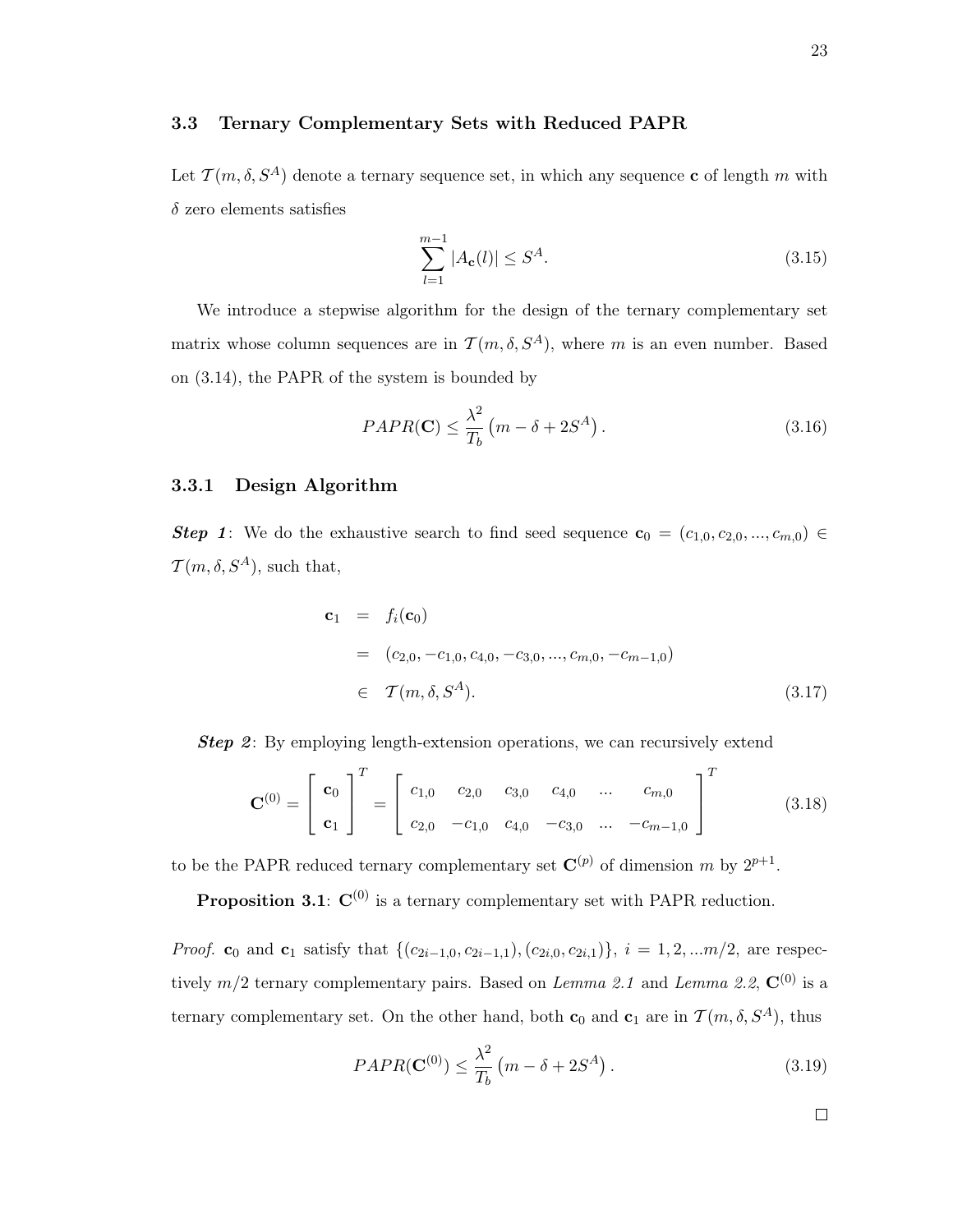## 3.3 Ternary Complementary Sets with Reduced PAPR

Let $\mathcal{T}(m, \delta, S^A)$ denote a ternary sequence set, in which any sequence $\mathbf{c}$ of length $m$ with $\delta$ zero elements satisfies

$$\sum_{l=1}^{m-1} |A_{\mathbf{c}}(l)| \leq S^A. \tag{3.15}$$

We introduce a stepwise algorithm for the design of the ternary complementary set matrix whose column sequences are in $\mathcal{T}(m, \delta, S^A)$, where $m$ is an even number. Based on (3.14), the PAPR of the system is bounded by

$$PAPR(\mathbf{C}) \leq \frac{\lambda^2}{T_b}\left(m - \delta + 2S^A\right). \tag{3.16}$$

### 3.3.1 Design Algorithm

***Step 1***: We do the exhaustive search to find seed sequence $\mathbf{c}_0 = (c_{1,0}, c_{2,0}, ..., c_{m,0}) \in \mathcal{T}(m, \delta, S^A)$, such that,

$$\begin{aligned} \mathbf{c}_1 &= f_i(\mathbf{c}_0) \\ &= (c_{2,0}, -c_{1,0}, c_{4,0}, -c_{3,0}, ..., c_{m,0}, -c_{m-1,0}) \\ &\in \mathcal{T}(m, \delta, S^A). \end{aligned} \tag{3.17}$$

***Step 2***: By employing length-extension operations, we can recursively extend

$$\mathbf{C}^{(0)} = \begin{bmatrix} \mathbf{c}_0 \\ \mathbf{c}_1 \end{bmatrix}^T = \begin{bmatrix} c_{1,0} & c_{2,0} & c_{3,0} & c_{4,0} & \cdots & c_{m,0} \\ c_{2,0} & -c_{1,0} & c_{4,0} & -c_{3,0} & \cdots & -c_{m-1,0} \end{bmatrix}^T \tag{3.18}$$

to be the PAPR reduced ternary complementary set $\mathbf{C}^{(p)}$ of dimension $m$ by $2^{p+1}$.

**Proposition 3.1**: $\mathbf{C}^{(0)}$ is a ternary complementary set with PAPR reduction.

*Proof.* $\mathbf{c}_0$ and $\mathbf{c}_1$ satisfy that $\{(c_{2i-1,0}, c_{2i-1,1}), (c_{2i,0}, c_{2i,1})\}$, $i = 1, 2, ...m/2$, are respectively $m/2$ ternary complementary pairs. Based on *Lemma 2.1* and *Lemma 2.2*, $\mathbf{C}^{(0)}$ is a ternary complementary set. On the other hand, both $\mathbf{c}_0$ and $\mathbf{c}_1$ are in $\mathcal{T}(m, \delta, S^A)$, thus

$$PAPR(\mathbf{C}^{(0)}) \leq \frac{\lambda^2}{T_b}\left(m - \delta + 2S^A\right). \tag{3.19}$$

□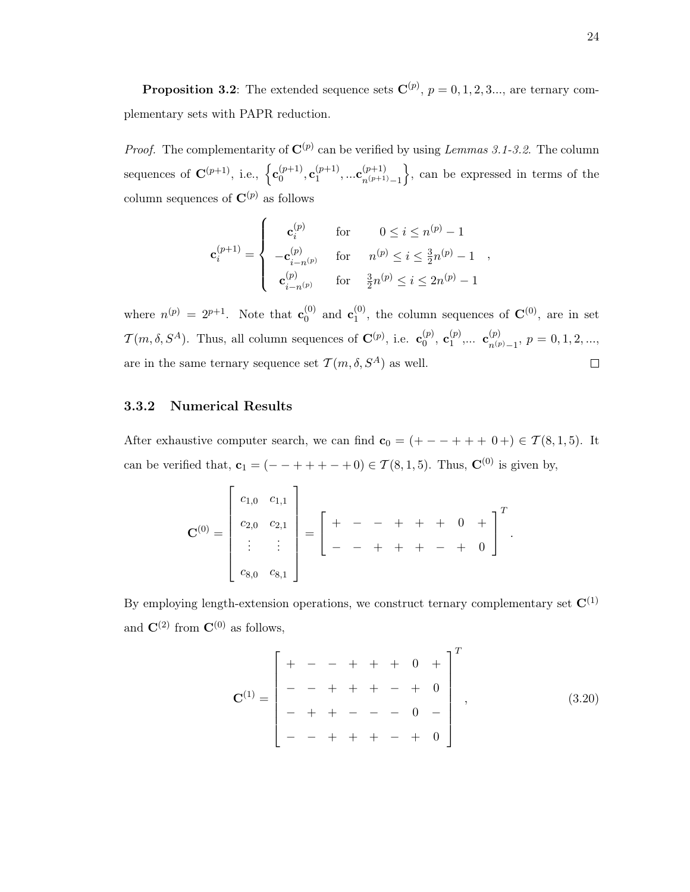**Proposition 3.2**: The extended sequence sets $\mathbf{C}^{(p)}$, $p = 0, 1, 2, 3...$, are ternary complementary sets with PAPR reduction.

*Proof.* The complementarity of $\mathbf{C}^{(p)}$ can be verified by using *Lemmas 3.1-3.2*. The column sequences of $\mathbf{C}^{(p+1)}$, i.e., $\left\{\mathbf{c}_0^{(p+1)}, \mathbf{c}_1^{(p+1)}, ...\mathbf{c}_{n^{(p+1)}-1}^{(p+1)}\right\}$, can be expressed in terms of the column sequences of $\mathbf{C}^{(p)}$ as follows

$$\mathbf{c}_i^{(p+1)} = \begin{cases} \mathbf{c}_i^{(p)} & \text{for} \quad 0 \leq i \leq n^{(p)} - 1 \\ -\mathbf{c}_{i-n^{(p)}}^{(p)} & \text{for} \quad n^{(p)} \leq i \leq \frac{3}{2}n^{(p)} - 1 \\ \mathbf{c}_{i-n^{(p)}}^{(p)} & \text{for} \quad \frac{3}{2}n^{(p)} \leq i \leq 2n^{(p)} - 1 \end{cases},$$

where $n^{(p)} = 2^{p+1}$. Note that $\mathbf{c}_0^{(0)}$ and $\mathbf{c}_1^{(0)}$, the column sequences of $\mathbf{C}^{(0)}$, are in set $\mathcal{T}(m, \delta, S^A)$. Thus, all column sequences of $\mathbf{C}^{(p)}$, i.e. $\mathbf{c}_0^{(p)}$, $\mathbf{c}_1^{(p)}$,... $\mathbf{c}_{n^{(p)}-1}^{(p)}$, $p = 0, 1, 2, ...$, are in the same ternary sequence set $\mathcal{T}(m, \delta, S^A)$ as well. $\square$

### 3.3.2 Numerical Results

After exhaustive computer search, we can find $\mathbf{c}_0 = (+ - - + + + \ 0 +) \in \mathcal{T}(8, 1, 5)$. It can be verified that, $\mathbf{c}_1 = (- - + + + - + 0) \in \mathcal{T}(8, 1, 5)$. Thus, $\mathbf{C}^{(0)}$ is given by,

$$\mathbf{C}^{(0)} = \begin{bmatrix} c_{1,0} & c_{1,1} \\ c_{2,0} & c_{2,1} \\ \vdots & \vdots \\ c_{8,0} & c_{8,1} \end{bmatrix} = \begin{bmatrix} + & - & - & + & + & + & 0 & + \\ - & - & + & + & + & - & + & 0 \end{bmatrix}^T.$$

By employing length-extension operations, we construct ternary complementary set $\mathbf{C}^{(1)}$ and $\mathbf{C}^{(2)}$ from $\mathbf{C}^{(0)}$ as follows,

$$\mathbf{C}^{(1)} = \begin{bmatrix} + & - & - & + & + & + & 0 & + \\ - & - & + & + & + & - & + & 0 \\ - & + & + & - & - & - & 0 & - \\ - & - & + & + & + & - & + & 0 \end{bmatrix}^T, \tag{3.20}$$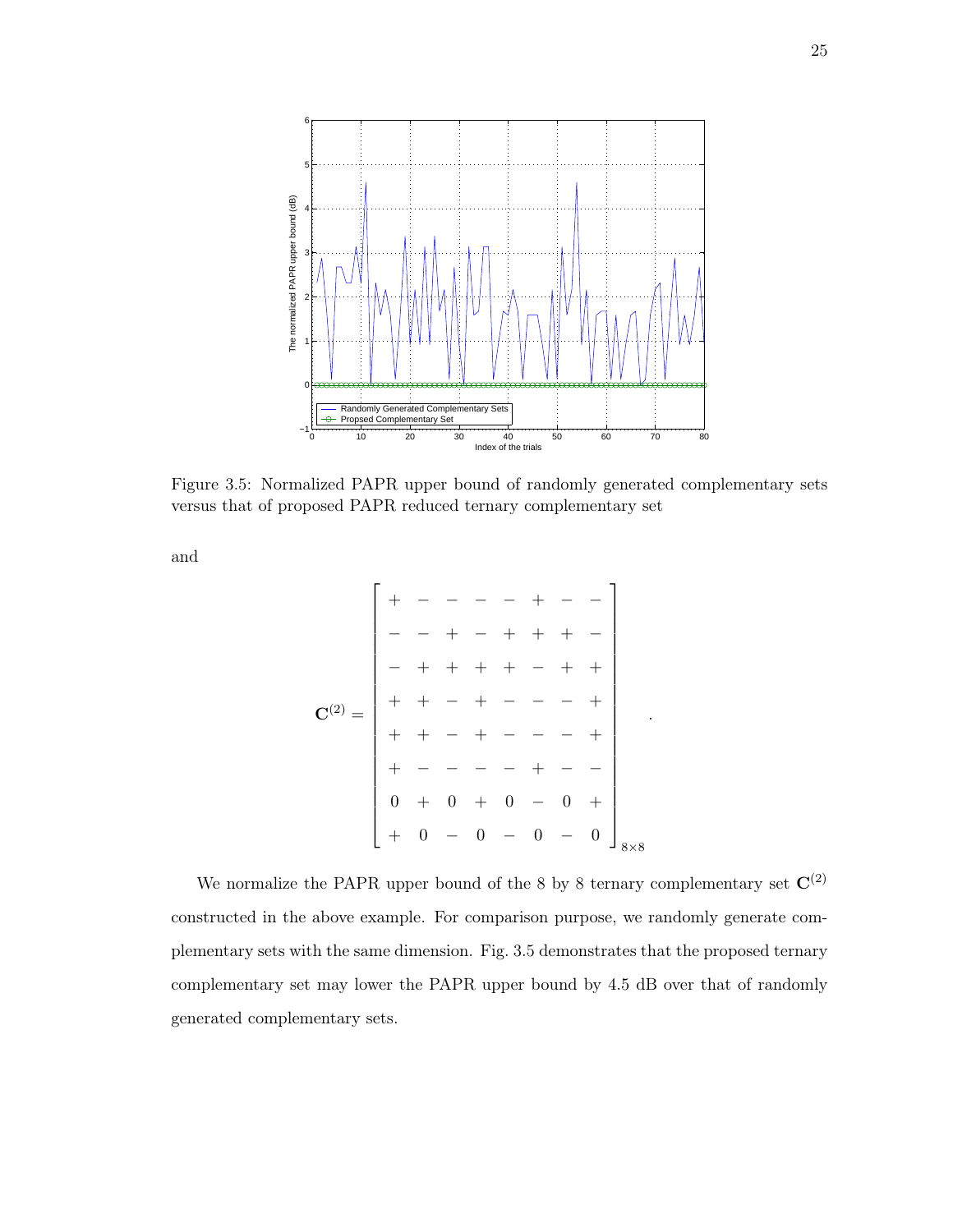Figure 3.5: Normalized PAPR upper bound of randomly generated complementary sets versus that of proposed PAPR reduced ternary complementary set

and

$$
\mathbf{C}^{(2)} = \begin{bmatrix}
+ & - & - & - & - & + & - & - \\
- & - & + & - & + & + & + & - \\
- & + & + & + & + & - & + & + \\
+ & + & - & + & - & - & - & + \\
+ & + & - & + & - & - & - & + \\
+ & - & - & - & - & + & - & - \\
0 & + & 0 & + & 0 & - & 0 & + \\
+ & 0 & - & 0 & - & 0 & - & 0
\end{bmatrix}_{8\times 8} .
$$

We normalize the PAPR upper bound of the 8 by 8 ternary complementary set $\mathbf{C}^{(2)}$ constructed in the above example. For comparison purpose, we randomly generate complementary sets with the same dimension. Fig. 3.5 demonstrates that the proposed ternary complementary set may lower the PAPR upper bound by 4.5 dB over that of randomly generated complementary sets.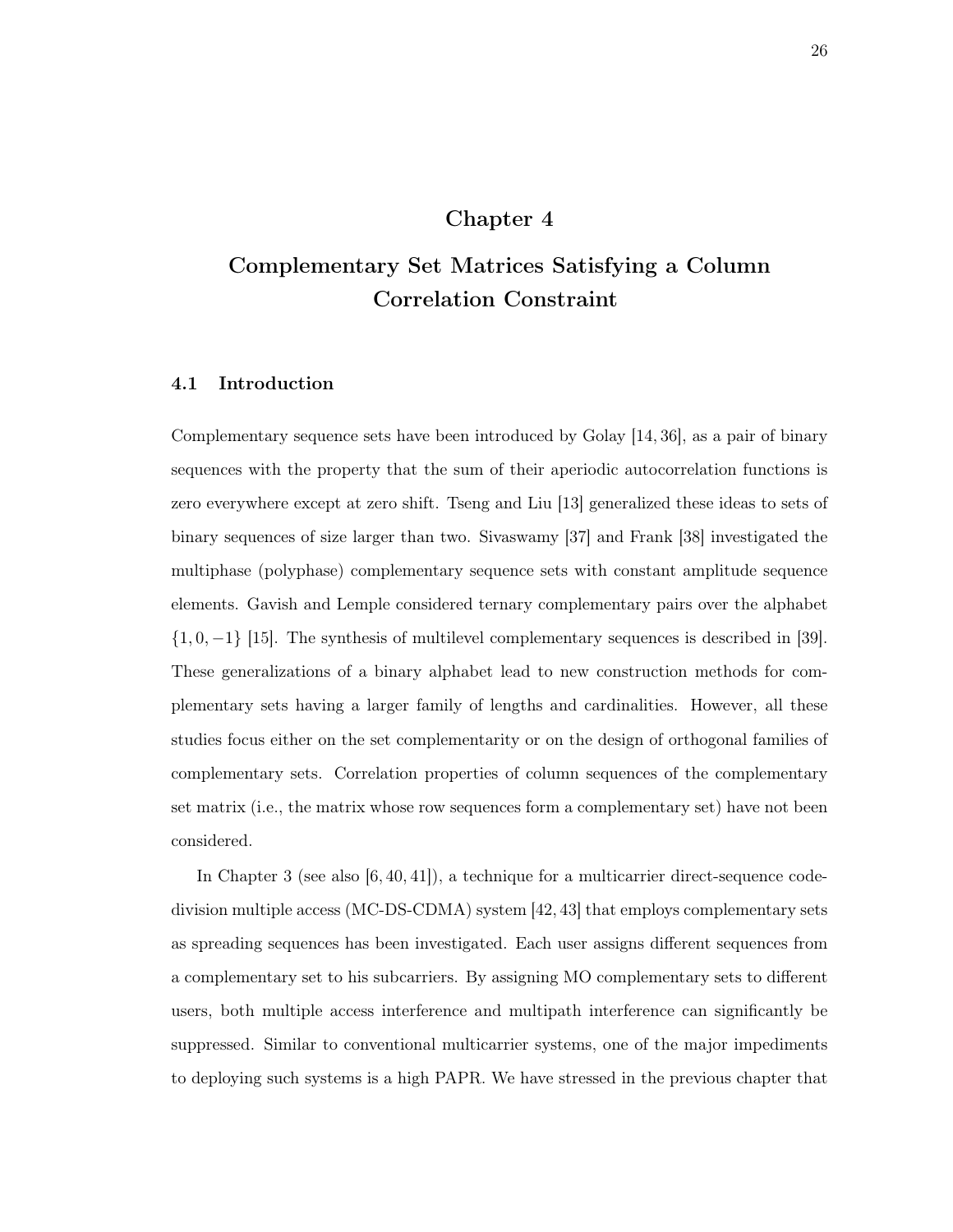# Chapter 4

# Complementary Set Matrices Satisfying a Column Correlation Constraint

## 4.1 Introduction

Complementary sequence sets have been introduced by Golay [14, 36], as a pair of binary sequences with the property that the sum of their aperiodic autocorrelation functions is zero everywhere except at zero shift. Tseng and Liu [13] generalized these ideas to sets of binary sequences of size larger than two. Sivaswamy [37] and Frank [38] investigated the multiphase (polyphase) complementary sequence sets with constant amplitude sequence elements. Gavish and Lemple considered ternary complementary pairs over the alphabet $\{1, 0, -1\}$ [15]. The synthesis of multilevel complementary sequences is described in [39]. These generalizations of a binary alphabet lead to new construction methods for complementary sets having a larger family of lengths and cardinalities. However, all these studies focus either on the set complementarity or on the design of orthogonal families of complementary sets. Correlation properties of column sequences of the complementary set matrix (i.e., the matrix whose row sequences form a complementary set) have not been considered.

In Chapter 3 (see also [6, 40, 41]), a technique for a multicarrier direct-sequence code-division multiple access (MC-DS-CDMA) system [42, 43] that employs complementary sets as spreading sequences has been investigated. Each user assigns different sequences from a complementary set to his subcarriers. By assigning MO complementary sets to different users, both multiple access interference and multipath interference can significantly be suppressed. Similar to conventional multicarrier systems, one of the major impediments to deploying such systems is a high PAPR. We have stressed in the previous chapter that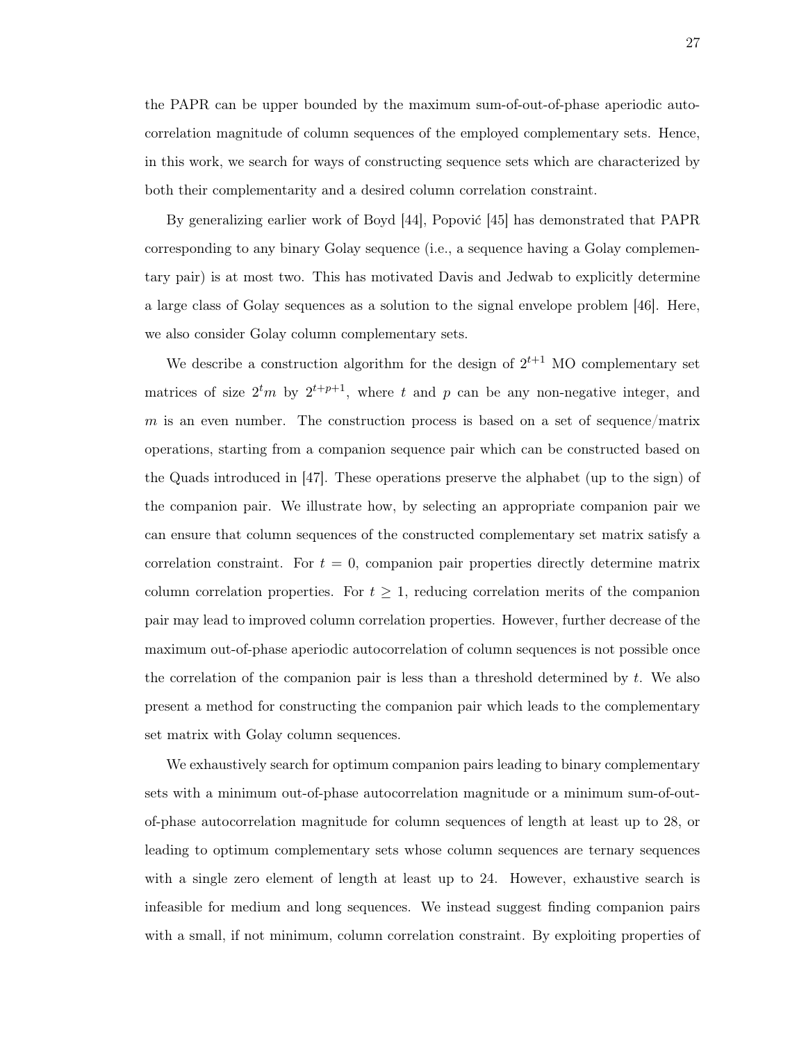the PAPR can be upper bounded by the maximum sum-of-out-of-phase aperiodic autocorrelation magnitude of column sequences of the employed complementary sets. Hence, in this work, we search for ways of constructing sequence sets which are characterized by both their complementarity and a desired column correlation constraint.

By generalizing earlier work of Boyd [44], Popović [45] has demonstrated that PAPR corresponding to any binary Golay sequence (i.e., a sequence having a Golay complementary pair) is at most two. This has motivated Davis and Jedwab to explicitly determine a large class of Golay sequences as a solution to the signal envelope problem [46]. Here, we also consider Golay column complementary sets.

We describe a construction algorithm for the design of $2^{t+1}$ MO complementary set matrices of size $2^t m$ by $2^{t+p+1}$, where $t$ and $p$ can be any non-negative integer, and $m$ is an even number. The construction process is based on a set of sequence/matrix operations, starting from a companion sequence pair which can be constructed based on the Quads introduced in [47]. These operations preserve the alphabet (up to the sign) of the companion pair. We illustrate how, by selecting an appropriate companion pair we can ensure that column sequences of the constructed complementary set matrix satisfy a correlation constraint. For $t = 0$, companion pair properties directly determine matrix column correlation properties. For $t \geq 1$, reducing correlation merits of the companion pair may lead to improved column correlation properties. However, further decrease of the maximum out-of-phase aperiodic autocorrelation of column sequences is not possible once the correlation of the companion pair is less than a threshold determined by $t$. We also present a method for constructing the companion pair which leads to the complementary set matrix with Golay column sequences.

We exhaustively search for optimum companion pairs leading to binary complementary sets with a minimum out-of-phase autocorrelation magnitude or a minimum sum-of-out-of-phase autocorrelation magnitude for column sequences of length at least up to 28, or leading to optimum complementary sets whose column sequences are ternary sequences with a single zero element of length at least up to 24. However, exhaustive search is infeasible for medium and long sequences. We instead suggest finding companion pairs with a small, if not minimum, column correlation constraint. By exploiting properties of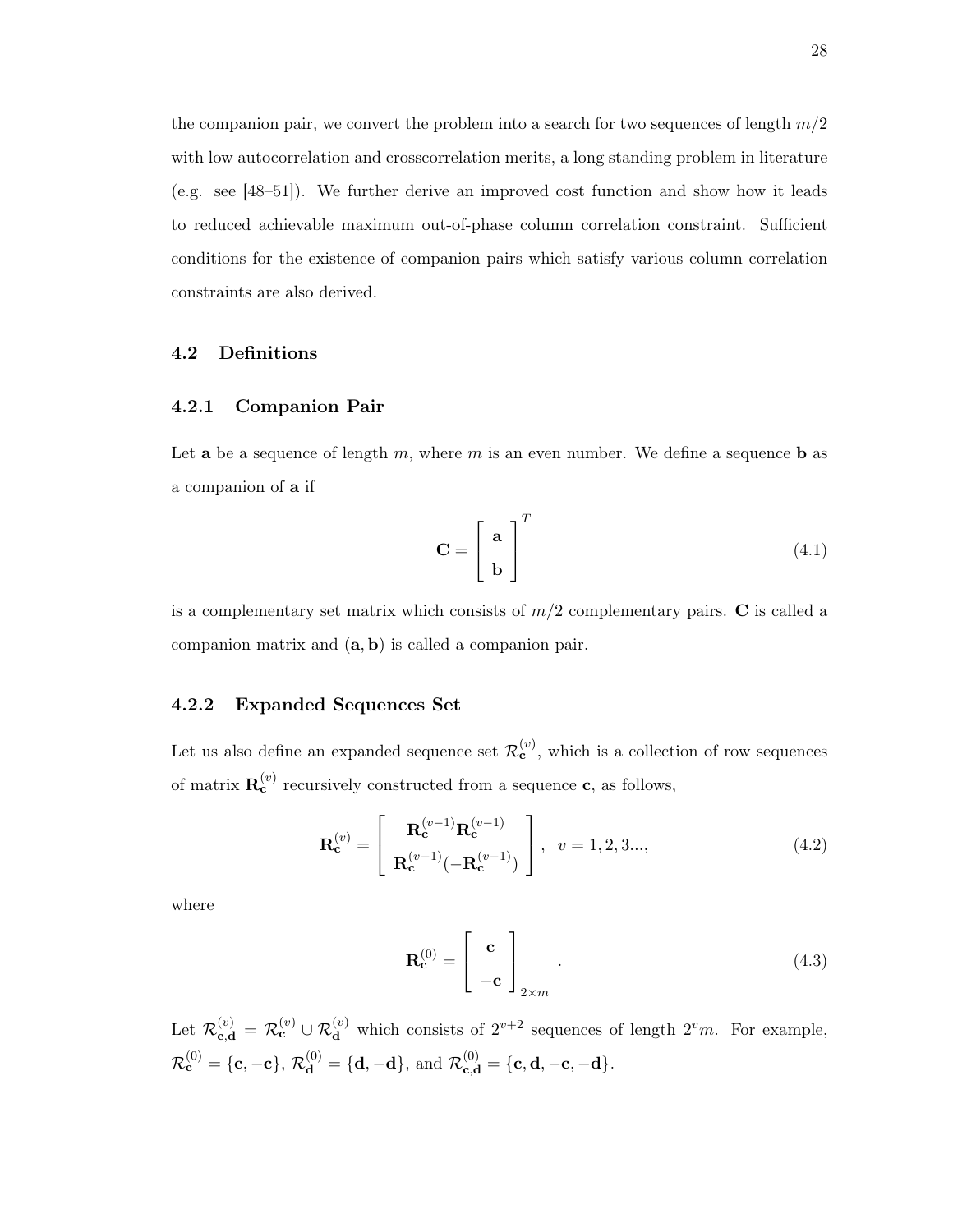the companion pair, we convert the problem into a search for two sequences of length $m/2$ with low autocorrelation and crosscorrelation merits, a long standing problem in literature (e.g. see [48–51]). We further derive an improved cost function and show how it leads to reduced achievable maximum out-of-phase column correlation constraint. Sufficient conditions for the existence of companion pairs which satisfy various column correlation constraints are also derived.

## 4.2 Definitions

### 4.2.1 Companion Pair

Let $\mathbf{a}$ be a sequence of length $m$, where $m$ is an even number. We define a sequence $\mathbf{b}$ as a companion of $\mathbf{a}$ if

$$\mathbf{C} = \begin{bmatrix} \mathbf{a} \\ \mathbf{b} \end{bmatrix}^T \tag{4.1}$$

is a complementary set matrix which consists of $m/2$ complementary pairs. $\mathbf{C}$ is called a companion matrix and $(\mathbf{a}, \mathbf{b})$ is called a companion pair.

### 4.2.2 Expanded Sequences Set

Let us also define an expanded sequence set $\mathcal{R}_{\mathbf{c}}^{(v)}$, which is a collection of row sequences of matrix $\mathbf{R}_{\mathbf{c}}^{(v)}$ recursively constructed from a sequence $\mathbf{c}$, as follows,

$$\mathbf{R}_{\mathbf{c}}^{(v)} = \begin{bmatrix} \mathbf{R}_{\mathbf{c}}^{(v-1)} \mathbf{R}_{\mathbf{c}}^{(v-1)} \\ \mathbf{R}_{\mathbf{c}}^{(v-1)} (-\mathbf{R}_{\mathbf{c}}^{(v-1)}) \end{bmatrix}, \quad v = 1, 2, 3..., \tag{4.2}$$

where

$$\mathbf{R}_{\mathbf{c}}^{(0)} = \begin{bmatrix} \mathbf{c} \\ -\mathbf{c} \end{bmatrix}_{2 \times m}. \tag{4.3}$$

Let $\mathcal{R}_{\mathbf{c},\mathbf{d}}^{(v)} = \mathcal{R}_{\mathbf{c}}^{(v)} \cup \mathcal{R}_{\mathbf{d}}^{(v)}$ which consists of $2^{v+2}$ sequences of length $2^v m$. For example, $\mathcal{R}_{\mathbf{c}}^{(0)} = \{\mathbf{c}, -\mathbf{c}\}$, $\mathcal{R}_{\mathbf{d}}^{(0)} = \{\mathbf{d}, -\mathbf{d}\}$, and $\mathcal{R}_{\mathbf{c},\mathbf{d}}^{(0)} = \{\mathbf{c}, \mathbf{d}, -\mathbf{c}, -\mathbf{d}\}$.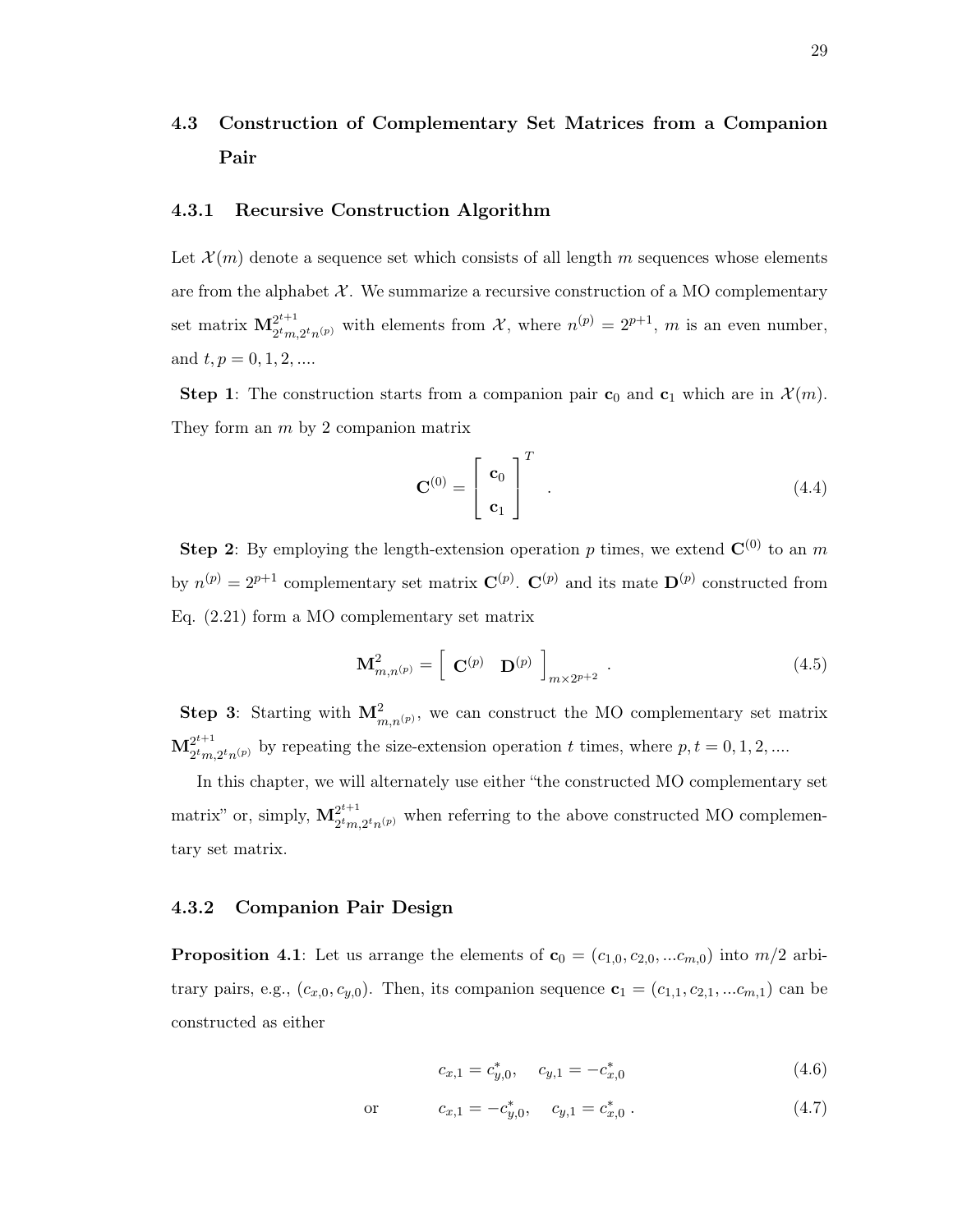## 4.3 Construction of Complementary Set Matrices from a Companion Pair

### 4.3.1 Recursive Construction Algorithm

Let $\mathcal{X}(m)$ denote a sequence set which consists of all length $m$ sequences whose elements are from the alphabet $\mathcal{X}$. We summarize a recursive construction of a MO complementary set matrix $\mathbf{M}^{2^{t+1}}_{2^t m, 2^t n^{(p)}}$ with elements from $\mathcal{X}$, where $n^{(p)} = 2^{p+1}$, $m$ is an even number, and $t, p = 0, 1, 2, ....$

**Step 1**: The construction starts from a companion pair $\mathbf{c}_0$ and $\mathbf{c}_1$ which are in $\mathcal{X}(m)$. They form an $m$ by 2 companion matrix

$$\mathbf{C}^{(0)} = \begin{bmatrix} \mathbf{c}_0 \\ \mathbf{c}_1 \end{bmatrix}^T . \tag{4.4}$$

**Step 2**: By employing the length-extension operation $p$ times, we extend $\mathbf{C}^{(0)}$ to an $m$ by $n^{(p)} = 2^{p+1}$ complementary set matrix $\mathbf{C}^{(p)}$. $\mathbf{C}^{(p)}$ and its mate $\mathbf{D}^{(p)}$ constructed from Eq. (2.21) form a MO complementary set matrix

$$\mathbf{M}^2_{m,n^{(p)}} = \begin{bmatrix} \mathbf{C}^{(p)} & \mathbf{D}^{(p)} \end{bmatrix}_{m \times 2^{p+2}} . \tag{4.5}$$

**Step 3**: Starting with $\mathbf{M}^2_{m,n^{(p)}}$, we can construct the MO complementary set matrix $\mathbf{M}^{2^{t+1}}_{2^t m, 2^t n^{(p)}}$ by repeating the size-extension operation $t$ times, where $p, t = 0, 1, 2, ....$

In this chapter, we will alternately use either "the constructed MO complementary set matrix" or, simply, $\mathbf{M}^{2^{t+1}}_{2^t m, 2^t n^{(p)}}$ when referring to the above constructed MO complementary set matrix.

### 4.3.2 Companion Pair Design

**Proposition 4.1**: Let us arrange the elements of $\mathbf{c}_0 = (c_{1,0}, c_{2,0}, ...c_{m,0})$ into $m/2$ arbitrary pairs, e.g., $(c_{x,0}, c_{y,0})$. Then, its companion sequence $\mathbf{c}_1 = (c_{1,1}, c_{2,1}, ...c_{m,1})$ can be constructed as either

$$c_{x,1} = c^*_{y,0}, \quad c_{y,1} = -c^*_{x,0} \tag{4.6}$$

$$\text{or} \qquad c_{x,1} = -c^*_{y,0}, \quad c_{y,1} = c^*_{x,0} . \tag{4.7}$$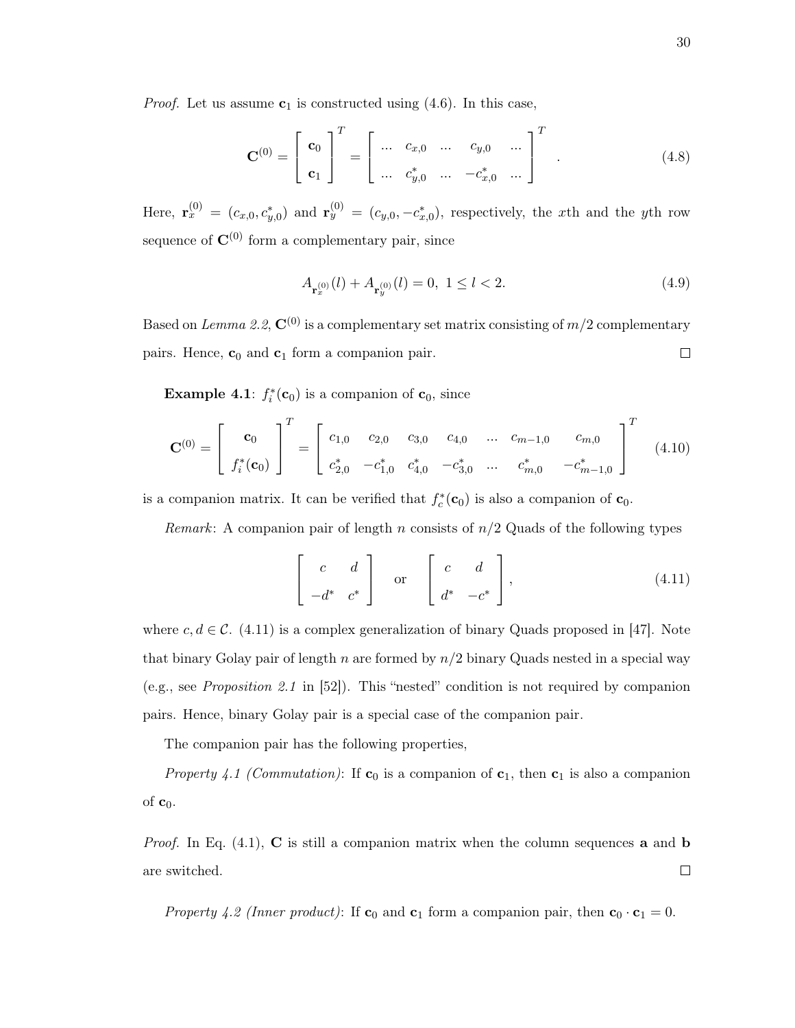*Proof.* Let us assume $\mathbf{c}_1$ is constructed using (4.6). In this case,

$$\mathbf{C}^{(0)} = \begin{bmatrix} \mathbf{c}_0 \\ \mathbf{c}_1 \end{bmatrix}^T = \begin{bmatrix} \ldots & c_{x,0} & \ldots & c_{y,0} & \ldots \\ \ldots & c_{y,0}^* & \ldots & -c_{x,0}^* & \ldots \end{bmatrix}^T . \tag{4.8}$$

Here, $\mathbf{r}_x^{(0)} = (c_{x,0}, c_{y,0}^*)$ and $\mathbf{r}_y^{(0)} = (c_{y,0}, -c_{x,0}^*)$, respectively, the $x$th and the $y$th row sequence of $\mathbf{C}^{(0)}$ form a complementary pair, since

$$A_{\mathbf{r}_x^{(0)}}(l) + A_{\mathbf{r}_y^{(0)}}(l) = 0, \ 1 \leq l < 2. \tag{4.9}$$

Based on *Lemma 2.2*, $\mathbf{C}^{(0)}$ is a complementary set matrix consisting of $m/2$ complementary pairs. Hence, $\mathbf{c}_0$ and $\mathbf{c}_1$ form a companion pair. $\square$

**Example 4.1**: $f_i^*(\mathbf{c}_0)$ is a companion of $\mathbf{c}_0$, since

$$\mathbf{C}^{(0)} = \begin{bmatrix} \mathbf{c}_0 \\ f_i^*(\mathbf{c}_0) \end{bmatrix}^T = \begin{bmatrix} c_{1,0} & c_{2,0} & c_{3,0} & c_{4,0} & \ldots & c_{m-1,0} & c_{m,0} \\ c_{2,0}^* & -c_{1,0}^* & c_{4,0}^* & -c_{3,0}^* & \ldots & c_{m,0}^* & -c_{m-1,0}^* \end{bmatrix}^T \tag{4.10}$$

is a companion matrix. It can be verified that $f_c^*(\mathbf{c}_0)$ is also a companion of $\mathbf{c}_0$.

*Remark*: A companion pair of length $n$ consists of $n/2$ Quads of the following types

$$\begin{bmatrix} c & d \\ -d^* & c^* \end{bmatrix} \quad \text{or} \quad \begin{bmatrix} c & d \\ d^* & -c^* \end{bmatrix}, \tag{4.11}$$

where $c, d \in \mathcal{C}$. (4.11) is a complex generalization of binary Quads proposed in [47]. Note that binary Golay pair of length $n$ are formed by $n/2$ binary Quads nested in a special way (e.g., see *Proposition 2.1* in [52]). This "nested" condition is not required by companion pairs. Hence, binary Golay pair is a special case of the companion pair.

The companion pair has the following properties,

*Property 4.1 (Commutation)*: If $\mathbf{c}_0$ is a companion of $\mathbf{c}_1$, then $\mathbf{c}_1$ is also a companion of $\mathbf{c}_0$.

*Proof.* In Eq. (4.1), $\mathbf{C}$ is still a companion matrix when the column sequences $\mathbf{a}$ and $\mathbf{b}$ are switched. $\square$

*Property 4.2 (Inner product)*: If $\mathbf{c}_0$ and $\mathbf{c}_1$ form a companion pair, then $\mathbf{c}_0 \cdot \mathbf{c}_1 = 0$.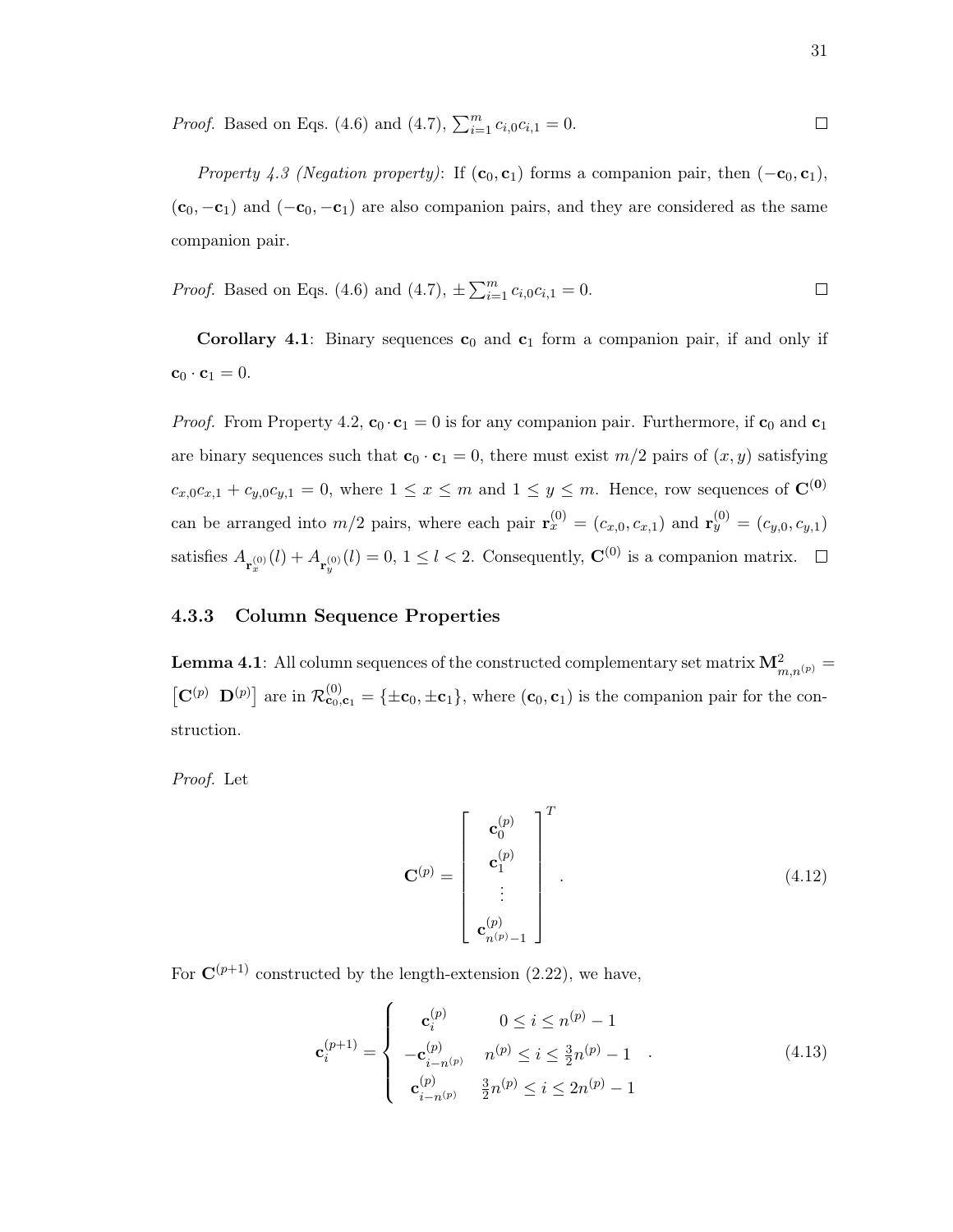*Proof.* Based on Eqs. (4.6) and (4.7), $\sum_{i=1}^{m} c_{i,0}c_{i,1} = 0$. $\square$

*Property 4.3 (Negation property)*: If $(\mathbf{c}_0, \mathbf{c}_1)$ forms a companion pair, then $(-\mathbf{c}_0, \mathbf{c}_1)$, $(\mathbf{c}_0, -\mathbf{c}_1)$ and $(-\mathbf{c}_0, -\mathbf{c}_1)$ are also companion pairs, and they are considered as the same companion pair.

*Proof.* Based on Eqs. (4.6) and (4.7), $\pm \sum_{i=1}^{m} c_{i,0}c_{i,1} = 0$. $\square$

**Corollary 4.1**: Binary sequences $\mathbf{c}_0$ and $\mathbf{c}_1$ form a companion pair, if and only if $\mathbf{c}_0 \cdot \mathbf{c}_1 = 0$.

*Proof.* From Property 4.2, $\mathbf{c}_0 \cdot \mathbf{c}_1 = 0$ is for any companion pair. Furthermore, if $\mathbf{c}_0$ and $\mathbf{c}_1$ are binary sequences such that $\mathbf{c}_0 \cdot \mathbf{c}_1 = 0$, there must exist $m/2$ pairs of $(x, y)$ satisfying $c_{x,0}c_{x,1} + c_{y,0}c_{y,1} = 0$, where $1 \leq x \leq m$ and $1 \leq y \leq m$. Hence, row sequences of $\mathbf{C}^{(\mathbf{0})}$ can be arranged into $m/2$ pairs, where each pair $\mathbf{r}_x^{(0)} = (c_{x,0}, c_{x,1})$ and $\mathbf{r}_y^{(0)} = (c_{y,0}, c_{y,1})$ satisfies $A_{\mathbf{r}_x^{(0)}}(l) + A_{\mathbf{r}_y^{(0)}}(l) = 0$, $1 \leq l < 2$. Consequently, $\mathbf{C}^{(0)}$ is a companion matrix. $\square$

### 4.3.3 Column Sequence Properties

**Lemma 4.1**: All column sequences of the constructed complementary set matrix $\mathbf{M}^2_{m,n^{(p)}} = \left[\mathbf{C}^{(p)} \;\; \mathbf{D}^{(p)}\right]$ are in $\mathcal{R}^{(0)}_{\mathbf{c}_0,\mathbf{c}_1} = \{\pm\mathbf{c}_0, \pm\mathbf{c}_1\}$, where $(\mathbf{c}_0, \mathbf{c}_1)$ is the companion pair for the construction.

*Proof.* Let

$$\mathbf{C}^{(p)} = \begin{bmatrix} \mathbf{c}_0^{(p)} \\ \mathbf{c}_1^{(p)} \\ \vdots \\ \mathbf{c}_{n^{(p)}-1}^{(p)} \end{bmatrix}^T . \tag{4.12}$$

For $\mathbf{C}^{(p+1)}$ constructed by the length-extension (2.22), we have,

$$\mathbf{c}_i^{(p+1)} = \begin{cases} \mathbf{c}_i^{(p)} & 0 \leq i \leq n^{(p)} - 1 \\ -\mathbf{c}_{i-n^{(p)}}^{(p)} & n^{(p)} \leq i \leq \frac{3}{2}n^{(p)} - 1 \\ \mathbf{c}_{i-n^{(p)}}^{(p)} & \frac{3}{2}n^{(p)} \leq i \leq 2n^{(p)} - 1 \end{cases} . \tag{4.13}$$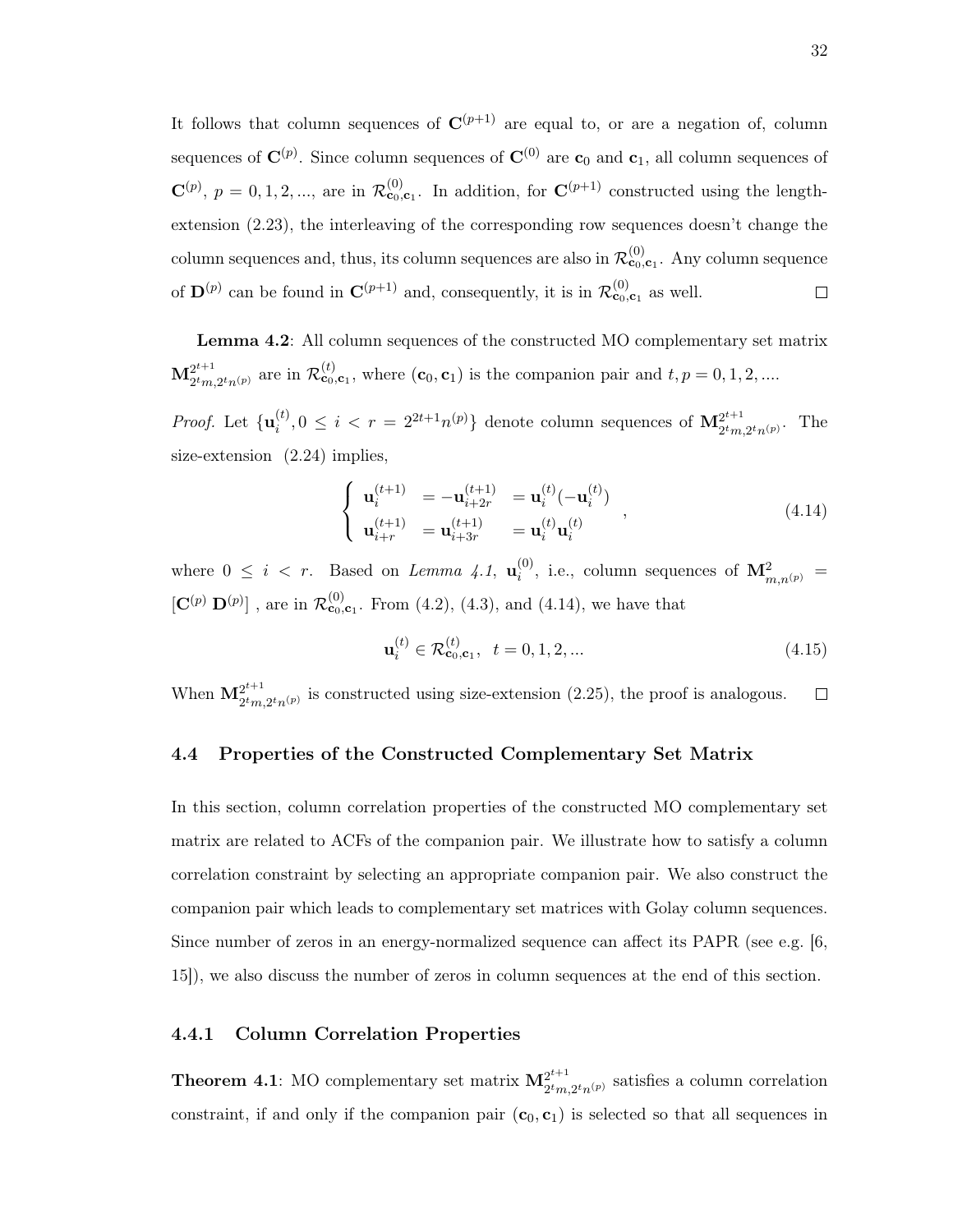It follows that column sequences of $\mathbf{C}^{(p+1)}$ are equal to, or are a negation of, column sequences of $\mathbf{C}^{(p)}$. Since column sequences of $\mathbf{C}^{(0)}$ are $\mathbf{c}_0$ and $\mathbf{c}_1$, all column sequences of $\mathbf{C}^{(p)}$, $p = 0, 1, 2, ...$, are in $\mathcal{R}^{(0)}_{\mathbf{c}_0,\mathbf{c}_1}$. In addition, for $\mathbf{C}^{(p+1)}$ constructed using the length-extension (2.23), the interleaving of the corresponding row sequences doesn't change the column sequences and, thus, its column sequences are also in $\mathcal{R}^{(0)}_{\mathbf{c}_0,\mathbf{c}_1}$. Any column sequence of $\mathbf{D}^{(p)}$ can be found in $\mathbf{C}^{(p+1)}$ and, consequently, it is in $\mathcal{R}^{(0)}_{\mathbf{c}_0,\mathbf{c}_1}$ as well. □

**Lemma 4.2**: All column sequences of the constructed MO complementary set matrix $\mathbf{M}^{2^{t+1}}_{2^t m, 2^t n^{(p)}}$ are in $\mathcal{R}^{(t)}_{\mathbf{c}_0,\mathbf{c}_1}$, where $(\mathbf{c}_0, \mathbf{c}_1)$ is the companion pair and $t, p = 0, 1, 2, ....$

*Proof.* Let $\{\mathbf{u}^{(t)}_i, 0 \le i < r = 2^{2t+1} n^{(p)}\}$ denote column sequences of $\mathbf{M}^{2^{t+1}}_{2^t m, 2^t n^{(p)}}$. The size-extension (2.24) implies,

$$\begin{cases} \mathbf{u}^{(t+1)}_i & = -\mathbf{u}^{(t+1)}_{i+2r} & = \mathbf{u}^{(t)}_i (-\mathbf{u}^{(t)}_i) \\ \mathbf{u}^{(t+1)}_{i+r} & = \mathbf{u}^{(t+1)}_{i+3r} & = \mathbf{u}^{(t)}_i \mathbf{u}^{(t)}_i \end{cases}, \tag{4.14}$$

where $0 \le i < r$. Based on *Lemma 4.1*, $\mathbf{u}^{(0)}_i$, i.e., column sequences of $\mathbf{M}^2_{m,n^{(p)}} = [\mathbf{C}^{(p)} \ \mathbf{D}^{(p)}]$ , are in $\mathcal{R}^{(0)}_{\mathbf{c}_0,\mathbf{c}_1}$. From (4.2), (4.3), and (4.14), we have that

$$\mathbf{u}^{(t)}_i \in \mathcal{R}^{(t)}_{\mathbf{c}_0,\mathbf{c}_1}, \ \ t = 0, 1, 2, ... \tag{4.15}$$

When $\mathbf{M}^{2^{t+1}}_{2^t m, 2^t n^{(p)}}$ is constructed using size-extension (2.25), the proof is analogous. □

### 4.4 Properties of the Constructed Complementary Set Matrix

In this section, column correlation properties of the constructed MO complementary set matrix are related to ACFs of the companion pair. We illustrate how to satisfy a column correlation constraint by selecting an appropriate companion pair. We also construct the companion pair which leads to complementary set matrices with Golay column sequences. Since number of zeros in an energy-normalized sequence can affect its PAPR (see e.g. [6, 15]), we also discuss the number of zeros in column sequences at the end of this section.

#### 4.4.1 Column Correlation Properties

**Theorem 4.1**: MO complementary set matrix $\mathbf{M}^{2^{t+1}}_{2^t m, 2^t n^{(p)}}$ satisfies a column correlation constraint, if and only if the companion pair $(\mathbf{c}_0, \mathbf{c}_1)$ is selected so that all sequences in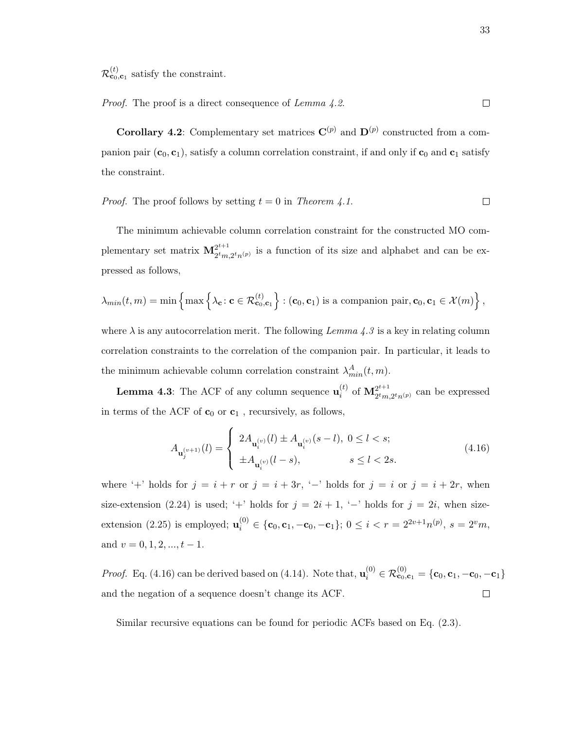$\mathcal{R}^{(t)}_{\mathbf{c}_0,\mathbf{c}_1}$ satisfy the constraint.

*Proof.* The proof is a direct consequence of *Lemma 4.2*. □

**Corollary 4.2**: Complementary set matrices $\mathbf{C}^{(p)}$ and $\mathbf{D}^{(p)}$ constructed from a companion pair $(\mathbf{c}_0, \mathbf{c}_1)$, satisfy a column correlation constraint, if and only if $\mathbf{c}_0$ and $\mathbf{c}_1$ satisfy the constraint.

*Proof.* The proof follows by setting $t = 0$ in *Theorem 4.1*. □

The minimum achievable column correlation constraint for the constructed MO complementary set matrix $\mathbf{M}^{2^{t+1}}_{2^t m, 2^t n^{(p)}}$ is a function of its size and alphabet and can be expressed as follows,

$$\lambda_{min}(t, m) = \min\left\{\max\left\{\lambda_{\mathbf{c}} \colon \mathbf{c} \in \mathcal{R}^{(t)}_{\mathbf{c}_0,\mathbf{c}_1}\right\} : (\mathbf{c}_0, \mathbf{c}_1) \text{ is a companion pair}, \mathbf{c}_0, \mathbf{c}_1 \in \mathcal{X}(m)\right\},$$

where $\lambda$ is any autocorrelation merit. The following *Lemma 4.3* is a key in relating column correlation constraints to the correlation of the companion pair. In particular, it leads to the minimum achievable column correlation constraint $\lambda^A_{min}(t, m)$.

**Lemma 4.3**: The ACF of any column sequence $\mathbf{u}^{(t)}_i$ of $\mathbf{M}^{2^{t+1}}_{2^t m, 2^t n^{(p)}}$ can be expressed in terms of the ACF of $\mathbf{c}_0$ or $\mathbf{c}_1$ , recursively, as follows,

$$A_{\mathbf{u}^{(v+1)}_j}(l) = \begin{cases} 2A_{\mathbf{u}^{(v)}_i}(l) \pm A_{\mathbf{u}^{(v)}_i}(s-l), & 0 \le l < s; \\ \pm A_{\mathbf{u}^{(v)}_i}(l-s), & s \le l < 2s. \end{cases} \tag{4.16}$$

where '+' holds for $j = i + r$ or $j = i + 3r$, '−' holds for $j = i$ or $j = i + 2r$, when size-extension (2.24) is used; '+' holds for $j = 2i + 1$, '−' holds for $j = 2i$, when size-extension (2.25) is employed; $\mathbf{u}^{(0)}_i \in \{\mathbf{c}_0, \mathbf{c}_1, -\mathbf{c}_0, -\mathbf{c}_1\}$; $0 \le i < r = 2^{2v+1} n^{(p)}$, $s = 2^v m$, and $v = 0, 1, 2, ..., t - 1$.

*Proof.* Eq. (4.16) can be derived based on (4.14). Note that, $\mathbf{u}^{(0)}_i \in \mathcal{R}^{(0)}_{\mathbf{c}_0,\mathbf{c}_1} = \{\mathbf{c}_0, \mathbf{c}_1, -\mathbf{c}_0, -\mathbf{c}_1\}$ and the negation of a sequence doesn't change its ACF. □

Similar recursive equations can be found for periodic ACFs based on Eq. (2.3).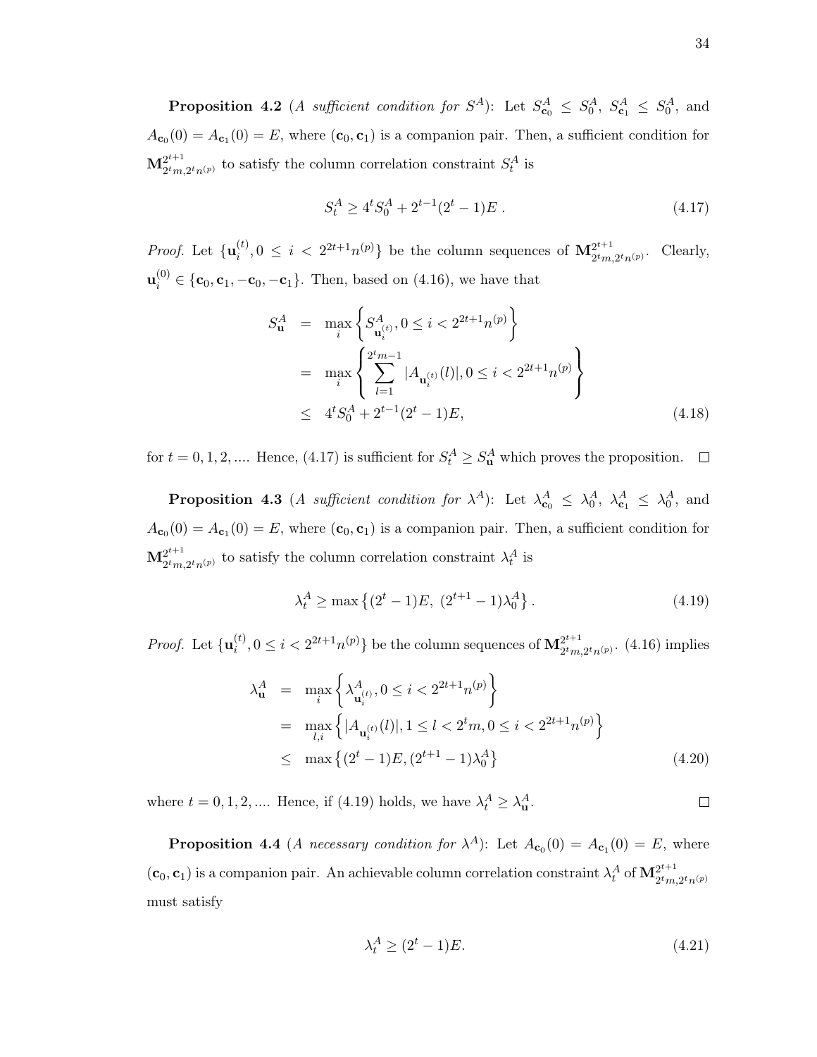**Proposition 4.2** (*A sufficient condition for* $S^A$): Let $S^A_{\mathbf{c}_0} \leq S^A_0$, $S^A_{\mathbf{c}_1} \leq S^A_0$, and $A_{\mathbf{c}_0}(0) = A_{\mathbf{c}_1}(0) = E$, where $(\mathbf{c}_0, \mathbf{c}_1)$ is a companion pair. Then, a sufficient condition for $\mathbf{M}^{2^{t+1}}_{2^t m, 2^t n^{(p)}}$ to satisfy the column correlation constraint $S^A_t$ is

$$S^A_t \geq 4^t S^A_0 + 2^{t-1}(2^t - 1)E \; . \tag{4.17}$$

*Proof.* Let $\{\mathbf{u}^{(t)}_i, 0 \leq i < 2^{2t+1}n^{(p)}\}$ be the column sequences of $\mathbf{M}^{2^{t+1}}_{2^t m, 2^t n^{(p)}}$. Clearly, $\mathbf{u}^{(0)}_i \in \{\mathbf{c}_0, \mathbf{c}_1, -\mathbf{c}_0, -\mathbf{c}_1\}$. Then, based on (4.16), we have that

$$\begin{aligned}
S^A_{\mathbf{u}} &= \max_i \left\{ S^A_{\mathbf{u}^{(t)}_i}, 0 \leq i < 2^{2t+1}n^{(p)} \right\} \\
&= \max_i \left\{ \sum_{l=1}^{2^t m - 1} |A_{\mathbf{u}^{(t)}_i}(l)|, 0 \leq i < 2^{2t+1}n^{(p)} \right\} \\
&\leq 4^t S^A_0 + 2^{t-1}(2^t - 1)E,
\end{aligned} \tag{4.18}$$

for $t = 0, 1, 2, ....$ Hence, (4.17) is sufficient for $S^A_t \geq S^A_{\mathbf{u}}$ which proves the proposition. $\square$

**Proposition 4.3** (*A sufficient condition for* $\lambda^A$): Let $\lambda^A_{\mathbf{c}_0} \leq \lambda^A_0$, $\lambda^A_{\mathbf{c}_1} \leq \lambda^A_0$, and $A_{\mathbf{c}_0}(0) = A_{\mathbf{c}_1}(0) = E$, where $(\mathbf{c}_0, \mathbf{c}_1)$ is a companion pair. Then, a sufficient condition for $\mathbf{M}^{2^{t+1}}_{2^t m, 2^t n^{(p)}}$ to satisfy the column correlation constraint $\lambda^A_t$ is

$$\lambda^A_t \geq \max\left\{(2^t - 1)E, \; (2^{t+1} - 1)\lambda^A_0\right\}. \tag{4.19}$$

*Proof.* Let $\{\mathbf{u}^{(t)}_i, 0 \leq i < 2^{2t+1}n^{(p)}\}$ be the column sequences of $\mathbf{M}^{2^{t+1}}_{2^t m, 2^t n^{(p)}}$. (4.16) implies

$$\begin{aligned}
\lambda^A_{\mathbf{u}} &= \max_i \left\{ \lambda^A_{\mathbf{u}^{(t)}_i}, 0 \leq i < 2^{2t+1}n^{(p)} \right\} \\
&= \max_{l,i} \left\{ |A_{\mathbf{u}^{(t)}_i}(l)|, 1 \leq l < 2^t m, 0 \leq i < 2^{2t+1}n^{(p)} \right\} \\
&\leq \max\left\{(2^t - 1)E, (2^{t+1} - 1)\lambda^A_0\right\}
\end{aligned} \tag{4.20}$$

where $t = 0, 1, 2, ....$ Hence, if (4.19) holds, we have $\lambda^A_t \geq \lambda^A_{\mathbf{u}}$. $\square$

**Proposition 4.4** (*A necessary condition for* $\lambda^A$): Let $A_{\mathbf{c}_0}(0) = A_{\mathbf{c}_1}(0) = E$, where $(\mathbf{c}_0, \mathbf{c}_1)$ is a companion pair. An achievable column correlation constraint $\lambda^A_t$ of $\mathbf{M}^{2^{t+1}}_{2^t m, 2^t n^{(p)}}$ must satisfy

$$\lambda^A_t \geq (2^t - 1)E. \tag{4.21}$$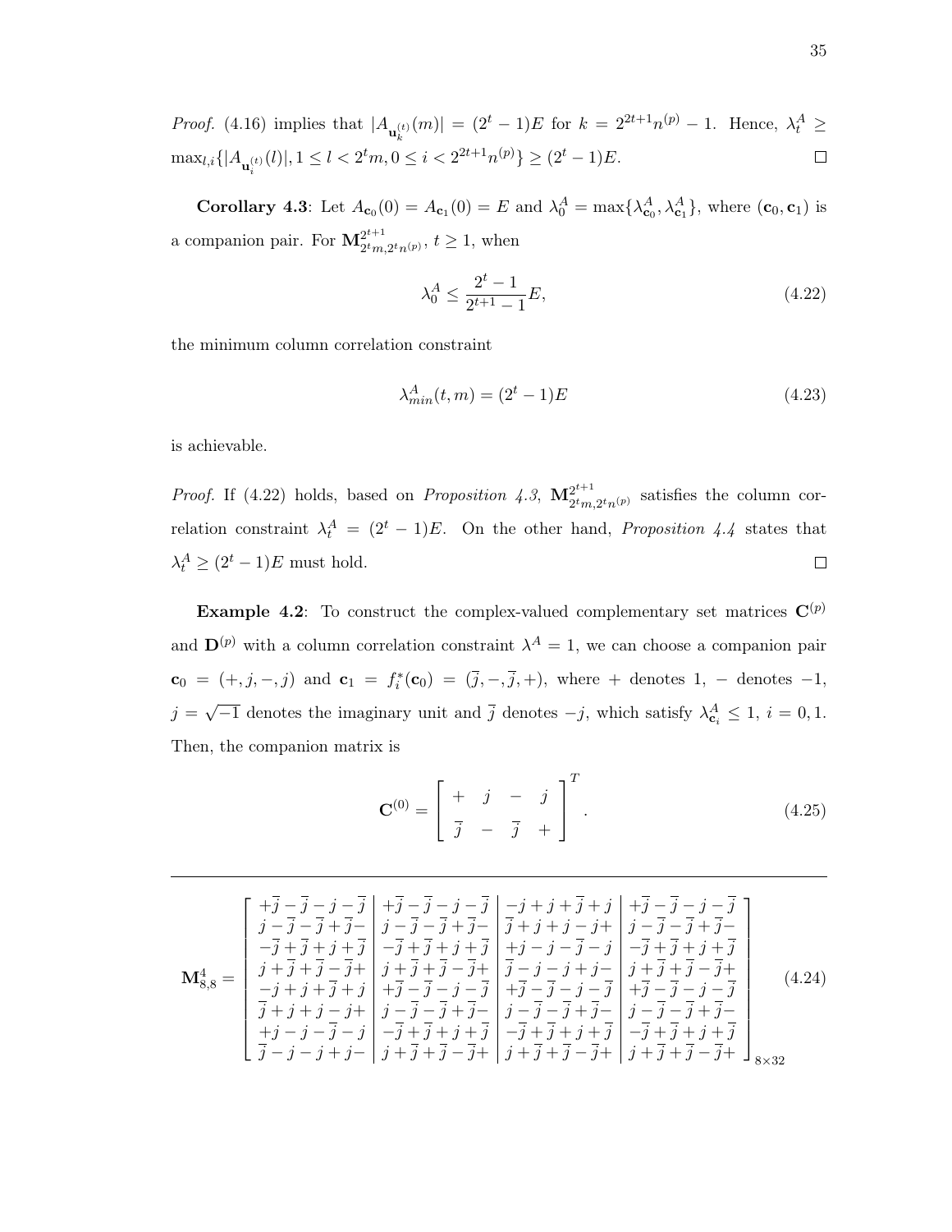*Proof.* (4.16) implies that $|A_{\mathbf{u}_k^{(t)}}(m)| = (2^t - 1)E$ for $k = 2^{2t+1}n^{(p)} - 1$. Hence, $\lambda_t^A \geq \max_{l,i}\{|A_{\mathbf{u}_i^{(t)}}(l)|, 1 \leq l < 2^t m, 0 \leq i < 2^{2t+1}n^{(p)}\} \geq (2^t - 1)E$. $\square$

**Corollary 4.3**: Let $A_{\mathbf{c}_0}(0) = A_{\mathbf{c}_1}(0) = E$ and $\lambda_0^A = \max\{\lambda_{\mathbf{c}_0}^A, \lambda_{\mathbf{c}_1}^A\}$, where $(\mathbf{c}_0, \mathbf{c}_1)$ is a companion pair. For $\mathbf{M}_{2^t m, 2^t n^{(p)}}^{2^{t+1}}$, $t \geq 1$, when

$$\lambda_0^A \leq \frac{2^t - 1}{2^{t+1} - 1} E, \tag{4.22}$$

the minimum column correlation constraint

$$\lambda_{min}^A(t, m) = (2^t - 1)E \tag{4.23}$$

is achievable.

*Proof.* If (4.22) holds, based on *Proposition 4.3*, $\mathbf{M}_{2^t m, 2^t n^{(p)}}^{2^{t+1}}$ satisfies the column correlation constraint $\lambda_t^A = (2^t - 1)E$. On the other hand, *Proposition 4.4* states that $\lambda_t^A \geq (2^t - 1)E$ must hold. $\square$

**Example 4.2**: To construct the complex-valued complementary set matrices $\mathbf{C}^{(p)}$ and $\mathbf{D}^{(p)}$ with a column correlation constraint $\lambda^A = 1$, we can choose a companion pair $\mathbf{c}_0 = (+, j, -, j)$ and $\mathbf{c}_1 = f_i^*(\mathbf{c}_0) = (\bar{j}, -, \bar{j}, +)$, where $+$ denotes 1, $-$ denotes $-1$, $j = \sqrt{-1}$ denotes the imaginary unit and $\bar{j}$ denotes $-j$, which satisfy $\lambda_{\mathbf{c}_i}^A \leq 1$, $i = 0, 1$. Then, the companion matrix is

$$\mathbf{C}^{(0)} = \begin{bmatrix} + & j & - & j \\ \bar{j} & - & \bar{j} & + \end{bmatrix}^T. \tag{4.25}$$

---

$$\mathbf{M}_{8,8}^4 = \left[\begin{array}{c|c|c|c}
+\bar{j}-\bar{j}-j-\bar{j} & +\bar{j}-\bar{j}-j-\bar{j} & -j+j+\bar{j}+j & +\bar{j}-\bar{j}-j-\bar{j} \\
j-\bar{j}-\bar{j}+\bar{j}- & j-\bar{j}-\bar{j}+\bar{j}- & \bar{j}+j+j-j+ & j-\bar{j}-\bar{j}+\bar{j}- \\
-\bar{j}+\bar{j}+j+\bar{j} & -\bar{j}+\bar{j}+j+\bar{j} & +j-j-\bar{j}-j & -\bar{j}+\bar{j}+j+\bar{j} \\
j+\bar{j}+\bar{j}-\bar{j}+ & j+\bar{j}+\bar{j}-\bar{j}+ & \bar{j}-j-j+j- & j+\bar{j}+\bar{j}-\bar{j}+ \\
-j+j+\bar{j}+j & +\bar{j}-\bar{j}-j-\bar{j} & +\bar{j}-\bar{j}-j-\bar{j} & +\bar{j}-\bar{j}-j-\bar{j} \\
\bar{j}+j+j-j+ & j-\bar{j}-\bar{j}+\bar{j}- & j-\bar{j}-\bar{j}+\bar{j}- & j-\bar{j}-\bar{j}+\bar{j}- \\
+j-j-\bar{j}-j & -\bar{j}+\bar{j}+j+\bar{j} & -\bar{j}+\bar{j}+j+\bar{j} & -\bar{j}+\bar{j}+j+\bar{j} \\
\bar{j}-j-j+j- & j+\bar{j}+\bar{j}-\bar{j}+ & j+\bar{j}+\bar{j}-\bar{j}+ & j+\bar{j}+\bar{j}-\bar{j}+
\end{array}\right]_{8\times 32} \tag{4.24}$$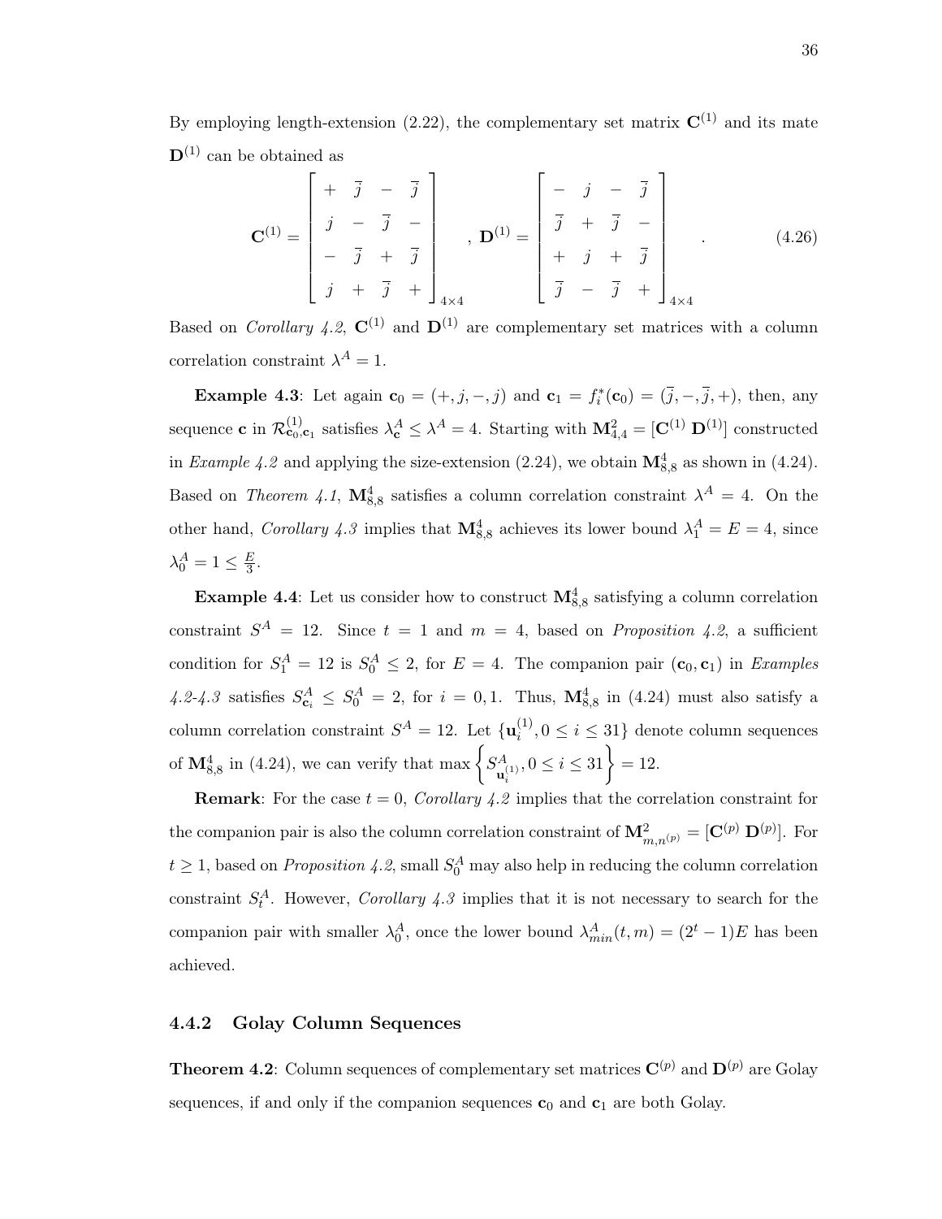By employing length-extension (2.22), the complementary set matrix $\mathbf{C}^{(1)}$ and its mate $\mathbf{D}^{(1)}$ can be obtained as

$$\mathbf{C}^{(1)} = \begin{bmatrix} + & \overline{j} & - & \overline{j} \\ j & - & \overline{j} & - \\ - & \overline{j} & + & \overline{j} \\ j & + & \overline{j} & + \end{bmatrix}_{4\times 4}, \ \mathbf{D}^{(1)} = \begin{bmatrix} - & j & - & \overline{j} \\ \overline{j} & + & \overline{j} & - \\ + & j & + & \overline{j} \\ \overline{j} & - & \overline{j} & + \end{bmatrix}_{4\times 4}. \tag{4.26}$$

Based on *Corollary 4.2*, $\mathbf{C}^{(1)}$ and $\mathbf{D}^{(1)}$ are complementary set matrices with a column correlation constraint $\lambda^A = 1$.

**Example 4.3**: Let again $\mathbf{c}_0 = (+, j, -, j)$ and $\mathbf{c}_1 = f_i^*(\mathbf{c}_0) = (\overline{j}, -, \overline{j}, +)$, then, any sequence $\mathbf{c}$ in $\mathcal{R}^{(1)}_{\mathbf{c}_0,\mathbf{c}_1}$ satisfies $\lambda^A_{\mathbf{c}} \le \lambda^A = 4$. Starting with $\mathbf{M}^2_{4,4} = [\mathbf{C}^{(1)}\ \mathbf{D}^{(1)}]$ constructed in *Example 4.2* and applying the size-extension (2.24), we obtain $\mathbf{M}^4_{8,8}$ as shown in (4.24). Based on *Theorem 4.1*, $\mathbf{M}^4_{8,8}$ satisfies a column correlation constraint $\lambda^A = 4$. On the other hand, *Corollary 4.3* implies that $\mathbf{M}^4_{8,8}$ achieves its lower bound $\lambda^A_1 = E = 4$, since $\lambda^A_0 = 1 \le \frac{E}{3}$.

**Example 4.4**: Let us consider how to construct $\mathbf{M}^4_{8,8}$ satisfying a column correlation constraint $S^A = 12$. Since $t = 1$ and $m = 4$, based on *Proposition 4.2*, a sufficient condition for $S^A_1 = 12$ is $S^A_0 \le 2$, for $E = 4$. The companion pair $(\mathbf{c}_0, \mathbf{c}_1)$ in *Examples 4.2-4.3* satisfies $S^A_{\mathbf{c}_i} \le S^A_0 = 2$, for $i = 0, 1$. Thus, $\mathbf{M}^4_{8,8}$ in (4.24) must also satisfy a column correlation constraint $S^A = 12$. Let $\{\mathbf{u}^{(1)}_i, 0 \le i \le 31\}$ denote column sequences of $\mathbf{M}^4_{8,8}$ in (4.24), we can verify that $\max\left\{S^A_{\mathbf{u}^{(1)}_i}, 0 \le i \le 31\right\} = 12$.

**Remark**: For the case $t = 0$, *Corollary 4.2* implies that the correlation constraint for the companion pair is also the column correlation constraint of $\mathbf{M}^2_{m,n^{(p)}} = [\mathbf{C}^{(p)}\ \mathbf{D}^{(p)}]$. For $t \ge 1$, based on *Proposition 4.2*, small $S^A_0$ may also help in reducing the column correlation constraint $S^A_t$. However, *Corollary 4.3* implies that it is not necessary to search for the companion pair with smaller $\lambda^A_0$, once the lower bound $\lambda^A_{min}(t, m) = (2^t - 1)E$ has been achieved.

### 4.4.2 Golay Column Sequences

**Theorem 4.2**: Column sequences of complementary set matrices $\mathbf{C}^{(p)}$ and $\mathbf{D}^{(p)}$ are Golay sequences, if and only if the companion sequences $\mathbf{c}_0$ and $\mathbf{c}_1$ are both Golay.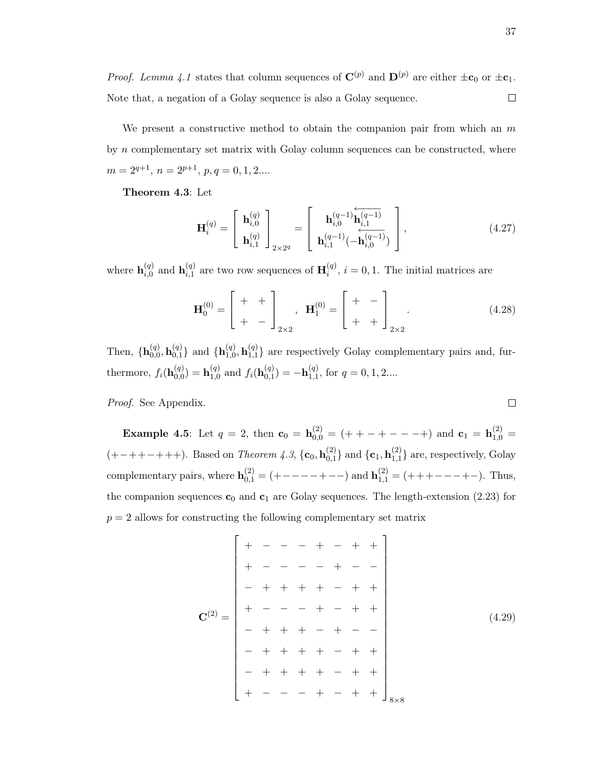*Proof. Lemma 4.1* states that column sequences of $\mathbf{C}^{(p)}$ and $\mathbf{D}^{(p)}$ are either $\pm\mathbf{c}_0$ or $\pm\mathbf{c}_1$. Note that, a negation of a Golay sequence is also a Golay sequence. $\square$

We present a constructive method to obtain the companion pair from which an $m$ by $n$ complementary set matrix with Golay column sequences can be constructed, where $m = 2^{q+1}$, $n = 2^{p+1}$, $p, q = 0, 1, 2....$

**Theorem 4.3**: Let

$$\mathbf{H}_i^{(q)} = \begin{bmatrix} \mathbf{h}_{i,0}^{(q)} \\ \mathbf{h}_{i,1}^{(q)} \end{bmatrix}_{2\times 2^q} = \begin{bmatrix} \mathbf{h}_{i,0}^{(q-1)}\overleftarrow{\mathbf{h}_{i,1}^{(q-1)}} \\ \mathbf{h}_{i,1}^{(q-1)}(-\overleftarrow{\mathbf{h}_{i,0}^{(q-1)}}) \end{bmatrix}, \tag{4.27}$$

where $\mathbf{h}_{i,0}^{(q)}$ and $\mathbf{h}_{i,1}^{(q)}$ are two row sequences of $\mathbf{H}_i^{(q)}$, $i = 0, 1$. The initial matrices are

$$\mathbf{H}_0^{(0)} = \begin{bmatrix} + & + \\ + & - \end{bmatrix}_{2\times 2}, \quad \mathbf{H}_1^{(0)} = \begin{bmatrix} + & - \\ + & + \end{bmatrix}_{2\times 2}. \tag{4.28}$$

Then, $\{\mathbf{h}_{0,0}^{(q)}, \mathbf{h}_{0,1}^{(q)}\}$ and $\{\mathbf{h}_{1,0}^{(q)}, \mathbf{h}_{1,1}^{(q)}\}$ are respectively Golay complementary pairs and, furthermore, $f_i(\mathbf{h}_{0,0}^{(q)}) = \mathbf{h}_{1,0}^{(q)}$ and $f_i(\mathbf{h}_{0,1}^{(q)}) = -\mathbf{h}_{1,1}^{(q)}$, for $q = 0, 1, 2....$

*Proof.* See Appendix. $\square$

**Example 4.5**: Let $q = 2$, then $\mathbf{c}_0 = \mathbf{h}_{0,0}^{(2)} = (++-+---+)$ and $\mathbf{c}_1 = \mathbf{h}_{1,0}^{(2)} = (+-++-+++)$. Based on *Theorem 4.3*, $\{\mathbf{c}_0, \mathbf{h}_{0,1}^{(2)}\}$ and $\{\mathbf{c}_1, \mathbf{h}_{1,1}^{(2)}\}$ are, respectively, Golay complementary pairs, where $\mathbf{h}_{0,1}^{(2)} = (+----+--)$ and $\mathbf{h}_{1,1}^{(2)} = (+++---+-)$. Thus, the companion sequences $\mathbf{c}_0$ and $\mathbf{c}_1$ are Golay sequences. The length-extension (2.23) for $p = 2$ allows for constructing the following complementary set matrix

$$\mathbf{C}^{(2)} = \begin{bmatrix} + & - & - & - & + & - & + & + \\ + & - & - & - & - & + & - & - \\ - & + & + & + & + & - & + & + \\ + & - & - & - & + & - & + & + \\ - & + & + & + & - & + & - & - \\ - & + & + & + & + & - & + & + \\ - & + & + & + & + & - & + & + \\ + & - & - & - & + & - & + & + \end{bmatrix}_{8\times 8} \tag{4.29}$$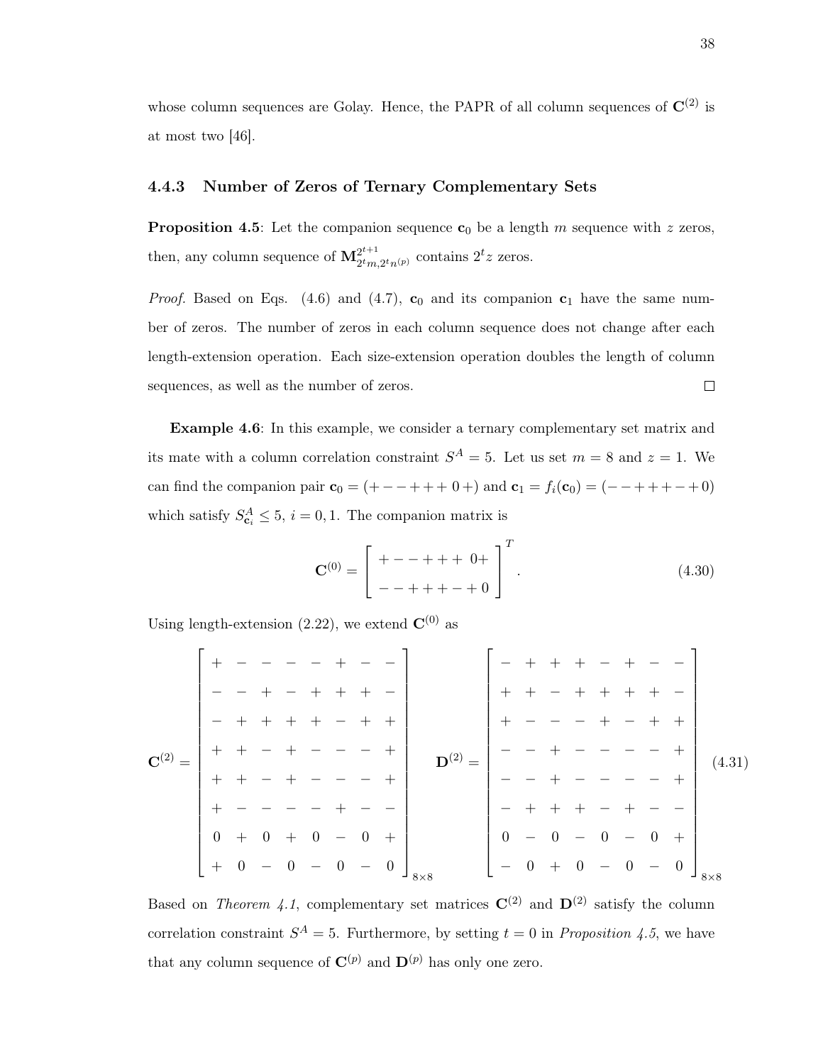whose column sequences are Golay. Hence, the PAPR of all column sequences of $\mathbf{C}^{(2)}$ is at most two [46].

### 4.4.3 Number of Zeros of Ternary Complementary Sets

**Proposition 4.5**: Let the companion sequence $\mathbf{c}_0$ be a length $m$ sequence with $z$ zeros, then, any column sequence of $\mathbf{M}^{2^{t+1}}_{2^t m, 2^t n^{(p)}}$ contains $2^t z$ zeros.

*Proof.* Based on Eqs. (4.6) and (4.7), $\mathbf{c}_0$ and its companion $\mathbf{c}_1$ have the same number of zeros. The number of zeros in each column sequence does not change after each length-extension operation. Each size-extension operation doubles the length of column sequences, as well as the number of zeros. $\square$

**Example 4.6**: In this example, we consider a ternary complementary set matrix and its mate with a column correlation constraint $S^A = 5$. Let us set $m = 8$ and $z = 1$. We can find the companion pair $\mathbf{c}_0 = (+--+++\,0\,+)$ and $\mathbf{c}_1 = f_i(\mathbf{c}_0) = (--++++-+0)$ which satisfy $S^A_{\mathbf{c}_i} \leq 5$, $i = 0, 1$. The companion matrix is

$$\mathbf{C}^{(0)} = \begin{bmatrix} +--+++\ 0+ \\ --+++-+0 \end{bmatrix}^T. \tag{4.30}$$

Using length-extension (2.22), we extend $\mathbf{C}^{(0)}$ as

$$\mathbf{C}^{(2)} = \begin{bmatrix} + & - & - & - & - & + & - & - \\ - & - & + & - & + & + & + & - \\ - & + & + & + & + & - & + & + \\ + & + & - & + & - & - & - & + \\ + & + & - & + & - & - & - & + \\ + & - & - & - & - & + & - & - \\ 0 & + & 0 & + & 0 & - & 0 & + \\ + & 0 & - & 0 & - & 0 & - & 0 \end{bmatrix}_{8\times 8} \quad \mathbf{D}^{(2)} = \begin{bmatrix} - & + & + & + & - & + & - & - \\ + & + & - & + & + & + & + & - \\ + & - & - & - & + & - & + & + \\ - & - & + & - & - & - & - & + \\ - & - & + & - & - & - & - & + \\ - & + & + & + & - & + & - & - \\ 0 & - & 0 & - & 0 & - & 0 & + \\ - & 0 & + & 0 & - & 0 & - & 0 \end{bmatrix}_{8\times 8} \tag{4.31}$$

Based on *Theorem 4.1*, complementary set matrices $\mathbf{C}^{(2)}$ and $\mathbf{D}^{(2)}$ satisfy the column correlation constraint $S^A = 5$. Furthermore, by setting $t = 0$ in *Proposition 4.5*, we have that any column sequence of $\mathbf{C}^{(p)}$ and $\mathbf{D}^{(p)}$ has only one zero.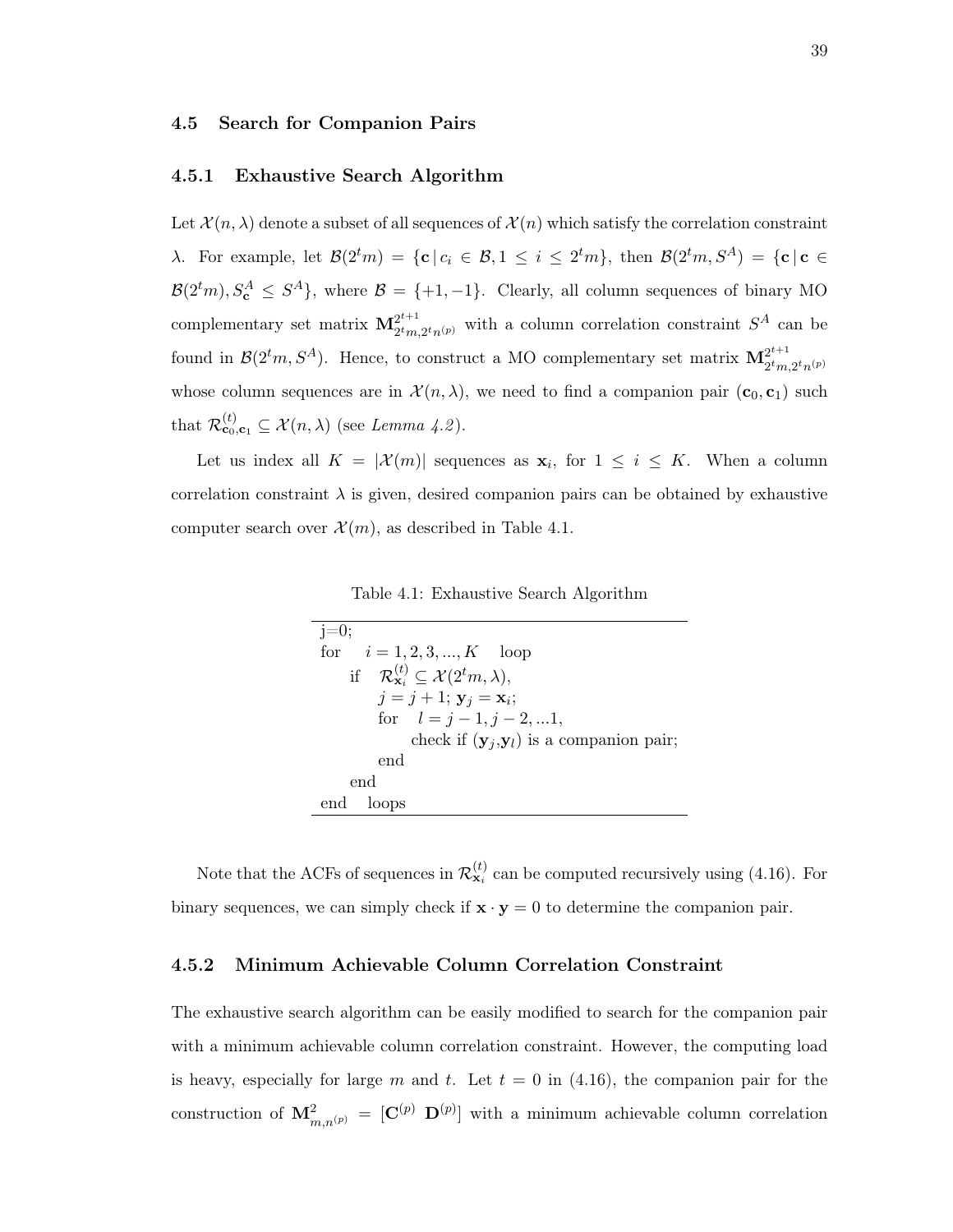## 4.5 Search for Companion Pairs

### 4.5.1 Exhaustive Search Algorithm

Let $\mathcal{X}(n, \lambda)$ denote a subset of all sequences of $\mathcal{X}(n)$ which satisfy the correlation constraint $\lambda$. For example, let $\mathcal{B}(2^t m) = \{\mathbf{c} \,|\, c_i \in \mathcal{B}, 1 \leq i \leq 2^t m\}$, then $\mathcal{B}(2^t m, S^A) = \{\mathbf{c} \,|\, \mathbf{c} \in \mathcal{B}(2^t m), S^A_{\mathbf{c}} \leq S^A\}$, where $\mathcal{B} = \{+1, -1\}$. Clearly, all column sequences of binary MO complementary set matrix $\mathbf{M}^{2^{t+1}}_{2^t m, 2^t n^{(p)}}$ with a column correlation constraint $S^A$ can be found in $\mathcal{B}(2^t m, S^A)$. Hence, to construct a MO complementary set matrix $\mathbf{M}^{2^{t+1}}_{2^t m, 2^t n^{(p)}}$ whose column sequences are in $\mathcal{X}(n, \lambda)$, we need to find a companion pair $(\mathbf{c}_0, \mathbf{c}_1)$ such that $\mathcal{R}^{(t)}_{\mathbf{c}_0, \mathbf{c}_1} \subseteq \mathcal{X}(n, \lambda)$ (see *Lemma 4.2*).

Let us index all $K = |\mathcal{X}(m)|$ sequences as $\mathbf{x}_i$, for $1 \leq i \leq K$. When a column correlation constraint $\lambda$ is given, desired companion pairs can be obtained by exhaustive computer search over $\mathcal{X}(m)$, as described in Table 4.1.

Table 4.1: Exhaustive Search Algorithm

```
j=0;
for   i = 1, 2, 3, ..., K   loop
    if   R^(t)_{x_i} ⊆ X(2^t m, λ),
         j = j + 1; y_j = x_i;
         for   l = j − 1, j − 2, ...1,
               check if (y_j, y_l) is a companion pair;
         end
    end
end   loops
```

Note that the ACFs of sequences in $\mathcal{R}^{(t)}_{\mathbf{x}_i}$ can be computed recursively using (4.16). For binary sequences, we can simply check if $\mathbf{x} \cdot \mathbf{y} = 0$ to determine the companion pair.

### 4.5.2 Minimum Achievable Column Correlation Constraint

The exhaustive search algorithm can be easily modified to search for the companion pair with a minimum achievable column correlation constraint. However, the computing load is heavy, especially for large $m$ and $t$. Let $t = 0$ in (4.16), the companion pair for the construction of $\mathbf{M}^2_{m,n^{(p)}} = [\mathbf{C}^{(p)}\ \mathbf{D}^{(p)}]$ with a minimum achievable column correlation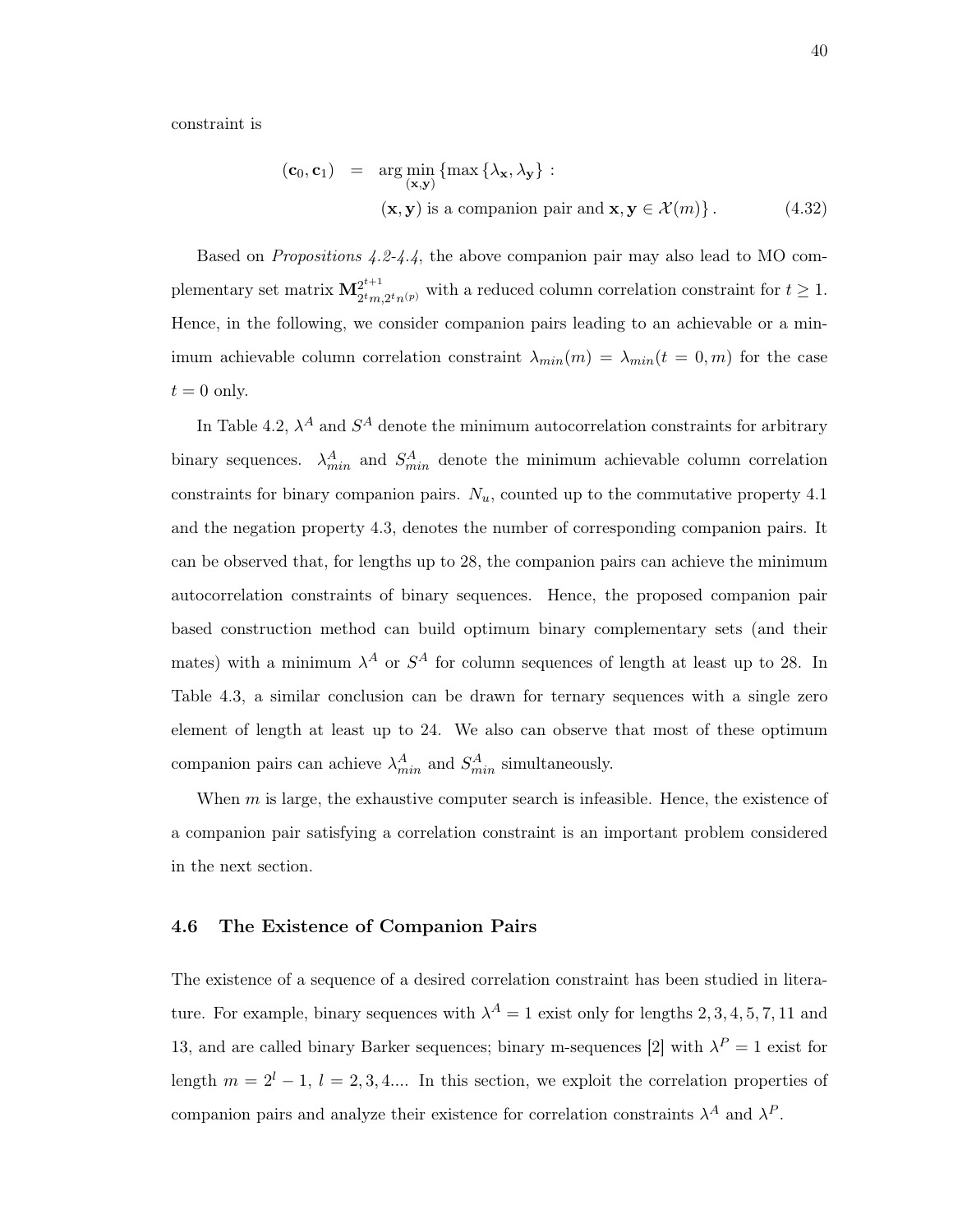constraint is

$$
\begin{aligned}
(\mathbf{c}_0, \mathbf{c}_1) \quad &= \quad \arg\min_{(\mathbf{x},\mathbf{y})} \{\max\{\lambda_{\mathbf{x}}, \lambda_{\mathbf{y}}\} : \\
&\qquad (\mathbf{x}, \mathbf{y}) \text{ is a companion pair and } \mathbf{x}, \mathbf{y} \in \mathcal{X}(m)\}. \qquad (4.32)
\end{aligned}
$$

Based on *Propositions 4.2-4.4*, the above companion pair may also lead to MO complementary set matrix $\mathbf{M}^{2^{t+1}}_{2^t m, 2^t n^{(p)}}$ with a reduced column correlation constraint for $t \geq 1$. Hence, in the following, we consider companion pairs leading to an achievable or a minimum achievable column correlation constraint $\lambda_{min}(m) = \lambda_{min}(t = 0, m)$ for the case $t = 0$ only.

In Table 4.2, $\lambda^A$ and $S^A$ denote the minimum autocorrelation constraints for arbitrary binary sequences. $\lambda^A_{min}$ and $S^A_{min}$ denote the minimum achievable column correlation constraints for binary companion pairs. $N_u$, counted up to the commutative property 4.1 and the negation property 4.3, denotes the number of corresponding companion pairs. It can be observed that, for lengths up to 28, the companion pairs can achieve the minimum autocorrelation constraints of binary sequences. Hence, the proposed companion pair based construction method can build optimum binary complementary sets (and their mates) with a minimum $\lambda^A$ or $S^A$ for column sequences of length at least up to 28. In Table 4.3, a similar conclusion can be drawn for ternary sequences with a single zero element of length at least up to 24. We also can observe that most of these optimum companion pairs can achieve $\lambda^A_{min}$ and $S^A_{min}$ simultaneously.

When $m$ is large, the exhaustive computer search is infeasible. Hence, the existence of a companion pair satisfying a correlation constraint is an important problem considered in the next section.

## 4.6 The Existence of Companion Pairs

The existence of a sequence of a desired correlation constraint has been studied in literature. For example, binary sequences with $\lambda^A = 1$ exist only for lengths $2, 3, 4, 5, 7, 11$ and $13$, and are called binary Barker sequences; binary m-sequences [2] with $\lambda^P = 1$ exist for length $m = 2^l - 1$, $l = 2, 3, 4....$ In this section, we exploit the correlation properties of companion pairs and analyze their existence for correlation constraints $\lambda^A$ and $\lambda^P$.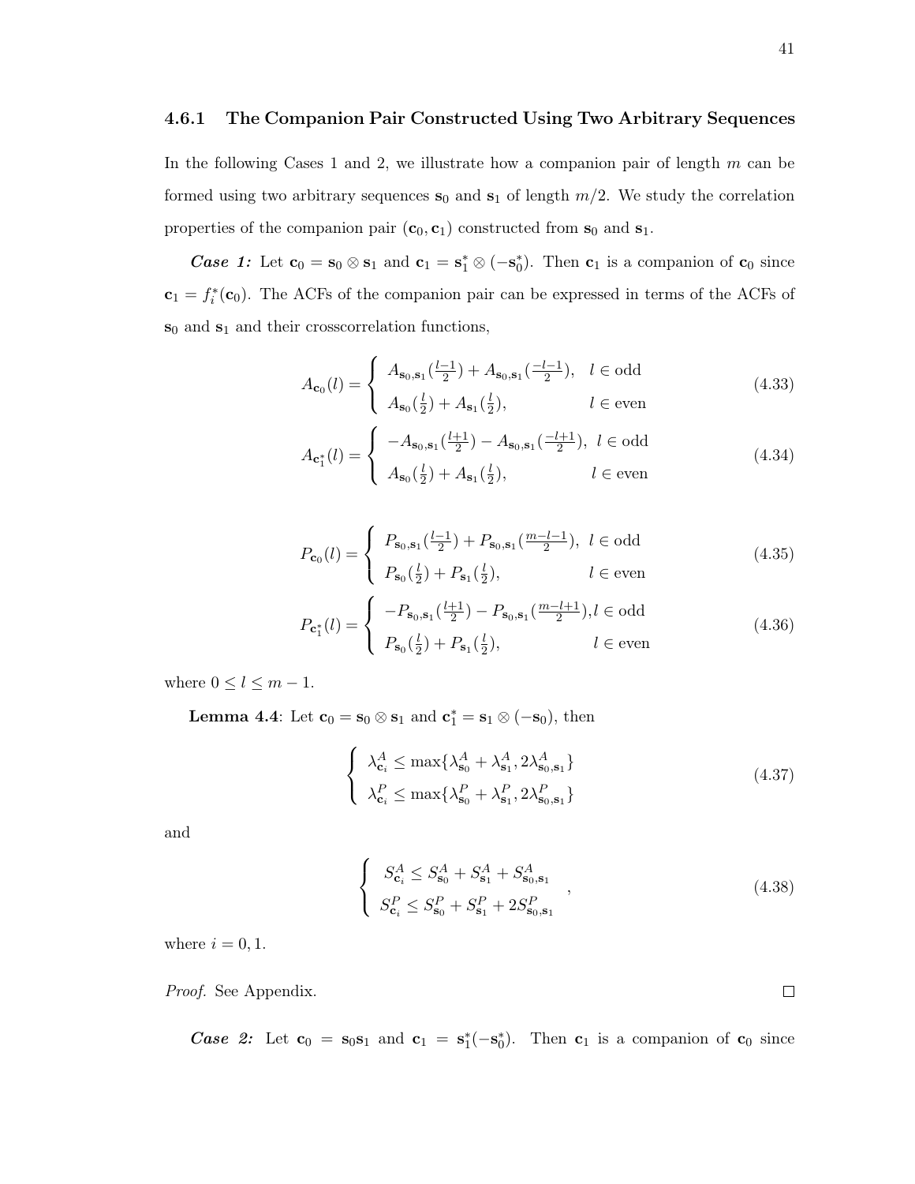### 4.6.1 The Companion Pair Constructed Using Two Arbitrary Sequences

In the following Cases 1 and 2, we illustrate how a companion pair of length $m$ can be formed using two arbitrary sequences $\mathbf{s}_0$ and $\mathbf{s}_1$ of length $m/2$. We study the correlation properties of the companion pair $(\mathbf{c}_0, \mathbf{c}_1)$ constructed from $\mathbf{s}_0$ and $\mathbf{s}_1$.

***Case 1:*** Let $\mathbf{c}_0 = \mathbf{s}_0 \otimes \mathbf{s}_1$ and $\mathbf{c}_1 = \mathbf{s}_1^* \otimes (-\mathbf{s}_0^*)$. Then $\mathbf{c}_1$ is a companion of $\mathbf{c}_0$ since $\mathbf{c}_1 = f_i^*(\mathbf{c}_0)$. The ACFs of the companion pair can be expressed in terms of the ACFs of $\mathbf{s}_0$ and $\mathbf{s}_1$ and their crosscorrelation functions,

$$A_{\mathbf{c}_0}(l) = \begin{cases} A_{\mathbf{s}_0,\mathbf{s}_1}(\frac{l-1}{2}) + A_{\mathbf{s}_0,\mathbf{s}_1}(\frac{-l-1}{2}), & l \in \text{odd} \\ A_{\mathbf{s}_0}(\frac{l}{2}) + A_{\mathbf{s}_1}(\frac{l}{2}), & l \in \text{even} \end{cases} \tag{4.33}$$

$$A_{\mathbf{c}_1^*}(l) = \begin{cases} -A_{\mathbf{s}_0,\mathbf{s}_1}(\frac{l+1}{2}) - A_{\mathbf{s}_0,\mathbf{s}_1}(\frac{-l+1}{2}), & l \in \text{odd} \\ A_{\mathbf{s}_0}(\frac{l}{2}) + A_{\mathbf{s}_1}(\frac{l}{2}), & l \in \text{even} \end{cases} \tag{4.34}$$

$$P_{\mathbf{c}_0}(l) = \begin{cases} P_{\mathbf{s}_0,\mathbf{s}_1}(\frac{l-1}{2}) + P_{\mathbf{s}_0,\mathbf{s}_1}(\frac{m-l-1}{2}), & l \in \text{odd} \\ P_{\mathbf{s}_0}(\frac{l}{2}) + P_{\mathbf{s}_1}(\frac{l}{2}), & l \in \text{even} \end{cases} \tag{4.35}$$

$$P_{\mathbf{c}_1^*}(l) = \begin{cases} -P_{\mathbf{s}_0,\mathbf{s}_1}(\frac{l+1}{2}) - P_{\mathbf{s}_0,\mathbf{s}_1}(\frac{m-l+1}{2}), & l \in \text{odd} \\ P_{\mathbf{s}_0}(\frac{l}{2}) + P_{\mathbf{s}_1}(\frac{l}{2}), & l \in \text{even} \end{cases} \tag{4.36}$$

where $0 \le l \le m-1$.

**Lemma 4.4**: Let $\mathbf{c}_0 = \mathbf{s}_0 \otimes \mathbf{s}_1$ and $\mathbf{c}_1^* = \mathbf{s}_1 \otimes (-\mathbf{s}_0)$, then

$$\begin{cases} \lambda_{\mathbf{c}_i}^A \le \max\{\lambda_{\mathbf{s}_0}^A + \lambda_{\mathbf{s}_1}^A, 2\lambda_{\mathbf{s}_0,\mathbf{s}_1}^A\} \\ \lambda_{\mathbf{c}_i}^P \le \max\{\lambda_{\mathbf{s}_0}^P + \lambda_{\mathbf{s}_1}^P, 2\lambda_{\mathbf{s}_0,\mathbf{s}_1}^P\} \end{cases} \tag{4.37}$$

and

$$\begin{cases} S_{\mathbf{c}_i}^A \le S_{\mathbf{s}_0}^A + S_{\mathbf{s}_1}^A + S_{\mathbf{s}_0,\mathbf{s}_1}^A \\ S_{\mathbf{c}_i}^P \le S_{\mathbf{s}_0}^P + S_{\mathbf{s}_1}^P + 2S_{\mathbf{s}_0,\mathbf{s}_1}^P \end{cases}, \tag{4.38}$$

where $i = 0, 1$.

*Proof.* See Appendix. □

***Case 2:*** Let $\mathbf{c}_0 = \mathbf{s}_0\mathbf{s}_1$ and $\mathbf{c}_1 = \mathbf{s}_1^*(-\mathbf{s}_0^*)$. Then $\mathbf{c}_1$ is a companion of $\mathbf{c}_0$ since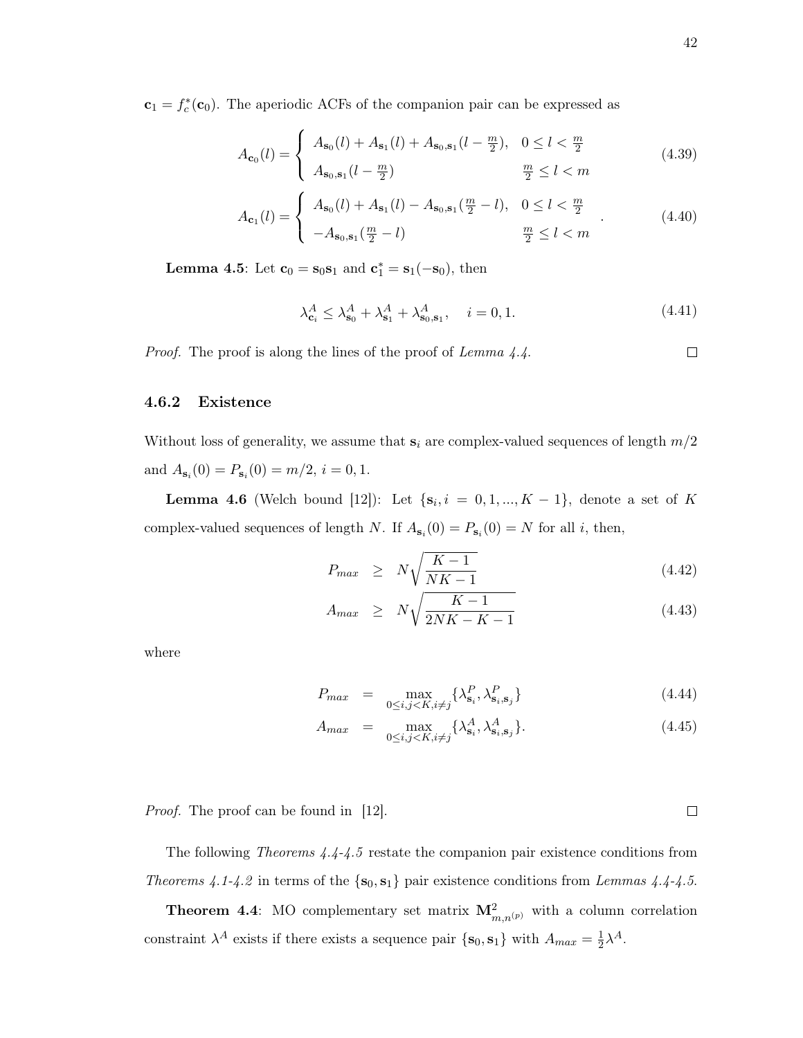$\mathbf{c}_1 = f_c^*(\mathbf{c}_0)$. The aperiodic ACFs of the companion pair can be expressed as

$$A_{\mathbf{c}_0}(l) = \begin{cases} A_{\mathbf{s}_0}(l) + A_{\mathbf{s}_1}(l) + A_{\mathbf{s}_0,\mathbf{s}_1}(l - \frac{m}{2}), & 0 \le l < \frac{m}{2} \\ A_{\mathbf{s}_0,\mathbf{s}_1}(l - \frac{m}{2}) & \frac{m}{2} \le l < m \end{cases} \tag{4.39}$$

$$A_{\mathbf{c}_1}(l) = \begin{cases} A_{\mathbf{s}_0}(l) + A_{\mathbf{s}_1}(l) - A_{\mathbf{s}_0,\mathbf{s}_1}(\frac{m}{2} - l), & 0 \le l < \frac{m}{2} \\ -A_{\mathbf{s}_0,\mathbf{s}_1}(\frac{m}{2} - l) & \frac{m}{2} \le l < m \end{cases}. \tag{4.40}$$

**Lemma 4.5**: Let $\mathbf{c}_0 = \mathbf{s}_0\mathbf{s}_1$ and $\mathbf{c}_1^* = \mathbf{s}_1(-\mathbf{s}_0)$, then

$$\lambda_{\mathbf{c}_i}^A \le \lambda_{\mathbf{s}_0}^A + \lambda_{\mathbf{s}_1}^A + \lambda_{\mathbf{s}_0,\mathbf{s}_1}^A, \quad i = 0, 1. \tag{4.41}$$

*Proof.* The proof is along the lines of the proof of *Lemma 4.4*. □

### 4.6.2 Existence

Without loss of generality, we assume that $\mathbf{s}_i$ are complex-valued sequences of length $m/2$ and $A_{\mathbf{s}_i}(0) = P_{\mathbf{s}_i}(0) = m/2$, $i = 0, 1$.

**Lemma 4.6** (Welch bound [12]): Let $\{\mathbf{s}_i, i = 0, 1, ..., K-1\}$, denote a set of $K$ complex-valued sequences of length $N$. If $A_{\mathbf{s}_i}(0) = P_{\mathbf{s}_i}(0) = N$ for all $i$, then,

$$P_{max} \ge N\sqrt{\frac{K-1}{NK-1}} \tag{4.42}$$

$$A_{max} \ge N\sqrt{\frac{K-1}{2NK-K-1}} \tag{4.43}$$

where

$$P_{max} = \max_{0 \le i,j < K, i \ne j} \{\lambda_{\mathbf{s}_i}^P, \lambda_{\mathbf{s}_i,\mathbf{s}_j}^P\} \tag{4.44}$$

$$A_{max} = \max_{0 \le i,j < K, i \ne j} \{\lambda_{\mathbf{s}_i}^A, \lambda_{\mathbf{s}_i,\mathbf{s}_j}^A\}. \tag{4.45}$$

*Proof.* The proof can be found in [12]. □

The following *Theorems 4.4-4.5* restate the companion pair existence conditions from *Theorems 4.1-4.2* in terms of the $\{\mathbf{s}_0, \mathbf{s}_1\}$ pair existence conditions from *Lemmas 4.4-4.5*.

**Theorem 4.4**: MO complementary set matrix $\mathbf{M}_{m,n^{(p)}}^2$ with a column correlation constraint $\lambda^A$ exists if there exists a sequence pair $\{\mathbf{s}_0, \mathbf{s}_1\}$ with $A_{max} = \frac{1}{2}\lambda^A$.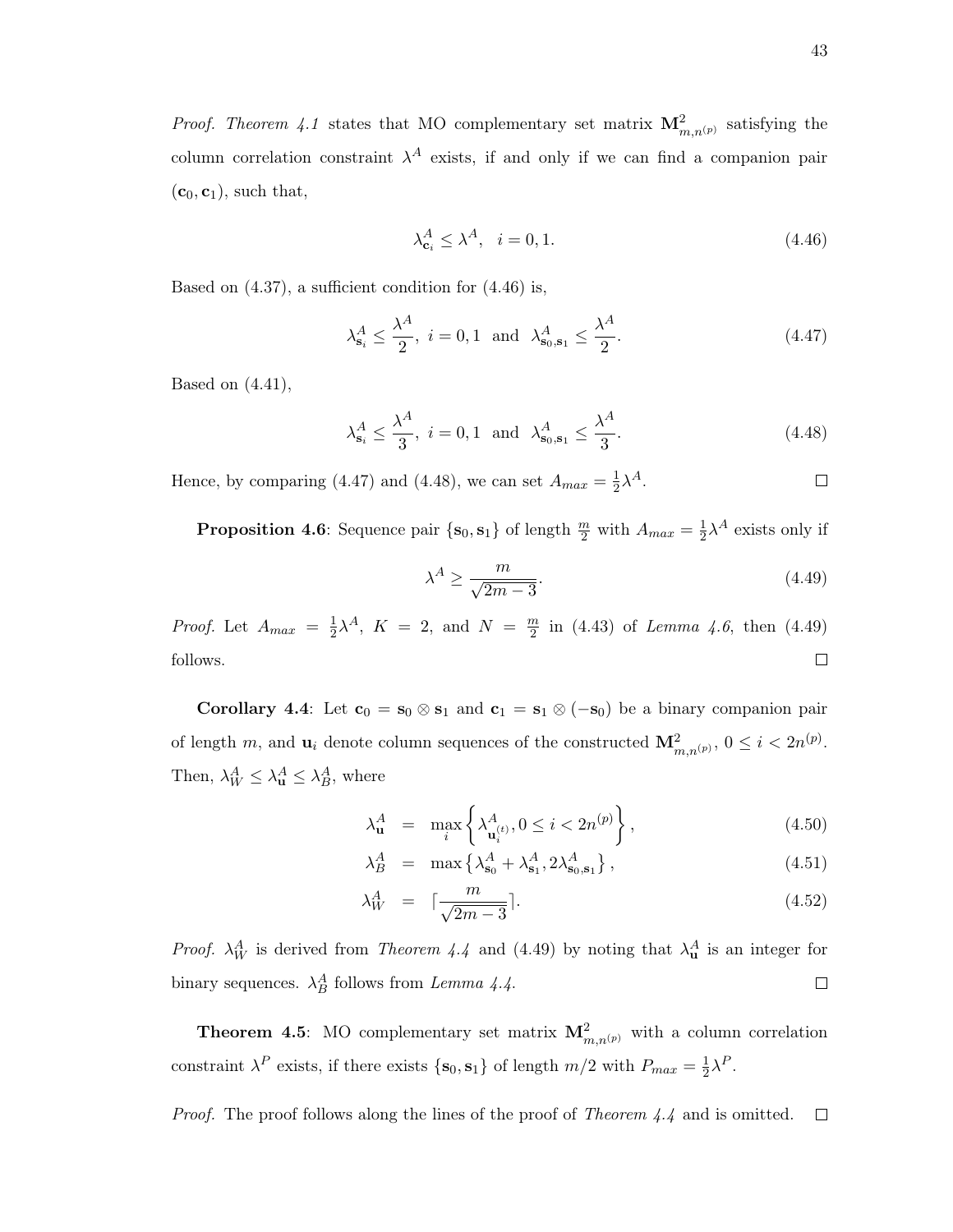*Proof. Theorem 4.1* states that MO complementary set matrix $\mathbf{M}^2_{m,n^{(p)}}$ satisfying the column correlation constraint $\lambda^A$ exists, if and only if we can find a companion pair $(\mathbf{c}_0, \mathbf{c}_1)$, such that,

$$\lambda^A_{\mathbf{c}_i} \leq \lambda^A, \quad i = 0, 1. \tag{4.46}$$

Based on (4.37), a sufficient condition for (4.46) is,

$$\lambda^A_{\mathbf{s}_i} \leq \frac{\lambda^A}{2}, \ i = 0, 1 \ \text{ and } \ \lambda^A_{\mathbf{s}_0,\mathbf{s}_1} \leq \frac{\lambda^A}{2}. \tag{4.47}$$

Based on (4.41),

$$\lambda^A_{\mathbf{s}_i} \leq \frac{\lambda^A}{3}, \ i = 0, 1 \ \text{ and } \ \lambda^A_{\mathbf{s}_0,\mathbf{s}_1} \leq \frac{\lambda^A}{3}. \tag{4.48}$$

Hence, by comparing (4.47) and (4.48), we can set $A_{max} = \frac{1}{2}\lambda^A$. □

**Proposition 4.6**: Sequence pair $\{\mathbf{s}_0, \mathbf{s}_1\}$ of length $\frac{m}{2}$ with $A_{max} = \frac{1}{2}\lambda^A$ exists only if

$$\lambda^A \geq \frac{m}{\sqrt{2m-3}}. \tag{4.49}$$

*Proof.* Let $A_{max} = \frac{1}{2}\lambda^A$, $K = 2$, and $N = \frac{m}{2}$ in (4.43) of *Lemma 4.6*, then (4.49) follows. □

**Corollary 4.4**: Let $\mathbf{c}_0 = \mathbf{s}_0 \otimes \mathbf{s}_1$ and $\mathbf{c}_1 = \mathbf{s}_1 \otimes (-\mathbf{s}_0)$ be a binary companion pair of length $m$, and $\mathbf{u}_i$ denote column sequences of the constructed $\mathbf{M}^2_{m,n^{(p)}}$, $0 \leq i < 2n^{(p)}$. Then, $\lambda^A_W \leq \lambda^A_{\mathbf{u}} \leq \lambda^A_B$, where

$$\lambda^A_{\mathbf{u}} = \max_i \left\{ \lambda^A_{\mathbf{u}_i^{(t)}}, 0 \leq i < 2n^{(p)} \right\}, \tag{4.50}$$

$$\lambda^A_B = \max\left\{ \lambda^A_{\mathbf{s}_0} + \lambda^A_{\mathbf{s}_1}, 2\lambda^A_{\mathbf{s}_0,\mathbf{s}_1} \right\}, \tag{4.51}$$

$$\lambda^A_W = \lceil \frac{m}{\sqrt{2m-3}} \rceil. \tag{4.52}$$

*Proof.* $\lambda^A_W$ is derived from *Theorem 4.4* and (4.49) by noting that $\lambda^A_{\mathbf{u}}$ is an integer for binary sequences. $\lambda^A_B$ follows from *Lemma 4.4*. □

**Theorem 4.5**: MO complementary set matrix $\mathbf{M}^2_{m,n^{(p)}}$ with a column correlation constraint $\lambda^P$ exists, if there exists $\{\mathbf{s}_0, \mathbf{s}_1\}$ of length $m/2$ with $P_{max} = \frac{1}{2}\lambda^P$.

*Proof.* The proof follows along the lines of the proof of *Theorem 4.4* and is omitted. □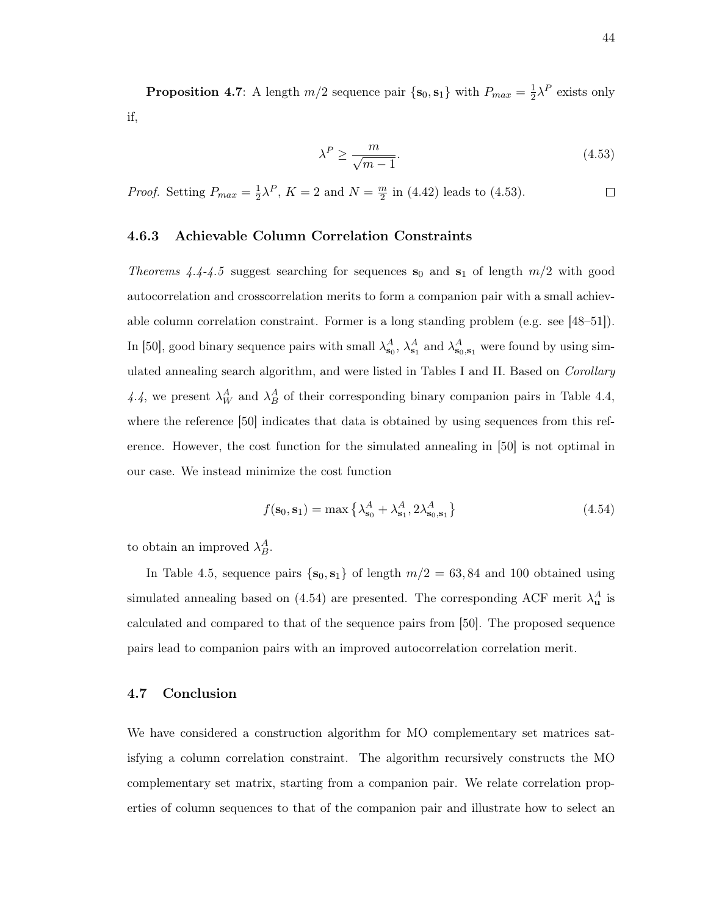**Proposition 4.7**: A length $m/2$ sequence pair $\{\mathbf{s}_0, \mathbf{s}_1\}$ with $P_{max} = \frac{1}{2}\lambda^P$ exists only if,

$$\lambda^P \geq \frac{m}{\sqrt{m-1}}. \tag{4.53}$$

*Proof.* Setting $P_{max} = \frac{1}{2}\lambda^P$, $K = 2$ and $N = \frac{m}{2}$ in (4.42) leads to (4.53). $\square$

### 4.6.3 Achievable Column Correlation Constraints

*Theorems 4.4-4.5* suggest searching for sequences $\mathbf{s}_0$ and $\mathbf{s}_1$ of length $m/2$ with good autocorrelation and crosscorrelation merits to form a companion pair with a small achievable column correlation constraint. Former is a long standing problem (e.g. see [48–51]). In [50], good binary sequence pairs with small $\lambda^A_{\mathbf{s}_0}$, $\lambda^A_{\mathbf{s}_1}$ and $\lambda^A_{\mathbf{s}_0,\mathbf{s}_1}$ were found by using simulated annealing search algorithm, and were listed in Tables I and II. Based on *Corollary 4.4*, we present $\lambda^A_W$ and $\lambda^A_B$ of their corresponding binary companion pairs in Table 4.4, where the reference [50] indicates that data is obtained by using sequences from this reference. However, the cost function for the simulated annealing in [50] is not optimal in our case. We instead minimize the cost function

$$f(\mathbf{s}_0, \mathbf{s}_1) = \max\left\{\lambda^A_{\mathbf{s}_0} + \lambda^A_{\mathbf{s}_1}, 2\lambda^A_{\mathbf{s}_0,\mathbf{s}_1}\right\} \tag{4.54}$$

to obtain an improved $\lambda^A_B$.

In Table 4.5, sequence pairs $\{\mathbf{s}_0, \mathbf{s}_1\}$ of length $m/2 = 63, 84$ and $100$ obtained using simulated annealing based on (4.54) are presented. The corresponding ACF merit $\lambda^A_{\mathbf{u}}$ is calculated and compared to that of the sequence pairs from [50]. The proposed sequence pairs lead to companion pairs with an improved autocorrelation correlation merit.

## 4.7 Conclusion

We have considered a construction algorithm for MO complementary set matrices satisfying a column correlation constraint. The algorithm recursively constructs the MO complementary set matrix, starting from a companion pair. We relate correlation properties of column sequences to that of the companion pair and illustrate how to select an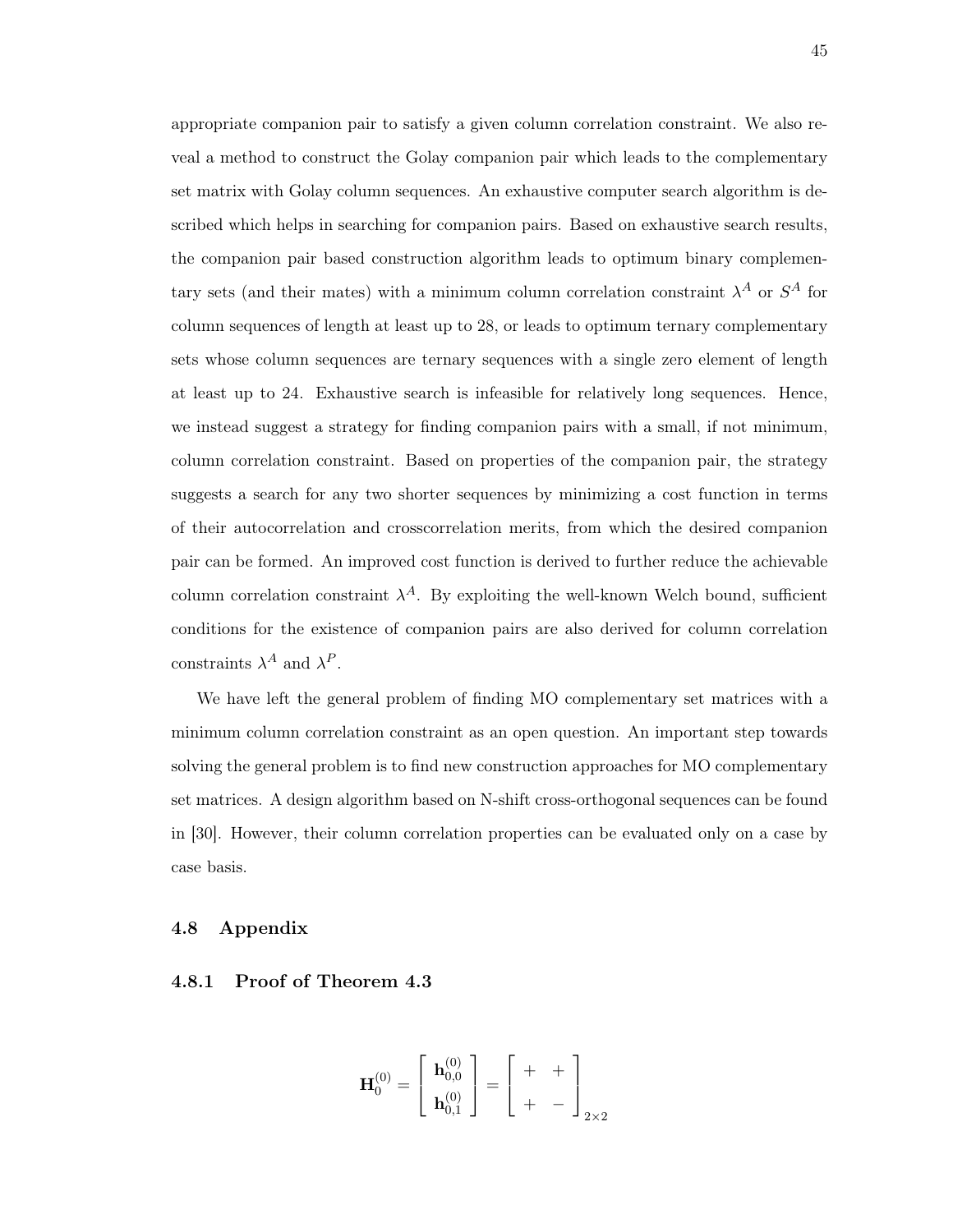appropriate companion pair to satisfy a given column correlation constraint. We also reveal a method to construct the Golay companion pair which leads to the complementary set matrix with Golay column sequences. An exhaustive computer search algorithm is described which helps in searching for companion pairs. Based on exhaustive search results, the companion pair based construction algorithm leads to optimum binary complementary sets (and their mates) with a minimum column correlation constraint $\lambda^A$ or $S^A$ for column sequences of length at least up to 28, or leads to optimum ternary complementary sets whose column sequences are ternary sequences with a single zero element of length at least up to 24. Exhaustive search is infeasible for relatively long sequences. Hence, we instead suggest a strategy for finding companion pairs with a small, if not minimum, column correlation constraint. Based on properties of the companion pair, the strategy suggests a search for any two shorter sequences by minimizing a cost function in terms of their autocorrelation and crosscorrelation merits, from which the desired companion pair can be formed. An improved cost function is derived to further reduce the achievable column correlation constraint $\lambda^A$. By exploiting the well-known Welch bound, sufficient conditions for the existence of companion pairs are also derived for column correlation constraints $\lambda^A$ and $\lambda^P$.

We have left the general problem of finding MO complementary set matrices with a minimum column correlation constraint as an open question. An important step towards solving the general problem is to find new construction approaches for MO complementary set matrices. A design algorithm based on N-shift cross-orthogonal sequences can be found in [30]. However, their column correlation properties can be evaluated only on a case by case basis.

## 4.8 Appendix

### 4.8.1 Proof of Theorem 4.3

$$\mathbf{H}_0^{(0)} = \begin{bmatrix} \mathbf{h}_{0,0}^{(0)} \\ \mathbf{h}_{0,1}^{(0)} \end{bmatrix} = \begin{bmatrix} + & + \\ + & - \end{bmatrix}_{2\times 2}$$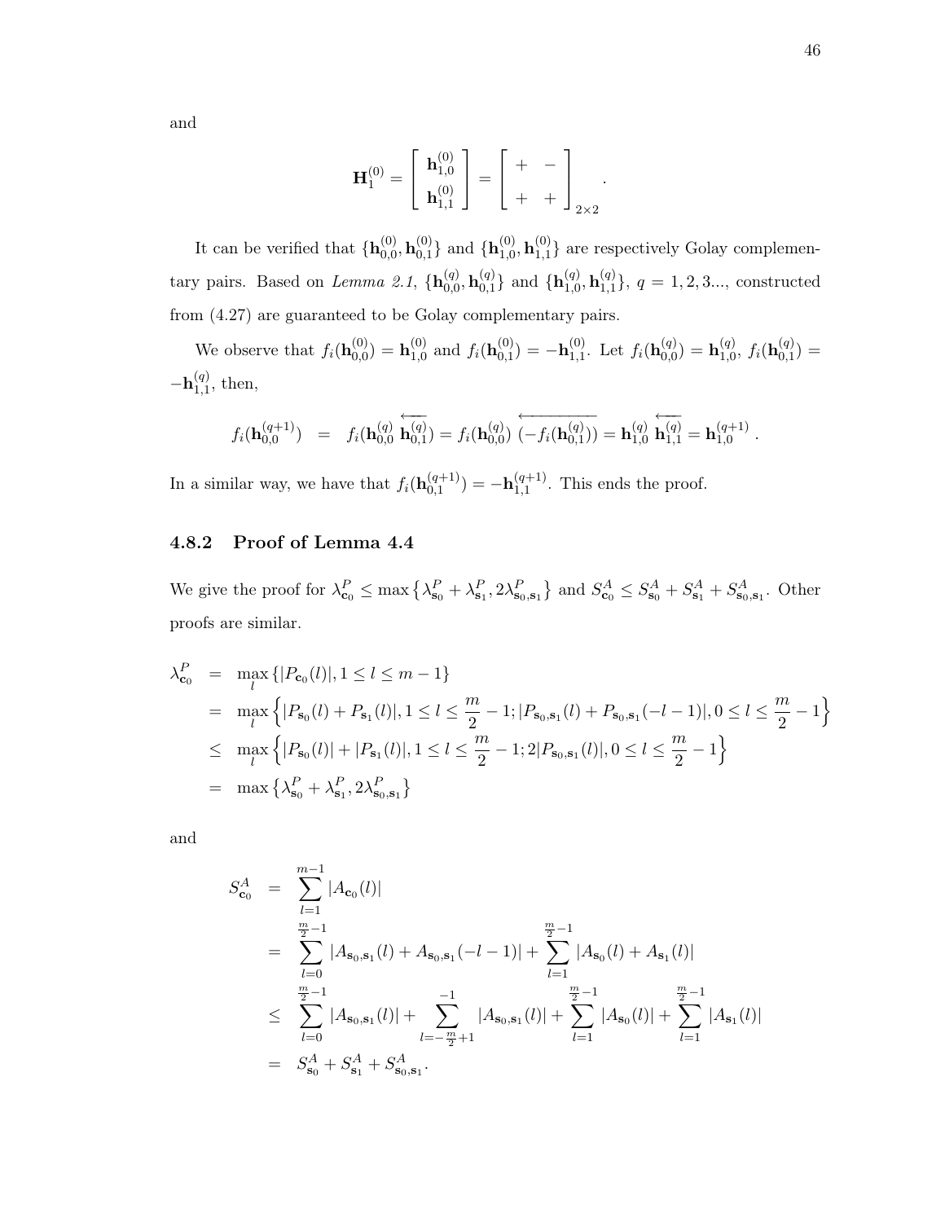and

$$\mathbf{H}_1^{(0)} = \begin{bmatrix} \mathbf{h}_{1,0}^{(0)} \\ \mathbf{h}_{1,1}^{(0)} \end{bmatrix} = \begin{bmatrix} + & - \\ + & + \end{bmatrix}_{2\times 2}.$$

It can be verified that $\{\mathbf{h}_{0,0}^{(0)}, \mathbf{h}_{0,1}^{(0)}\}$ and $\{\mathbf{h}_{1,0}^{(0)}, \mathbf{h}_{1,1}^{(0)}\}$ are respectively Golay complementary pairs. Based on *Lemma 2.1*, $\{\mathbf{h}_{0,0}^{(q)}, \mathbf{h}_{0,1}^{(q)}\}$ and $\{\mathbf{h}_{1,0}^{(q)}, \mathbf{h}_{1,1}^{(q)}\}$, $q = 1, 2, 3...$, constructed from (4.27) are guaranteed to be Golay complementary pairs.

We observe that $f_i(\mathbf{h}_{0,0}^{(0)}) = \mathbf{h}_{1,0}^{(0)}$ and $f_i(\mathbf{h}_{0,1}^{(0)}) = -\mathbf{h}_{1,1}^{(0)}$. Let $f_i(\mathbf{h}_{0,0}^{(q)}) = \mathbf{h}_{1,0}^{(q)}$, $f_i(\mathbf{h}_{0,1}^{(q)}) = -\mathbf{h}_{1,1}^{(q)}$, then,

$$f_i(\mathbf{h}_{0,0}^{(q+1)}) = f_i(\mathbf{h}_{0,0}^{(q)} \overleftarrow{\mathbf{h}_{0,1}^{(q)}}) = f_i(\mathbf{h}_{0,0}^{(q)}) \overleftarrow{(-f_i(\mathbf{h}_{0,1}^{(q)}))} = \mathbf{h}_{1,0}^{(q)} \overleftarrow{\mathbf{h}_{1,1}^{(q)}} = \mathbf{h}_{1,0}^{(q+1)}.$$

In a similar way, we have that $f_i(\mathbf{h}_{0,1}^{(q+1)}) = -\mathbf{h}_{1,1}^{(q+1)}$. This ends the proof.

### 4.8.2 Proof of Lemma 4.4

We give the proof for $\lambda_{\mathbf{c}_0}^P \leq \max\{\lambda_{\mathbf{s}_0}^P + \lambda_{\mathbf{s}_1}^P, 2\lambda_{\mathbf{s}_0,\mathbf{s}_1}^P\}$ and $S_{\mathbf{c}_0}^A \leq S_{\mathbf{s}_0}^A + S_{\mathbf{s}_1}^A + S_{\mathbf{s}_0,\mathbf{s}_1}^A$. Other proofs are similar.

$$\begin{aligned}
\lambda_{\mathbf{c}_0}^P &= \max_l \{|P_{\mathbf{c}_0}(l)|, 1 \leq l \leq m-1\} \\
&= \max_l \left\{|P_{\mathbf{s}_0}(l) + P_{\mathbf{s}_1}(l)|, 1 \leq l \leq \frac{m}{2}-1; |P_{\mathbf{s}_0,\mathbf{s}_1}(l) + P_{\mathbf{s}_0,\mathbf{s}_1}(-l-1)|, 0 \leq l \leq \frac{m}{2}-1\right\} \\
&\leq \max_l \left\{|P_{\mathbf{s}_0}(l)| + |P_{\mathbf{s}_1}(l)|, 1 \leq l \leq \frac{m}{2}-1; 2|P_{\mathbf{s}_0,\mathbf{s}_1}(l)|, 0 \leq l \leq \frac{m}{2}-1\right\} \\
&= \max\{\lambda_{\mathbf{s}_0}^P + \lambda_{\mathbf{s}_1}^P, 2\lambda_{\mathbf{s}_0,\mathbf{s}_1}^P\}
\end{aligned}$$

and

$$\begin{aligned}
S_{\mathbf{c}_0}^A &= \sum_{l=1}^{m-1} |A_{\mathbf{c}_0}(l)| \\
&= \sum_{l=0}^{\frac{m}{2}-1} |A_{\mathbf{s}_0,\mathbf{s}_1}(l) + A_{\mathbf{s}_0,\mathbf{s}_1}(-l-1)| + \sum_{l=1}^{\frac{m}{2}-1} |A_{\mathbf{s}_0}(l) + A_{\mathbf{s}_1}(l)| \\
&\leq \sum_{l=0}^{\frac{m}{2}-1} |A_{\mathbf{s}_0,\mathbf{s}_1}(l)| + \sum_{l=-\frac{m}{2}+1}^{-1} |A_{\mathbf{s}_0,\mathbf{s}_1}(l)| + \sum_{l=1}^{\frac{m}{2}-1} |A_{\mathbf{s}_0}(l)| + \sum_{l=1}^{\frac{m}{2}-1} |A_{\mathbf{s}_1}(l)| \\
&= S_{\mathbf{s}_0}^A + S_{\mathbf{s}_1}^A + S_{\mathbf{s}_0,\mathbf{s}_1}^A.
\end{aligned}$$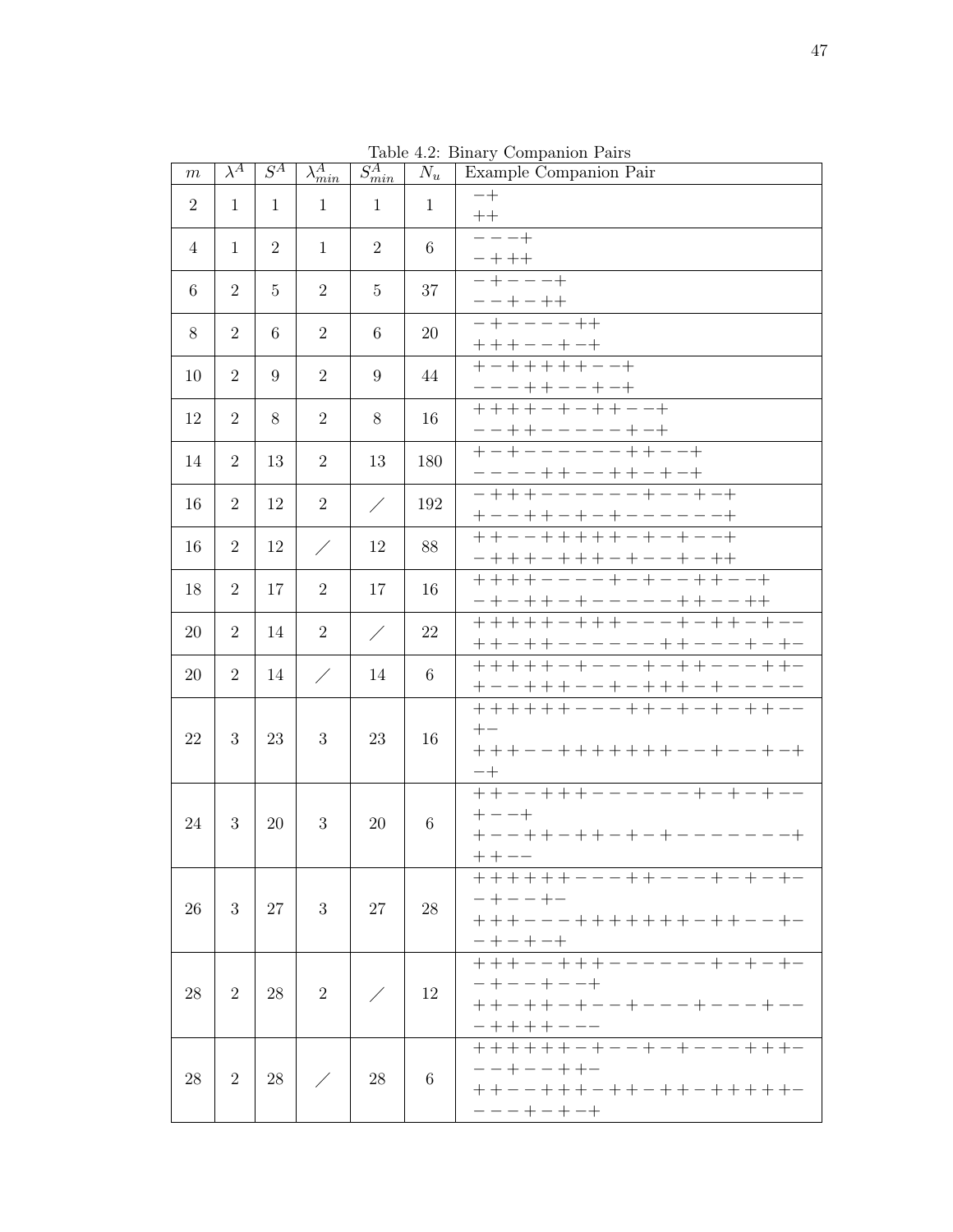Table 4.2: Binary Companion Pairs

| $m$ | $\lambda^A$ | $S^A$ | $\lambda^A_{min}$ | $S^A_{min}$ | $N_u$ | Example Companion Pair |
|---|---|---|---|---|---|---|
| 2 | 1 | 1 | 1 | 1 | 1 | −+ <br> ++ |
| 4 | 1 | 2 | 1 | 2 | 6 | −−−+ <br> −+++ |
| 6 | 2 | 5 | 2 | 5 | 37 | −+−−−+ <br> −−+−++ |
| 8 | 2 | 6 | 2 | 6 | 20 | −+−−−−++ <br> +++−−+−+ |
| 10 | 2 | 9 | 2 | 9 | 44 | +−+++++−−+ <br> −−−++−−+−+ |
| 12 | 2 | 8 | 2 | 8 | 16 | ++++−+−++−−+ <br> −−++−−−−−+−+ |
| 14 | 2 | 13 | 2 | 13 | 180 | +−+−−−−−−++−−+ <br> −−−−++−−++−+−+ |
| 16 | 2 | 12 | 2 | ⁄ | 192 | −+++−−−−−−+−−+−+ <br> +−−++−+−+−−−−−−+ |
| 16 | 2 | 12 | ⁄ | 12 | 88 | ++−−+++++−+−+−−+ <br> −+++−+++−+−−+−++ |
| 18 | 2 | 17 | 2 | 17 | 16 | ++++−−−−+−+−−++−−+ <br> −+−++−+−−−−−++−−++ |
| 20 | 2 | 14 | 2 | ⁄ | 22 | +++++−+++−−−+−++−+−− <br> ++−++−−−−−−++−−−+−+− |
| 20 | 2 | 14 | ⁄ | 14 | 6 | +++++−+−−−+−++−−−++− <br> +−−+++−−+−+++−+−−−−− |
| 22 | 3 | 23 | 3 | 23 | 16 | ++++++−−−++−+−+−++−− <br> +− <br> +++−−+++++++−−+−−+−+ <br> −+ |
| 24 | 3 | 20 | 3 | 20 | 6 | ++−−+++−−−−−−+−+−+−− <br> +−−+ <br> +−−++−++−+−+−−−−−−−+ <br> ++−− |
| 26 | 3 | 27 | 3 | 27 | 28 | ++++++−−−++−−−+−+−+− <br> −+−−+− <br> +++−−−+++++++−++−−+− <br> −+−+−+ |
| 28 | 2 | 28 | 2 | ⁄ | 12 | +++−−+++−−−−−−+−+−+− <br> −+−−+−−+ <br> ++−++−+−−+−−−+−−−+−− <br> −+++++−−− |
| 28 | 2 | 28 | ⁄ | 28 | 6 | ++++++−+−−+−+−−−+++− <br> −−+−−++− <br> ++−−+++−++−++−+++++− <br> −−−+−+−+ |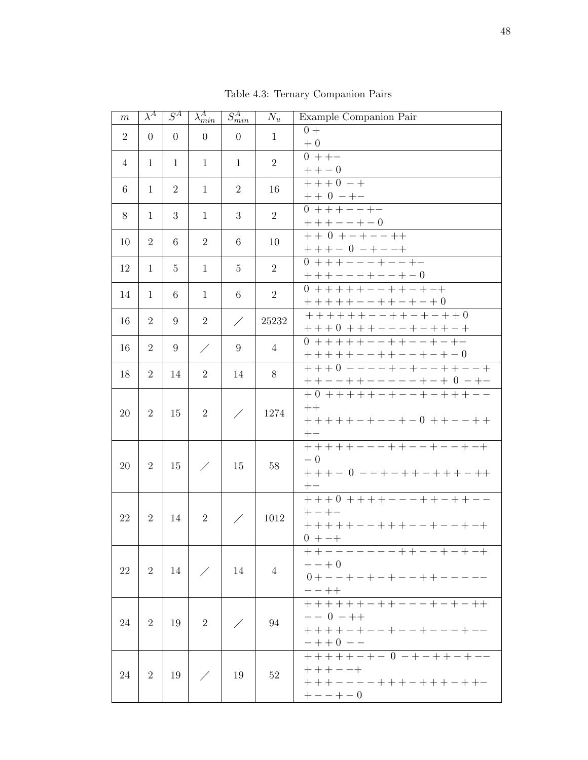Table 4.3: Ternary Companion Pairs

| $m$ | $\lambda^A$ | $S^A$ | $\lambda^A_{min}$ | $S^A_{min}$ | $N_u$ | Example Companion Pair |
|---|---|---|---|---|---|---|
| 2 | 0 | 0 | 0 | 0 | 1 | 0 + <br> + 0 |
| 4 | 1 | 1 | 1 | 1 | 2 | 0 + + − <br> + + − 0 |
| 6 | 1 | 2 | 1 | 2 | 16 | + + + 0 − + <br> + + 0 − + − |
| 8 | 1 | 3 | 1 | 3 | 2 | 0 + + + − − + − <br> + + + − − + − 0 |
| 10 | 2 | 6 | 2 | 6 | 10 | + + 0 + − + − − + + <br> + + + − 0 − + − − + |
| 12 | 1 | 5 | 1 | 5 | 2 | 0 + + + − − − + − − + − <br> + + + − − − + − − + − 0 |
| 14 | 1 | 6 | 1 | 6 | 2 | 0 + + + + + − − + + − + − + <br> + + + + + − − + + − + − + 0 |
| 16 | 2 | 9 | 2 | ⁄ | 25232 | + + + + + + − − + + − + − + + 0 <br> + + + 0 + + + − − − + − + + − + |
| 16 | 2 | 9 | ⁄ | 9 | 4 | 0 + + + + + − − + + − − + − + − <br> + + + + + − − + + − − + − + − 0 |
| 18 | 2 | 14 | 2 | 14 | 8 | + + + 0 − − − − + − + − − + + − − + <br> + + − − + + − − − − − + − + 0 − + − |
| 20 | 2 | 15 | 2 | ⁄ | 1274 | + 0 + + + + + − + − − + − + + + − − + + <br> + + + + + − + − − + − 0 + + − − + + + − |
| 20 | 2 | 15 | ⁄ | 15 | 58 | + + + + + − − − + + − − + − − + − + − 0 <br> + + + − 0 − − + − + + − + + + − + + + − |
| 22 | 2 | 14 | 2 | ⁄ | 1012 | + + + 0 + + + + − − − + + − + + − − + − + − <br> + + + + + − − + + + − − + − − + − + 0 + − + |
| 22 | 2 | 14 | ⁄ | 14 | 4 | + + − − − − − − − + + − − + − + − + − − + 0 <br> 0 + − − + − + − + − − + + − − − − − − − + + |
| 24 | 2 | 19 | 2 | ⁄ | 94 | + + + + + + − + + − − − + − + − + + − − 0 − + + <br> + + + + − + − − + − − + − − − + − − − + + 0 − − |
| 24 | 2 | 19 | ⁄ | 19 | 52 | + + + + + − + − 0 − + − + + − + − − + + + − − + <br> + + + − − − − + + + − + + + − + + − + − − + − 0 |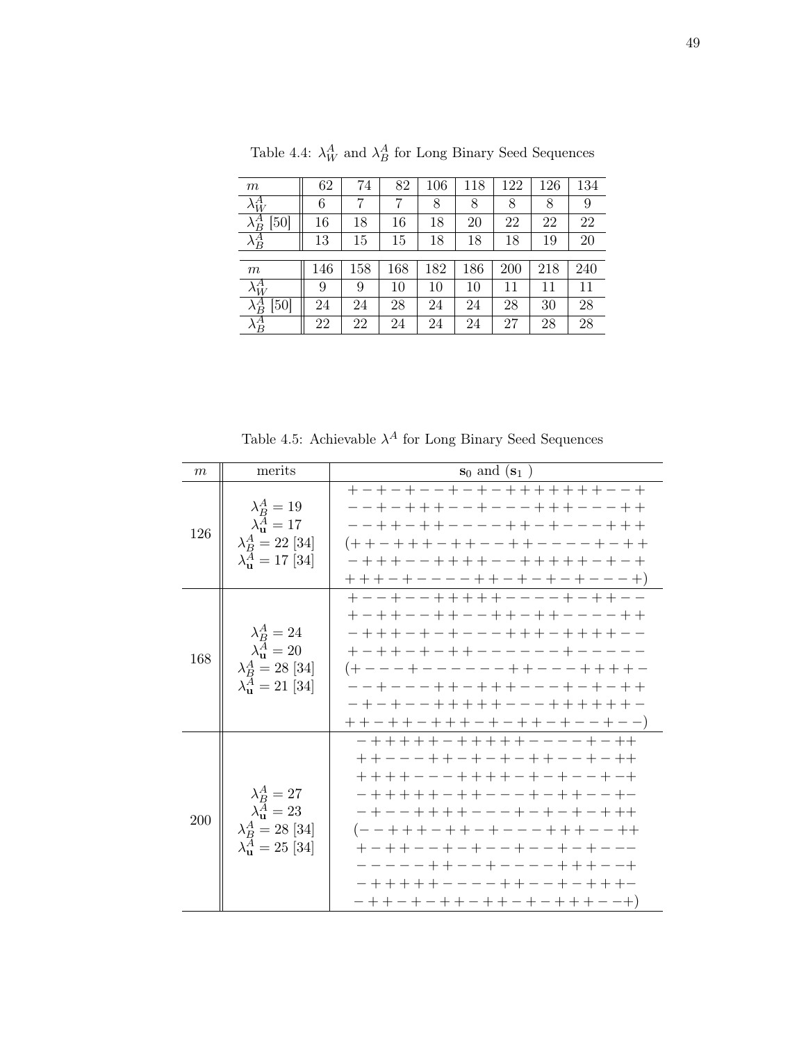Table 4.4: $\lambda_W^A$ and $\lambda_B^A$ for Long Binary Seed Sequences

| $m$ | 62 | 74 | 82 | 106 | 118 | 122 | 126 | 134 |
|---|---|---|---|---|---|---|---|---|
| $\lambda_W^A$ | 6 | 7 | 7 | 8 | 8 | 8 | 8 | 9 |
| $\lambda_B^A$ [50] | 16 | 18 | 16 | 18 | 20 | 22 | 22 | 22 |
| $\lambda_B^A$ | 13 | 15 | 15 | 18 | 18 | 18 | 19 | 20 |

| $m$ | 146 | 158 | 168 | 182 | 186 | 200 | 218 | 240 |
|---|---|---|---|---|---|---|---|---|
| $\lambda_W^A$ | 9 | 9 | 10 | 10 | 10 | 11 | 11 | 11 |
| $\lambda_B^A$ [50] | 24 | 24 | 28 | 24 | 24 | 28 | 30 | 28 |
| $\lambda_B^A$ | 22 | 22 | 24 | 24 | 24 | 27 | 28 | 28 |

Table 4.5: Achievable $\lambda^A$ for Long Binary Seed Sequences

| $m$ | merits | $\mathbf{s}_0$ and ($\mathbf{s}_1$ ) |
|---|---|---|
| 126 | $\lambda_B^A = 19$<br>$\lambda_{\mathbf{u}}^A = 17$<br>$\lambda_B^A = 22$ [34]<br>$\lambda_{\mathbf{u}}^A = 17$ [34] | + − + − + − − + − + − + + + + + + + + − − +<br>− − + − + + + − − + − − − + + + − − − + +<br>− − + + − + + − − − − + + − + − − − + + +<br>(+ + − + + + − + + − − + + − − − − + − + +<br>− + + + − − + + + + − − + + + + + − + − +<br>+ + + − + − − − − + + − + − + − + − − − +) |
| 168 | $\lambda_B^A = 24$<br>$\lambda_{\mathbf{u}}^A = 20$<br>$\lambda_B^A = 28$ [34]<br>$\lambda_{\mathbf{u}}^A = 21$ [34] | + − − + − − + + + + + − − − − + − + + − −<br>+ − + + − − + + − − + + − + + − − − − + +<br>− + + + − + − + − − − + + + − + + + + − −<br>+ − + + − + − + + − − − − − − + − − − − −<br>(+ − − − + − − − − − − + + − − − + + + + −<br>− − + − − − + + − + + + − − − + − + − + +<br>− + − + − − + + + + + − − − + + + + + + −<br>+ + − + + − + + + − + − + + − + − − + − −) |
| 200 | $\lambda_B^A = 27$<br>$\lambda_{\mathbf{u}}^A = 23$<br>$\lambda_B^A = 28$ [34]<br>$\lambda_{\mathbf{u}}^A = 25$ [34] | − + + + + + − + + + + + − − − − + − ++<br>+ + − − − + + − + − + − + + − − + − ++<br>+ + + + − − − + + + + − + − + − − + −+<br>− + + + + + − + + − − − + − + + − − +−<br>− + − − + + + + − − − + − + − + − + ++<br>(− − + + + − + + − + − − − + + + − − ++<br>+ − + + − − + − + − − + − − + − + − −−<br>− − − − − + + − − + − − − − − + + + − −+<br>− + + + + + − − − − + + − − + − + + +−<br>− + + − + − + + − + + − + − + + + − −+) |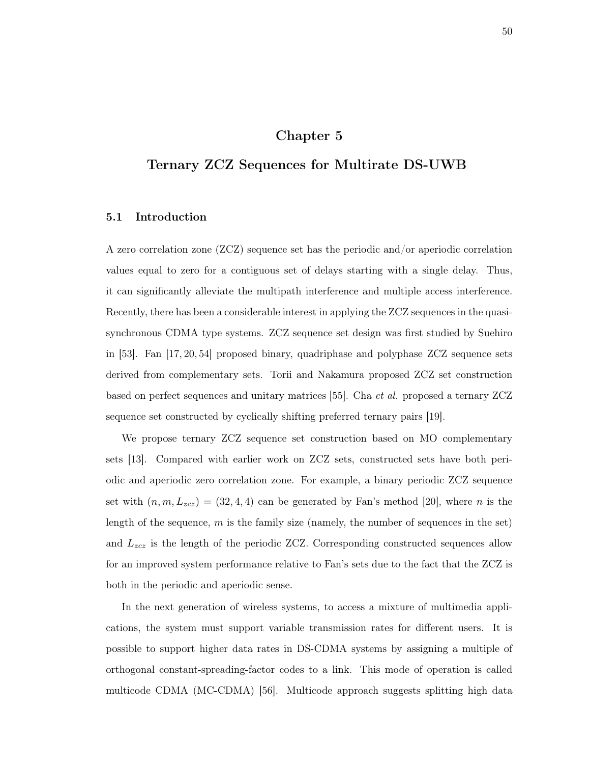# Chapter 5

# Ternary ZCZ Sequences for Multirate DS-UWB

## 5.1 Introduction

A zero correlation zone (ZCZ) sequence set has the periodic and/or aperiodic correlation values equal to zero for a contiguous set of delays starting with a single delay. Thus, it can significantly alleviate the multipath interference and multiple access interference. Recently, there has been a considerable interest in applying the ZCZ sequences in the quasi-synchronous CDMA type systems. ZCZ sequence set design was first studied by Suehiro in [53]. Fan [17, 20, 54] proposed binary, quadriphase and polyphase ZCZ sequence sets derived from complementary sets. Torii and Nakamura proposed ZCZ set construction based on perfect sequences and unitary matrices [55]. Cha *et al.* proposed a ternary ZCZ sequence set constructed by cyclically shifting preferred ternary pairs [19].

We propose ternary ZCZ sequence set construction based on MO complementary sets [13]. Compared with earlier work on ZCZ sets, constructed sets have both periodic and aperiodic zero correlation zone. For example, a binary periodic ZCZ sequence set with $(n, m, L_{zcz}) = (32, 4, 4)$ can be generated by Fan's method [20], where $n$ is the length of the sequence, $m$ is the family size (namely, the number of sequences in the set) and $L_{zcz}$ is the length of the periodic ZCZ. Corresponding constructed sequences allow for an improved system performance relative to Fan's sets due to the fact that the ZCZ is both in the periodic and aperiodic sense.

In the next generation of wireless systems, to access a mixture of multimedia applications, the system must support variable transmission rates for different users. It is possible to support higher data rates in DS-CDMA systems by assigning a multiple of orthogonal constant-spreading-factor codes to a link. This mode of operation is called multicode CDMA (MC-CDMA) [56]. Multicode approach suggests splitting high data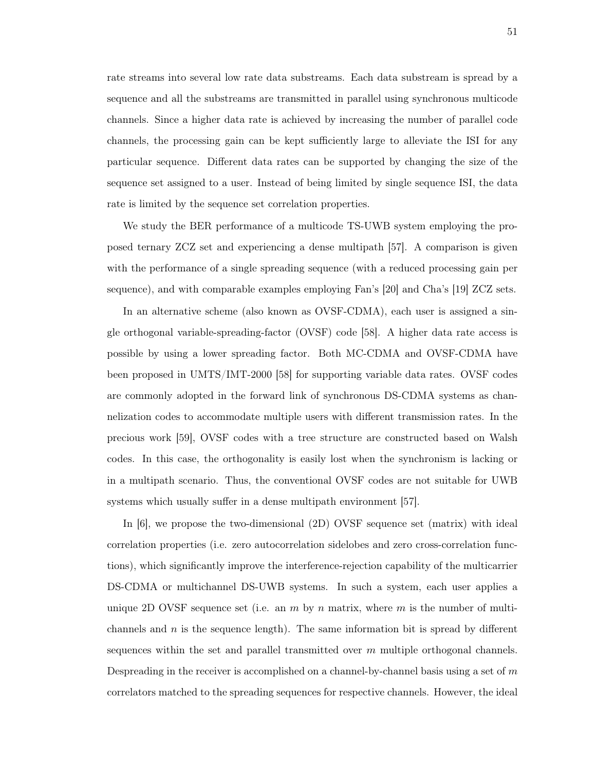rate streams into several low rate data substreams. Each data substream is spread by a sequence and all the substreams are transmitted in parallel using synchronous multicode channels. Since a higher data rate is achieved by increasing the number of parallel code channels, the processing gain can be kept sufficiently large to alleviate the ISI for any particular sequence. Different data rates can be supported by changing the size of the sequence set assigned to a user. Instead of being limited by single sequence ISI, the data rate is limited by the sequence set correlation properties.

We study the BER performance of a multicode TS-UWB system employing the proposed ternary ZCZ set and experiencing a dense multipath [57]. A comparison is given with the performance of a single spreading sequence (with a reduced processing gain per sequence), and with comparable examples employing Fan's [20] and Cha's [19] ZCZ sets.

In an alternative scheme (also known as OVSF-CDMA), each user is assigned a single orthogonal variable-spreading-factor (OVSF) code [58]. A higher data rate access is possible by using a lower spreading factor. Both MC-CDMA and OVSF-CDMA have been proposed in UMTS/IMT-2000 [58] for supporting variable data rates. OVSF codes are commonly adopted in the forward link of synchronous DS-CDMA systems as channelization codes to accommodate multiple users with different transmission rates. In the precious work [59], OVSF codes with a tree structure are constructed based on Walsh codes. In this case, the orthogonality is easily lost when the synchronism is lacking or in a multipath scenario. Thus, the conventional OVSF codes are not suitable for UWB systems which usually suffer in a dense multipath environment [57].

In [6], we propose the two-dimensional (2D) OVSF sequence set (matrix) with ideal correlation properties (i.e. zero autocorrelation sidelobes and zero cross-correlation functions), which significantly improve the interference-rejection capability of the multicarrier DS-CDMA or multichannel DS-UWB systems. In such a system, each user applies a unique 2D OVSF sequence set (i.e. an $m$ by $n$ matrix, where $m$ is the number of multichannels and $n$ is the sequence length). The same information bit is spread by different sequences within the set and parallel transmitted over $m$ multiple orthogonal channels. Despreading in the receiver is accomplished on a channel-by-channel basis using a set of $m$ correlators matched to the spreading sequences for respective channels. However, the ideal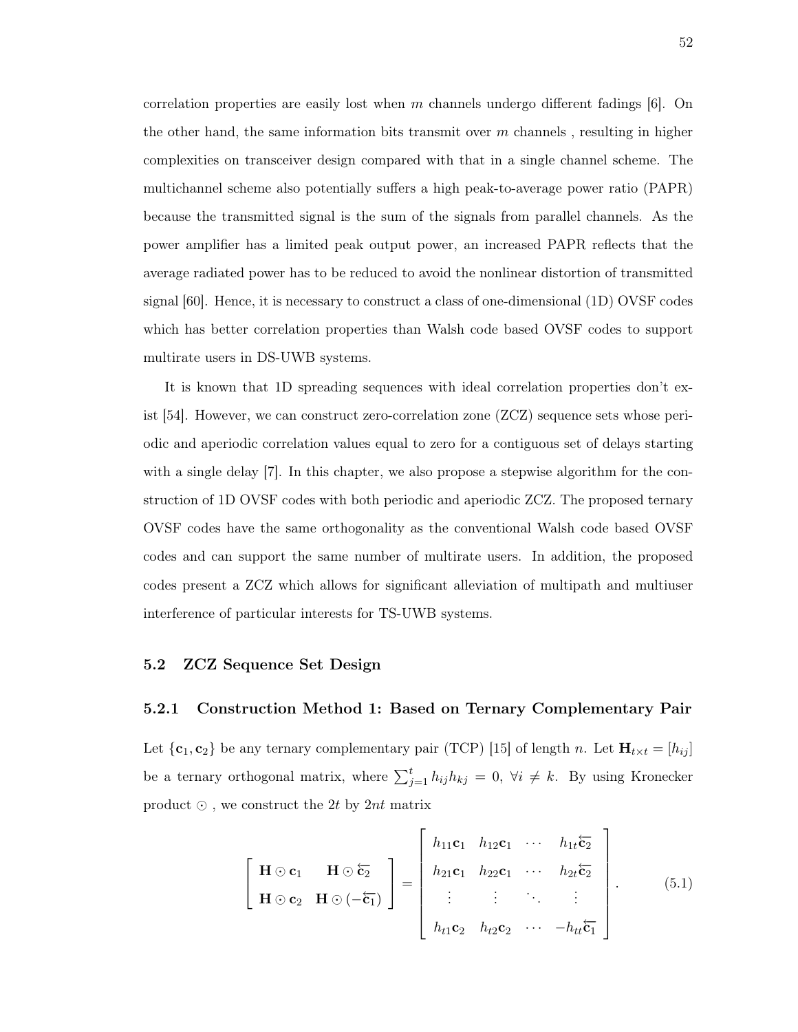correlation properties are easily lost when $m$ channels undergo different fadings [6]. On the other hand, the same information bits transmit over $m$ channels , resulting in higher complexities on transceiver design compared with that in a single channel scheme. The multichannel scheme also potentially suffers a high peak-to-average power ratio (PAPR) because the transmitted signal is the sum of the signals from parallel channels. As the power amplifier has a limited peak output power, an increased PAPR reflects that the average radiated power has to be reduced to avoid the nonlinear distortion of transmitted signal [60]. Hence, it is necessary to construct a class of one-dimensional (1D) OVSF codes which has better correlation properties than Walsh code based OVSF codes to support multirate users in DS-UWB systems.

It is known that 1D spreading sequences with ideal correlation properties don't exist [54]. However, we can construct zero-correlation zone (ZCZ) sequence sets whose periodic and aperiodic correlation values equal to zero for a contiguous set of delays starting with a single delay [7]. In this chapter, we also propose a stepwise algorithm for the construction of 1D OVSF codes with both periodic and aperiodic ZCZ. The proposed ternary OVSF codes have the same orthogonality as the conventional Walsh code based OVSF codes and can support the same number of multirate users. In addition, the proposed codes present a ZCZ which allows for significant alleviation of multipath and multiuser interference of particular interests for TS-UWB systems.

## 5.2 ZCZ Sequence Set Design

### 5.2.1 Construction Method 1: Based on Ternary Complementary Pair

Let $\{\mathbf{c}_1, \mathbf{c}_2\}$ be any ternary complementary pair (TCP) [15] of length $n$. Let $\mathbf{H}_{t\times t} = [h_{ij}]$ be a ternary orthogonal matrix, where $\sum_{j=1}^{t} h_{ij}h_{kj} = 0$, $\forall i \neq k$. By using Kronecker product $\odot$ , we construct the $2t$ by $2nt$ matrix

$$
\begin{bmatrix} \mathbf{H} \odot \mathbf{c}_1 & \mathbf{H} \odot \overleftarrow{\mathbf{c}_2} \\ \mathbf{H} \odot \mathbf{c}_2 & \mathbf{H} \odot (-\overleftarrow{\mathbf{c}_1}) \end{bmatrix} = \begin{bmatrix} h_{11}\mathbf{c}_1 & h_{12}\mathbf{c}_1 & \cdots & h_{1t}\overleftarrow{\mathbf{c}_2} \\ h_{21}\mathbf{c}_1 & h_{22}\mathbf{c}_1 & \cdots & h_{2t}\overleftarrow{\mathbf{c}_2} \\ \vdots & \vdots & \ddots & \vdots \\ h_{t1}\mathbf{c}_2 & h_{t2}\mathbf{c}_2 & \cdots & -h_{tt}\overleftarrow{\mathbf{c}_1} \end{bmatrix}. \tag{5.1}
$$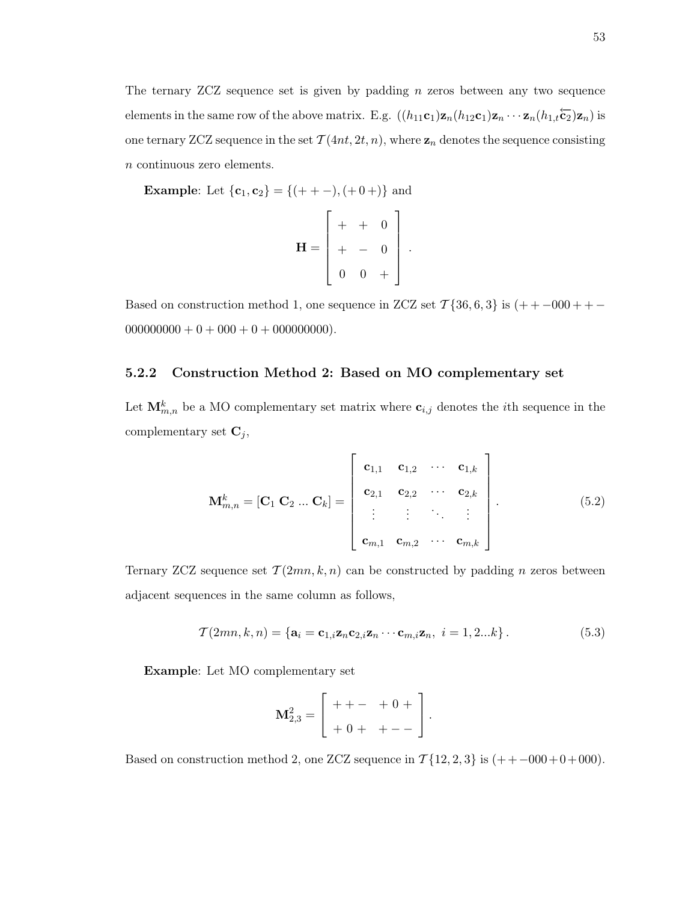The ternary ZCZ sequence set is given by padding $n$ zeros between any two sequence elements in the same row of the above matrix. E.g. $((h_{11}\mathbf{c}_1)\mathbf{z}_n(h_{12}\mathbf{c}_1)\mathbf{z}_n \cdots \mathbf{z}_n(h_{1,t}\overleftarrow{\mathbf{c}_2})\mathbf{z}_n)$ is one ternary ZCZ sequence in the set $\mathcal{T}(4nt, 2t, n)$, where $\mathbf{z}_n$ denotes the sequence consisting $n$ continuous zero elements.

**Example**: Let $\{\mathbf{c}_1, \mathbf{c}_2\} = \{(++-), (+0+)\}$ and

$$\mathbf{H} = \begin{bmatrix} + & + & 0 \\ + & - & 0 \\ 0 & 0 & + \end{bmatrix}.$$

Based on construction method 1, one sequence in ZCZ set $\mathcal{T}\{36, 6, 3\}$ is $(++-000++-000000000+0+000+0+000000000)$.

### 5.2.2 Construction Method 2: Based on MO complementary set

Let $\mathbf{M}_{m,n}^k$ be a MO complementary set matrix where $\mathbf{c}_{i,j}$ denotes the $i$th sequence in the complementary set $\mathbf{C}_j$,

$$\mathbf{M}_{m,n}^k = [\mathbf{C}_1\ \mathbf{C}_2\ ...\ \mathbf{C}_k] = \begin{bmatrix} \mathbf{c}_{1,1} & \mathbf{c}_{1,2} & \cdots & \mathbf{c}_{1,k} \\ \mathbf{c}_{2,1} & \mathbf{c}_{2,2} & \cdots & \mathbf{c}_{2,k} \\ \vdots & \vdots & \ddots & \vdots \\ \mathbf{c}_{m,1} & \mathbf{c}_{m,2} & \cdots & \mathbf{c}_{m,k} \end{bmatrix}. \tag{5.2}$$

Ternary ZCZ sequence set $\mathcal{T}(2mn, k, n)$ can be constructed by padding $n$ zeros between adjacent sequences in the same column as follows,

$$\mathcal{T}(2mn, k, n) = \{\mathbf{a}_i = \mathbf{c}_{1,i}\mathbf{z}_n\mathbf{c}_{2,i}\mathbf{z}_n \cdots \mathbf{c}_{m,i}\mathbf{z}_n,\ i = 1, 2...k\}. \tag{5.3}$$

**Example**: Let MO complementary set

$$\mathbf{M}_{2,3}^2 = \begin{bmatrix} ++- & +0+ \\ +0+ & +-- \end{bmatrix}.$$

Based on construction method 2, one ZCZ sequence in $\mathcal{T}\{12, 2, 3\}$ is $(++-000+0+000)$.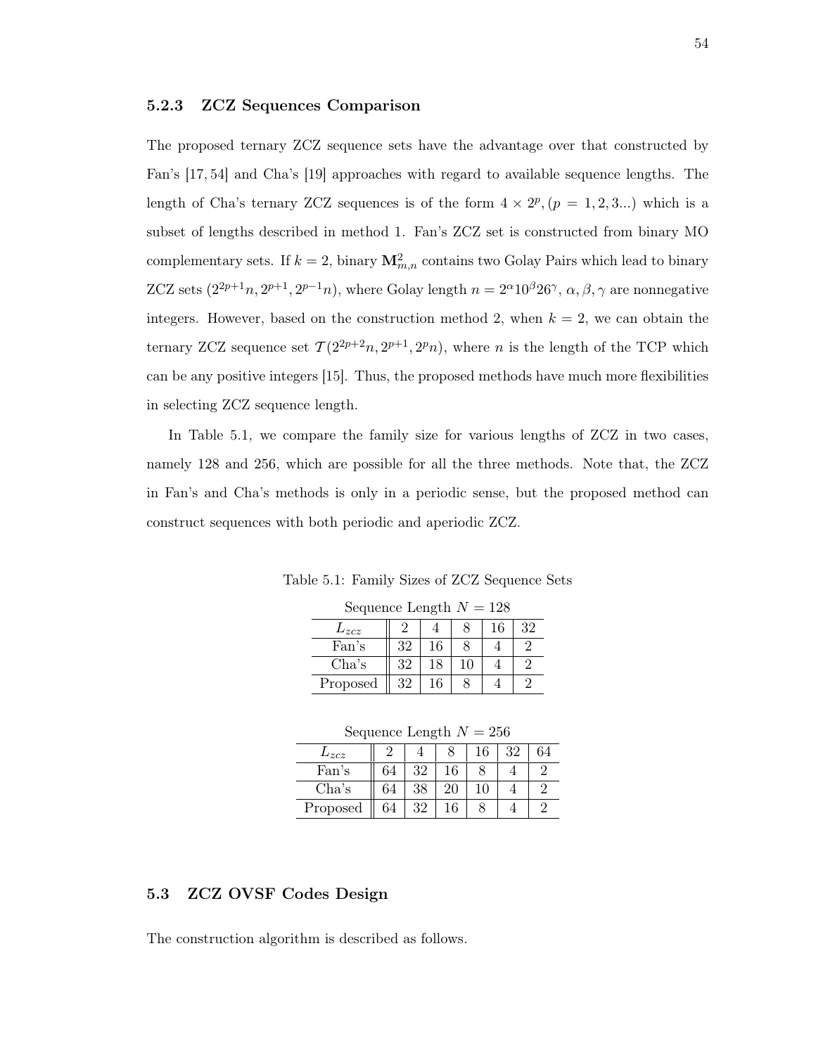### 5.2.3 ZCZ Sequences Comparison

The proposed ternary ZCZ sequence sets have the advantage over that constructed by Fan's [17, 54] and Cha's [19] approaches with regard to available sequence lengths. The length of Cha's ternary ZCZ sequences is of the form $4 \times 2^p, (p = 1, 2, 3...)$ which is a subset of lengths described in method 1. Fan's ZCZ set is constructed from binary MO complementary sets. If $k = 2$, binary $\mathbf{M}^2_{m,n}$ contains two Golay Pairs which lead to binary ZCZ sets $(2^{2p+1}n, 2^{p+1}, 2^{p-1}n)$, where Golay length $n = 2^\alpha 10^\beta 26^\gamma$, $\alpha, \beta, \gamma$ are nonnegative integers. However, based on the construction method 2, when $k = 2$, we can obtain the ternary ZCZ sequence set $\mathcal{T}(2^{2p+2}n, 2^{p+1}, 2^p n)$, where $n$ is the length of the TCP which can be any positive integers [15]. Thus, the proposed methods have much more flexibilities in selecting ZCZ sequence length.

In Table 5.1, we compare the family size for various lengths of ZCZ in two cases, namely 128 and 256, which are possible for all the three methods. Note that, the ZCZ in Fan's and Cha's methods is only in a periodic sense, but the proposed method can construct sequences with both periodic and aperiodic ZCZ.

Table 5.1: Family Sizes of ZCZ Sequence Sets

Sequence Length $N = 128$

| $L_{zcz}$ | 2 | 4 | 8 | 16 | 32 |
|---|---|---|---|---|---|
| Fan's | 32 | 16 | 8 | 4 | 2 |
| Cha's | 32 | 18 | 10 | 4 | 2 |
| Proposed | 32 | 16 | 8 | 4 | 2 |

Sequence Length $N = 256$

| $L_{zcz}$ | 2 | 4 | 8 | 16 | 32 | 64 |
|---|---|---|---|---|---|---|
| Fan's | 64 | 32 | 16 | 8 | 4 | 2 |
| Cha's | 64 | 38 | 20 | 10 | 4 | 2 |
| Proposed | 64 | 32 | 16 | 8 | 4 | 2 |

## 5.3 ZCZ OVSF Codes Design

The construction algorithm is described as follows.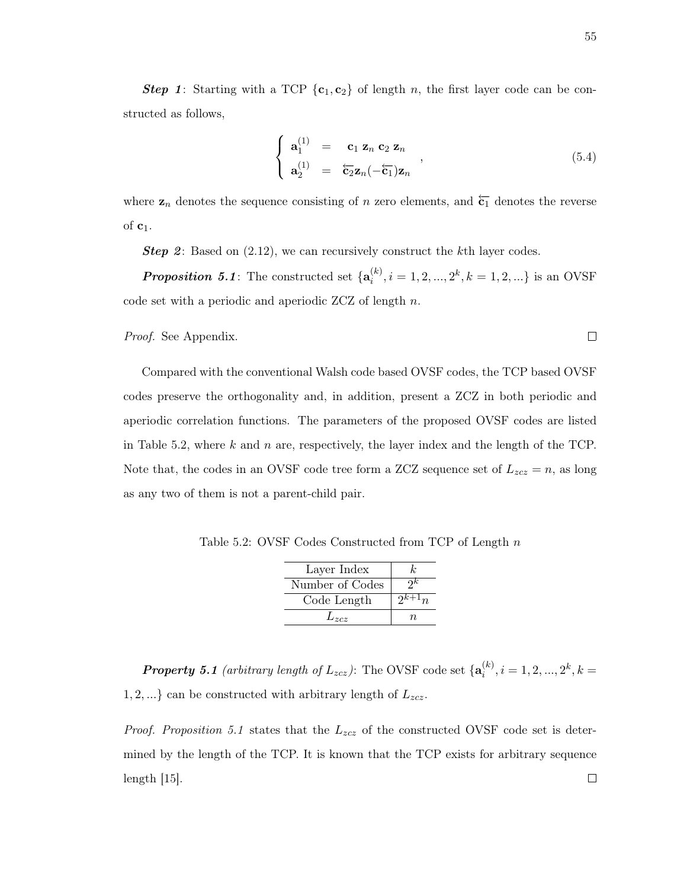***Step 1***: Starting with a TCP $\{\mathbf{c}_1, \mathbf{c}_2\}$ of length $n$, the first layer code can be constructed as follows,

$$
\begin{cases}
\mathbf{a}_1^{(1)} & = & \mathbf{c}_1 \ \mathbf{z}_n \ \mathbf{c}_2 \ \mathbf{z}_n \\
\mathbf{a}_2^{(1)} & = & \overleftarrow{\mathbf{c}_2}\mathbf{z}_n(-\overleftarrow{\mathbf{c}_1})\mathbf{z}_n
\end{cases}, \tag{5.4}
$$

where $\mathbf{z}_n$ denotes the sequence consisting of $n$ zero elements, and $\overleftarrow{\mathbf{c}_1}$ denotes the reverse of $\mathbf{c}_1$.

***Step 2***: Based on (2.12), we can recursively construct the $k$th layer codes.

***Proposition 5.1***: The constructed set $\{\mathbf{a}_i^{(k)}, i = 1, 2, ..., 2^k, k = 1, 2, ...\}$ is an OVSF code set with a periodic and aperiodic ZCZ of length $n$.

*Proof.* See Appendix. □

Compared with the conventional Walsh code based OVSF codes, the TCP based OVSF codes preserve the orthogonality and, in addition, present a ZCZ in both periodic and aperiodic correlation functions. The parameters of the proposed OVSF codes are listed in Table 5.2, where $k$ and $n$ are, respectively, the layer index and the length of the TCP. Note that, the codes in an OVSF code tree form a ZCZ sequence set of $L_{zcz} = n$, as long as any two of them is not a parent-child pair.

Table 5.2: OVSF Codes Constructed from TCP of Length $n$

| Layer Index | $k$ |
|---|---|
| Number of Codes | $2^k$ |
| Code Length | $2^{k+1}n$ |
| $L_{zcz}$ | $n$ |

***Property 5.1*** *(arbitrary length of $L_{zcz}$)*: The OVSF code set $\{\mathbf{a}_i^{(k)}, i = 1, 2, ..., 2^k, k = 1, 2, ...\}$ can be constructed with arbitrary length of $L_{zcz}$.

*Proof. Proposition 5.1* states that the $L_{zcz}$ of the constructed OVSF code set is determined by the length of the TCP. It is known that the TCP exists for arbitrary sequence length [15]. □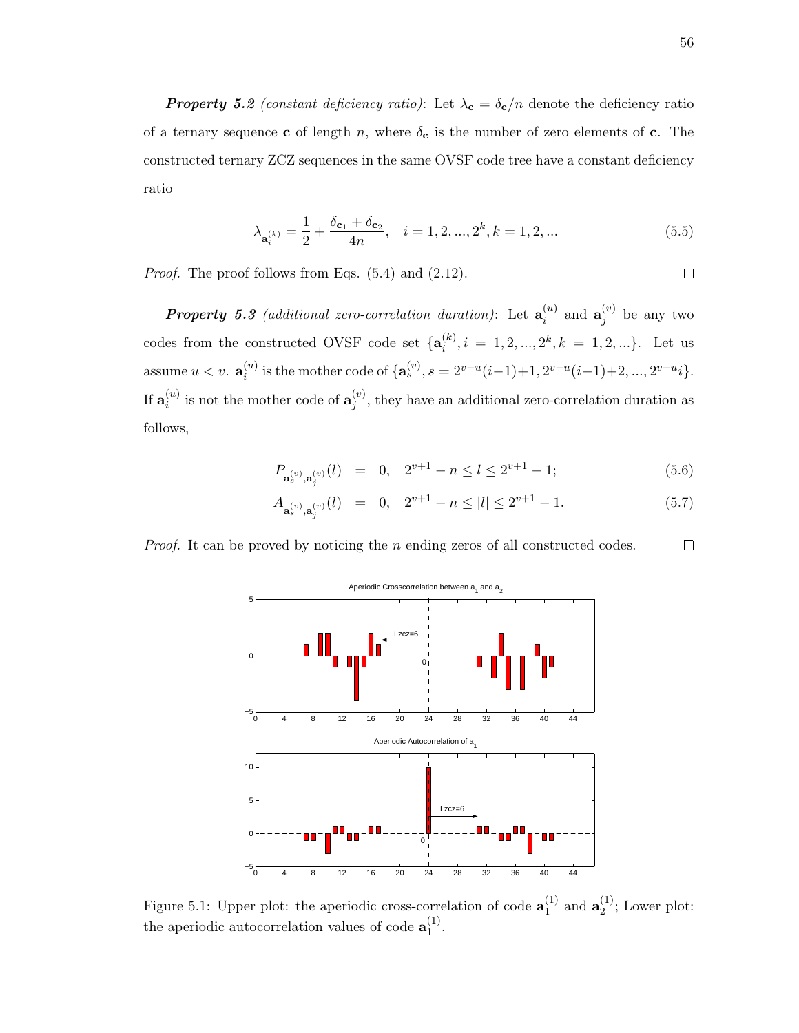***Property 5.2*** *(constant deficiency ratio)*: Let $\lambda_{\mathbf{c}} = \delta_{\mathbf{c}}/n$ denote the deficiency ratio of a ternary sequence $\mathbf{c}$ of length $n$, where $\delta_{\mathbf{c}}$ is the number of zero elements of $\mathbf{c}$. The constructed ternary ZCZ sequences in the same OVSF code tree have a constant deficiency ratio

$$\lambda_{\mathbf{a}_i^{(k)}} = \frac{1}{2} + \frac{\delta_{\mathbf{c}_1} + \delta_{\mathbf{c}_2}}{4n}, \quad i = 1, 2, ..., 2^k, k = 1, 2, ... \tag{5.5}$$

*Proof.* The proof follows from Eqs. (5.4) and (2.12). □

***Property 5.3*** *(additional zero-correlation duration)*: Let $\mathbf{a}_i^{(u)}$ and $\mathbf{a}_j^{(v)}$ be any two codes from the constructed OVSF code set $\{\mathbf{a}_i^{(k)}, i = 1, 2, ..., 2^k, k = 1, 2, ...\}$. Let us assume $u < v$. $\mathbf{a}_i^{(u)}$ is the mother code of $\{\mathbf{a}_s^{(v)}, s = 2^{v-u}(i-1)+1, 2^{v-u}(i-1)+2, ..., 2^{v-u}i\}$. If $\mathbf{a}_i^{(u)}$ is not the mother code of $\mathbf{a}_j^{(v)}$, they have an additional zero-correlation duration as follows,

$$P_{\mathbf{a}_s^{(v)}, \mathbf{a}_j^{(v)}}(l) = 0, \quad 2^{v+1} - n \leq l \leq 2^{v+1} - 1; \tag{5.6}$$

$$A_{\mathbf{a}_s^{(v)}, \mathbf{a}_j^{(v)}}(l) = 0, \quad 2^{v+1} - n \leq |l| \leq 2^{v+1} - 1. \tag{5.7}$$

*Proof.* It can be proved by noticing the $n$ ending zeros of all constructed codes. □

Figure 5.1: Upper plot: the aperiodic cross-correlation of code $\mathbf{a}_1^{(1)}$ and $\mathbf{a}_2^{(1)}$; Lower plot: the aperiodic autocorrelation values of code $\mathbf{a}_1^{(1)}$.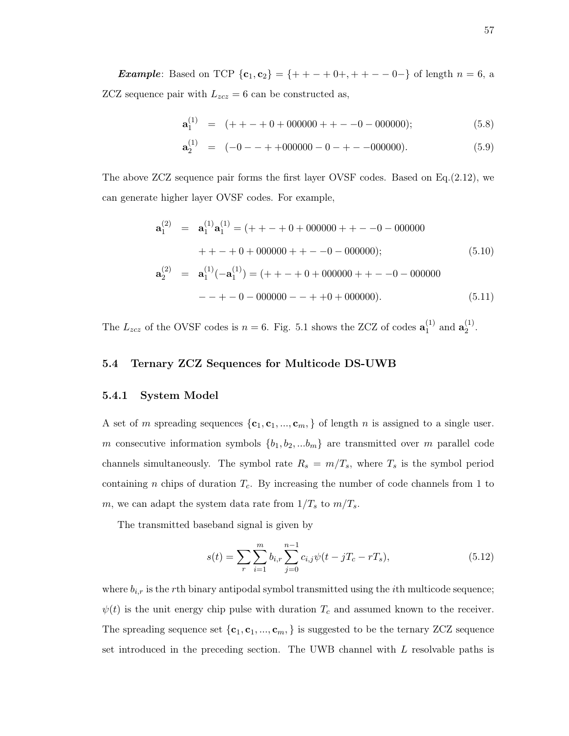***Example***: Based on TCP $\{\mathbf{c}_1, \mathbf{c}_2\} = \{++-+0+, ++--0-\}$ of length $n = 6$, a ZCZ sequence pair with $L_{zcz} = 6$ can be constructed as,

$$\mathbf{a}_1^{(1)} = (++-+0+000000++--0-000000); \tag{5.8}$$

$$\mathbf{a}_2^{(1)} = (-0--++000000-0-+--000000). \tag{5.9}$$

The above ZCZ sequence pair forms the first layer OVSF codes. Based on Eq.(2.12), we can generate higher layer OVSF codes. For example,

$$\begin{aligned}
\mathbf{a}_1^{(2)} &= \mathbf{a}_1^{(1)}\mathbf{a}_1^{(1)} = (++-+0+000000++--0-000000 \\
&\quad ++-+0+000000++--0-000000); \qquad (5.10)\\
\mathbf{a}_2^{(2)} &= \mathbf{a}_1^{(1)}(-\mathbf{a}_1^{(1)}) = (++-+0+000000++--0-000000 \\
&\quad --+-0-000000--++0+000000). \qquad (5.11)
\end{aligned}$$

The $L_{zcz}$ of the OVSF codes is $n = 6$. Fig. 5.1 shows the ZCZ of codes $\mathbf{a}_1^{(1)}$ and $\mathbf{a}_2^{(1)}$.

## 5.4 Ternary ZCZ Sequences for Multicode DS-UWB

### 5.4.1 System Model

A set of $m$ spreading sequences $\{\mathbf{c}_1, \mathbf{c}_1, ..., \mathbf{c}_m,\}$ of length $n$ is assigned to a single user. $m$ consecutive information symbols $\{b_1, b_2, ...b_m\}$ are transmitted over $m$ parallel code channels simultaneously. The symbol rate $R_s = m/T_s$, where $T_s$ is the symbol period containing $n$ chips of duration $T_c$. By increasing the number of code channels from 1 to $m$, we can adapt the system data rate from $1/T_s$ to $m/T_s$.

The transmitted baseband signal is given by

$$s(t) = \sum_r \sum_{i=1}^{m} b_{i,r} \sum_{j=0}^{n-1} c_{i,j}\psi(t - jT_c - rT_s), \tag{5.12}$$

where $b_{i,r}$ is the $r$th binary antipodal symbol transmitted using the $i$th multicode sequence; $\psi(t)$ is the unit energy chip pulse with duration $T_c$ and assumed known to the receiver. The spreading sequence set $\{\mathbf{c}_1, \mathbf{c}_1, ..., \mathbf{c}_m,\}$ is suggested to be the ternary ZCZ sequence set introduced in the preceding section. The UWB channel with $L$ resolvable paths is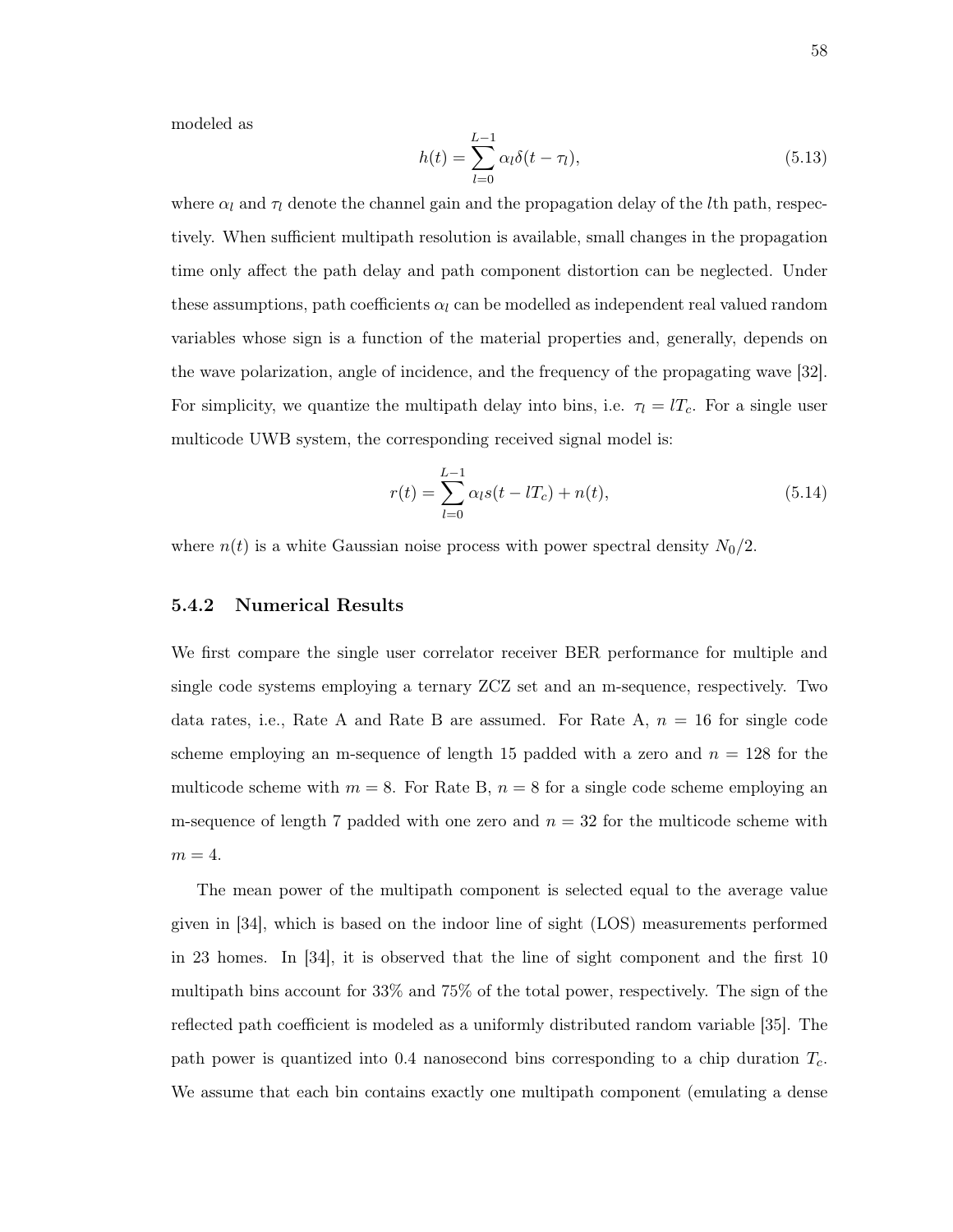modeled as

$$h(t) = \sum_{l=0}^{L-1} \alpha_l \delta(t - \tau_l), \tag{5.13}$$

where $\alpha_l$ and $\tau_l$ denote the channel gain and the propagation delay of the $l$th path, respectively. When sufficient multipath resolution is available, small changes in the propagation time only affect the path delay and path component distortion can be neglected. Under these assumptions, path coefficients $\alpha_l$ can be modelled as independent real valued random variables whose sign is a function of the material properties and, generally, depends on the wave polarization, angle of incidence, and the frequency of the propagating wave [32]. For simplicity, we quantize the multipath delay into bins, i.e. $\tau_l = lT_c$. For a single user multicode UWB system, the corresponding received signal model is:

$$r(t) = \sum_{l=0}^{L-1} \alpha_l s(t - lT_c) + n(t), \tag{5.14}$$

where $n(t)$ is a white Gaussian noise process with power spectral density $N_0/2$.

### 5.4.2 Numerical Results

We first compare the single user correlator receiver BER performance for multiple and single code systems employing a ternary ZCZ set and an m-sequence, respectively. Two data rates, i.e., Rate A and Rate B are assumed. For Rate A, $n = 16$ for single code scheme employing an m-sequence of length 15 padded with a zero and $n = 128$ for the multicode scheme with $m = 8$. For Rate B, $n = 8$ for a single code scheme employing an m-sequence of length 7 padded with one zero and $n = 32$ for the multicode scheme with $m = 4$.

The mean power of the multipath component is selected equal to the average value given in [34], which is based on the indoor line of sight (LOS) measurements performed in 23 homes. In [34], it is observed that the line of sight component and the first 10 multipath bins account for 33% and 75% of the total power, respectively. The sign of the reflected path coefficient is modeled as a uniformly distributed random variable [35]. The path power is quantized into 0.4 nanosecond bins corresponding to a chip duration $T_c$. We assume that each bin contains exactly one multipath component (emulating a dense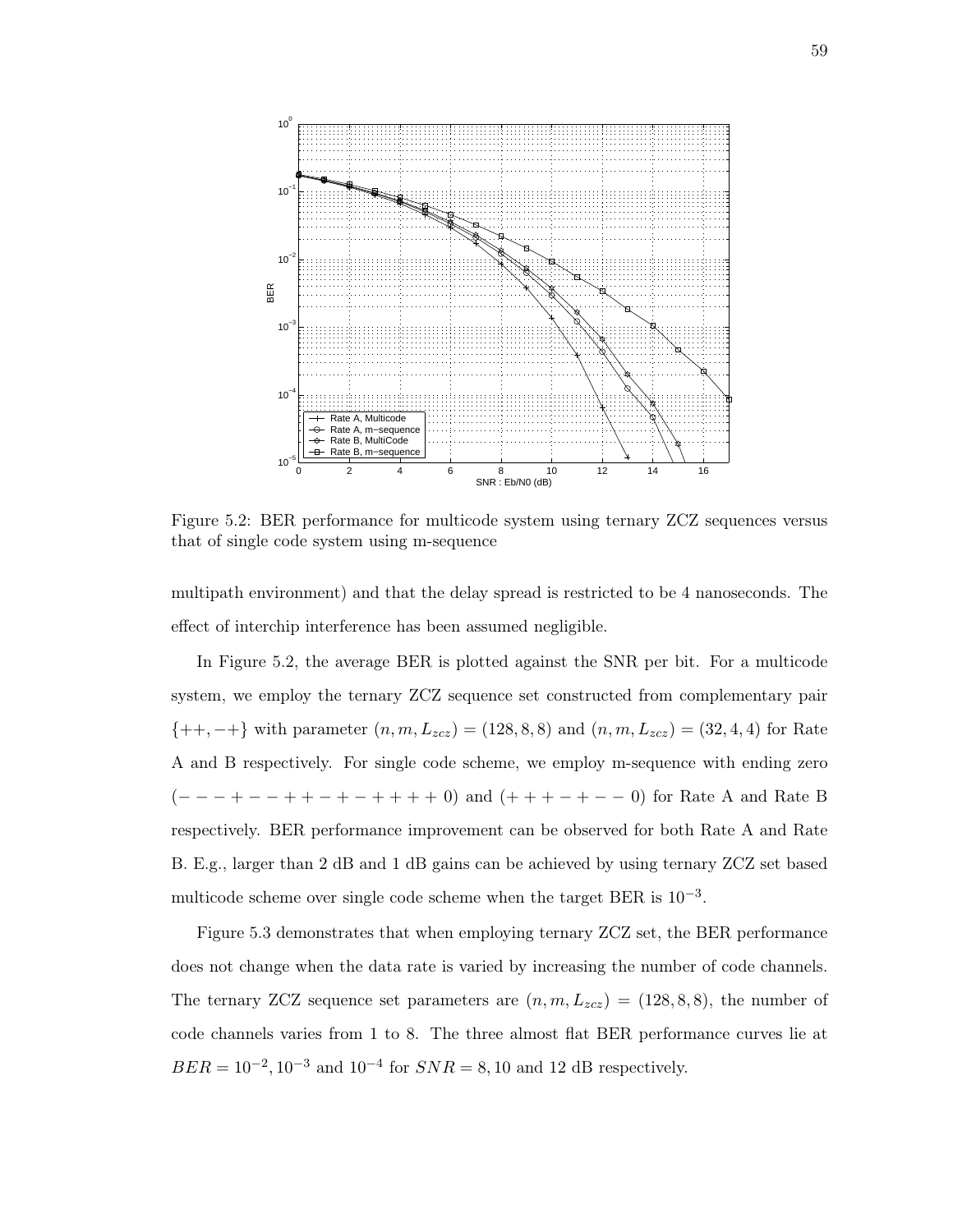Figure 5.2: BER performance for multicode system using ternary ZCZ sequences versus that of single code system using m-sequence

multipath environment) and that the delay spread is restricted to be 4 nanoseconds. The effect of interchip interference has been assumed negligible.

In Figure 5.2, the average BER is plotted against the SNR per bit. For a multicode system, we employ the ternary ZCZ sequence set constructed from complementary pair $\{++, -+\}$ with parameter $(n, m, L_{zcz}) = (128, 8, 8)$ and $(n, m, L_{zcz}) = (32, 4, 4)$ for Rate A and B respectively. For single code scheme, we employ m-sequence with ending zero $(- - - + - - + + - + - + + + + 0)$ and $(+ + + - + - - 0)$ for Rate A and Rate B respectively. BER performance improvement can be observed for both Rate A and Rate B. E.g., larger than 2 dB and 1 dB gains can be achieved by using ternary ZCZ set based multicode scheme over single code scheme when the target BER is $10^{-3}$.

Figure 5.3 demonstrates that when employing ternary ZCZ set, the BER performance does not change when the data rate is varied by increasing the number of code channels. The ternary ZCZ sequence set parameters are $(n, m, L_{zcz}) = (128, 8, 8)$, the number of code channels varies from 1 to 8. The three almost flat BER performance curves lie at $BER = 10^{-2}, 10^{-3}$ and $10^{-4}$ for $SNR = 8, 10$ and 12 dB respectively.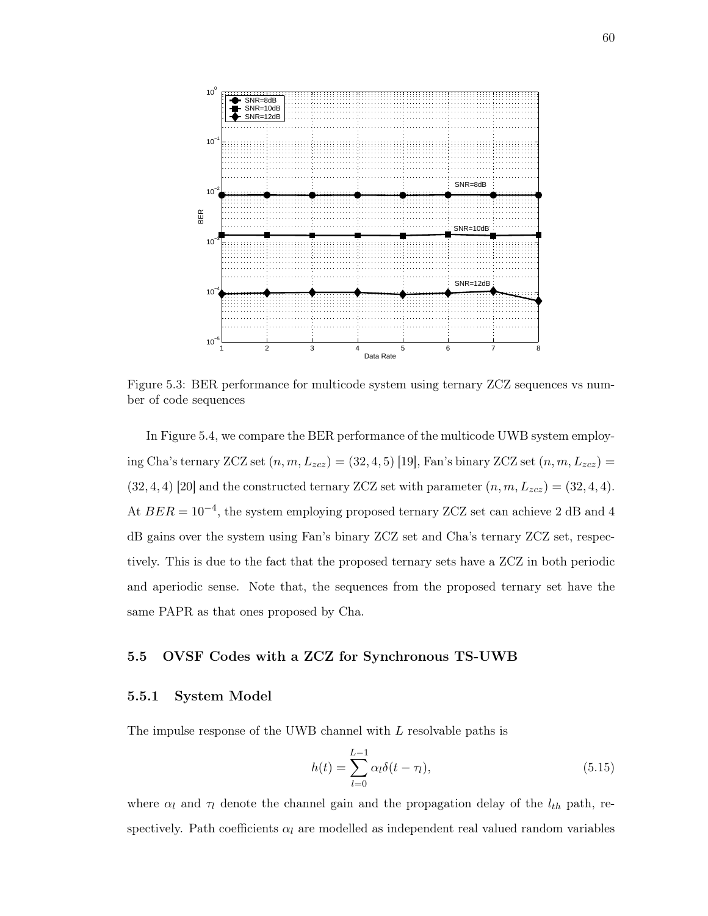Figure 5.3: BER performance for multicode system using ternary ZCZ sequences vs number of code sequences

In Figure 5.4, we compare the BER performance of the multicode UWB system employing Cha's ternary ZCZ set $(n, m, L_{zcz}) = (32, 4, 5)$ [19], Fan's binary ZCZ set $(n, m, L_{zcz}) = (32, 4, 4)$ [20] and the constructed ternary ZCZ set with parameter $(n, m, L_{zcz}) = (32, 4, 4)$. At $BER = 10^{-4}$, the system employing proposed ternary ZCZ set can achieve 2 dB and 4 dB gains over the system using Fan's binary ZCZ set and Cha's ternary ZCZ set, respectively. This is due to the fact that the proposed ternary sets have a ZCZ in both periodic and aperiodic sense. Note that, the sequences from the proposed ternary set have the same PAPR as that ones proposed by Cha.

## 5.5 OVSF Codes with a ZCZ for Synchronous TS-UWB

### 5.5.1 System Model

The impulse response of the UWB channel with $L$ resolvable paths is

$$h(t) = \sum_{l=0}^{L-1} \alpha_l \delta(t - \tau_l), \tag{5.15}$$

where $\alpha_l$ and $\tau_l$ denote the channel gain and the propagation delay of the $l_{th}$ path, respectively. Path coefficients $\alpha_l$ are modelled as independent real valued random variables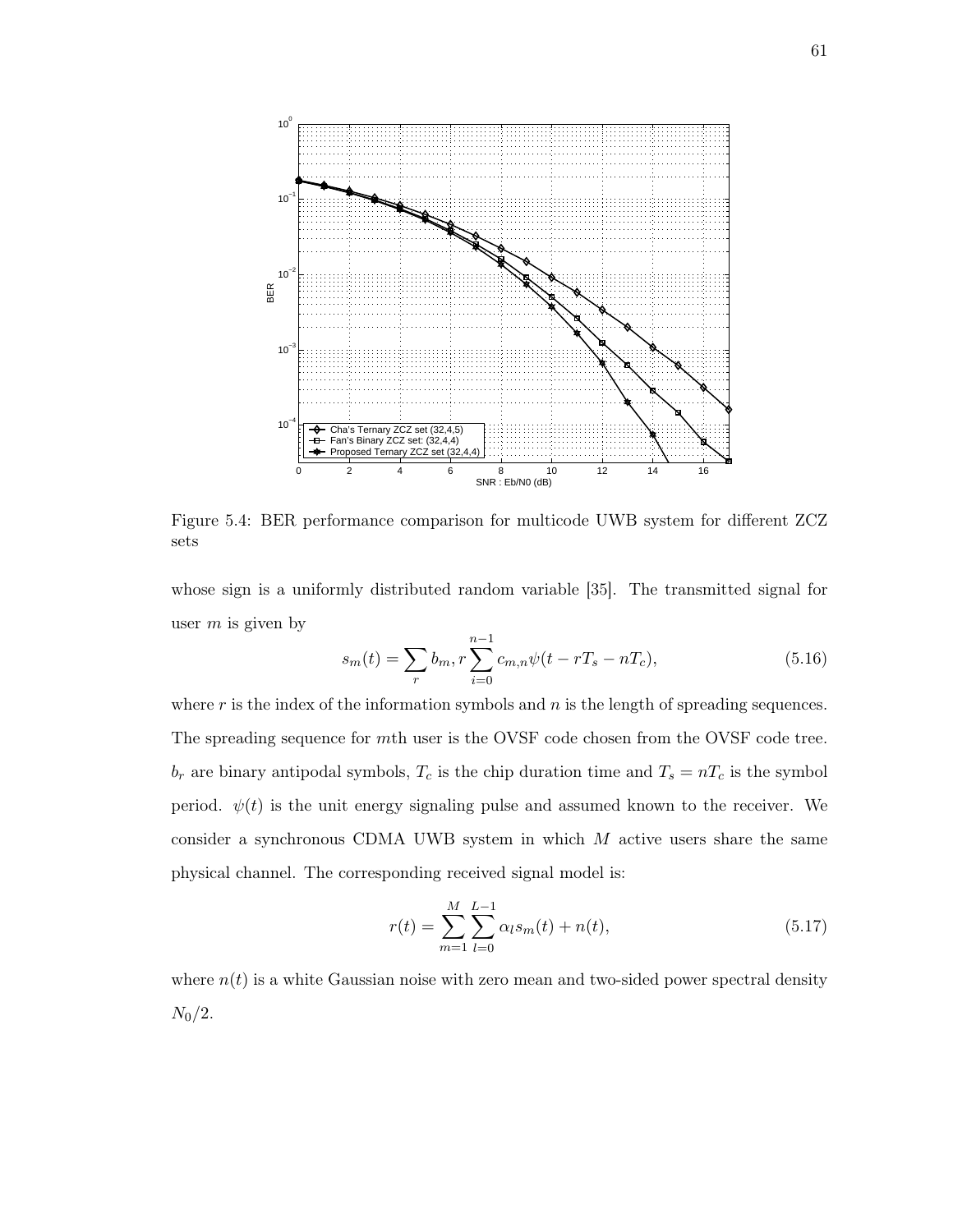Figure 5.4: BER performance comparison for multicode UWB system for different ZCZ sets

whose sign is a uniformly distributed random variable [35]. The transmitted signal for user $m$ is given by

$$s_m(t) = \sum_r b_m, r \sum_{i=0}^{n-1} c_{m,n} \psi(t - rT_s - nT_c), \tag{5.16}$$

where $r$ is the index of the information symbols and $n$ is the length of spreading sequences. The spreading sequence for $m$th user is the OVSF code chosen from the OVSF code tree. $b_r$ are binary antipodal symbols, $T_c$ is the chip duration time and $T_s = nT_c$ is the symbol period. $\psi(t)$ is the unit energy signaling pulse and assumed known to the receiver. We consider a synchronous CDMA UWB system in which $M$ active users share the same physical channel. The corresponding received signal model is:

$$r(t) = \sum_{m=1}^{M} \sum_{l=0}^{L-1} \alpha_l s_m(t) + n(t), \tag{5.17}$$

where $n(t)$ is a white Gaussian noise with zero mean and two-sided power spectral density $N_0/2$.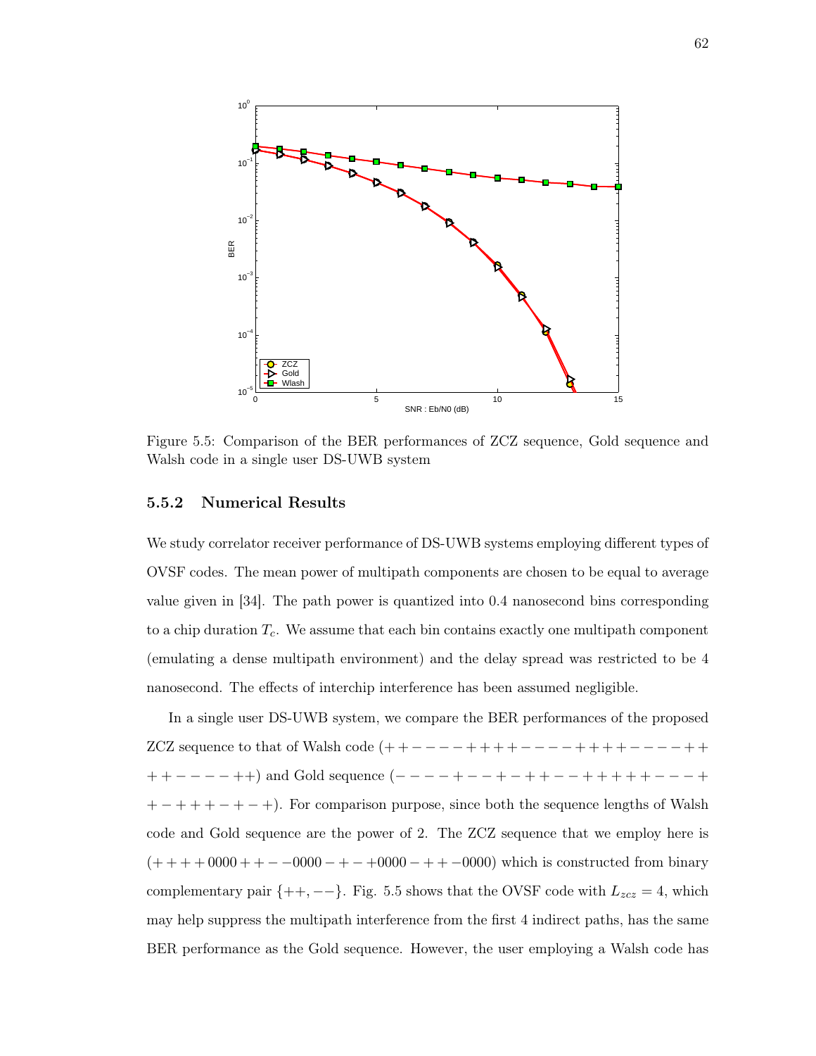Figure 5.5: Comparison of the BER performances of ZCZ sequence, Gold sequence and Walsh code in a single user DS-UWB system

### 5.5.2 Numerical Results

We study correlator receiver performance of DS-UWB systems employing different types of OVSF codes. The mean power of multipath components are chosen to be equal to average value given in [34]. The path power is quantized into 0.4 nanosecond bins corresponding to a chip duration $T_c$. We assume that each bin contains exactly one multipath component (emulating a dense multipath environment) and the delay spread was restricted to be 4 nanosecond. The effects of interchip interference has been assumed negligible.

In a single user DS-UWB system, we compare the BER performances of the proposed ZCZ sequence to that of Walsh code $(++------++++------++++------++++------++)$ and Gold sequence $(----+--+-++--++++++---++-+++-+--+)$. For comparison purpose, since both the sequence lengths of Walsh code and Gold sequence are the power of 2. The ZCZ sequence that we employ here is $(++++0000++--0000-+-+0000-++-0000)$ which is constructed from binary complementary pair $\{++,--\}$. Fig. 5.5 shows that the OVSF code with $L_{zcz} = 4$, which may help suppress the multipath interference from the first 4 indirect paths, has the same BER performance as the Gold sequence. However, the user employing a Walsh code has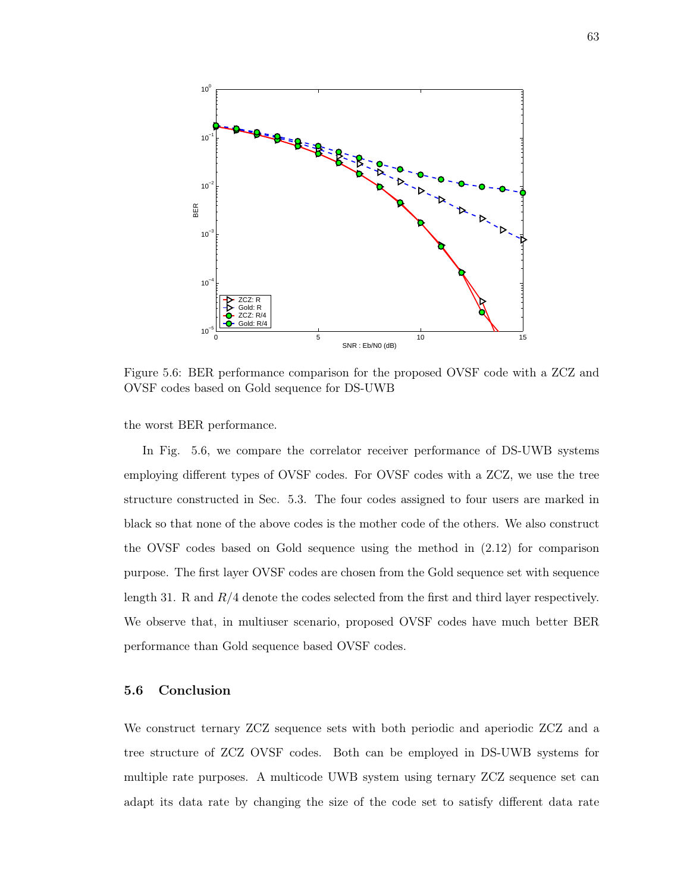Figure 5.6: BER performance comparison for the proposed OVSF code with a ZCZ and OVSF codes based on Gold sequence for DS-UWB

the worst BER performance.

In Fig. 5.6, we compare the correlator receiver performance of DS-UWB systems employing different types of OVSF codes. For OVSF codes with a ZCZ, we use the tree structure constructed in Sec. 5.3. The four codes assigned to four users are marked in black so that none of the above codes is the mother code of the others. We also construct the OVSF codes based on Gold sequence using the method in (2.12) for comparison purpose. The first layer OVSF codes are chosen from the Gold sequence set with sequence length 31. R and $R/4$ denote the codes selected from the first and third layer respectively. We observe that, in multiuser scenario, proposed OVSF codes have much better BER performance than Gold sequence based OVSF codes.

## 5.6 Conclusion

We construct ternary ZCZ sequence sets with both periodic and aperiodic ZCZ and a tree structure of ZCZ OVSF codes. Both can be employed in DS-UWB systems for multiple rate purposes. A multicode UWB system using ternary ZCZ sequence set can adapt its data rate by changing the size of the code set to satisfy different data rate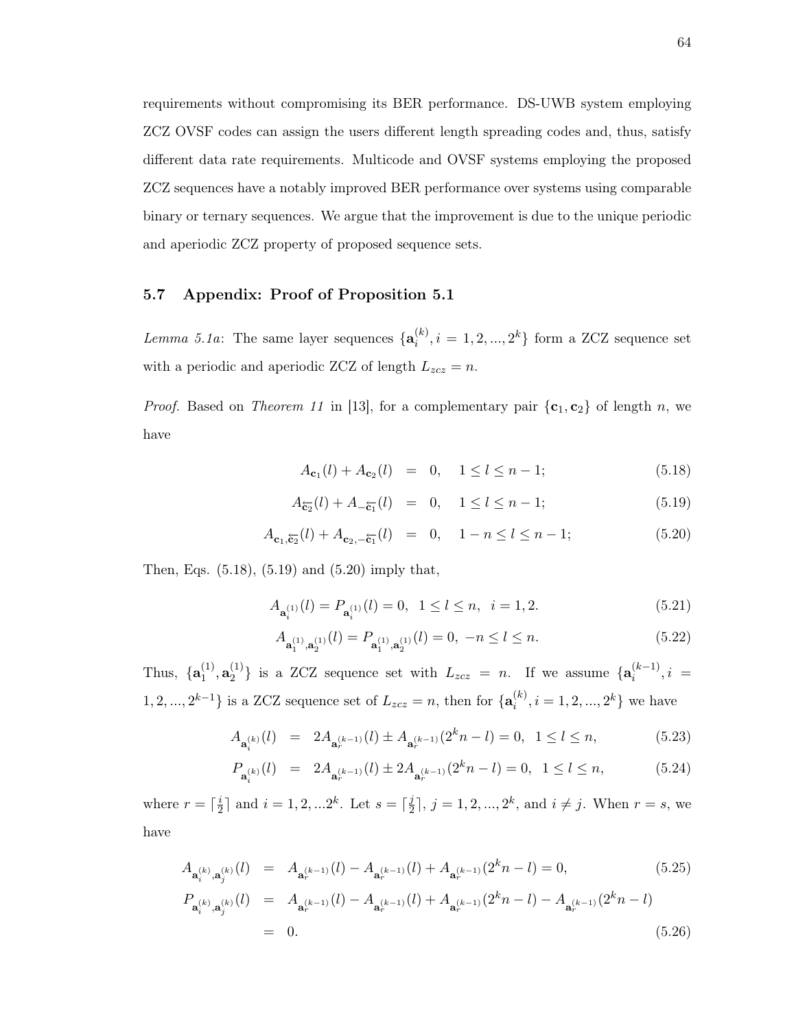requirements without compromising its BER performance. DS-UWB system employing ZCZ OVSF codes can assign the users different length spreading codes and, thus, satisfy different data rate requirements. Multicode and OVSF systems employing the proposed ZCZ sequences have a notably improved BER performance over systems using comparable binary or ternary sequences. We argue that the improvement is due to the unique periodic and aperiodic ZCZ property of proposed sequence sets.

## 5.7 Appendix: Proof of Proposition 5.1

*Lemma 5.1a*: The same layer sequences $\{\mathbf{a}_i^{(k)}, i = 1, 2, ..., 2^k\}$ form a ZCZ sequence set with a periodic and aperiodic ZCZ of length $L_{zcz} = n$.

*Proof.* Based on *Theorem 11* in [13], for a complementary pair $\{\mathbf{c}_1, \mathbf{c}_2\}$ of length $n$, we have

$$A_{\mathbf{c}_1}(l) + A_{\mathbf{c}_2}(l) = 0, \quad 1 \leq l \leq n-1; \tag{5.18}$$

$$A_{\overleftarrow{\mathbf{c}_2}}(l) + A_{-\overleftarrow{\mathbf{c}_1}}(l) = 0, \quad 1 \leq l \leq n-1; \tag{5.19}$$

$$A_{\mathbf{c}_1, \overleftarrow{\mathbf{c}_2}}(l) + A_{\mathbf{c}_2, -\overleftarrow{\mathbf{c}_1}}(l) = 0, \quad 1-n \leq l \leq n-1; \tag{5.20}$$

Then, Eqs. (5.18), (5.19) and (5.20) imply that,

$$A_{\mathbf{a}_i^{(1)}}(l) = P_{\mathbf{a}_i^{(1)}}(l) = 0, \;\; 1 \leq l \leq n, \;\; i = 1, 2. \tag{5.21}$$

$$A_{\mathbf{a}_1^{(1)}, \mathbf{a}_2^{(1)}}(l) = P_{\mathbf{a}_1^{(1)}, \mathbf{a}_2^{(1)}}(l) = 0, \; -n \leq l \leq n. \tag{5.22}$$

Thus, $\{\mathbf{a}_1^{(1)}, \mathbf{a}_2^{(1)}\}$ is a ZCZ sequence set with $L_{zcz} = n$. If we assume $\{\mathbf{a}_i^{(k-1)}, i = 1, 2, ..., 2^{k-1}\}$ is a ZCZ sequence set of $L_{zcz} = n$, then for $\{\mathbf{a}_i^{(k)}, i = 1, 2, ..., 2^k\}$ we have

$$A_{\mathbf{a}_i^{(k)}}(l) = 2A_{\mathbf{a}_r^{(k-1)}}(l) \pm A_{\mathbf{a}_r^{(k-1)}}(2^k n - l) = 0, \;\; 1 \leq l \leq n, \tag{5.23}$$

$$P_{\mathbf{a}_i^{(k)}}(l) = 2A_{\mathbf{a}_r^{(k-1)}}(l) \pm 2A_{\mathbf{a}_r^{(k-1)}}(2^k n - l) = 0, \;\; 1 \leq l \leq n, \tag{5.24}$$

where $r = \lceil \frac{i}{2} \rceil$ and $i = 1, 2, ... 2^k$. Let $s = \lceil \frac{j}{2} \rceil$, $j = 1, 2, ..., 2^k$, and $i \neq j$. When $r = s$, we have

$$A_{\mathbf{a}_i^{(k)}, \mathbf{a}_j^{(k)}}(l) = A_{\mathbf{a}_r^{(k-1)}}(l) - A_{\mathbf{a}_r^{(k-1)}}(l) + A_{\mathbf{a}_r^{(k-1)}}(2^k n - l) = 0, \tag{5.25}$$

$$\begin{aligned} P_{\mathbf{a}_i^{(k)}, \mathbf{a}_j^{(k)}}(l) &= A_{\mathbf{a}_r^{(k-1)}}(l) - A_{\mathbf{a}_r^{(k-1)}}(l) + A_{\mathbf{a}_r^{(k-1)}}(2^k n - l) - A_{\mathbf{a}_r^{(k-1)}}(2^k n - l) \\ &= 0. \end{aligned} \tag{5.26}$$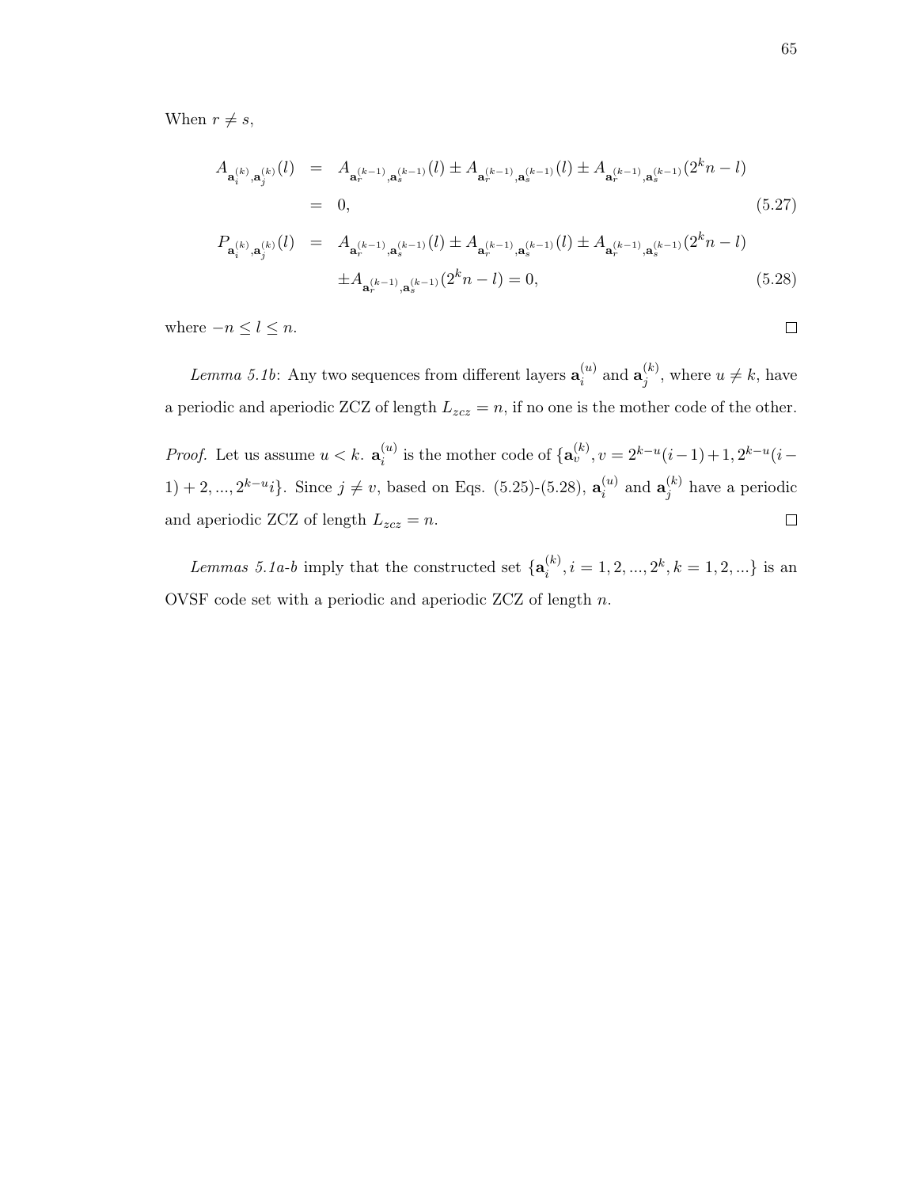When $r \neq s$,

$$
\begin{aligned}
A_{\mathbf{a}_i^{(k)},\mathbf{a}_j^{(k)}}(l) &= A_{\mathbf{a}_r^{(k-1)},\mathbf{a}_s^{(k-1)}}(l) \pm A_{\mathbf{a}_r^{(k-1)},\mathbf{a}_s^{(k-1)}}(l) \pm A_{\mathbf{a}_r^{(k-1)},\mathbf{a}_s^{(k-1)}}(2^k n - l) \\
&= 0, \qquad (5.27) \\
P_{\mathbf{a}_i^{(k)},\mathbf{a}_j^{(k)}}(l) &= A_{\mathbf{a}_r^{(k-1)},\mathbf{a}_s^{(k-1)}}(l) \pm A_{\mathbf{a}_r^{(k-1)},\mathbf{a}_s^{(k-1)}}(l) \pm A_{\mathbf{a}_r^{(k-1)},\mathbf{a}_s^{(k-1)}}(2^k n - l) \\
&\quad \pm A_{\mathbf{a}_r^{(k-1)},\mathbf{a}_s^{(k-1)}}(2^k n - l) = 0, \qquad (5.28)
\end{aligned}
$$

where $-n \leq l \leq n$. □

*Lemma 5.1b*: Any two sequences from different layers $\mathbf{a}_i^{(u)}$ and $\mathbf{a}_j^{(k)}$, where $u \neq k$, have a periodic and aperiodic ZCZ of length $L_{zcz} = n$, if no one is the mother code of the other.

*Proof.* Let us assume $u < k$. $\mathbf{a}_i^{(u)}$ is the mother code of $\{\mathbf{a}_v^{(k)}, v = 2^{k-u}(i-1)+1, 2^{k-u}(i-1)+2, ..., 2^{k-u}i\}$. Since $j \neq v$, based on Eqs. (5.25)-(5.28), $\mathbf{a}_i^{(u)}$ and $\mathbf{a}_j^{(k)}$ have a periodic and aperiodic ZCZ of length $L_{zcz} = n$. □

*Lemmas 5.1a-b* imply that the constructed set $\{\mathbf{a}_i^{(k)}, i = 1, 2, ..., 2^k, k = 1, 2, ...\}$ is an OVSF code set with a periodic and aperiodic ZCZ of length $n$.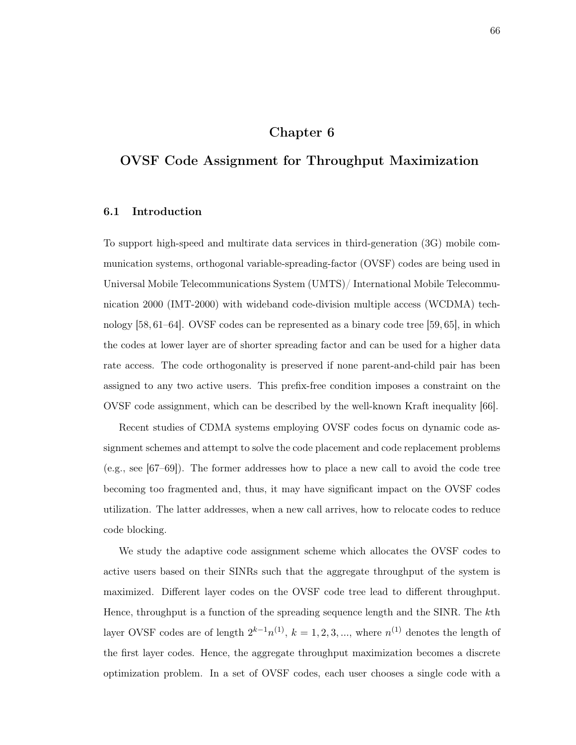# Chapter 6

# OVSF Code Assignment for Throughput Maximization

## 6.1 Introduction

To support high-speed and multirate data services in third-generation (3G) mobile communication systems, orthogonal variable-spreading-factor (OVSF) codes are being used in Universal Mobile Telecommunications System (UMTS)/ International Mobile Telecommunication 2000 (IMT-2000) with wideband code-division multiple access (WCDMA) technology [58, 61–64]. OVSF codes can be represented as a binary code tree [59, 65], in which the codes at lower layer are of shorter spreading factor and can be used for a higher data rate access. The code orthogonality is preserved if none parent-and-child pair has been assigned to any two active users. This prefix-free condition imposes a constraint on the OVSF code assignment, which can be described by the well-known Kraft inequality [66].

Recent studies of CDMA systems employing OVSF codes focus on dynamic code assignment schemes and attempt to solve the code placement and code replacement problems (e.g., see [67–69]). The former addresses how to place a new call to avoid the code tree becoming too fragmented and, thus, it may have significant impact on the OVSF codes utilization. The latter addresses, when a new call arrives, how to relocate codes to reduce code blocking.

We study the adaptive code assignment scheme which allocates the OVSF codes to active users based on their SINRs such that the aggregate throughput of the system is maximized. Different layer codes on the OVSF code tree lead to different throughput. Hence, throughput is a function of the spreading sequence length and the SINR. The $k$th layer OVSF codes are of length $2^{k-1}n^{(1)}$, $k = 1, 2, 3, ...$, where $n^{(1)}$ denotes the length of the first layer codes. Hence, the aggregate throughput maximization becomes a discrete optimization problem. In a set of OVSF codes, each user chooses a single code with a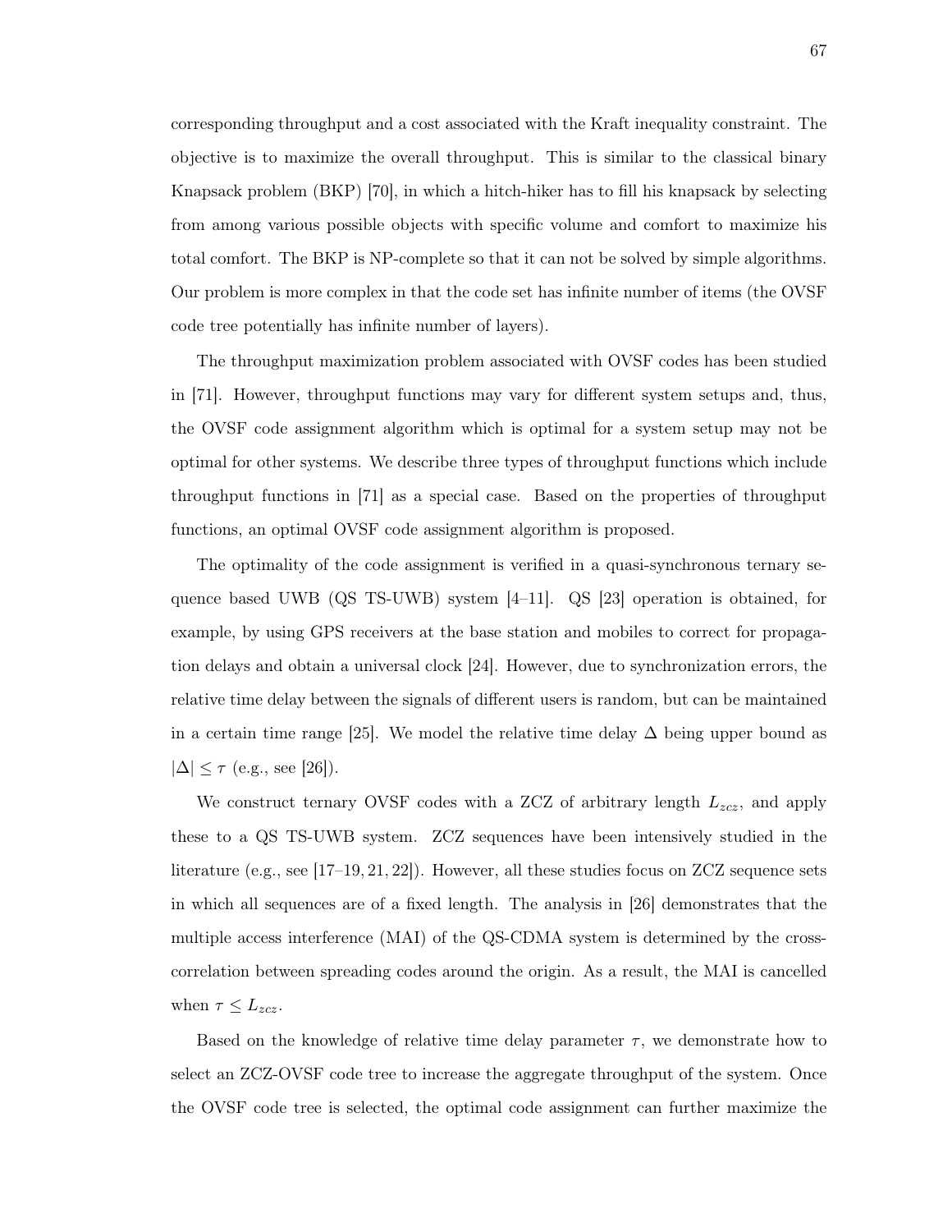corresponding throughput and a cost associated with the Kraft inequality constraint. The objective is to maximize the overall throughput. This is similar to the classical binary Knapsack problem (BKP) [70], in which a hitch-hiker has to fill his knapsack by selecting from among various possible objects with specific volume and comfort to maximize his total comfort. The BKP is NP-complete so that it can not be solved by simple algorithms. Our problem is more complex in that the code set has infinite number of items (the OVSF code tree potentially has infinite number of layers).

The throughput maximization problem associated with OVSF codes has been studied in [71]. However, throughput functions may vary for different system setups and, thus, the OVSF code assignment algorithm which is optimal for a system setup may not be optimal for other systems. We describe three types of throughput functions which include throughput functions in [71] as a special case. Based on the properties of throughput functions, an optimal OVSF code assignment algorithm is proposed.

The optimality of the code assignment is verified in a quasi-synchronous ternary sequence based UWB (QS TS-UWB) system [4–11]. QS [23] operation is obtained, for example, by using GPS receivers at the base station and mobiles to correct for propagation delays and obtain a universal clock [24]. However, due to synchronization errors, the relative time delay between the signals of different users is random, but can be maintained in a certain time range [25]. We model the relative time delay $\Delta$ being upper bound as $|\Delta| \leq \tau$ (e.g., see [26]).

We construct ternary OVSF codes with a ZCZ of arbitrary length $L_{zcz}$, and apply these to a QS TS-UWB system. ZCZ sequences have been intensively studied in the literature (e.g., see [17–19, 21, 22]). However, all these studies focus on ZCZ sequence sets in which all sequences are of a fixed length. The analysis in [26] demonstrates that the multiple access interference (MAI) of the QS-CDMA system is determined by the cross-correlation between spreading codes around the origin. As a result, the MAI is cancelled when $\tau \leq L_{zcz}$.

Based on the knowledge of relative time delay parameter $\tau$, we demonstrate how to select an ZCZ-OVSF code tree to increase the aggregate throughput of the system. Once the OVSF code tree is selected, the optimal code assignment can further maximize the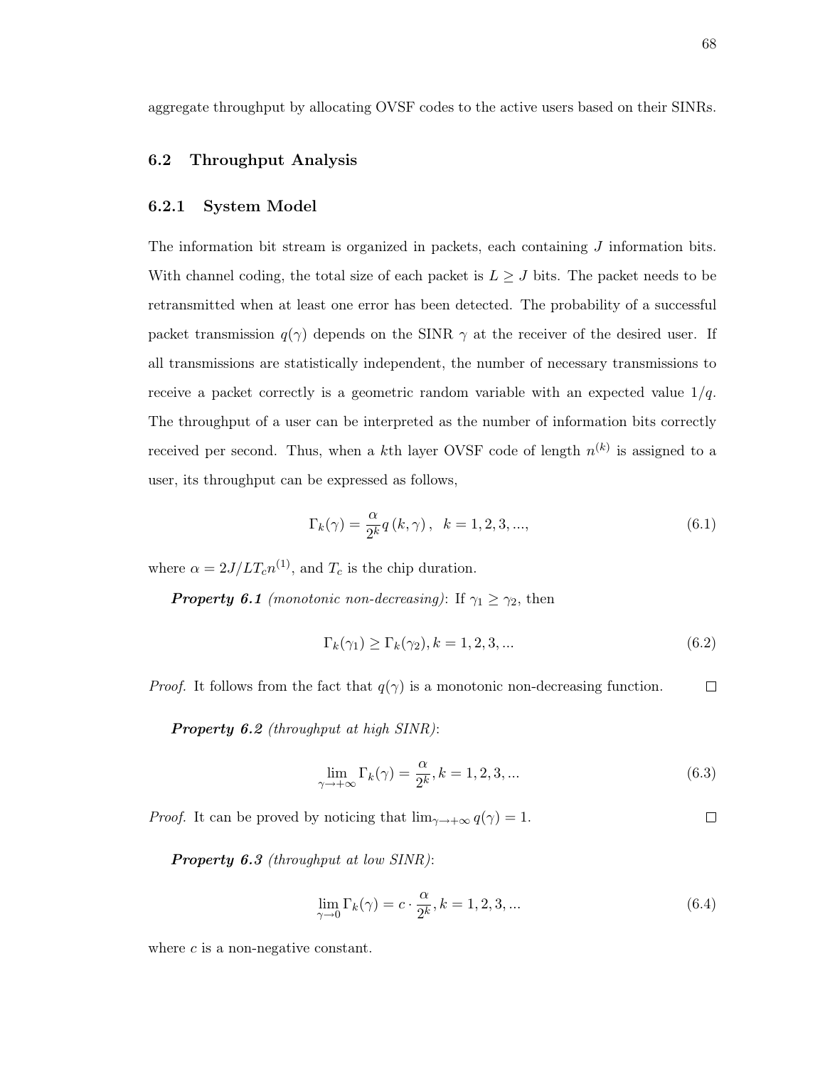aggregate throughput by allocating OVSF codes to the active users based on their SINRs.

## 6.2 Throughput Analysis

### 6.2.1 System Model

The information bit stream is organized in packets, each containing $J$ information bits. With channel coding, the total size of each packet is $L \geq J$ bits. The packet needs to be retransmitted when at least one error has been detected. The probability of a successful packet transmission $q(\gamma)$ depends on the SINR $\gamma$ at the receiver of the desired user. If all transmissions are statistically independent, the number of necessary transmissions to receive a packet correctly is a geometric random variable with an expected value $1/q$. The throughput of a user can be interpreted as the number of information bits correctly received per second. Thus, when a $k$th layer OVSF code of length $n^{(k)}$ is assigned to a user, its throughput can be expressed as follows,

$$\Gamma_k(\gamma) = \frac{\alpha}{2^k} q\left(k, \gamma\right), \quad k = 1, 2, 3, ..., \tag{6.1}$$

where $\alpha = 2J/LT_c n^{(1)}$, and $T_c$ is the chip duration.

***Property 6.1*** *(monotonic non-decreasing)*: If $\gamma_1 \geq \gamma_2$, then

$$\Gamma_k(\gamma_1) \geq \Gamma_k(\gamma_2), k = 1, 2, 3, ... \tag{6.2}$$

*Proof.* It follows from the fact that $q(\gamma)$ is a monotonic non-decreasing function. □

***Property 6.2*** *(throughput at high SINR)*:

$$\lim_{\gamma \to +\infty} \Gamma_k(\gamma) = \frac{\alpha}{2^k}, k = 1, 2, 3, ... \tag{6.3}$$

*Proof.* It can be proved by noticing that $\lim_{\gamma \to +\infty} q(\gamma) = 1$. □

***Property 6.3*** *(throughput at low SINR)*:

$$\lim_{\gamma \to 0} \Gamma_k(\gamma) = c \cdot \frac{\alpha}{2^k}, k = 1, 2, 3, ... \tag{6.4}$$

where $c$ is a non-negative constant.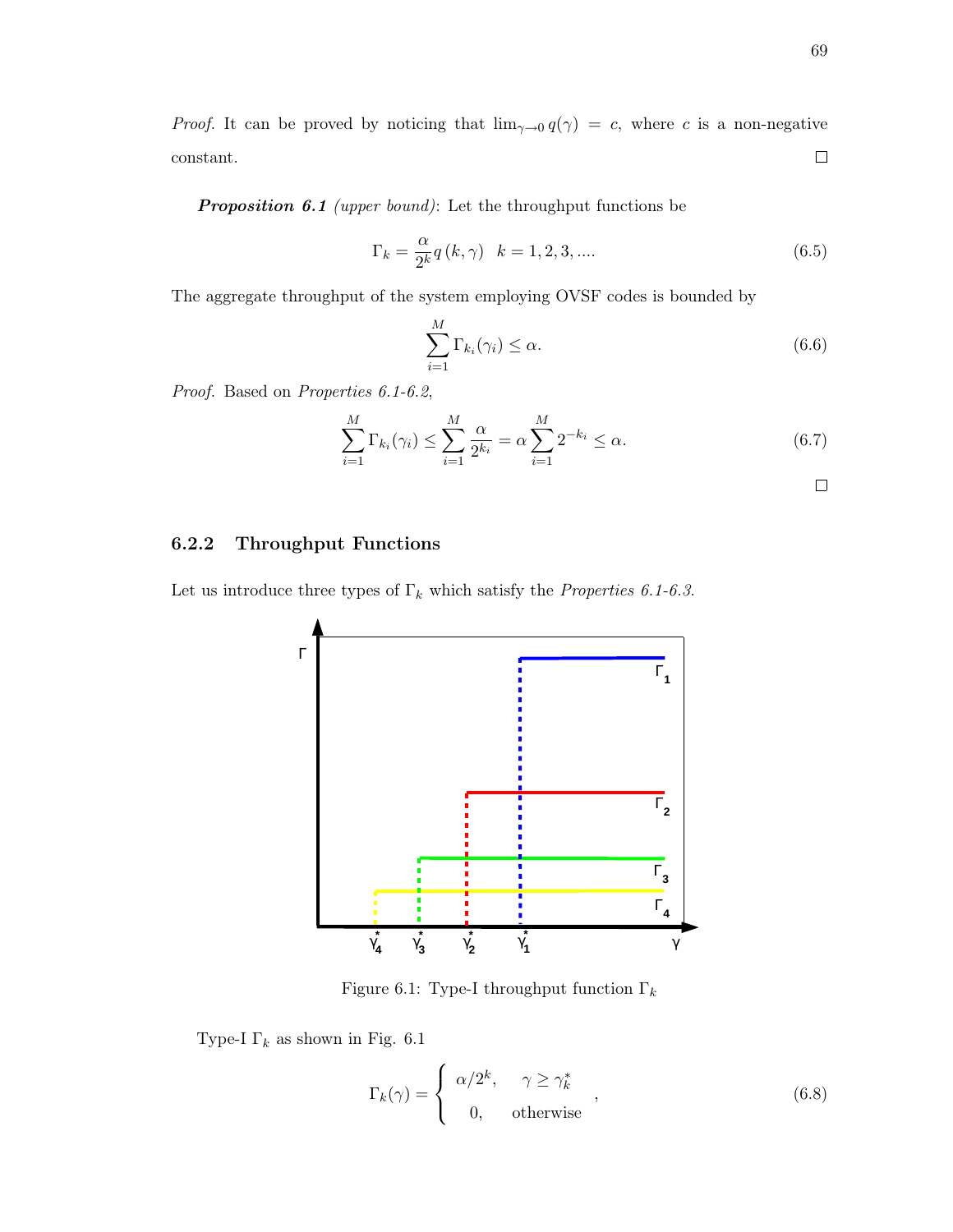*Proof.* It can be proved by noticing that $\lim_{\gamma \to 0} q(\gamma) = c$, where $c$ is a non-negative constant. □

***Proposition 6.1*** *(upper bound)*: Let the throughput functions be

$$\Gamma_k = \frac{\alpha}{2^k} q(k, \gamma) \quad k = 1, 2, 3, .... \tag{6.5}$$

The aggregate throughput of the system employing OVSF codes is bounded by

$$\sum_{i=1}^{M} \Gamma_{k_i}(\gamma_i) \leq \alpha. \tag{6.6}$$

*Proof.* Based on *Properties 6.1-6.2*,

$$\sum_{i=1}^{M} \Gamma_{k_i}(\gamma_i) \leq \sum_{i=1}^{M} \frac{\alpha}{2^{k_i}} = \alpha \sum_{i=1}^{M} 2^{-k_i} \leq \alpha. \tag{6.7}$$

□

### 6.2.2 Throughput Functions

Let us introduce three types of $\Gamma_k$ which satisfy the *Properties 6.1-6.3*.

Figure 6.1: Type-I throughput function $\Gamma_k$

Type-I $\Gamma_k$ as shown in Fig. 6.1

$$\Gamma_k(\gamma) = \begin{cases} \alpha/2^k, & \gamma \geq \gamma_k^* \\ 0, & \text{otherwise} \end{cases}, \tag{6.8}$$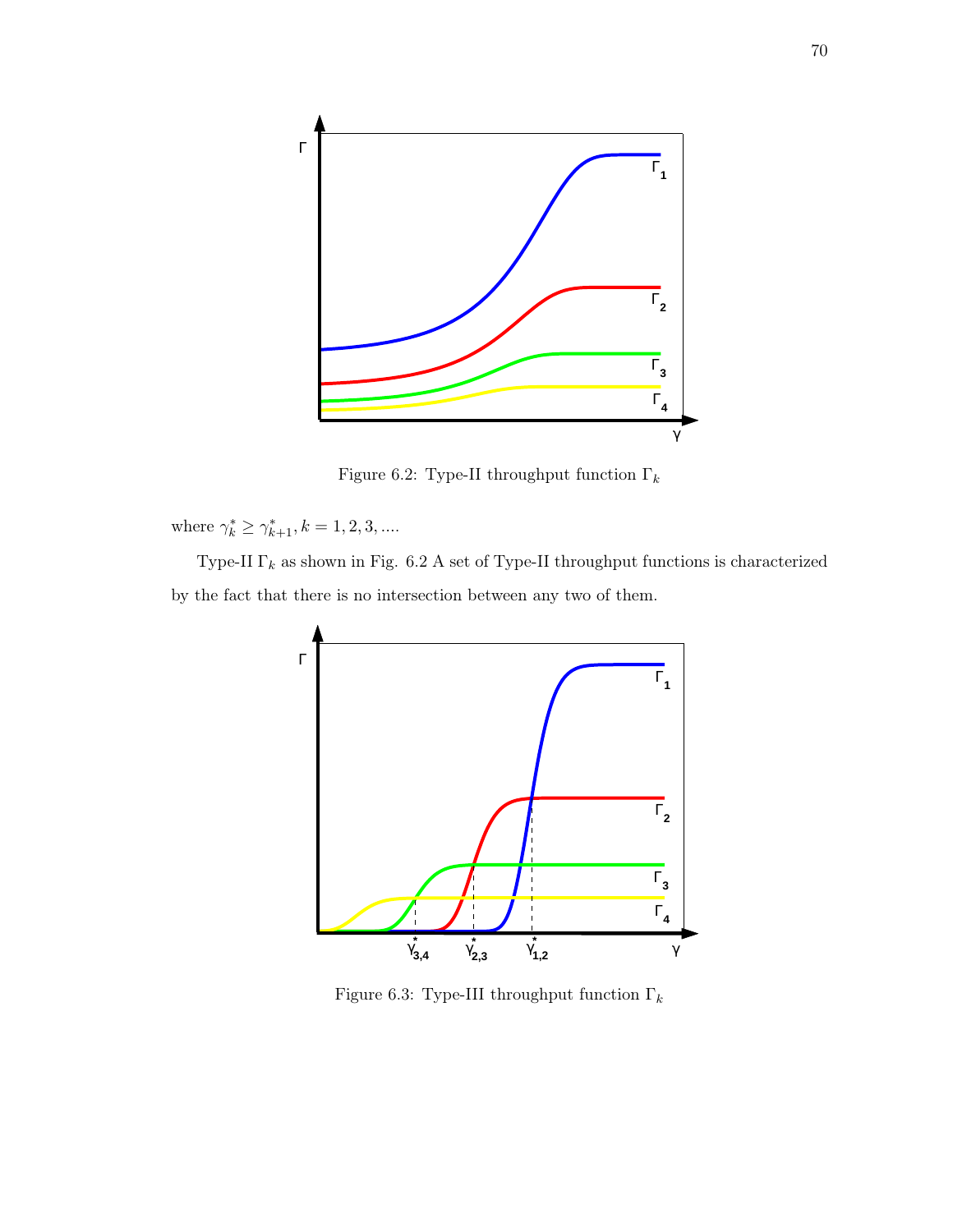Figure 6.2: Type-II throughput function $\Gamma_k$

where $\gamma_k^* \geq \gamma_{k+1}^*, k = 1, 2, 3, ....$

Type-II $\Gamma_k$ as shown in Fig. 6.2 A set of Type-II throughput functions is characterized by the fact that there is no intersection between any two of them.

Figure 6.3: Type-III throughput function $\Gamma_k$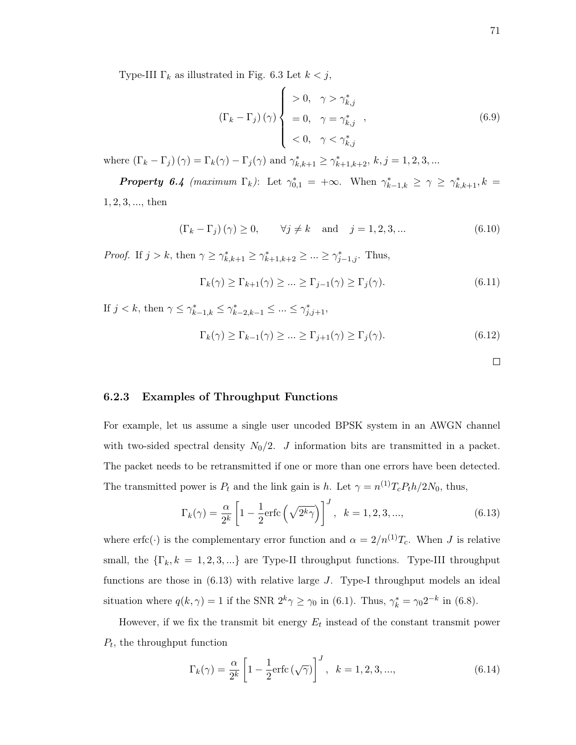Type-III $\Gamma_k$ as illustrated in Fig. 6.3 Let $k < j$,

$$
\left(\Gamma_k - \Gamma_j\right)(\gamma) \begin{cases} > 0, & \gamma > \gamma^*_{k,j} \\ = 0, & \gamma = \gamma^*_{k,j} \\ < 0, & \gamma < \gamma^*_{k,j} \end{cases}, \tag{6.9}
$$

where $\left(\Gamma_k - \Gamma_j\right)(\gamma) = \Gamma_k(\gamma) - \Gamma_j(\gamma)$ and $\gamma^*_{k,k+1} \geq \gamma^*_{k+1,k+2}$, $k, j = 1, 2, 3, ...$

***Property 6.4*** *(maximum $\Gamma_k$)*: Let $\gamma^*_{0,1} = +\infty$. When $\gamma^*_{k-1,k} \geq \gamma \geq \gamma^*_{k,k+1}, k = 1, 2, 3, ...,$ then

$$
\left(\Gamma_k - \Gamma_j\right)(\gamma) \geq 0, \qquad \forall j \neq k \quad \text{and} \quad j = 1, 2, 3, ... \tag{6.10}
$$

*Proof.* If $j > k$, then $\gamma \geq \gamma^*_{k,k+1} \geq \gamma^*_{k+1,k+2} \geq ... \geq \gamma^*_{j-1,j}$. Thus,

$$
\Gamma_k(\gamma) \geq \Gamma_{k+1}(\gamma) \geq ... \geq \Gamma_{j-1}(\gamma) \geq \Gamma_j(\gamma). \tag{6.11}
$$

If $j < k$, then $\gamma \leq \gamma^*_{k-1,k} \leq \gamma^*_{k-2,k-1} \leq ... \leq \gamma^*_{j,j+1}$,

$$
\Gamma_k(\gamma) \geq \Gamma_{k-1}(\gamma) \geq ... \geq \Gamma_{j+1}(\gamma) \geq \Gamma_j(\gamma). \tag{6.12}
$$

□

### 6.2.3 Examples of Throughput Functions

For example, let us assume a single user uncoded BPSK system in an AWGN channel with two-sided spectral density $N_0/2$. $J$ information bits are transmitted in a packet. The packet needs to be retransmitted if one or more than one errors have been detected. The transmitted power is $P_t$ and the link gain is $h$. Let $\gamma = n^{(1)} T_c P_t h / 2N_0$, thus,

$$
\Gamma_k(\gamma) = \frac{\alpha}{2^k}\left[1 - \frac{1}{2}\text{erfc}\left(\sqrt{2^k \gamma}\right)\right]^J, \quad k = 1, 2, 3, ..., \tag{6.13}
$$

where erfc$(\cdot)$ is the complementary error function and $\alpha = 2/n^{(1)}T_c$. When $J$ is relative small, the $\{\Gamma_k, k = 1, 2, 3, ...\}$ are Type-II throughput functions. Type-III throughput functions are those in (6.13) with relative large $J$. Type-I throughput models an ideal situation where $q(k, \gamma) = 1$ if the SNR $2^k \gamma \geq \gamma_0$ in (6.1). Thus, $\gamma^*_k = \gamma_0 2^{-k}$ in (6.8).

However, if we fix the transmit bit energy $E_t$ instead of the constant transmit power $P_t$, the throughput function

$$
\Gamma_k(\gamma) = \frac{\alpha}{2^k}\left[1 - \frac{1}{2}\text{erfc}\left(\sqrt{\gamma}\right)\right]^J, \quad k = 1, 2, 3, ..., \tag{6.14}
$$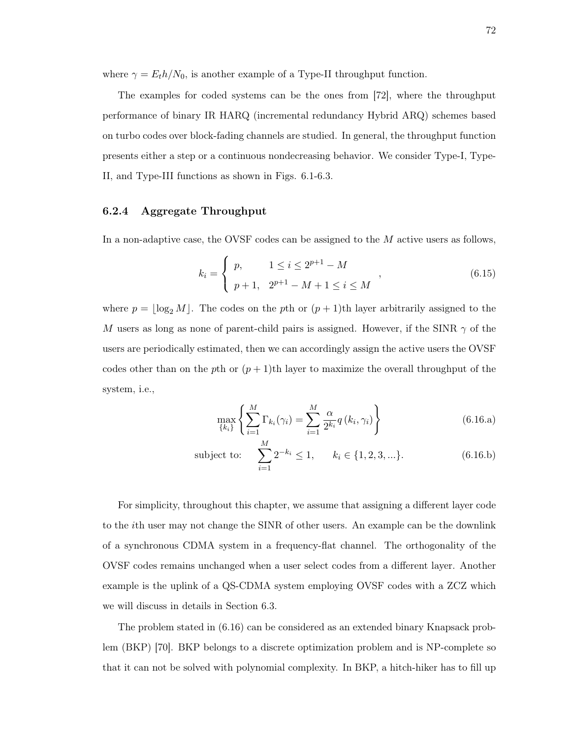where $\gamma = E_t h/N_0$, is another example of a Type-II throughput function.

The examples for coded systems can be the ones from [72], where the throughput performance of binary IR HARQ (incremental redundancy Hybrid ARQ) schemes based on turbo codes over block-fading channels are studied. In general, the throughput function presents either a step or a continuous nondecreasing behavior. We consider Type-I, Type-II, and Type-III functions as shown in Figs. 6.1-6.3.

### 6.2.4 Aggregate Throughput

In a non-adaptive case, the OVSF codes can be assigned to the $M$ active users as follows,

$$k_i = \begin{cases} p, & 1 \leq i \leq 2^{p+1} - M \\ p+1, & 2^{p+1} - M + 1 \leq i \leq M \end{cases}, \tag{6.15}$$

where $p = \lfloor \log_2 M \rfloor$. The codes on the $p$th or $(p+1)$th layer arbitrarily assigned to the $M$ users as long as none of parent-child pairs is assigned. However, if the SINR $\gamma$ of the users are periodically estimated, then we can accordingly assign the active users the OVSF codes other than on the $p$th or $(p+1)$th layer to maximize the overall throughput of the system, i.e.,

$$\max_{\{k_i\}} \left\{ \sum_{i=1}^{M} \Gamma_{k_i}(\gamma_i) = \sum_{i=1}^{M} \frac{\alpha}{2^{k_i}} q\left(k_i, \gamma_i\right) \right\} \tag{6.16.a}$$

$$\text{subject to:} \quad \sum_{i=1}^{M} 2^{-k_i} \leq 1, \qquad k_i \in \{1, 2, 3, ...\}. \tag{6.16.b}$$

For simplicity, throughout this chapter, we assume that assigning a different layer code to the $i$th user may not change the SINR of other users. An example can be the downlink of a synchronous CDMA system in a frequency-flat channel. The orthogonality of the OVSF codes remains unchanged when a user select codes from a different layer. Another example is the uplink of a QS-CDMA system employing OVSF codes with a ZCZ which we will discuss in details in Section 6.3.

The problem stated in (6.16) can be considered as an extended binary Knapsack problem (BKP) [70]. BKP belongs to a discrete optimization problem and is NP-complete so that it can not be solved with polynomial complexity. In BKP, a hitch-hiker has to fill up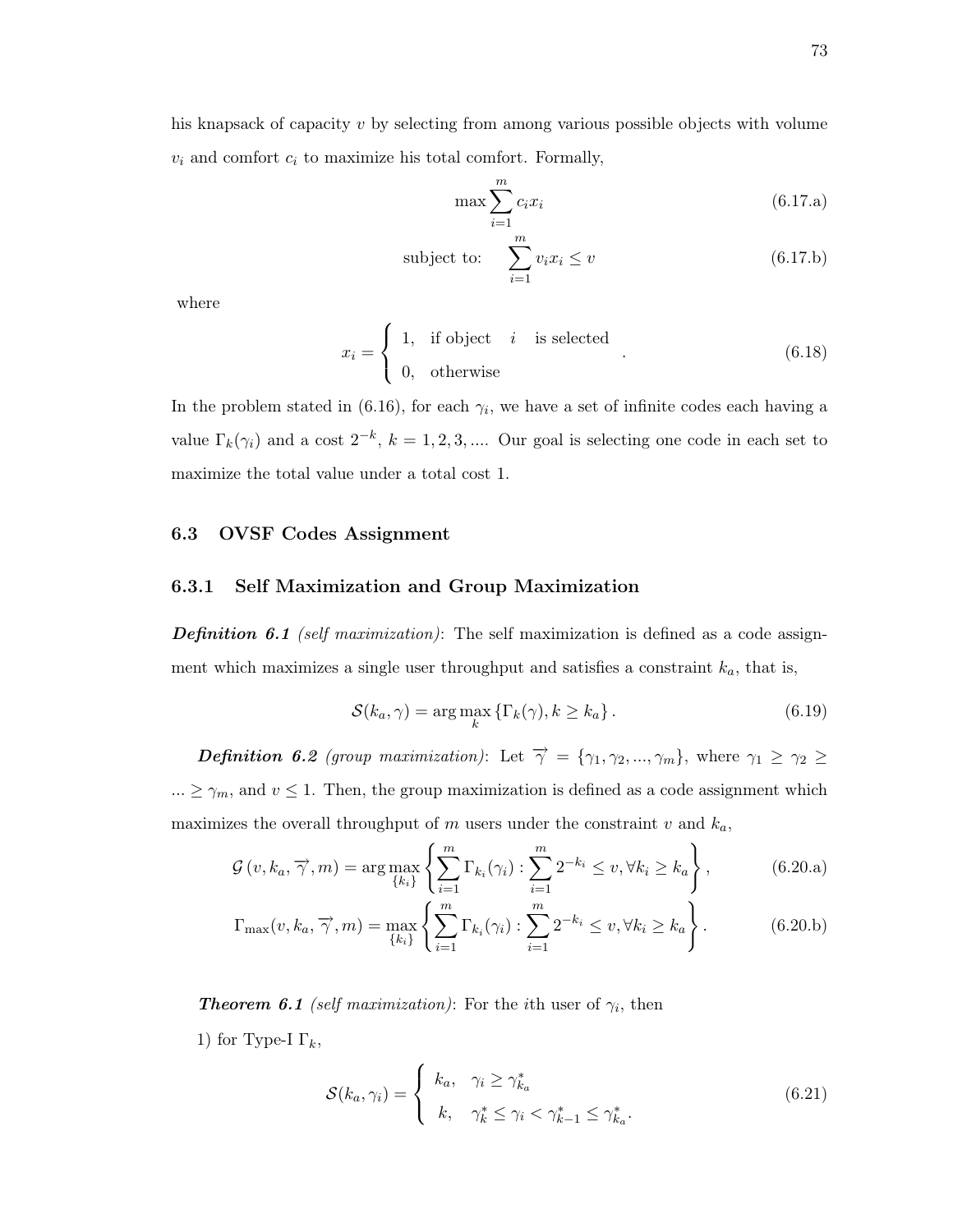his knapsack of capacity $v$ by selecting from among various possible objects with volume $v_i$ and comfort $c_i$ to maximize his total comfort. Formally,

$$\max \sum_{i=1}^{m} c_i x_i \tag{6.17.a}$$

$$\text{subject to:} \quad \sum_{i=1}^{m} v_i x_i \leq v \tag{6.17.b}$$

where

$$x_i = \begin{cases} 1, & \text{if object } \quad i \quad \text{is selected} \\ 0, & \text{otherwise} \end{cases} . \tag{6.18}$$

In the problem stated in (6.16), for each $\gamma_i$, we have a set of infinite codes each having a value $\Gamma_k(\gamma_i)$ and a cost $2^{-k}$, $k = 1, 2, 3, ....$ Our goal is selecting one code in each set to maximize the total value under a total cost 1.

## 6.3 OVSF Codes Assignment

### 6.3.1 Self Maximization and Group Maximization

***Definition 6.1*** *(self maximization)*: The self maximization is defined as a code assignment which maximizes a single user throughput and satisfies a constraint $k_a$, that is,

$$\mathcal{S}(k_a, \gamma) = \arg\max_{k} \left\{ \Gamma_k(\gamma), k \geq k_a \right\}. \tag{6.19}$$

***Definition 6.2*** *(group maximization)*: Let $\overrightarrow{\gamma} = \{\gamma_1, \gamma_2, ..., \gamma_m\}$, where $\gamma_1 \geq \gamma_2 \geq ... \geq \gamma_m$, and $v \leq 1$. Then, the group maximization is defined as a code assignment which maximizes the overall throughput of $m$ users under the constraint $v$ and $k_a$,

$$\mathcal{G}\left(v, k_a, \overrightarrow{\gamma}, m\right) = \arg\max_{\{k_i\}} \left\{ \sum_{i=1}^{m} \Gamma_{k_i}(\gamma_i) : \sum_{i=1}^{m} 2^{-k_i} \leq v, \forall k_i \geq k_a \right\}, \tag{6.20.a}$$

$$\Gamma_{\max}(v, k_a, \overrightarrow{\gamma}, m) = \max_{\{k_i\}} \left\{ \sum_{i=1}^{m} \Gamma_{k_i}(\gamma_i) : \sum_{i=1}^{m} 2^{-k_i} \leq v, \forall k_i \geq k_a \right\}. \tag{6.20.b}$$

***Theorem 6.1*** *(self maximization)*: For the $i$th user of $\gamma_i$, then

1) for Type-I $\Gamma_k$,

$$\mathcal{S}(k_a, \gamma_i) = \begin{cases} k_a, & \gamma_i \geq \gamma^*_{k_a} \\ k, & \gamma^*_k \leq \gamma_i < \gamma^*_{k-1} \leq \gamma^*_{k_a}. \end{cases} \tag{6.21}$$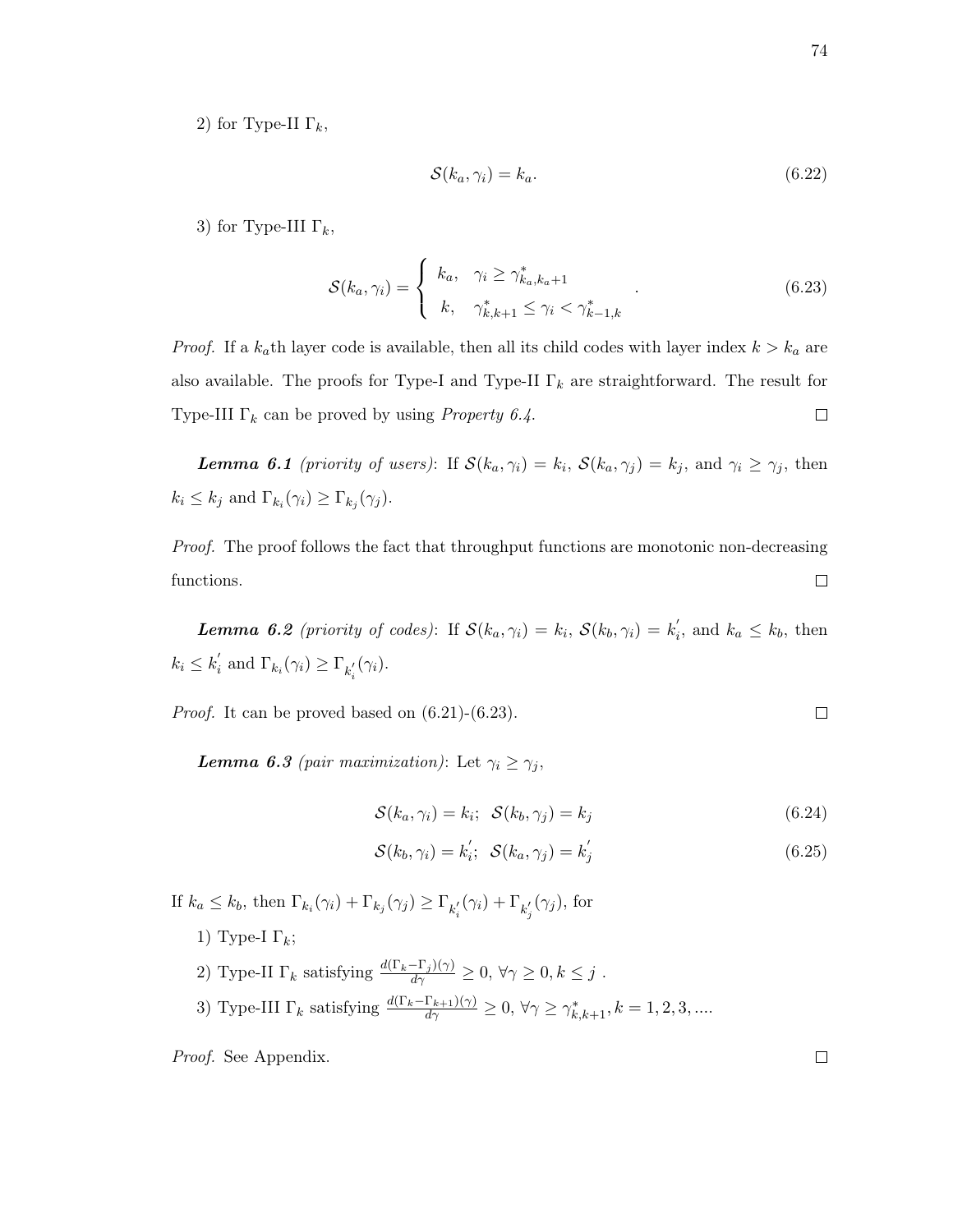2) for Type-II $\Gamma_k$,

$$\mathcal{S}(k_a, \gamma_i) = k_a. \tag{6.22}$$

3) for Type-III $\Gamma_k$,

$$\mathcal{S}(k_a, \gamma_i) = \begin{cases} k_a, & \gamma_i \geq \gamma^*_{k_a, k_a+1} \\ k, & \gamma^*_{k,k+1} \leq \gamma_i < \gamma^*_{k-1,k} \end{cases}. \tag{6.23}$$

*Proof.* If a $k_a$th layer code is available, then all its child codes with layer index $k > k_a$ are also available. The proofs for Type-I and Type-II $\Gamma_k$ are straightforward. The result for Type-III $\Gamma_k$ can be proved by using *Property 6.4*. ☐

***Lemma 6.1*** *(priority of users)*: If $\mathcal{S}(k_a, \gamma_i) = k_i$, $\mathcal{S}(k_a, \gamma_j) = k_j$, and $\gamma_i \geq \gamma_j$, then $k_i \leq k_j$ and $\Gamma_{k_i}(\gamma_i) \geq \Gamma_{k_j}(\gamma_j)$.

*Proof.* The proof follows the fact that throughput functions are monotonic non-decreasing functions. ☐

***Lemma 6.2*** *(priority of codes)*: If $\mathcal{S}(k_a, \gamma_i) = k_i$, $\mathcal{S}(k_b, \gamma_i) = k_i^{'}$, and $k_a \leq k_b$, then $k_i \leq k_i^{'}$ and $\Gamma_{k_i}(\gamma_i) \geq \Gamma_{k_i^{'}}(\gamma_i)$.

*Proof.* It can be proved based on (6.21)-(6.23). ☐

***Lemma 6.3*** *(pair maximization)*: Let $\gamma_i \geq \gamma_j$,

$$\mathcal{S}(k_a, \gamma_i) = k_i; \;\; \mathcal{S}(k_b, \gamma_j) = k_j \tag{6.24}$$

$$\mathcal{S}(k_b, \gamma_i) = k_i^{'}; \;\; \mathcal{S}(k_a, \gamma_j) = k_j^{'} \tag{6.25}$$

If $k_a \leq k_b$, then $\Gamma_{k_i}(\gamma_i) + \Gamma_{k_j}(\gamma_j) \geq \Gamma_{k_i^{'}}(\gamma_i) + \Gamma_{k_j^{'}}(\gamma_j)$, for

1) Type-I $\Gamma_k$;

2) Type-II $\Gamma_k$ satisfying $\frac{d(\Gamma_k - \Gamma_j)(\gamma)}{d\gamma} \geq 0$, $\forall \gamma \geq 0, k \leq j$ .

3) Type-III $\Gamma_k$ satisfying $\frac{d(\Gamma_k - \Gamma_{k+1})(\gamma)}{d\gamma} \geq 0$, $\forall \gamma \geq \gamma^*_{k,k+1}, k = 1, 2, 3, ....$

*Proof.* See Appendix. ☐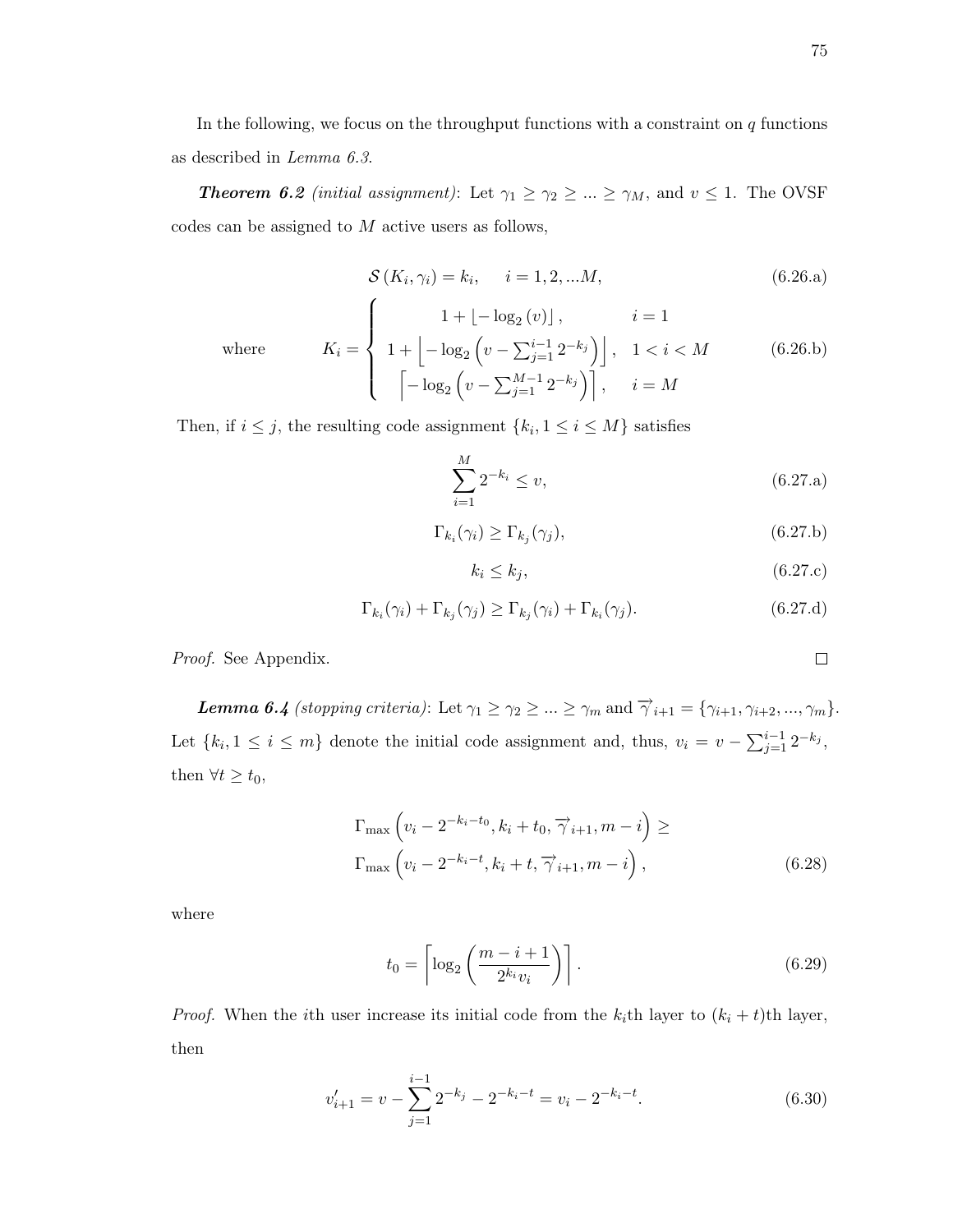In the following, we focus on the throughput functions with a constraint on $q$ functions as described in *Lemma 6.3*.

***Theorem 6.2*** *(initial assignment)*: Let $\gamma_1 \geq \gamma_2 \geq \ldots \geq \gamma_M$, and $v \leq 1$. The OVSF codes can be assigned to $M$ active users as follows,

$$\mathcal{S}(K_i, \gamma_i) = k_i, \quad i = 1, 2, \ldots M, \tag{6.26.a}$$

$$\text{where} \qquad K_i = \begin{cases} 1 + \lfloor -\log_2 (v) \rfloor, & i = 1 \\ 1 + \left\lfloor -\log_2 \left( v - \sum_{j=1}^{i-1} 2^{-k_j} \right) \right\rfloor, & 1 < i < M \\ \left\lceil -\log_2 \left( v - \sum_{j=1}^{M-1} 2^{-k_j} \right) \right\rceil, & i = M \end{cases} \tag{6.26.b}$$

Then, if $i \leq j$, the resulting code assignment $\{k_i, 1 \leq i \leq M\}$ satisfies

$$\sum_{i=1}^{M} 2^{-k_i} \leq v, \tag{6.27.a}$$

$$\Gamma_{k_i}(\gamma_i) \geq \Gamma_{k_j}(\gamma_j), \tag{6.27.b}$$

$$k_i \leq k_j, \tag{6.27.c}$$

$$\Gamma_{k_i}(\gamma_i) + \Gamma_{k_j}(\gamma_j) \geq \Gamma_{k_j}(\gamma_i) + \Gamma_{k_i}(\gamma_j). \tag{6.27.d}$$

*Proof.* See Appendix. □

***Lemma 6.4*** *(stopping criteria)*: Let $\gamma_1 \geq \gamma_2 \geq \ldots \geq \gamma_m$ and $\overrightarrow{\gamma}_{i+1} = \{\gamma_{i+1}, \gamma_{i+2}, \ldots, \gamma_m\}$. Let $\{k_i, 1 \leq i \leq m\}$ denote the initial code assignment and, thus, $v_i = v - \sum_{j=1}^{i-1} 2^{-k_j}$, then $\forall t \geq t_0$,

$$\Gamma_{\max}\left(v_i - 2^{-k_i - t_0}, k_i + t_0, \overrightarrow{\gamma}_{i+1}, m - i\right) \geq \Gamma_{\max}\left(v_i - 2^{-k_i - t}, k_i + t, \overrightarrow{\gamma}_{i+1}, m - i\right), \tag{6.28}$$

where

$$t_0 = \left\lceil \log_2 \left( \frac{m - i + 1}{2^{k_i} v_i} \right) \right\rceil. \tag{6.29}$$

*Proof.* When the $i$th user increase its initial code from the $k_i$th layer to $(k_i + t)$th layer, then

$$v'_{i+1} = v - \sum_{j=1}^{i-1} 2^{-k_j} - 2^{-k_i - t} = v_i - 2^{-k_i - t}. \tag{6.30}$$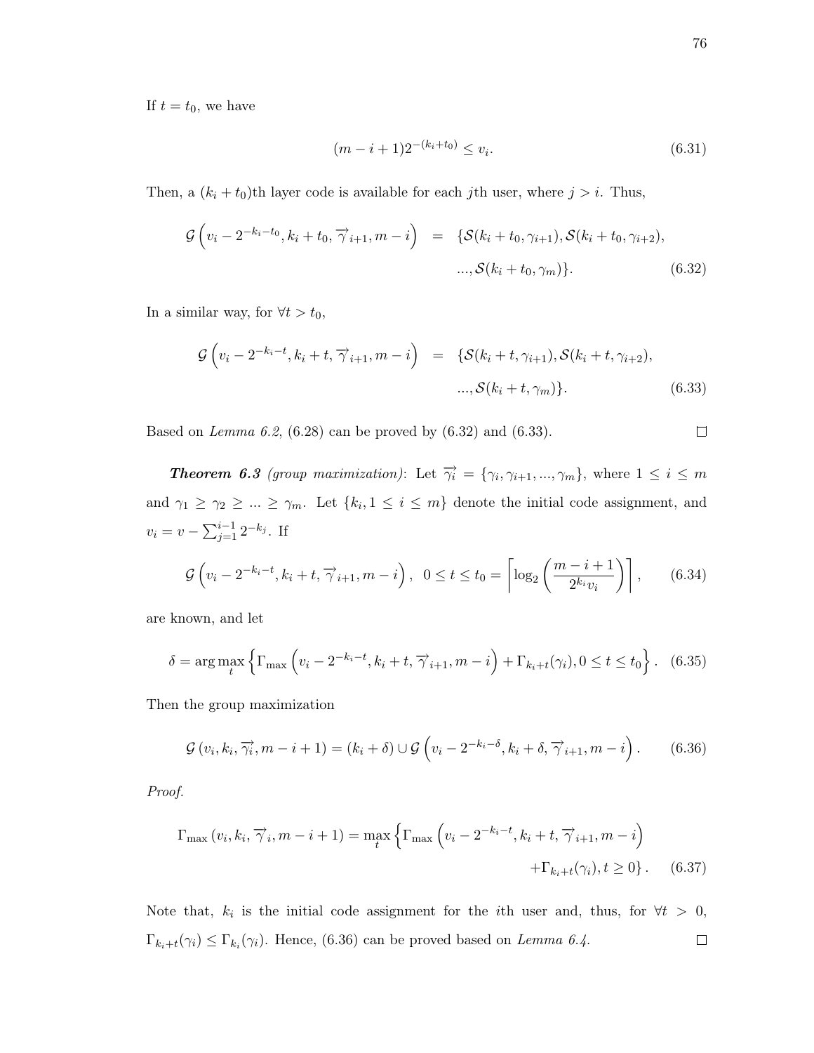If $t = t_0$, we have

$$(m - i + 1)2^{-(k_i + t_0)} \leq v_i. \tag{6.31}$$

Then, a $(k_i + t_0)$th layer code is available for each $j$th user, where $j > i$. Thus,

$$\begin{aligned}\mathcal{G}\left(v_i - 2^{-k_i - t_0}, k_i + t_0, \overrightarrow{\gamma}_{i+1}, m - i\right) &= \{\mathcal{S}(k_i + t_0, \gamma_{i+1}), \mathcal{S}(k_i + t_0, \gamma_{i+2}), \\ &\quad ..., \mathcal{S}(k_i + t_0, \gamma_m)\}.\end{aligned} \tag{6.32}$$

In a similar way, for $\forall t > t_0$,

$$\begin{aligned}\mathcal{G}\left(v_i - 2^{-k_i - t}, k_i + t, \overrightarrow{\gamma}_{i+1}, m - i\right) &= \{\mathcal{S}(k_i + t, \gamma_{i+1}), \mathcal{S}(k_i + t, \gamma_{i+2}), \\ &\quad ..., \mathcal{S}(k_i + t, \gamma_m)\}.\end{aligned} \tag{6.33}$$

Based on *Lemma 6.2*, (6.28) can be proved by (6.32) and (6.33). $\square$

***Theorem 6.3*** *(group maximization)*: Let $\overrightarrow{\gamma_i} = \{\gamma_i, \gamma_{i+1}, ..., \gamma_m\}$, where $1 \leq i \leq m$ and $\gamma_1 \geq \gamma_2 \geq ... \geq \gamma_m$. Let $\{k_i, 1 \leq i \leq m\}$ denote the initial code assignment, and $v_i = v - \sum_{j=1}^{i-1} 2^{-k_j}$. If

$$\mathcal{G}\left(v_i - 2^{-k_i - t}, k_i + t, \overrightarrow{\gamma}_{i+1}, m - i\right), \ \ 0 \leq t \leq t_0 = \left\lceil \log_2\left(\frac{m - i + 1}{2^{k_i} v_i}\right)\right\rceil, \tag{6.34}$$

are known, and let

$$\delta = \arg\max_t \left\{\Gamma_{\max}\left(v_i - 2^{-k_i - t}, k_i + t, \overrightarrow{\gamma}_{i+1}, m - i\right) + \Gamma_{k_i + t}(\gamma_i), 0 \leq t \leq t_0\right\}. \tag{6.35}$$

Then the group maximization

$$\mathcal{G}\left(v_i, k_i, \overrightarrow{\gamma_i}, m - i + 1\right) = (k_i + \delta) \cup \mathcal{G}\left(v_i - 2^{-k_i - \delta}, k_i + \delta, \overrightarrow{\gamma}_{i+1}, m - i\right). \tag{6.36}$$

*Proof.*

$$\begin{aligned}\Gamma_{\max}\left(v_i, k_i, \overrightarrow{\gamma}_i, m - i + 1\right) = \max_t \Big\{&\Gamma_{\max}\left(v_i - 2^{-k_i - t}, k_i + t, \overrightarrow{\gamma}_{i+1}, m - i\right) \\ &+ \Gamma_{k_i + t}(\gamma_i), t \geq 0\Big\}.\end{aligned} \tag{6.37}$$

Note that, $k_i$ is the initial code assignment for the $i$th user and, thus, for $\forall t > 0$, $\Gamma_{k_i + t}(\gamma_i) \leq \Gamma_{k_i}(\gamma_i)$. Hence, (6.36) can be proved based on *Lemma 6.4*. $\square$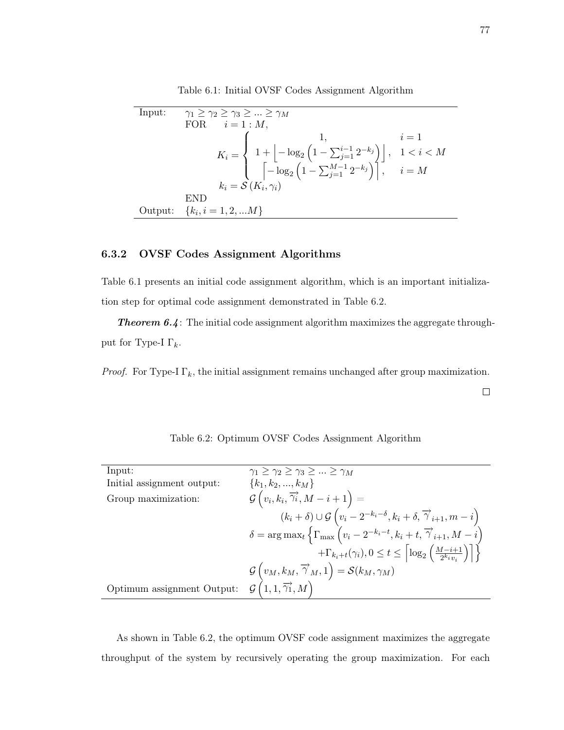Table 6.1: Initial OVSF Codes Assignment Algorithm

| | |
|---|---|
| Input: | $\gamma_1 \geq \gamma_2 \geq \gamma_3 \geq ... \geq \gamma_M$ |
| | FOR $\quad i = 1 : M$, |
| | $K_i = \begin{cases} 1, & i = 1 \\ 1 + \left\lfloor -\log_2 \left(1 - \sum_{j=1}^{i-1} 2^{-k_j}\right) \right\rfloor, & 1 < i < M \\ \left\lceil -\log_2 \left(1 - \sum_{j=1}^{M-1} 2^{-k_j}\right) \right\rceil, & i = M \end{cases}$ |
| | $k_i = \mathcal{S}\left(K_i, \gamma_i\right)$ |
| | END |
| Output: | $\{k_i, i = 1, 2, ...M\}$ |

### 6.3.2 OVSF Codes Assignment Algorithms

Table 6.1 presents an initial code assignment algorithm, which is an important initialization step for optimal code assignment demonstrated in Table 6.2.

***Theorem 6.4*** : The initial code assignment algorithm maximizes the aggregate throughput for Type-I $\Gamma_k$.

*Proof.* For Type-I $\Gamma_k$, the initial assignment remains unchanged after group maximization. □

Table 6.2: Optimum OVSF Codes Assignment Algorithm

| | |
|---|---|
| Input: | $\gamma_1 \geq \gamma_2 \geq \gamma_3 \geq ... \geq \gamma_M$ |
| Initial assignment output: | $\{k_1, k_2, ..., k_M\}$ |
| Group maximization: | $\mathcal{G}\left(v_i, k_i, \overrightarrow{\gamma_i}, M - i + 1\right) =$ |
| | $(k_i + \delta) \cup \mathcal{G}\left(v_i - 2^{-k_i - \delta}, k_i + \delta, \overrightarrow{\gamma}_{i+1}, m - i\right)$ |
| | $\delta = \arg\max_t \left\{ \Gamma_{\max}\left(v_i - 2^{-k_i - t}, k_i + t, \overrightarrow{\gamma}_{i+1}, M - i\right) \right.$ |
| | $\left. + \Gamma_{k_i + t}(\gamma_i), 0 \leq t \leq \left\lceil \log_2 \left(\frac{M-i+1}{2^{k_i} v_i}\right) \right\rceil \right\}$ |
| | $\mathcal{G}\left(v_M, k_M, \overrightarrow{\gamma}_M, 1\right) = \mathcal{S}(k_M, \gamma_M)$ |
| Optimum assignment Output: | $\mathcal{G}\left(1, 1, \overrightarrow{\gamma_1}, M\right)$ |

As shown in Table 6.2, the optimum OVSF code assignment maximizes the aggregate throughput of the system by recursively operating the group maximization. For each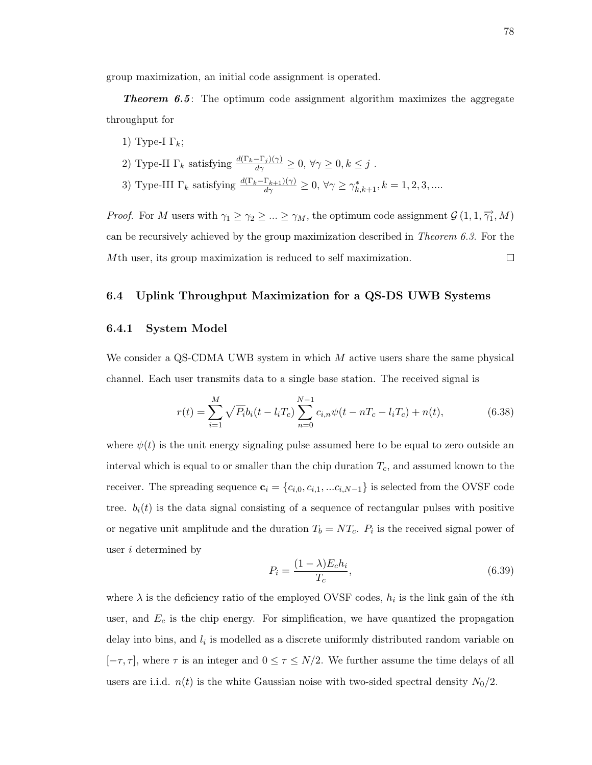group maximization, an initial code assignment is operated.

***Theorem 6.5***: The optimum code assignment algorithm maximizes the aggregate throughput for

1) Type-I $\Gamma_k$;

2) Type-II $\Gamma_k$ satisfying $\frac{d(\Gamma_k - \Gamma_j)(\gamma)}{d\gamma} \geq 0, \forall \gamma \geq 0, k \leq j$ .

3) Type-III $\Gamma_k$ satisfying $\frac{d(\Gamma_k - \Gamma_{k+1})(\gamma)}{d\gamma} \geq 0, \forall \gamma \geq \gamma^*_{k,k+1}, k = 1, 2, 3, ....$

*Proof.* For $M$ users with $\gamma_1 \geq \gamma_2 \geq ... \geq \gamma_M$, the optimum code assignment $\mathcal{G}\left(1, 1, \overrightarrow{\gamma_1}, M\right)$ can be recursively achieved by the group maximization described in *Theorem 6.3*. For the $M$th user, its group maximization is reduced to self maximization. □

## 6.4 Uplink Throughput Maximization for a QS-DS UWB Systems

### 6.4.1 System Model

We consider a QS-CDMA UWB system in which $M$ active users share the same physical channel. Each user transmits data to a single base station. The received signal is

$$r(t) = \sum_{i=1}^{M} \sqrt{P_i} b_i(t - l_i T_c) \sum_{n=0}^{N-1} c_{i,n} \psi(t - nT_c - l_i T_c) + n(t), \tag{6.38}$$

where $\psi(t)$ is the unit energy signaling pulse assumed here to be equal to zero outside an interval which is equal to or smaller than the chip duration $T_c$, and assumed known to the receiver. The spreading sequence $\mathbf{c}_i = \{c_{i,0}, c_{i,1}, ...c_{i,N-1}\}$ is selected from the OVSF code tree. $b_i(t)$ is the data signal consisting of a sequence of rectangular pulses with positive or negative unit amplitude and the duration $T_b = NT_c$. $P_i$ is the received signal power of user $i$ determined by

$$P_i = \frac{(1 - \lambda) E_c h_i}{T_c}, \tag{6.39}$$

where $\lambda$ is the deficiency ratio of the employed OVSF codes, $h_i$ is the link gain of the $i$th user, and $E_c$ is the chip energy. For simplification, we have quantized the propagation delay into bins, and $l_i$ is modelled as a discrete uniformly distributed random variable on $[-\tau, \tau]$, where $\tau$ is an integer and $0 \leq \tau \leq N/2$. We further assume the time delays of all users are i.i.d. $n(t)$ is the white Gaussian noise with two-sided spectral density $N_0/2$.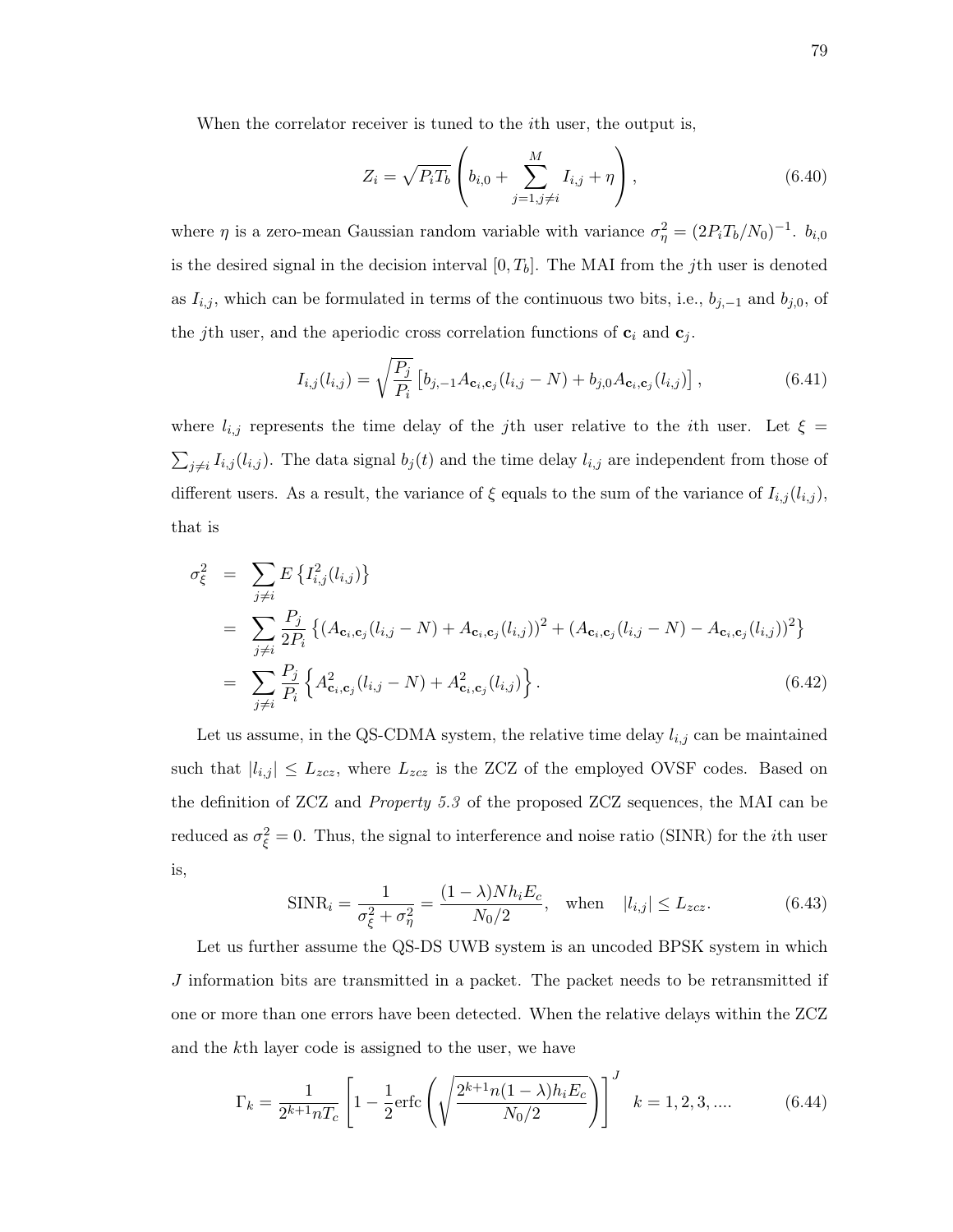When the correlator receiver is tuned to the $i$th user, the output is,

$$Z_i = \sqrt{P_i T_b}\left(b_{i,0} + \sum_{j=1, j\neq i}^{M} I_{i,j} + \eta\right), \tag{6.40}$$

where $\eta$ is a zero-mean Gaussian random variable with variance $\sigma_\eta^2 = (2P_i T_b/N_0)^{-1}$. $b_{i,0}$ is the desired signal in the decision interval $[0, T_b]$. The MAI from the $j$th user is denoted as $I_{i,j}$, which can be formulated in terms of the continuous two bits, i.e., $b_{j,-1}$ and $b_{j,0}$, of the $j$th user, and the aperiodic cross correlation functions of $\mathbf{c}_i$ and $\mathbf{c}_j$.

$$I_{i,j}(l_{i,j}) = \sqrt{\frac{P_j}{P_i}}\left[b_{j,-1} A_{\mathbf{c}_i,\mathbf{c}_j}(l_{i,j} - N) + b_{j,0} A_{\mathbf{c}_i,\mathbf{c}_j}(l_{i,j})\right], \tag{6.41}$$

where $l_{i,j}$ represents the time delay of the $j$th user relative to the $i$th user. Let $\xi = \sum_{j\neq i} I_{i,j}(l_{i,j})$. The data signal $b_j(t)$ and the time delay $l_{i,j}$ are independent from those of different users. As a result, the variance of $\xi$ equals to the sum of the variance of $I_{i,j}(l_{i,j})$, that is

$$\begin{aligned}
\sigma_\xi^2 &= \sum_{j\neq i} E\left\{I_{i,j}^2(l_{i,j})\right\} \\
&= \sum_{j\neq i} \frac{P_j}{2P_i}\left\{(A_{\mathbf{c}_i,\mathbf{c}_j}(l_{i,j} - N) + A_{\mathbf{c}_i,\mathbf{c}_j}(l_{i,j}))^2 + (A_{\mathbf{c}_i,\mathbf{c}_j}(l_{i,j} - N) - A_{\mathbf{c}_i,\mathbf{c}_j}(l_{i,j}))^2\right\} \\
&= \sum_{j\neq i} \frac{P_j}{P_i}\left\{A_{\mathbf{c}_i,\mathbf{c}_j}^2(l_{i,j} - N) + A_{\mathbf{c}_i,\mathbf{c}_j}^2(l_{i,j})\right\}.
\end{aligned} \tag{6.42}$$

Let us assume, in the QS-CDMA system, the relative time delay $l_{i,j}$ can be maintained such that $|l_{i,j}| \leq L_{zcz}$, where $L_{zcz}$ is the ZCZ of the employed OVSF codes. Based on the definition of ZCZ and *Property 5.3* of the proposed ZCZ sequences, the MAI can be reduced as $\sigma_\xi^2 = 0$. Thus, the signal to interference and noise ratio (SINR) for the $i$th user is,

$$\text{SINR}_i = \frac{1}{\sigma_\xi^2 + \sigma_\eta^2} = \frac{(1-\lambda) N h_i E_c}{N_0/2}, \quad \text{when} \quad |l_{i,j}| \leq L_{zcz}. \tag{6.43}$$

Let us further assume the QS-DS UWB system is an uncoded BPSK system in which $J$ information bits are transmitted in a packet. The packet needs to be retransmitted if one or more than one errors have been detected. When the relative delays within the ZCZ and the $k$th layer code is assigned to the user, we have

$$\Gamma_k = \frac{1}{2^{k+1} n T_c}\left[1 - \frac{1}{2}\text{erfc}\left(\sqrt{\frac{2^{k+1} n (1-\lambda) h_i E_c}{N_0/2}}\right)\right]^J \quad k = 1, 2, 3, .... \tag{6.44}$$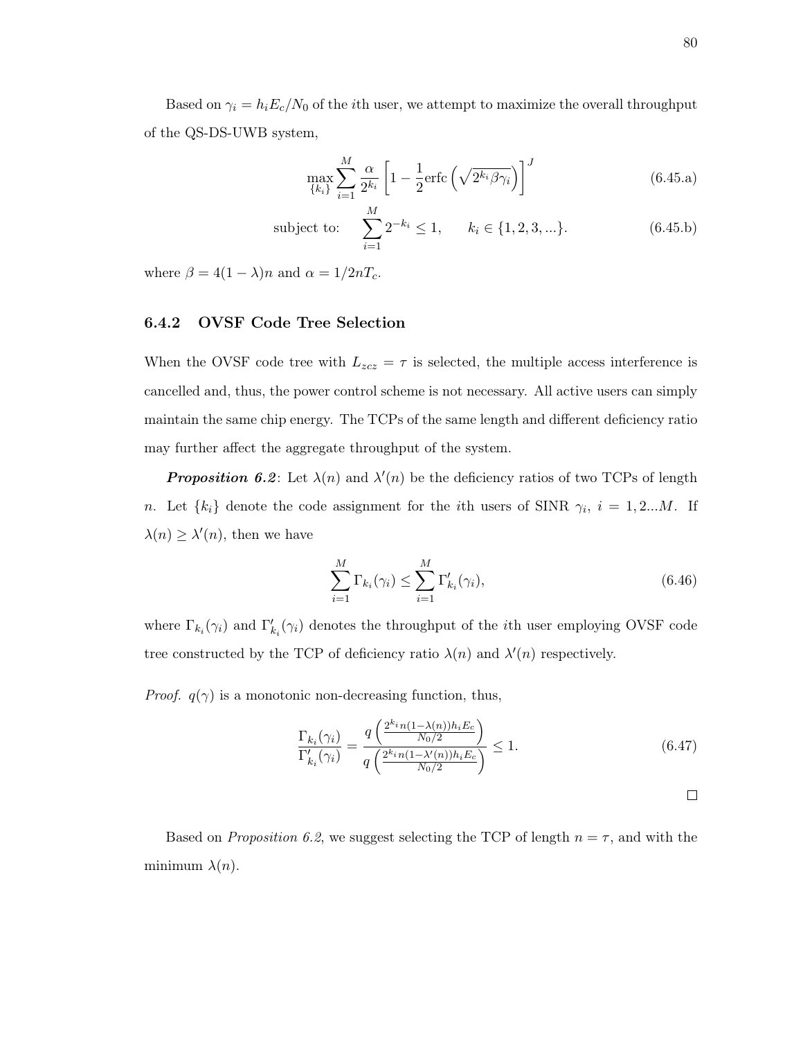Based on $\gamma_i = h_i E_c / N_0$ of the $i$th user, we attempt to maximize the overall throughput of the QS-DS-UWB system,

$$\max_{\{k_i\}} \sum_{i=1}^{M} \frac{\alpha}{2^{k_i}} \left[1 - \frac{1}{2}\text{erfc}\left(\sqrt{2^{k_i}\beta\gamma_i}\right)\right]^J \tag{6.45.a}$$

$$\text{subject to:} \quad \sum_{i=1}^{M} 2^{-k_i} \leq 1, \qquad k_i \in \{1, 2, 3, ...\}. \tag{6.45.b}$$

where $\beta = 4(1 - \lambda)n$ and $\alpha = 1/2nT_c$.

### 6.4.2 OVSF Code Tree Selection

When the OVSF code tree with $L_{zcz} = \tau$ is selected, the multiple access interference is cancelled and, thus, the power control scheme is not necessary. All active users can simply maintain the same chip energy. The TCPs of the same length and different deficiency ratio may further affect the aggregate throughput of the system.

***Proposition 6.2***: Let $\lambda(n)$ and $\lambda'(n)$ be the deficiency ratios of two TCPs of length $n$. Let $\{k_i\}$ denote the code assignment for the $i$th users of SINR $\gamma_i$, $i = 1, 2...M$. If $\lambda(n) \geq \lambda'(n)$, then we have

$$\sum_{i=1}^{M} \Gamma_{k_i}(\gamma_i) \leq \sum_{i=1}^{M} \Gamma'_{k_i}(\gamma_i), \tag{6.46}$$

where $\Gamma_{k_i}(\gamma_i)$ and $\Gamma'_{k_i}(\gamma_i)$ denotes the throughput of the $i$th user employing OVSF code tree constructed by the TCP of deficiency ratio $\lambda(n)$ and $\lambda'(n)$ respectively.

*Proof.* $q(\gamma)$ is a monotonic non-decreasing function, thus,

$$\frac{\Gamma_{k_i}(\gamma_i)}{\Gamma'_{k_i}(\gamma_i)} = \frac{q\left(\frac{2^{k_i} n(1-\lambda(n)) h_i E_c}{N_0/2}\right)}{q\left(\frac{2^{k_i} n(1-\lambda'(n)) h_i E_c}{N_0/2}\right)} \leq 1. \tag{6.47}$$

□

Based on *Proposition 6.2*, we suggest selecting the TCP of length $n = \tau$, and with the minimum $\lambda(n)$.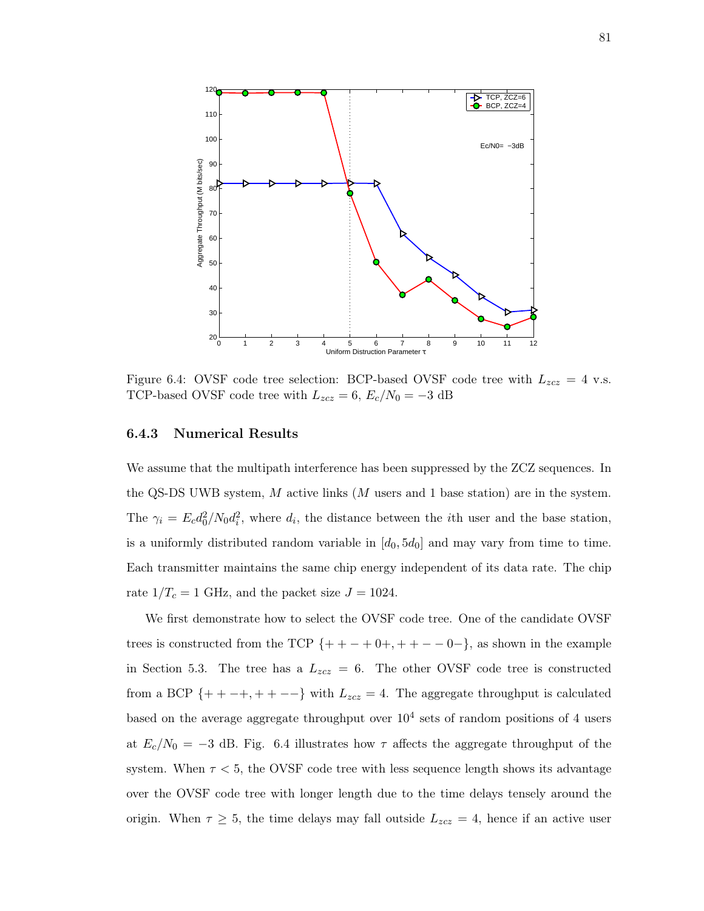Figure 6.4: OVSF code tree selection: BCP-based OVSF code tree with $L_{zcz} = 4$ v.s. TCP-based OVSF code tree with $L_{zcz} = 6$, $E_c/N_0 = -3$ dB

### 6.4.3 Numerical Results

We assume that the multipath interference has been suppressed by the ZCZ sequences. In the QS-DS UWB system, $M$ active links ($M$ users and 1 base station) are in the system. The $\gamma_i = E_c d_0^2 / N_0 d_i^2$, where $d_i$, the distance between the $i$th user and the base station, is a uniformly distributed random variable in $[d_0, 5d_0]$ and may vary from time to time. Each transmitter maintains the same chip energy independent of its data rate. The chip rate $1/T_c = 1$ GHz, and the packet size $J = 1024$.

We first demonstrate how to select the OVSF code tree. One of the candidate OVSF trees is constructed from the TCP $\{+ + - + 0+, + + - - 0-\}$, as shown in the example in Section 5.3. The tree has a $L_{zcz} = 6$. The other OVSF code tree is constructed from a BCP $\{+ + -+, + + --\}$ with $L_{zcz} = 4$. The aggregate throughput is calculated based on the average aggregate throughput over $10^4$ sets of random positions of 4 users at $E_c/N_0 = -3$ dB. Fig. 6.4 illustrates how $\tau$ affects the aggregate throughput of the system. When $\tau < 5$, the OVSF code tree with less sequence length shows its advantage over the OVSF code tree with longer length due to the time delays tensely around the origin. When $\tau \geq 5$, the time delays may fall outside $L_{zcz} = 4$, hence if an active user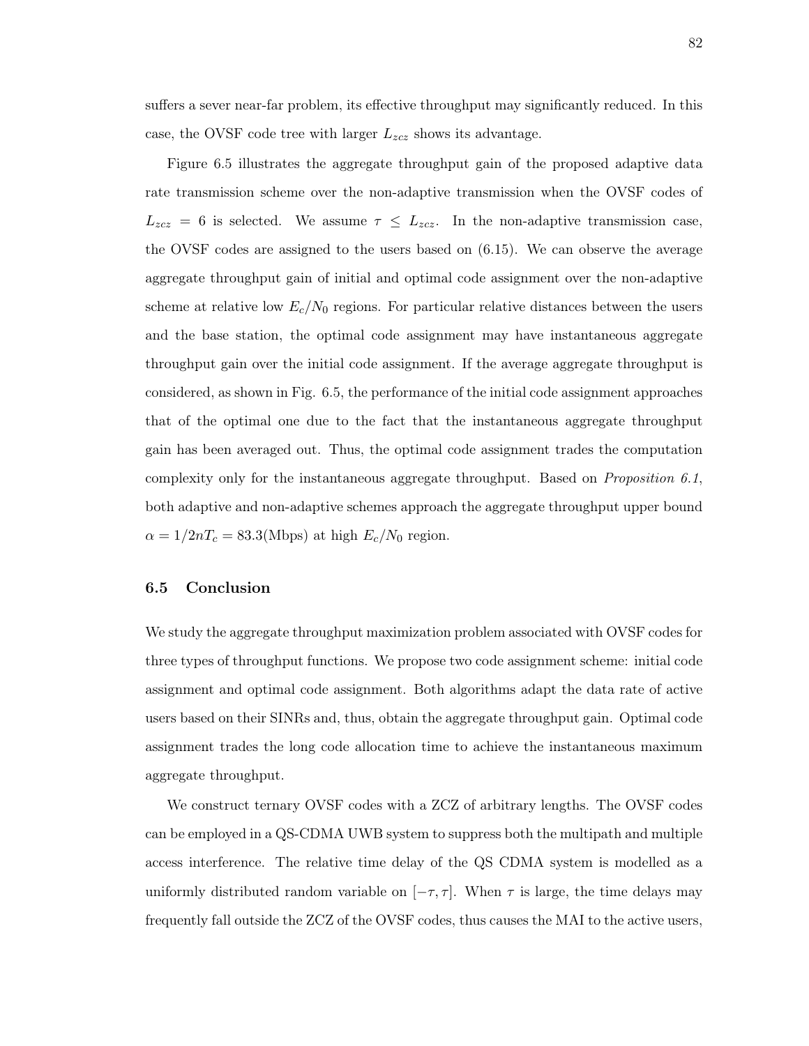suffers a sever near-far problem, its effective throughput may significantly reduced. In this case, the OVSF code tree with larger $L_{zcz}$ shows its advantage.

Figure 6.5 illustrates the aggregate throughput gain of the proposed adaptive data rate transmission scheme over the non-adaptive transmission when the OVSF codes of $L_{zcz} = 6$ is selected. We assume $\tau \leq L_{zcz}$. In the non-adaptive transmission case, the OVSF codes are assigned to the users based on (6.15). We can observe the average aggregate throughput gain of initial and optimal code assignment over the non-adaptive scheme at relative low $E_c/N_0$ regions. For particular relative distances between the users and the base station, the optimal code assignment may have instantaneous aggregate throughput gain over the initial code assignment. If the average aggregate throughput is considered, as shown in Fig. 6.5, the performance of the initial code assignment approaches that of the optimal one due to the fact that the instantaneous aggregate throughput gain has been averaged out. Thus, the optimal code assignment trades the computation complexity only for the instantaneous aggregate throughput. Based on *Proposition 6.1*, both adaptive and non-adaptive schemes approach the aggregate throughput upper bound $\alpha = 1/2nT_c = 83.3$(Mbps) at high $E_c/N_0$ region.

## 6.5 Conclusion

We study the aggregate throughput maximization problem associated with OVSF codes for three types of throughput functions. We propose two code assignment scheme: initial code assignment and optimal code assignment. Both algorithms adapt the data rate of active users based on their SINRs and, thus, obtain the aggregate throughput gain. Optimal code assignment trades the long code allocation time to achieve the instantaneous maximum aggregate throughput.

We construct ternary OVSF codes with a ZCZ of arbitrary lengths. The OVSF codes can be employed in a QS-CDMA UWB system to suppress both the multipath and multiple access interference. The relative time delay of the QS CDMA system is modelled as a uniformly distributed random variable on $[-\tau, \tau]$. When $\tau$ is large, the time delays may frequently fall outside the ZCZ of the OVSF codes, thus causes the MAI to the active users,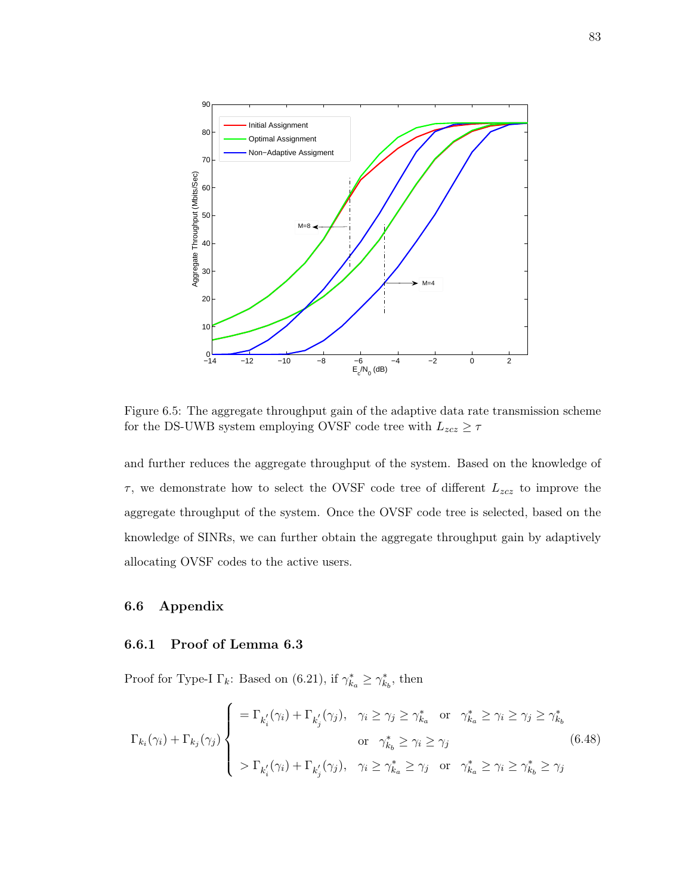Figure 6.5: The aggregate throughput gain of the adaptive data rate transmission scheme for the DS-UWB system employing OVSF code tree with $L_{zcz} \geq \tau$

and further reduces the aggregate throughput of the system. Based on the knowledge of $\tau$, we demonstrate how to select the OVSF code tree of different $L_{zcz}$ to improve the aggregate throughput of the system. Once the OVSF code tree is selected, based on the knowledge of SINRs, we can further obtain the aggregate throughput gain by adaptively allocating OVSF codes to the active users.

## 6.6 Appendix

### 6.6.1 Proof of Lemma 6.3

Proof for Type-I $\Gamma_k$: Based on (6.21), if $\gamma^*_{k_a} \geq \gamma^*_{k_b}$, then

$$\Gamma_{k_i}(\gamma_i) + \Gamma_{k_j}(\gamma_j) \begin{cases} = \Gamma_{k'_i}(\gamma_i) + \Gamma_{k'_j}(\gamma_j), & \gamma_i \geq \gamma_j \geq \gamma^*_{k_a} \;\text{ or }\; \gamma^*_{k_a} \geq \gamma_i \geq \gamma_j \geq \gamma^*_{k_b} \\ & \text{or }\; \gamma^*_{k_b} \geq \gamma_i \geq \gamma_j \\ > \Gamma_{k'_i}(\gamma_i) + \Gamma_{k'_j}(\gamma_j), & \gamma_i \geq \gamma^*_{k_a} \geq \gamma_j \;\text{ or }\; \gamma^*_{k_a} \geq \gamma_i \geq \gamma^*_{k_b} \geq \gamma_j \end{cases} \tag{6.48}$$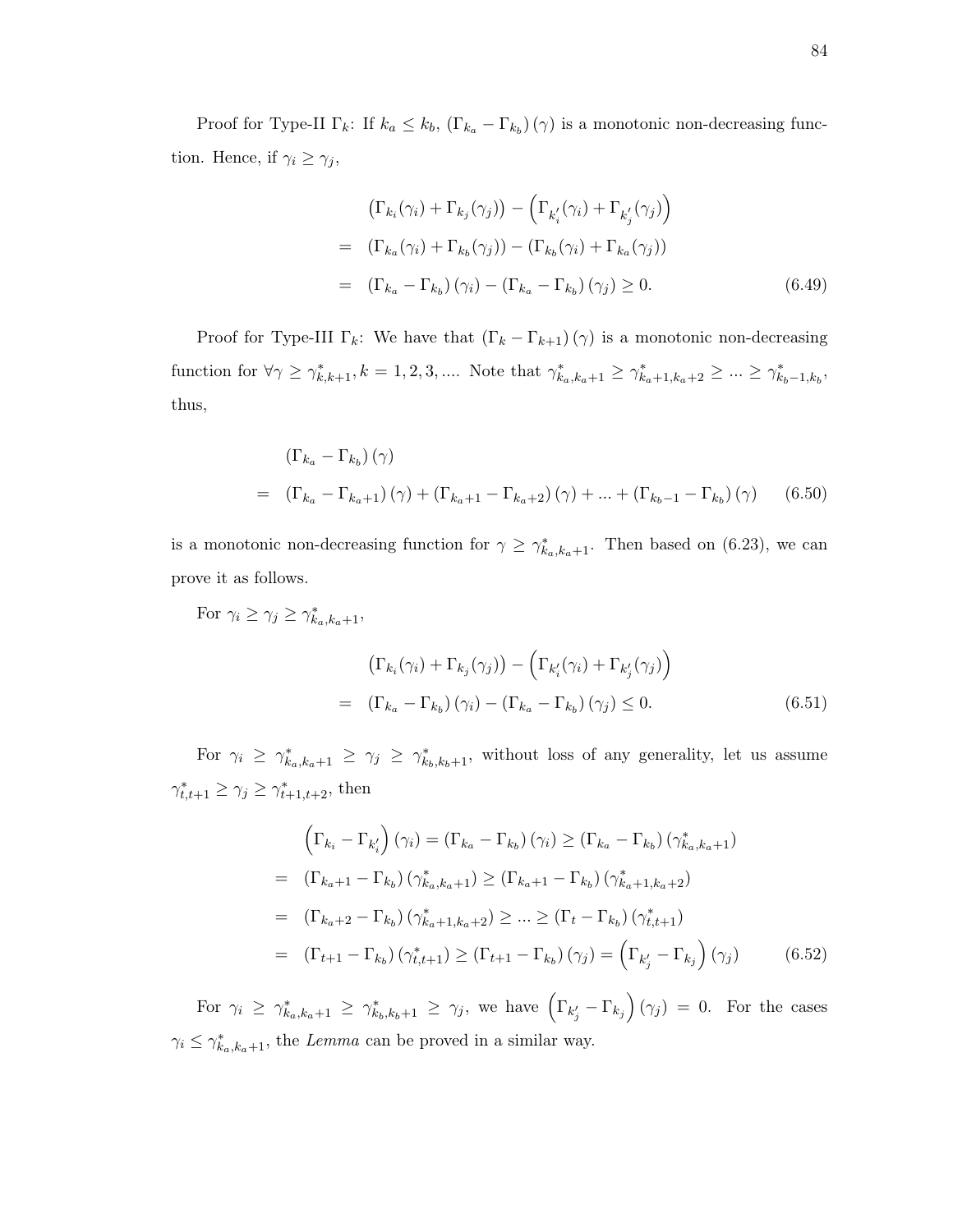Proof for Type-II $\Gamma_k$: If $k_a \leq k_b$, $(\Gamma_{k_a} - \Gamma_{k_b})(\gamma)$ is a monotonic non-decreasing function. Hence, if $\gamma_i \geq \gamma_j$,

$$
\begin{aligned}
& \left(\Gamma_{k_i}(\gamma_i) + \Gamma_{k_j}(\gamma_j)\right) - \left(\Gamma_{k_i'}(\gamma_i) + \Gamma_{k_j'}(\gamma_j)\right) \\
= \quad & \left(\Gamma_{k_a}(\gamma_i) + \Gamma_{k_b}(\gamma_j)\right) - \left(\Gamma_{k_b}(\gamma_i) + \Gamma_{k_a}(\gamma_j)\right) \\
= \quad & \left(\Gamma_{k_a} - \Gamma_{k_b}\right)(\gamma_i) - \left(\Gamma_{k_a} - \Gamma_{k_b}\right)(\gamma_j) \geq 0. \qquad (6.49)
\end{aligned}
$$

Proof for Type-III $\Gamma_k$: We have that $(\Gamma_k - \Gamma_{k+1})(\gamma)$ is a monotonic non-decreasing function for $\forall \gamma \geq \gamma^*_{k,k+1}, k = 1, 2, 3, \ldots$. Note that $\gamma^*_{k_a,k_a+1} \geq \gamma^*_{k_a+1,k_a+2} \geq \ldots \geq \gamma^*_{k_b-1,k_b}$, thus,

$$
\begin{aligned}
& \left(\Gamma_{k_a} - \Gamma_{k_b}\right)(\gamma) \\
= \quad & \left(\Gamma_{k_a} - \Gamma_{k_a+1}\right)(\gamma) + \left(\Gamma_{k_a+1} - \Gamma_{k_a+2}\right)(\gamma) + \ldots + \left(\Gamma_{k_b-1} - \Gamma_{k_b}\right)(\gamma) \qquad (6.50)
\end{aligned}
$$

is a monotonic non-decreasing function for $\gamma \geq \gamma^*_{k_a,k_a+1}$. Then based on (6.23), we can prove it as follows.

For $\gamma_i \geq \gamma_j \geq \gamma^*_{k_a,k_a+1}$,

$$
\begin{aligned}
& \left(\Gamma_{k_i}(\gamma_i) + \Gamma_{k_j}(\gamma_j)\right) - \left(\Gamma_{k_i'}(\gamma_i) + \Gamma_{k_j'}(\gamma_j)\right) \\
= \quad & \left(\Gamma_{k_a} - \Gamma_{k_b}\right)(\gamma_i) - \left(\Gamma_{k_a} - \Gamma_{k_b}\right)(\gamma_j) \leq 0. \qquad (6.51)
\end{aligned}
$$

For $\gamma_i \geq \gamma^*_{k_a,k_a+1} \geq \gamma_j \geq \gamma^*_{k_b,k_b+1}$, without loss of any generality, let us assume $\gamma^*_{t,t+1} \geq \gamma_j \geq \gamma^*_{t+1,t+2}$, then

$$
\begin{aligned}
& \left(\Gamma_{k_i} - \Gamma_{k_i'}\right)(\gamma_i) = \left(\Gamma_{k_a} - \Gamma_{k_b}\right)(\gamma_i) \geq \left(\Gamma_{k_a} - \Gamma_{k_b}\right)(\gamma^*_{k_a,k_a+1}) \\
= \quad & \left(\Gamma_{k_a+1} - \Gamma_{k_b}\right)(\gamma^*_{k_a,k_a+1}) \geq \left(\Gamma_{k_a+1} - \Gamma_{k_b}\right)(\gamma^*_{k_a+1,k_a+2}) \\
= \quad & \left(\Gamma_{k_a+2} - \Gamma_{k_b}\right)(\gamma^*_{k_a+1,k_a+2}) \geq \ldots \geq \left(\Gamma_t - \Gamma_{k_b}\right)(\gamma^*_{t,t+1}) \\
= \quad & \left(\Gamma_{t+1} - \Gamma_{k_b}\right)(\gamma^*_{t,t+1}) \geq \left(\Gamma_{t+1} - \Gamma_{k_b}\right)(\gamma_j) = \left(\Gamma_{k_j'} - \Gamma_{k_j}\right)(\gamma_j) \qquad (6.52)
\end{aligned}
$$

For $\gamma_i \geq \gamma^*_{k_a,k_a+1} \geq \gamma^*_{k_b,k_b+1} \geq \gamma_j$, we have $\left(\Gamma_{k_j'} - \Gamma_{k_j}\right)(\gamma_j) = 0$. For the cases $\gamma_i \leq \gamma^*_{k_a,k_a+1}$, the *Lemma* can be proved in a similar way.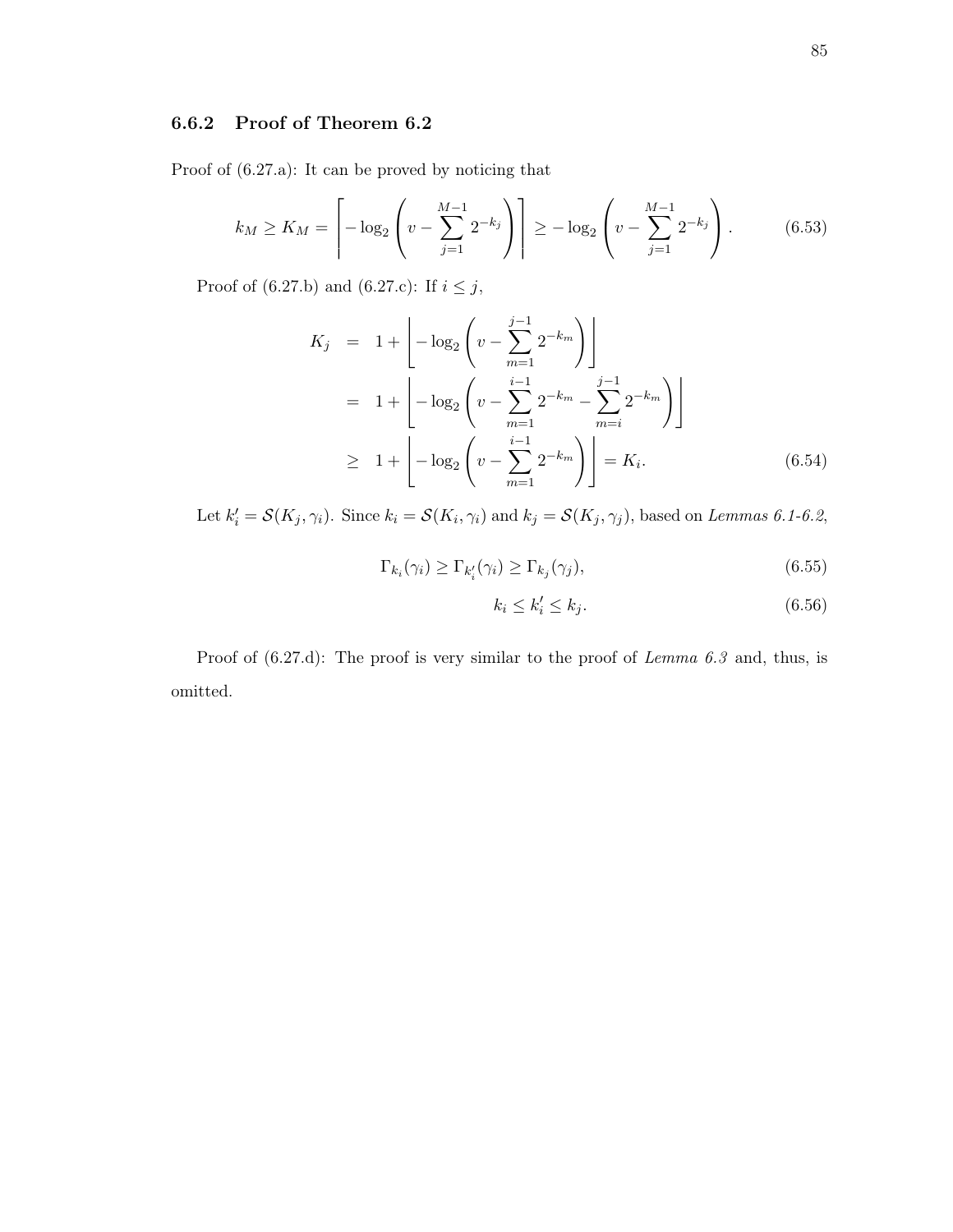### 6.6.2 Proof of Theorem 6.2

Proof of (6.27.a): It can be proved by noticing that

$$k_M \geq K_M = \left\lceil -\log_2\left(v - \sum_{j=1}^{M-1} 2^{-k_j}\right)\right\rceil \geq -\log_2\left(v - \sum_{j=1}^{M-1} 2^{-k_j}\right). \tag{6.53}$$

Proof of (6.27.b) and (6.27.c): If $i \leq j$,

$$\begin{aligned}
K_j &= 1 + \left\lfloor -\log_2\left(v - \sum_{m=1}^{j-1} 2^{-k_m}\right)\right\rfloor \\
&= 1 + \left\lfloor -\log_2\left(v - \sum_{m=1}^{i-1} 2^{-k_m} - \sum_{m=i}^{j-1} 2^{-k_m}\right)\right\rfloor \\
&\geq 1 + \left\lfloor -\log_2\left(v - \sum_{m=1}^{i-1} 2^{-k_m}\right)\right\rfloor = K_i.
\end{aligned} \tag{6.54}$$

Let $k_i' = \mathcal{S}(K_j, \gamma_i)$. Since $k_i = \mathcal{S}(K_i, \gamma_i)$ and $k_j = \mathcal{S}(K_j, \gamma_j)$, based on *Lemmas 6.1-6.2*,

$$\Gamma_{k_i}(\gamma_i) \geq \Gamma_{k_i'}(\gamma_i) \geq \Gamma_{k_j}(\gamma_j), \tag{6.55}$$

$$k_i \leq k_i' \leq k_j. \tag{6.56}$$

Proof of (6.27.d): The proof is very similar to the proof of *Lemma 6.3* and, thus, is omitted.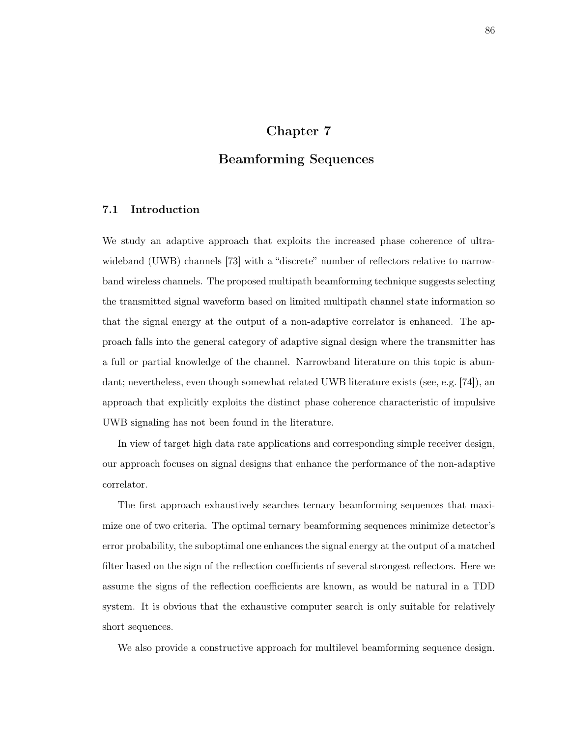# Chapter 7

# Beamforming Sequences

## 7.1 Introduction

We study an adaptive approach that exploits the increased phase coherence of ultra-wideband (UWB) channels [73] with a "discrete" number of reflectors relative to narrowband wireless channels. The proposed multipath beamforming technique suggests selecting the transmitted signal waveform based on limited multipath channel state information so that the signal energy at the output of a non-adaptive correlator is enhanced. The approach falls into the general category of adaptive signal design where the transmitter has a full or partial knowledge of the channel. Narrowband literature on this topic is abundant; nevertheless, even though somewhat related UWB literature exists (see, e.g. [74]), an approach that explicitly exploits the distinct phase coherence characteristic of impulsive UWB signaling has not been found in the literature.

In view of target high data rate applications and corresponding simple receiver design, our approach focuses on signal designs that enhance the performance of the non-adaptive correlator.

The first approach exhaustively searches ternary beamforming sequences that maximize one of two criteria. The optimal ternary beamforming sequences minimize detector's error probability, the suboptimal one enhances the signal energy at the output of a matched filter based on the sign of the reflection coefficients of several strongest reflectors. Here we assume the signs of the reflection coefficients are known, as would be natural in a TDD system. It is obvious that the exhaustive computer search is only suitable for relatively short sequences.

We also provide a constructive approach for multilevel beamforming sequence design.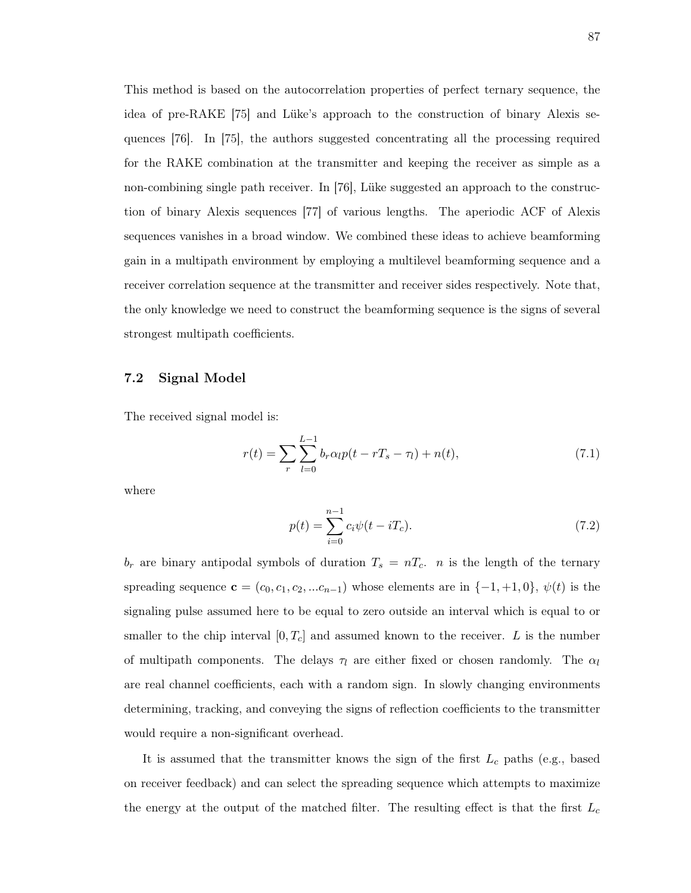This method is based on the autocorrelation properties of perfect ternary sequence, the idea of pre-RAKE [75] and Lüke's approach to the construction of binary Alexis sequences [76]. In [75], the authors suggested concentrating all the processing required for the RAKE combination at the transmitter and keeping the receiver as simple as a non-combining single path receiver. In [76], Lüke suggested an approach to the construction of binary Alexis sequences [77] of various lengths. The aperiodic ACF of Alexis sequences vanishes in a broad window. We combined these ideas to achieve beamforming gain in a multipath environment by employing a multilevel beamforming sequence and a receiver correlation sequence at the transmitter and receiver sides respectively. Note that, the only knowledge we need to construct the beamforming sequence is the signs of several strongest multipath coefficients.

## 7.2 Signal Model

The received signal model is:

$$r(t) = \sum_{r} \sum_{l=0}^{L-1} b_r \alpha_l p(t - rT_s - \tau_l) + n(t), \tag{7.1}$$

where

$$p(t) = \sum_{i=0}^{n-1} c_i \psi(t - iT_c). \tag{7.2}$$

$b_r$ are binary antipodal symbols of duration $T_s = nT_c$. $n$ is the length of the ternary spreading sequence $\mathbf{c} = (c_0, c_1, c_2, ...c_{n-1})$ whose elements are in $\{-1, +1, 0\}$, $\psi(t)$ is the signaling pulse assumed here to be equal to zero outside an interval which is equal to or smaller to the chip interval $[0, T_c]$ and assumed known to the receiver. $L$ is the number of multipath components. The delays $\tau_l$ are either fixed or chosen randomly. The $\alpha_l$ are real channel coefficients, each with a random sign. In slowly changing environments determining, tracking, and conveying the signs of reflection coefficients to the transmitter would require a non-significant overhead.

It is assumed that the transmitter knows the sign of the first $L_c$ paths (e.g., based on receiver feedback) and can select the spreading sequence which attempts to maximize the energy at the output of the matched filter. The resulting effect is that the first $L_c$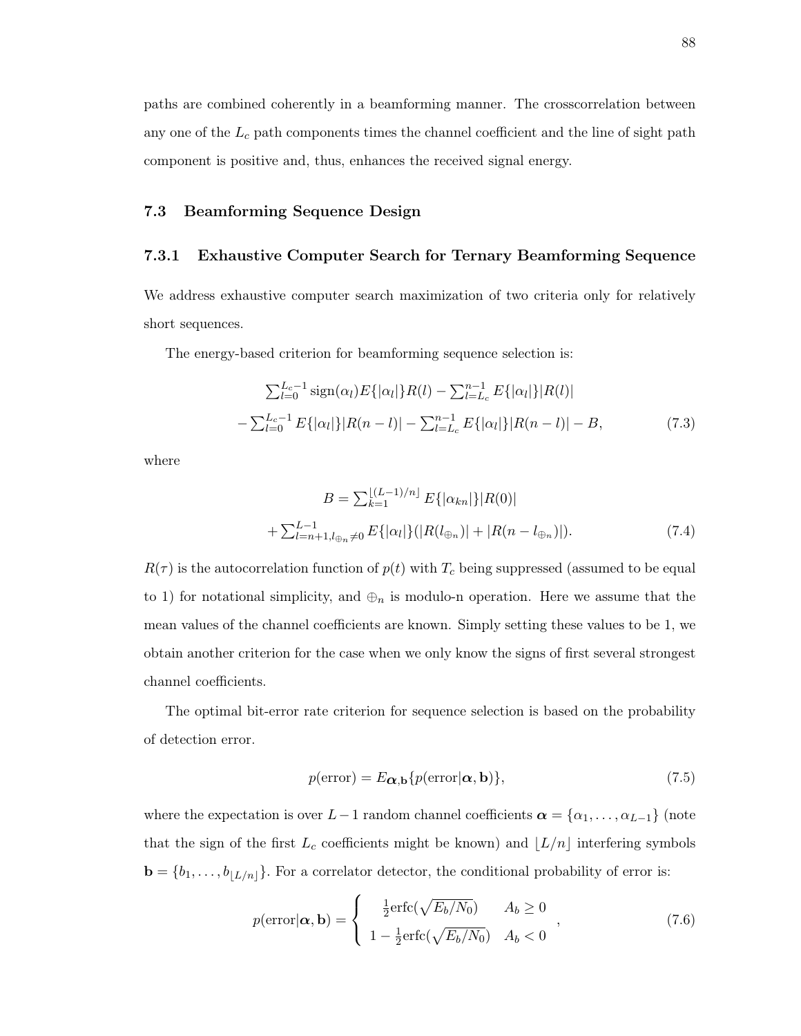paths are combined coherently in a beamforming manner. The crosscorrelation between any one of the $L_c$ path components times the channel coefficient and the line of sight path component is positive and, thus, enhances the received signal energy.

## 7.3 Beamforming Sequence Design

### 7.3.1 Exhaustive Computer Search for Ternary Beamforming Sequence

We address exhaustive computer search maximization of two criteria only for relatively short sequences.

The energy-based criterion for beamforming sequence selection is:

$$
\begin{aligned}
&\textstyle\sum_{l=0}^{L_c-1} \operatorname{sign}(\alpha_l) E\{|\alpha_l|\} R(l) - \sum_{l=L_c}^{n-1} E\{|\alpha_l|\}|R(l)| \\
&- \textstyle\sum_{l=0}^{L_c-1} E\{|\alpha_l|\}|R(n-l)| - \sum_{l=L_c}^{n-1} E\{|\alpha_l|\}|R(n-l)| - B,
\end{aligned} \tag{7.3}
$$

where

$$
\begin{aligned}
B =& \textstyle\sum_{k=1}^{\lfloor (L-1)/n \rfloor} E\{|\alpha_{kn}|\}|R(0)| \\
&+ \textstyle\sum_{l=n+1, l_{\oplus n} \neq 0}^{L-1} E\{|\alpha_l|\}(|R(l_{\oplus n})| + |R(n - l_{\oplus n})|).
\end{aligned} \tag{7.4}
$$

$R(\tau)$ is the autocorrelation function of $p(t)$ with $T_c$ being suppressed (assumed to be equal to 1) for notational simplicity, and $\oplus_n$ is modulo-n operation. Here we assume that the mean values of the channel coefficients are known. Simply setting these values to be 1, we obtain another criterion for the case when we only know the signs of first several strongest channel coefficients.

The optimal bit-error rate criterion for sequence selection is based on the probability of detection error.

$$
p(\text{error}) = E_{\boldsymbol{\alpha},\mathbf{b}}\{p(\text{error}|\boldsymbol{\alpha}, \mathbf{b})\}, \tag{7.5}
$$

where the expectation is over $L-1$ random channel coefficients $\boldsymbol{\alpha} = \{\alpha_1, \ldots, \alpha_{L-1}\}$ (note that the sign of the first $L_c$ coefficients might be known) and $\lfloor L/n \rfloor$ interfering symbols $\mathbf{b} = \{b_1, \ldots, b_{\lfloor L/n \rfloor}\}$. For a correlator detector, the conditional probability of error is:

$$
p(\text{error}|\boldsymbol{\alpha}, \mathbf{b}) = \begin{cases} \frac{1}{2}\operatorname{erfc}(\sqrt{E_b/N_0}) & A_b \geq 0 \\ 1 - \frac{1}{2}\operatorname{erfc}(\sqrt{E_b/N_0}) & A_b < 0 \end{cases}, \tag{7.6}
$$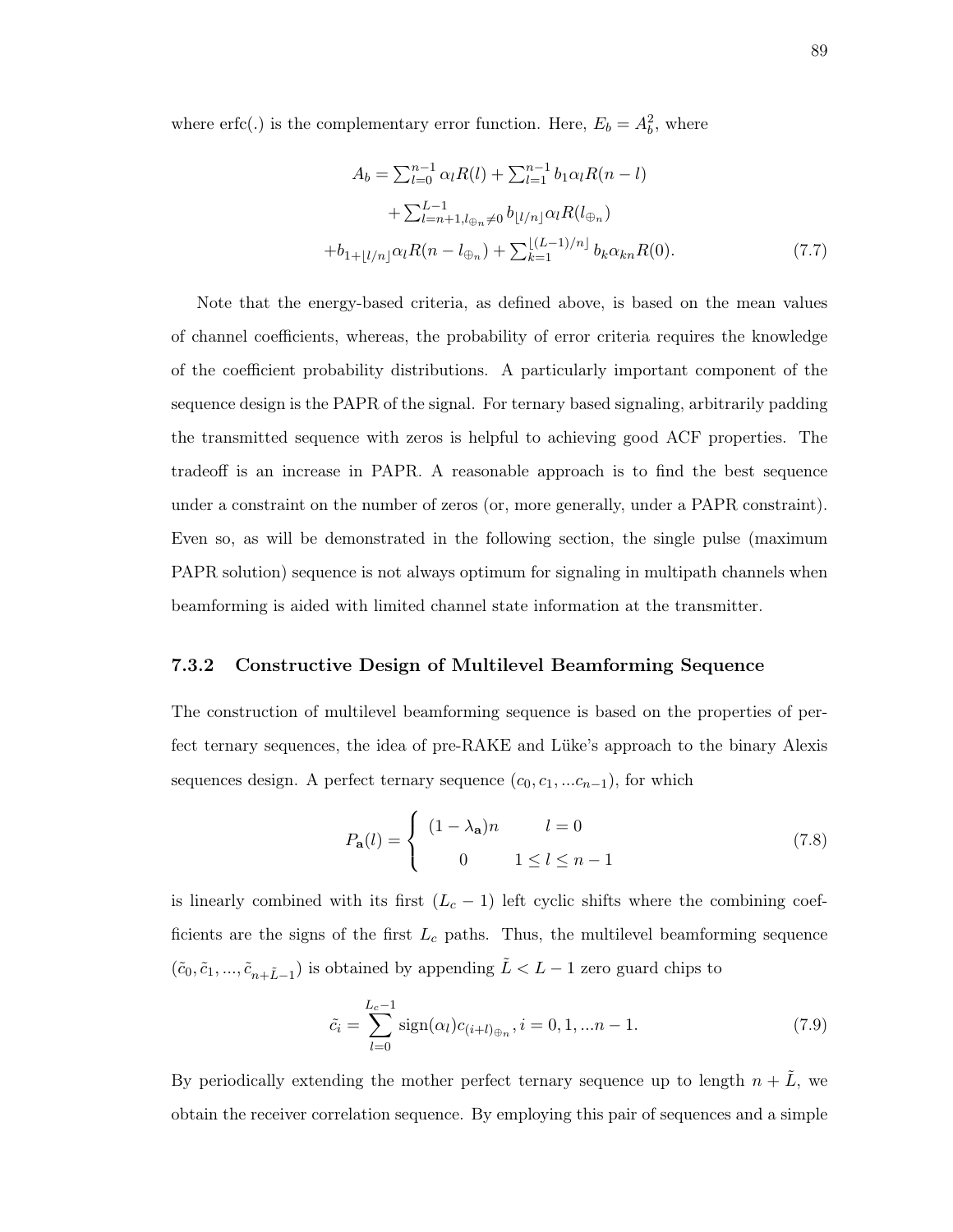where erfc(.) is the complementary error function. Here, $E_b = A_b^2$, where

$$
\begin{aligned}
A_b = \textstyle\sum_{l=0}^{n-1} \alpha_l R(l) + \sum_{l=1}^{n-1} b_1 \alpha_l R(n-l) \\
+ \textstyle\sum_{l=n+1, l_{\oplus_n} \neq 0}^{L-1} b_{\lfloor l/n \rfloor} \alpha_l R(l_{\oplus_n}) \\
+ b_{1+\lfloor l/n \rfloor} \alpha_l R(n - l_{\oplus_n}) + \textstyle\sum_{k=1}^{\lfloor (L-1)/n \rfloor} b_k \alpha_{kn} R(0).
\end{aligned}
\tag{7.7}
$$

Note that the energy-based criteria, as defined above, is based on the mean values of channel coefficients, whereas, the probability of error criteria requires the knowledge of the coefficient probability distributions. A particularly important component of the sequence design is the PAPR of the signal. For ternary based signaling, arbitrarily padding the transmitted sequence with zeros is helpful to achieving good ACF properties. The tradeoff is an increase in PAPR. A reasonable approach is to find the best sequence under a constraint on the number of zeros (or, more generally, under a PAPR constraint). Even so, as will be demonstrated in the following section, the single pulse (maximum PAPR solution) sequence is not always optimum for signaling in multipath channels when beamforming is aided with limited channel state information at the transmitter.

### 7.3.2 Constructive Design of Multilevel Beamforming Sequence

The construction of multilevel beamforming sequence is based on the properties of perfect ternary sequences, the idea of pre-RAKE and Lüke's approach to the binary Alexis sequences design. A perfect ternary sequence $(c_0, c_1, ...c_{n-1})$, for which

$$
P_{\mathbf{a}}(l) = \begin{cases} (1 - \lambda_{\mathbf{a}})n & l = 0 \\ 0 & 1 \leq l \leq n-1 \end{cases}
\tag{7.8}
$$

is linearly combined with its first $(L_c - 1)$ left cyclic shifts where the combining coefficients are the signs of the first $L_c$ paths. Thus, the multilevel beamforming sequence $(\tilde{c}_0, \tilde{c}_1, ..., \tilde{c}_{n+\tilde{L}-1})$ is obtained by appending $\tilde{L} < L - 1$ zero guard chips to

$$
\tilde{c_i} = \sum_{l=0}^{L_c - 1} \text{sign}(\alpha_l) c_{(i+l)_{\oplus_n}}, i = 0, 1, ...n-1.
\tag{7.9}
$$

By periodically extending the mother perfect ternary sequence up to length $n + \tilde{L}$, we obtain the receiver correlation sequence. By employing this pair of sequences and a simple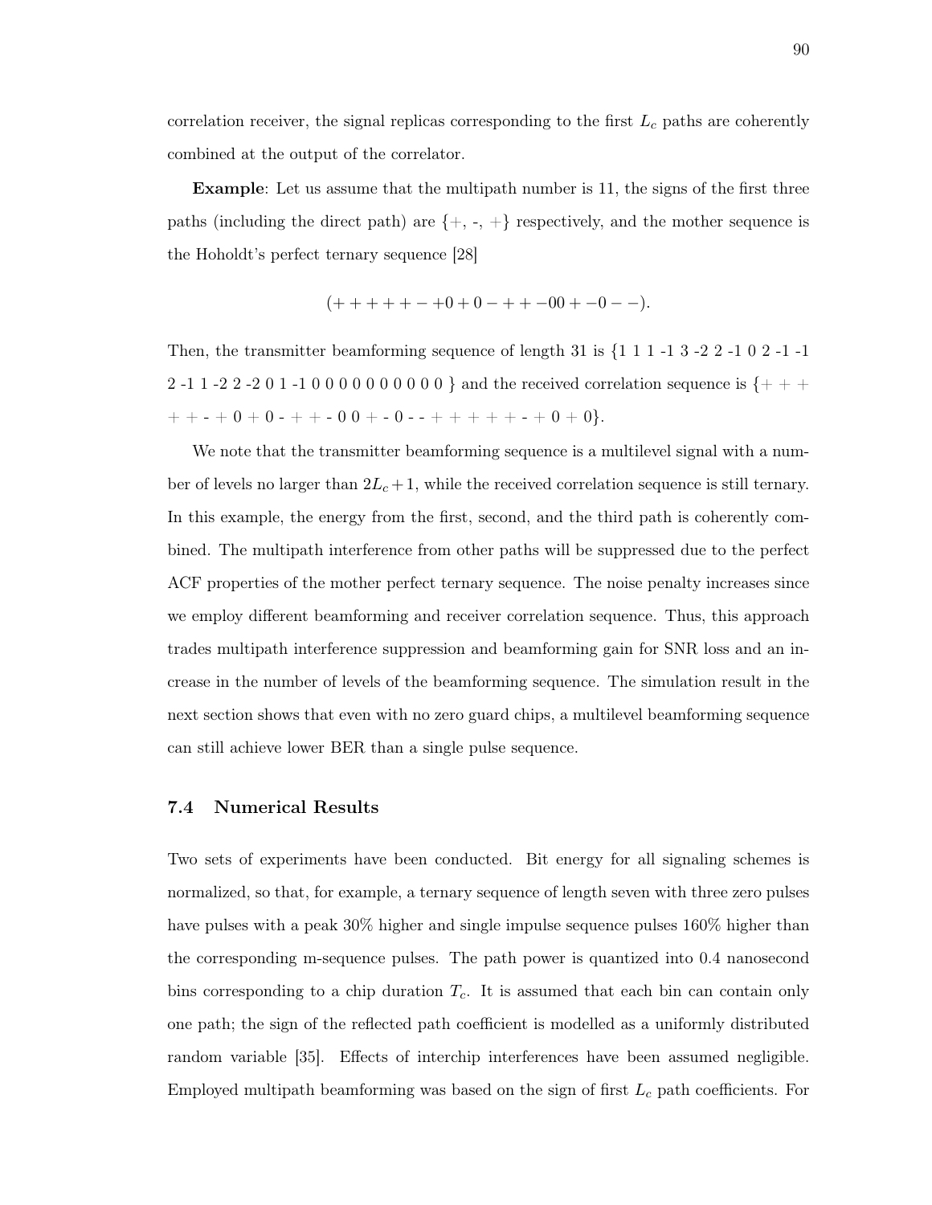correlation receiver, the signal replicas corresponding to the first $L_c$ paths are coherently combined at the output of the correlator.

**Example**: Let us assume that the multipath number is 11, the signs of the first three paths (including the direct path) are {+, -, +} respectively, and the mother sequence is the Hoholdt's perfect ternary sequence [28]

$$(+ + + + + - +0 + 0 - + + -00 + -0 - -).$$

Then, the transmitter beamforming sequence of length 31 is {1 1 1 -1 3 -2 2 -1 0 2 -1 -1 2 -1 1 -2 2 -2 0 1 -1 0 0 0 0 0 0 0 0 0 0 } and the received correlation sequence is {+ + + + + - + 0 + 0 - + + - 0 0 + - 0 - - + + + + + + - + 0 + 0}.

We note that the transmitter beamforming sequence is a multilevel signal with a number of levels no larger than $2L_c + 1$, while the received correlation sequence is still ternary. In this example, the energy from the first, second, and the third path is coherently combined. The multipath interference from other paths will be suppressed due to the perfect ACF properties of the mother perfect ternary sequence. The noise penalty increases since we employ different beamforming and receiver correlation sequence. Thus, this approach trades multipath interference suppression and beamforming gain for SNR loss and an increase in the number of levels of the beamforming sequence. The simulation result in the next section shows that even with no zero guard chips, a multilevel beamforming sequence can still achieve lower BER than a single pulse sequence.

### 7.4 Numerical Results

Two sets of experiments have been conducted. Bit energy for all signaling schemes is normalized, so that, for example, a ternary sequence of length seven with three zero pulses have pulses with a peak 30% higher and single impulse sequence pulses 160% higher than the corresponding m-sequence pulses. The path power is quantized into 0.4 nanosecond bins corresponding to a chip duration $T_c$. It is assumed that each bin can contain only one path; the sign of the reflected path coefficient is modelled as a uniformly distributed random variable [35]. Effects of interchip interferences have been assumed negligible. Employed multipath beamforming was based on the sign of first $L_c$ path coefficients. For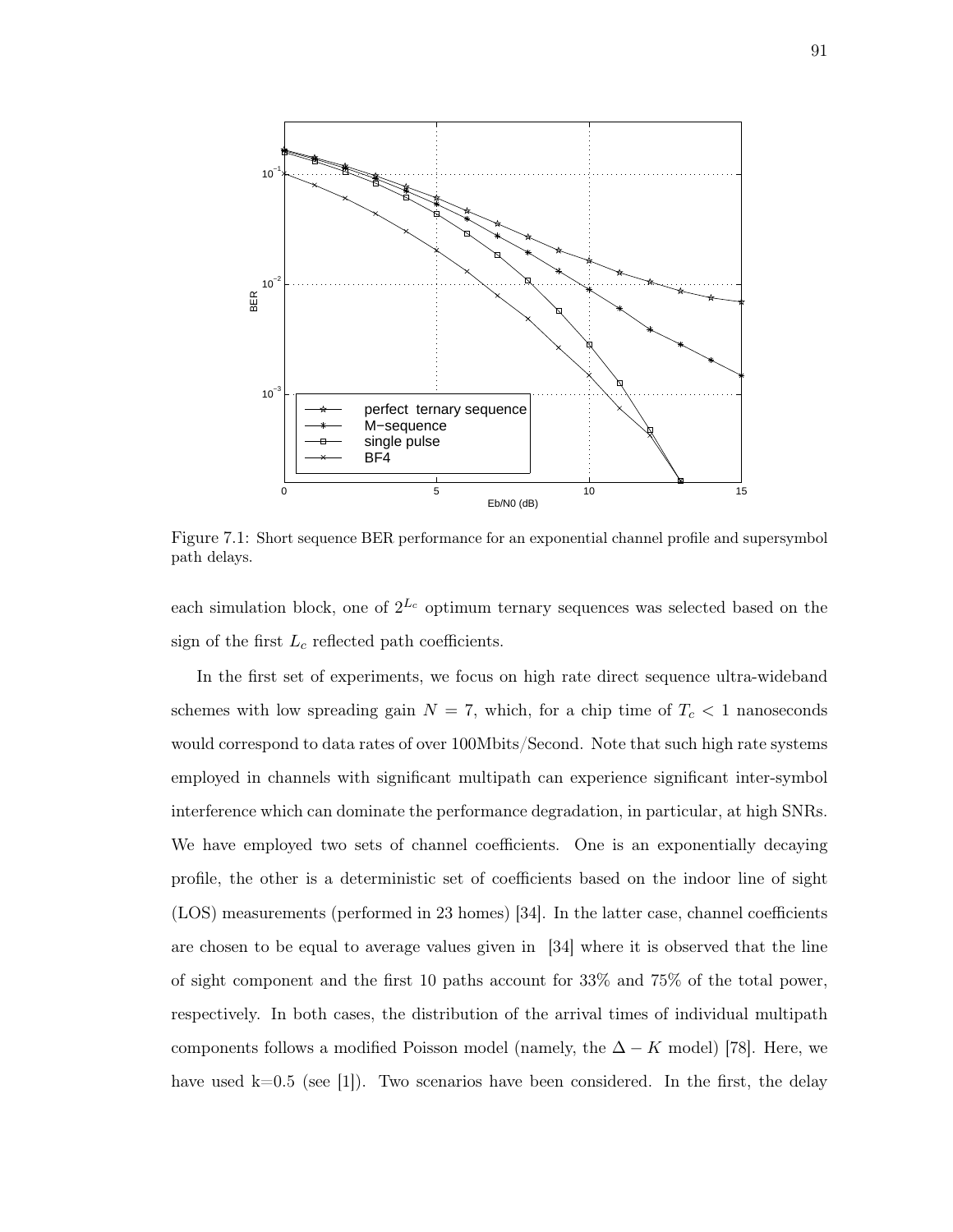Figure 7.1: Short sequence BER performance for an exponential channel profile and supersymbol path delays.

each simulation block, one of $2^{L_c}$ optimum ternary sequences was selected based on the sign of the first $L_c$ reflected path coefficients.

In the first set of experiments, we focus on high rate direct sequence ultra-wideband schemes with low spreading gain $N = 7$, which, for a chip time of $T_c < 1$ nanoseconds would correspond to data rates of over 100Mbits/Second. Note that such high rate systems employed in channels with significant multipath can experience significant inter-symbol interference which can dominate the performance degradation, in particular, at high SNRs. We have employed two sets of channel coefficients. One is an exponentially decaying profile, the other is a deterministic set of coefficients based on the indoor line of sight (LOS) measurements (performed in 23 homes) [34]. In the latter case, channel coefficients are chosen to be equal to average values given in [34] where it is observed that the line of sight component and the first 10 paths account for 33% and 75% of the total power, respectively. In both cases, the distribution of the arrival times of individual multipath components follows a modified Poisson model (namely, the $\Delta - K$ model) [78]. Here, we have used k=0.5 (see [1]). Two scenarios have been considered. In the first, the delay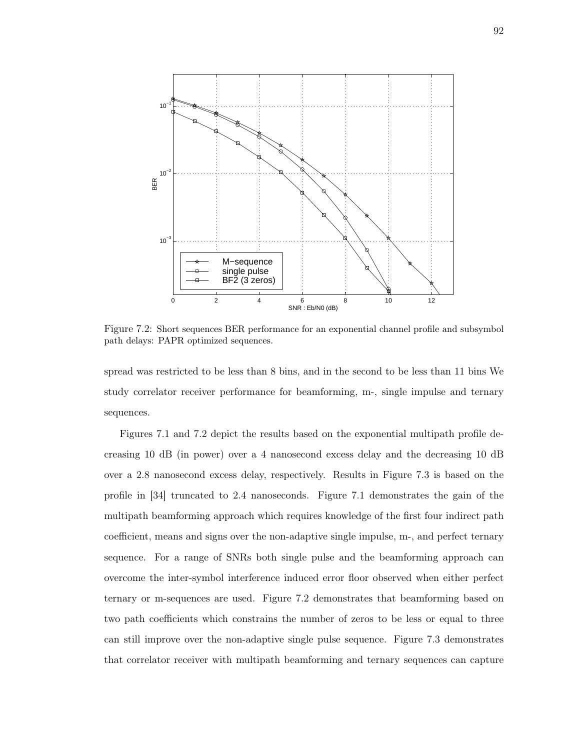Figure 7.2: Short sequences BER performance for an exponential channel profile and subsymbol path delays: PAPR optimized sequences.

spread was restricted to be less than 8 bins, and in the second to be less than 11 bins We study correlator receiver performance for beamforming, m-, single impulse and ternary sequences.

Figures 7.1 and 7.2 depict the results based on the exponential multipath profile decreasing 10 dB (in power) over a 4 nanosecond excess delay and the decreasing 10 dB over a 2.8 nanosecond excess delay, respectively. Results in Figure 7.3 is based on the profile in [34] truncated to 2.4 nanoseconds. Figure 7.1 demonstrates the gain of the multipath beamforming approach which requires knowledge of the first four indirect path coefficient, means and signs over the non-adaptive single impulse, m-, and perfect ternary sequence. For a range of SNRs both single pulse and the beamforming approach can overcome the inter-symbol interference induced error floor observed when either perfect ternary or m-sequences are used. Figure 7.2 demonstrates that beamforming based on two path coefficients which constrains the number of zeros to be less or equal to three can still improve over the non-adaptive single pulse sequence. Figure 7.3 demonstrates that correlator receiver with multipath beamforming and ternary sequences can capture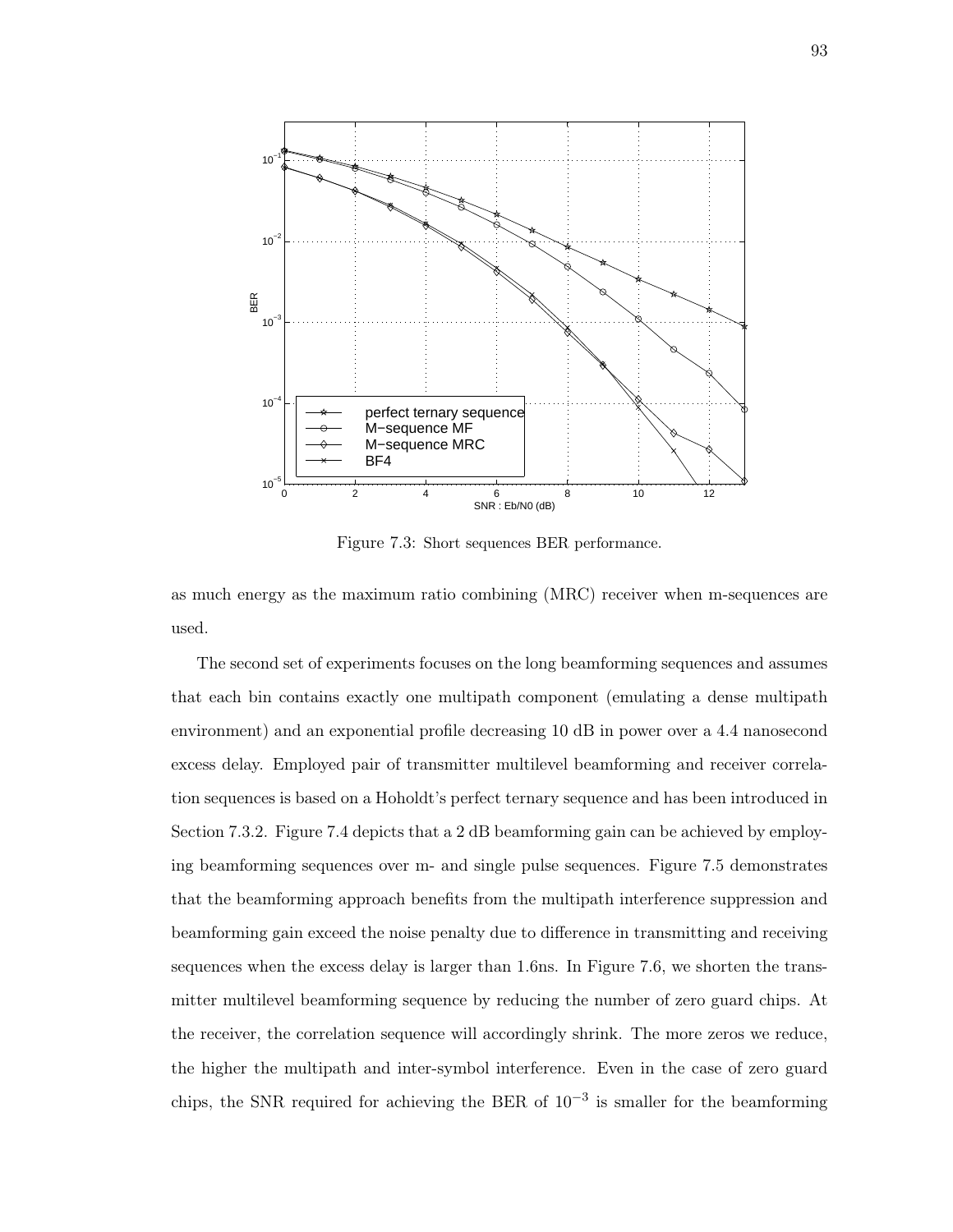Figure 7.3: Short sequences BER performance.

as much energy as the maximum ratio combining (MRC) receiver when m-sequences are used.

The second set of experiments focuses on the long beamforming sequences and assumes that each bin contains exactly one multipath component (emulating a dense multipath environment) and an exponential profile decreasing 10 dB in power over a 4.4 nanosecond excess delay. Employed pair of transmitter multilevel beamforming and receiver correlation sequences is based on a Hoholdt's perfect ternary sequence and has been introduced in Section 7.3.2. Figure 7.4 depicts that a 2 dB beamforming gain can be achieved by employing beamforming sequences over m- and single pulse sequences. Figure 7.5 demonstrates that the beamforming approach benefits from the multipath interference suppression and beamforming gain exceed the noise penalty due to difference in transmitting and receiving sequences when the excess delay is larger than 1.6ns. In Figure 7.6, we shorten the transmitter multilevel beamforming sequence by reducing the number of zero guard chips. At the receiver, the correlation sequence will accordingly shrink. The more zeros we reduce, the higher the multipath and inter-symbol interference. Even in the case of zero guard chips, the SNR required for achieving the BER of $10^{-3}$ is smaller for the beamforming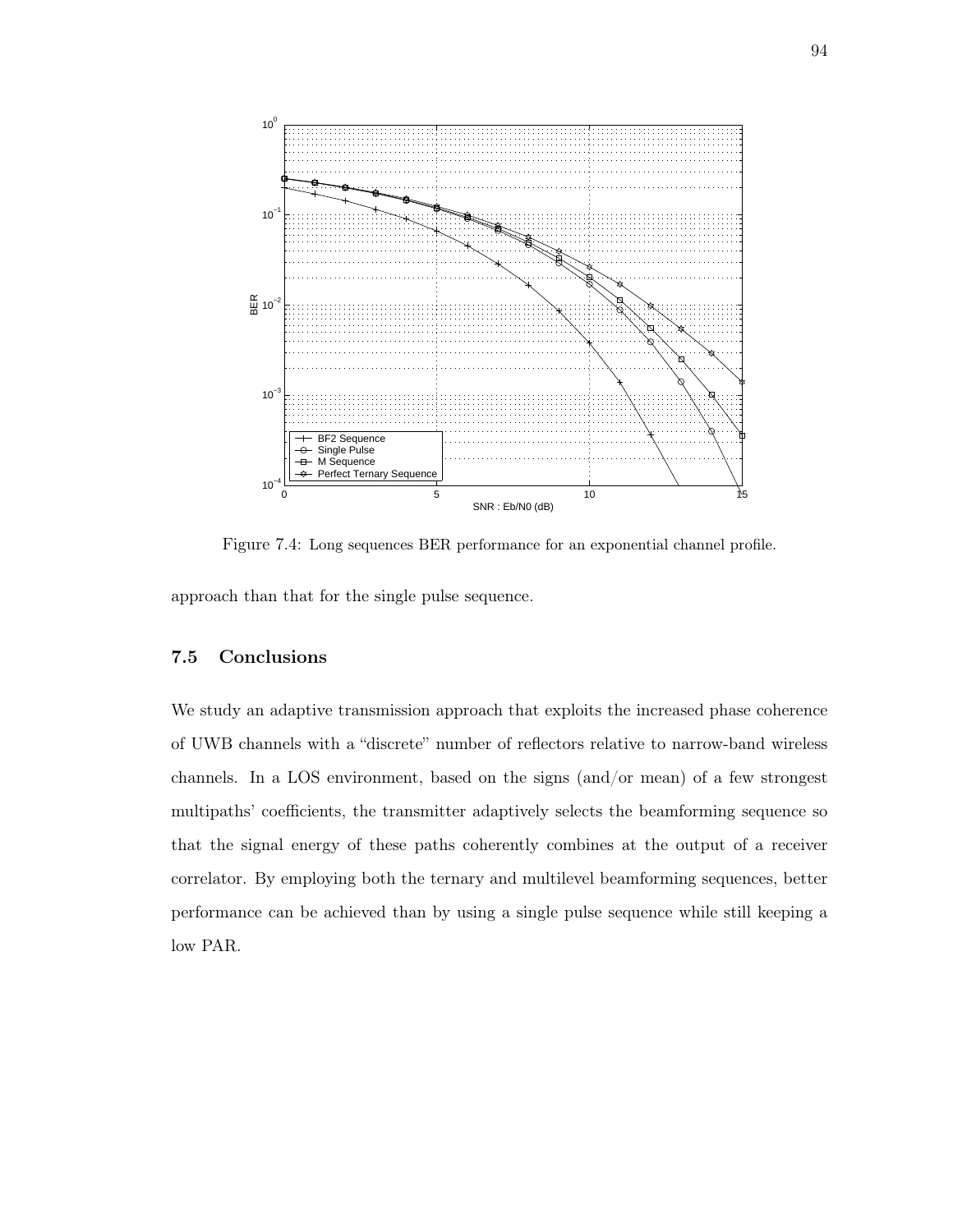Figure 7.4: Long sequences BER performance for an exponential channel profile.

approach than that for the single pulse sequence.

## 7.5 Conclusions

We study an adaptive transmission approach that exploits the increased phase coherence of UWB channels with a "discrete" number of reflectors relative to narrow-band wireless channels. In a LOS environment, based on the signs (and/or mean) of a few strongest multipaths' coefficients, the transmitter adaptively selects the beamforming sequence so that the signal energy of these paths coherently combines at the output of a receiver correlator. By employing both the ternary and multilevel beamforming sequences, better performance can be achieved than by using a single pulse sequence while still keeping a low PAR.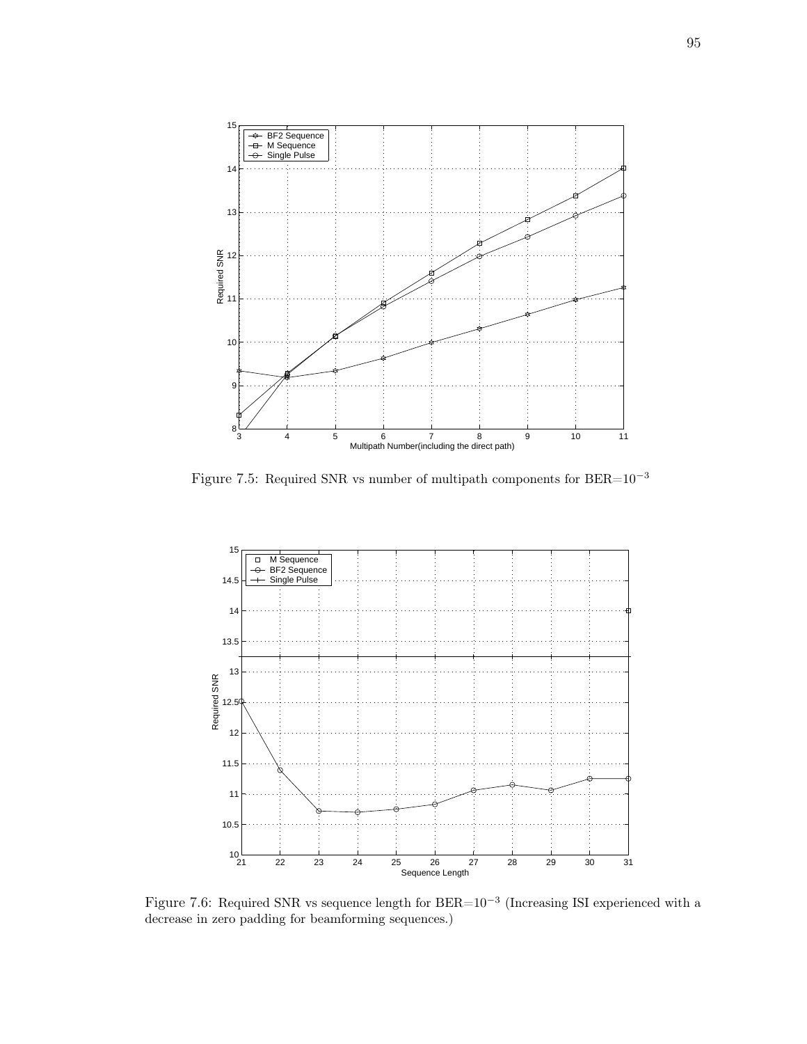Figure 7.5: Required SNR vs number of multipath components for BER=$10^{-3}$

Figure 7.6: Required SNR vs sequence length for BER=$10^{-3}$ (Increasing ISI experienced with a decrease in zero padding for beamforming sequences.)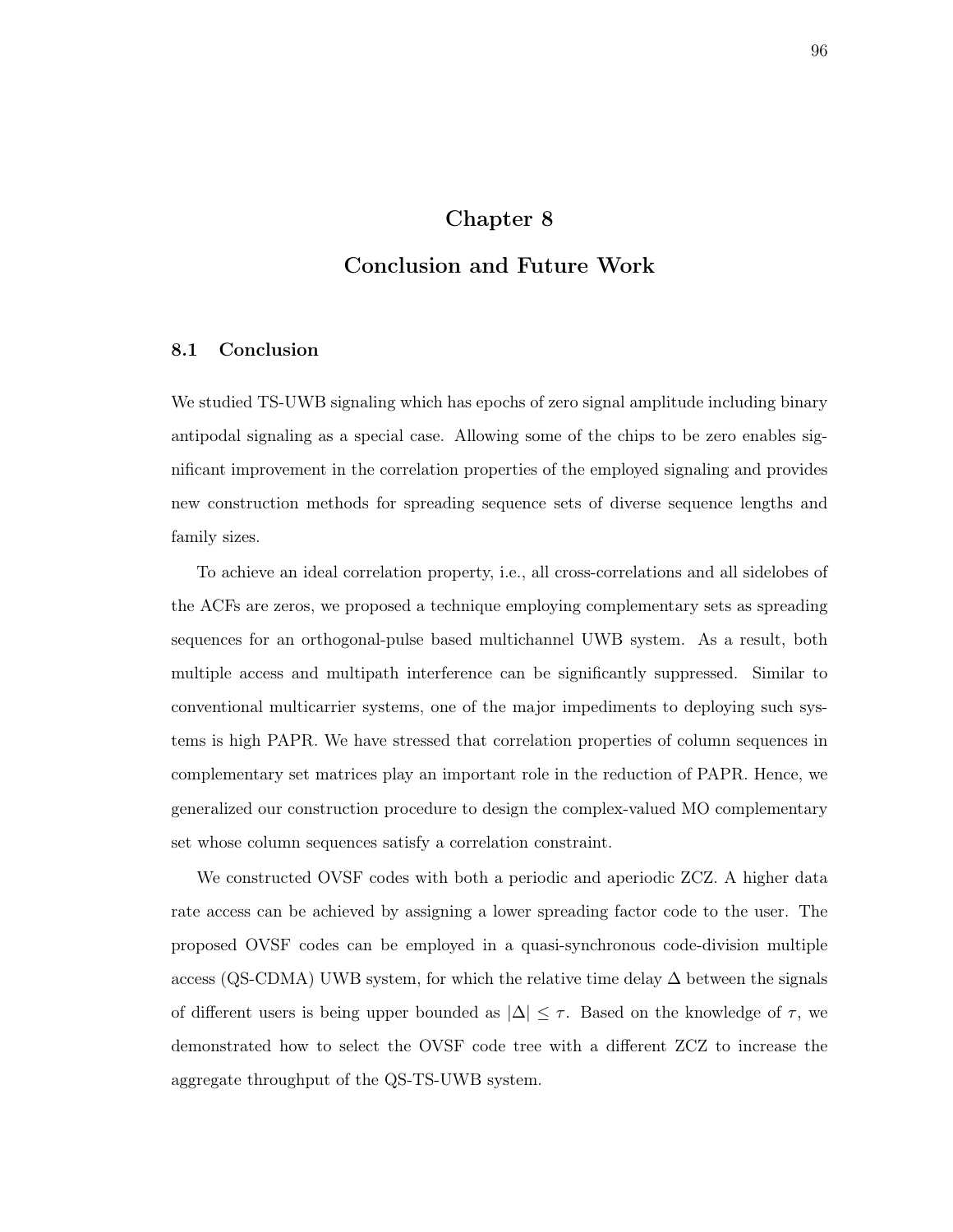# Chapter 8

# Conclusion and Future Work

## 8.1 Conclusion

We studied TS-UWB signaling which has epochs of zero signal amplitude including binary antipodal signaling as a special case. Allowing some of the chips to be zero enables significant improvement in the correlation properties of the employed signaling and provides new construction methods for spreading sequence sets of diverse sequence lengths and family sizes.

To achieve an ideal correlation property, i.e., all cross-correlations and all sidelobes of the ACFs are zeros, we proposed a technique employing complementary sets as spreading sequences for an orthogonal-pulse based multichannel UWB system. As a result, both multiple access and multipath interference can be significantly suppressed. Similar to conventional multicarrier systems, one of the major impediments to deploying such systems is high PAPR. We have stressed that correlation properties of column sequences in complementary set matrices play an important role in the reduction of PAPR. Hence, we generalized our construction procedure to design the complex-valued MO complementary set whose column sequences satisfy a correlation constraint.

We constructed OVSF codes with both a periodic and aperiodic ZCZ. A higher data rate access can be achieved by assigning a lower spreading factor code to the user. The proposed OVSF codes can be employed in a quasi-synchronous code-division multiple access (QS-CDMA) UWB system, for which the relative time delay $\Delta$ between the signals of different users is being upper bounded as $|\Delta| \leq \tau$. Based on the knowledge of $\tau$, we demonstrated how to select the OVSF code tree with a different ZCZ to increase the aggregate throughput of the QS-TS-UWB system.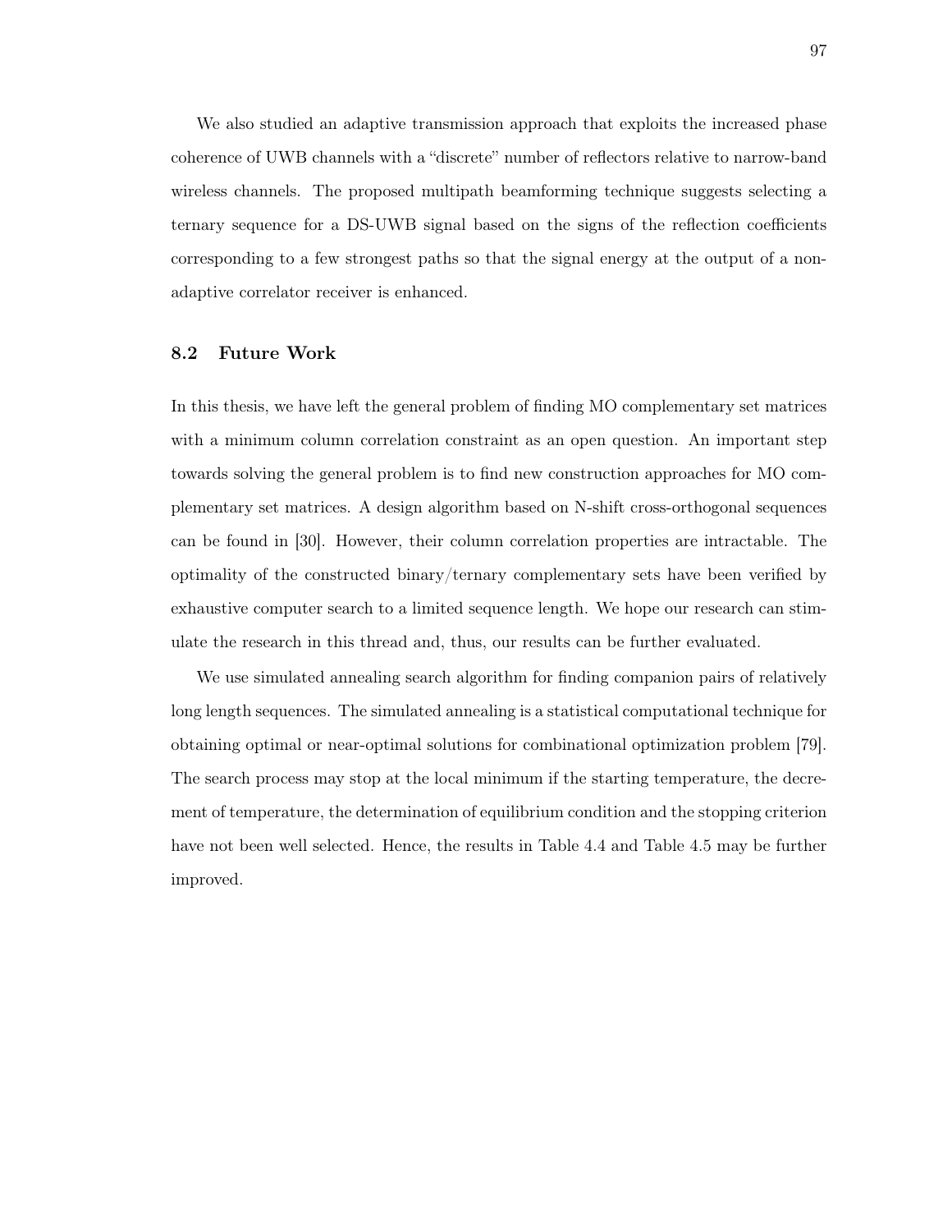We also studied an adaptive transmission approach that exploits the increased phase coherence of UWB channels with a "discrete" number of reflectors relative to narrow-band wireless channels. The proposed multipath beamforming technique suggests selecting a ternary sequence for a DS-UWB signal based on the signs of the reflection coefficients corresponding to a few strongest paths so that the signal energy at the output of a non-adaptive correlator receiver is enhanced.

## 8.2 Future Work

In this thesis, we have left the general problem of finding MO complementary set matrices with a minimum column correlation constraint as an open question. An important step towards solving the general problem is to find new construction approaches for MO complementary set matrices. A design algorithm based on N-shift cross-orthogonal sequences can be found in [30]. However, their column correlation properties are intractable. The optimality of the constructed binary/ternary complementary sets have been verified by exhaustive computer search to a limited sequence length. We hope our research can stimulate the research in this thread and, thus, our results can be further evaluated.

We use simulated annealing search algorithm for finding companion pairs of relatively long length sequences. The simulated annealing is a statistical computational technique for obtaining optimal or near-optimal solutions for combinational optimization problem [79]. The search process may stop at the local minimum if the starting temperature, the decrement of temperature, the determination of equilibrium condition and the stopping criterion have not been well selected. Hence, the results in Table 4.4 and Table 4.5 may be further improved.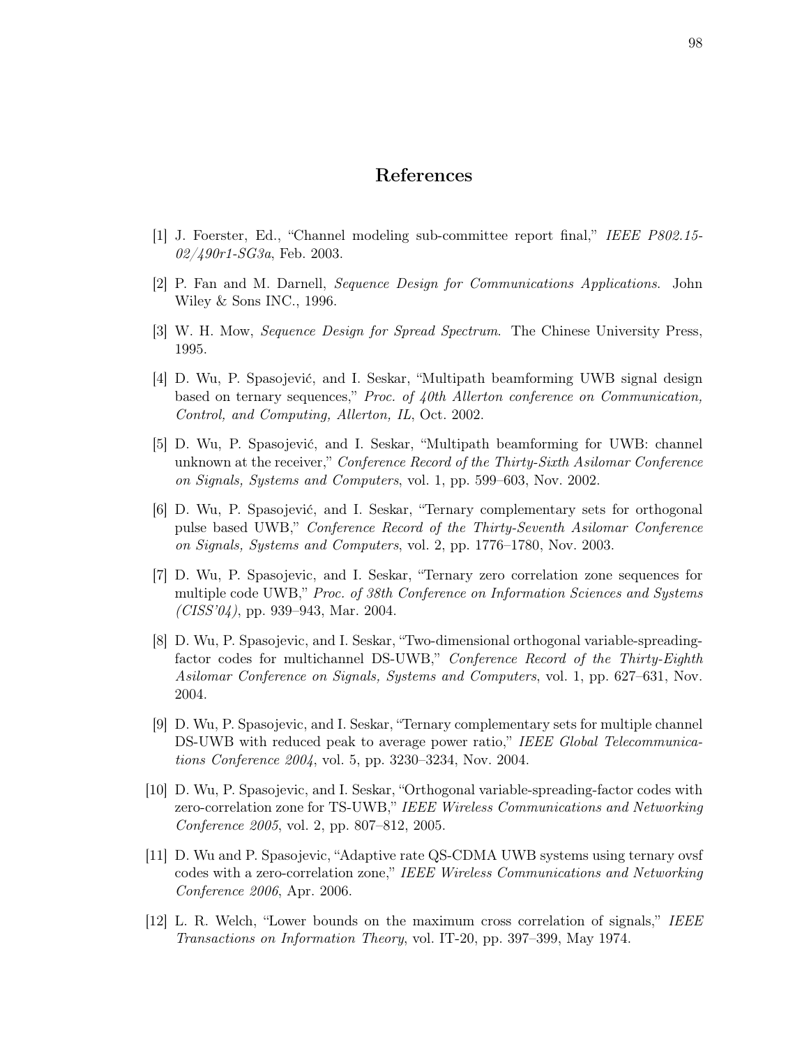# References

[1] J. Foerster, Ed., "Channel modeling sub-committee report final," *IEEE P802.15-02/490r1-SG3a*, Feb. 2003.

[2] P. Fan and M. Darnell, *Sequence Design for Communications Applications*. John Wiley & Sons INC., 1996.

[3] W. H. Mow, *Sequence Design for Spread Spectrum*. The Chinese University Press, 1995.

[4] D. Wu, P. Spasojević, and I. Seskar, "Multipath beamforming UWB signal design based on ternary sequences," *Proc. of 40th Allerton conference on Communication, Control, and Computing, Allerton, IL*, Oct. 2002.

[5] D. Wu, P. Spasojević, and I. Seskar, "Multipath beamforming for UWB: channel unknown at the receiver," *Conference Record of the Thirty-Sixth Asilomar Conference on Signals, Systems and Computers*, vol. 1, pp. 599–603, Nov. 2002.

[6] D. Wu, P. Spasojević, and I. Seskar, "Ternary complementary sets for orthogonal pulse based UWB," *Conference Record of the Thirty-Seventh Asilomar Conference on Signals, Systems and Computers*, vol. 2, pp. 1776–1780, Nov. 2003.

[7] D. Wu, P. Spasojevic, and I. Seskar, "Ternary zero correlation zone sequences for multiple code UWB," *Proc. of 38th Conference on Information Sciences and Systems (CISS'04)*, pp. 939–943, Mar. 2004.

[8] D. Wu, P. Spasojevic, and I. Seskar, "Two-dimensional orthogonal variable-spreading-factor codes for multichannel DS-UWB," *Conference Record of the Thirty-Eighth Asilomar Conference on Signals, Systems and Computers*, vol. 1, pp. 627–631, Nov. 2004.

[9] D. Wu, P. Spasojevic, and I. Seskar, "Ternary complementary sets for multiple channel DS-UWB with reduced peak to average power ratio," *IEEE Global Telecommunications Conference 2004*, vol. 5, pp. 3230–3234, Nov. 2004.

[10] D. Wu, P. Spasojevic, and I. Seskar, "Orthogonal variable-spreading-factor codes with zero-correlation zone for TS-UWB," *IEEE Wireless Communications and Networking Conference 2005*, vol. 2, pp. 807–812, 2005.

[11] D. Wu and P. Spasojevic, "Adaptive rate QS-CDMA UWB systems using ternary ovsf codes with a zero-correlation zone," *IEEE Wireless Communications and Networking Conference 2006*, Apr. 2006.

[12] L. R. Welch, "Lower bounds on the maximum cross correlation of signals," *IEEE Transactions on Information Theory*, vol. IT-20, pp. 397–399, May 1974.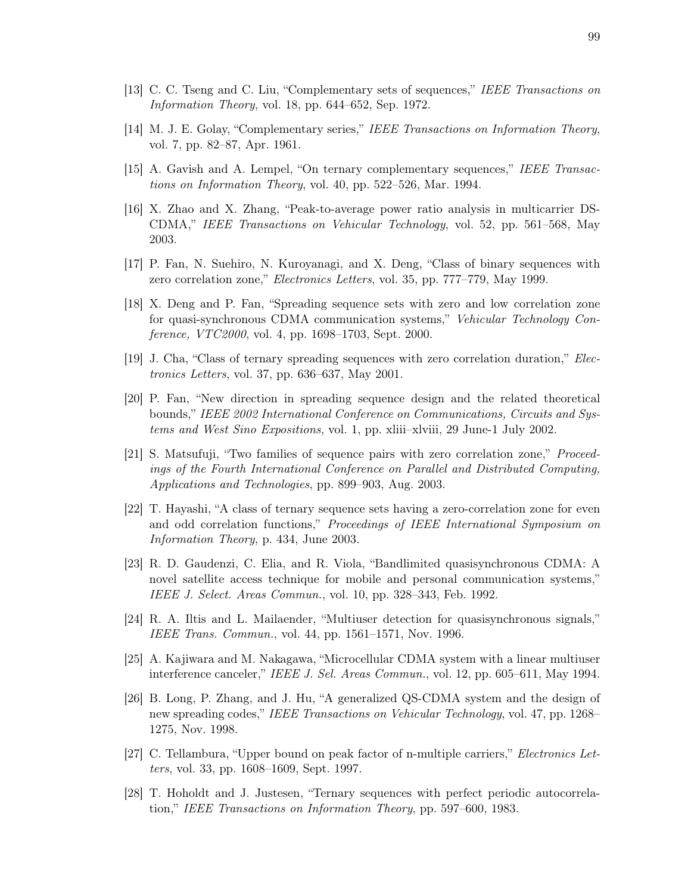[13] C. C. Tseng and C. Liu, "Complementary sets of sequences," *IEEE Transactions on Information Theory*, vol. 18, pp. 644–652, Sep. 1972.

[14] M. J. E. Golay, "Complementary series," *IEEE Transactions on Information Theory*, vol. 7, pp. 82–87, Apr. 1961.

[15] A. Gavish and A. Lempel, "On ternary complementary sequences," *IEEE Transactions on Information Theory*, vol. 40, pp. 522–526, Mar. 1994.

[16] X. Zhao and X. Zhang, "Peak-to-average power ratio analysis in multicarrier DS-CDMA," *IEEE Transactions on Vehicular Technology*, vol. 52, pp. 561–568, May 2003.

[17] P. Fan, N. Suehiro, N. Kuroyanagi, and X. Deng, "Class of binary sequences with zero correlation zone," *Electronics Letters*, vol. 35, pp. 777–779, May 1999.

[18] X. Deng and P. Fan, "Spreading sequence sets with zero and low correlation zone for quasi-synchronous CDMA communication systems," *Vehicular Technology Conference, VTC2000*, vol. 4, pp. 1698–1703, Sept. 2000.

[19] J. Cha, "Class of ternary spreading sequences with zero correlation duration," *Electronics Letters*, vol. 37, pp. 636–637, May 2001.

[20] P. Fan, "New direction in spreading sequence design and the related theoretical bounds," *IEEE 2002 International Conference on Communications, Circuits and Systems and West Sino Expositions*, vol. 1, pp. xliii–xlviii, 29 June-1 July 2002.

[21] S. Matsufuji, "Two families of sequence pairs with zero correlation zone," *Proceedings of the Fourth International Conference on Parallel and Distributed Computing, Applications and Technologies*, pp. 899–903, Aug. 2003.

[22] T. Hayashi, "A class of ternary sequence sets having a zero-correlation zone for even and odd correlation functions," *Proceedings of IEEE International Symposium on Information Theory*, p. 434, June 2003.

[23] R. D. Gaudenzi, C. Elia, and R. Viola, "Bandlimited quasisynchronous CDMA: A novel satellite access technique for mobile and personal communication systems," *IEEE J. Select. Areas Commun.*, vol. 10, pp. 328–343, Feb. 1992.

[24] R. A. Iltis and L. Mailaender, "Multiuser detection for quasisynchronous signals," *IEEE Trans. Commun.*, vol. 44, pp. 1561–1571, Nov. 1996.

[25] A. Kajiwara and M. Nakagawa, "Microcellular CDMA system with a linear multiuser interference canceler," *IEEE J. Sel. Areas Commun.*, vol. 12, pp. 605–611, May 1994.

[26] B. Long, P. Zhang, and J. Hu, "A generalized QS-CDMA system and the design of new spreading codes," *IEEE Transactions on Vehicular Technology*, vol. 47, pp. 1268–1275, Nov. 1998.

[27] C. Tellambura, "Upper bound on peak factor of n-multiple carriers," *Electronics Letters*, vol. 33, pp. 1608–1609, Sept. 1997.

[28] T. Hoholdt and J. Justesen, "Ternary sequences with perfect periodic autocorrelation," *IEEE Transactions on Information Theory*, pp. 597–600, 1983.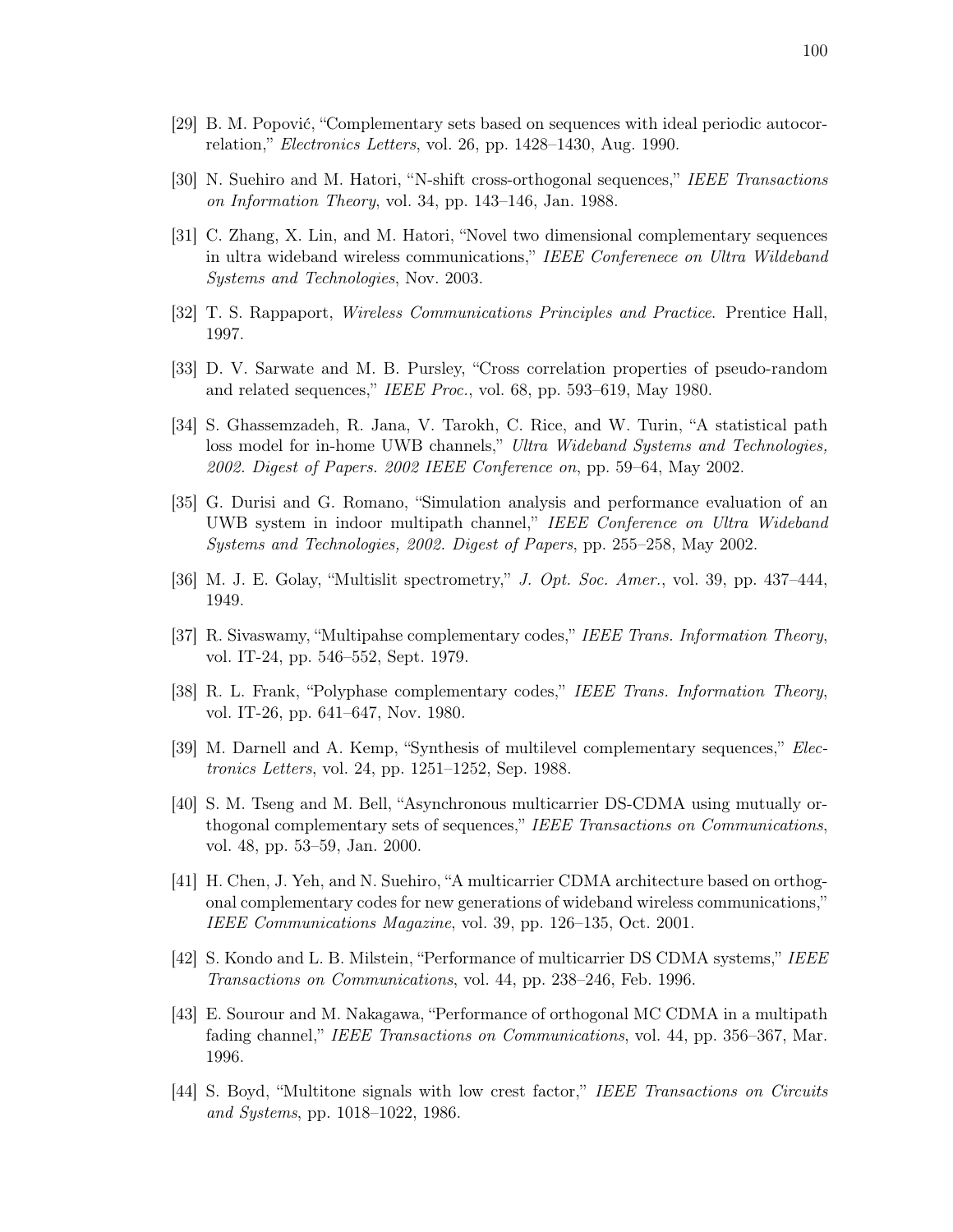[29] B. M. Popović, "Complementary sets based on sequences with ideal periodic autocorrelation," *Electronics Letters*, vol. 26, pp. 1428–1430, Aug. 1990.

[30] N. Suehiro and M. Hatori, "N-shift cross-orthogonal sequences," *IEEE Transactions on Information Theory*, vol. 34, pp. 143–146, Jan. 1988.

[31] C. Zhang, X. Lin, and M. Hatori, "Novel two dimensional complementary sequences in ultra wideband wireless communications," *IEEE Conferenece on Ultra Wildeband Systems and Technologies*, Nov. 2003.

[32] T. S. Rappaport, *Wireless Communications Principles and Practice*. Prentice Hall, 1997.

[33] D. V. Sarwate and M. B. Pursley, "Cross correlation properties of pseudo-random and related sequences," *IEEE Proc.*, vol. 68, pp. 593–619, May 1980.

[34] S. Ghassemzadeh, R. Jana, V. Tarokh, C. Rice, and W. Turin, "A statistical path loss model for in-home UWB channels," *Ultra Wideband Systems and Technologies, 2002. Digest of Papers. 2002 IEEE Conference on*, pp. 59–64, May 2002.

[35] G. Durisi and G. Romano, "Simulation analysis and performance evaluation of an UWB system in indoor multipath channel," *IEEE Conference on Ultra Wideband Systems and Technologies, 2002. Digest of Papers*, pp. 255–258, May 2002.

[36] M. J. E. Golay, "Multislit spectrometry," *J. Opt. Soc. Amer.*, vol. 39, pp. 437–444, 1949.

[37] R. Sivaswamy, "Multipahse complementary codes," *IEEE Trans. Information Theory*, vol. IT-24, pp. 546–552, Sept. 1979.

[38] R. L. Frank, "Polyphase complementary codes," *IEEE Trans. Information Theory*, vol. IT-26, pp. 641–647, Nov. 1980.

[39] M. Darnell and A. Kemp, "Synthesis of multilevel complementary sequences," *Electronics Letters*, vol. 24, pp. 1251–1252, Sep. 1988.

[40] S. M. Tseng and M. Bell, "Asynchronous multicarrier DS-CDMA using mutually orthogonal complementary sets of sequences," *IEEE Transactions on Communications*, vol. 48, pp. 53–59, Jan. 2000.

[41] H. Chen, J. Yeh, and N. Suehiro, "A multicarrier CDMA architecture based on orthogonal complementary codes for new generations of wideband wireless communications," *IEEE Communications Magazine*, vol. 39, pp. 126–135, Oct. 2001.

[42] S. Kondo and L. B. Milstein, "Performance of multicarrier DS CDMA systems," *IEEE Transactions on Communications*, vol. 44, pp. 238–246, Feb. 1996.

[43] E. Sourour and M. Nakagawa, "Performance of orthogonal MC CDMA in a multipath fading channel," *IEEE Transactions on Communications*, vol. 44, pp. 356–367, Mar. 1996.

[44] S. Boyd, "Multitone signals with low crest factor," *IEEE Transactions on Circuits and Systems*, pp. 1018–1022, 1986.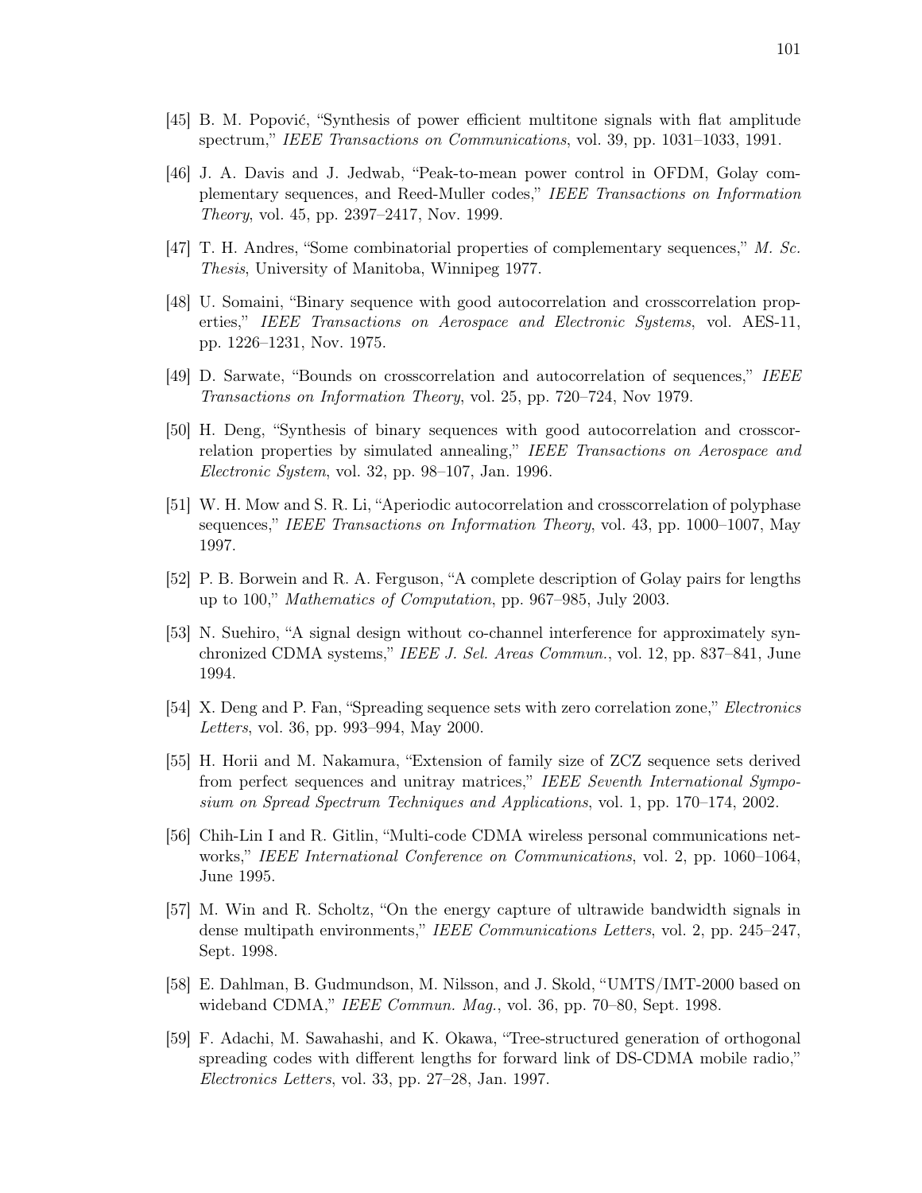[45] B. M. Popović, "Synthesis of power efficient multitone signals with flat amplitude spectrum," *IEEE Transactions on Communications*, vol. 39, pp. 1031–1033, 1991.

[46] J. A. Davis and J. Jedwab, "Peak-to-mean power control in OFDM, Golay complementary sequences, and Reed-Muller codes," *IEEE Transactions on Information Theory*, vol. 45, pp. 2397–2417, Nov. 1999.

[47] T. H. Andres, "Some combinatorial properties of complementary sequences," *M. Sc. Thesis*, University of Manitoba, Winnipeg 1977.

[48] U. Somaini, "Binary sequence with good autocorrelation and crosscorrelation properties," *IEEE Transactions on Aerospace and Electronic Systems*, vol. AES-11, pp. 1226–1231, Nov. 1975.

[49] D. Sarwate, "Bounds on crosscorrelation and autocorrelation of sequences," *IEEE Transactions on Information Theory*, vol. 25, pp. 720–724, Nov 1979.

[50] H. Deng, "Synthesis of binary sequences with good autocorrelation and crosscorrelation properties by simulated annealing," *IEEE Transactions on Aerospace and Electronic System*, vol. 32, pp. 98–107, Jan. 1996.

[51] W. H. Mow and S. R. Li, "Aperiodic autocorrelation and crosscorrelation of polyphase sequences," *IEEE Transactions on Information Theory*, vol. 43, pp. 1000–1007, May 1997.

[52] P. B. Borwein and R. A. Ferguson, "A complete description of Golay pairs for lengths up to 100," *Mathematics of Computation*, pp. 967–985, July 2003.

[53] N. Suehiro, "A signal design without co-channel interference for approximately synchronized CDMA systems," *IEEE J. Sel. Areas Commun.*, vol. 12, pp. 837–841, June 1994.

[54] X. Deng and P. Fan, "Spreading sequence sets with zero correlation zone," *Electronics Letters*, vol. 36, pp. 993–994, May 2000.

[55] H. Horii and M. Nakamura, "Extension of family size of ZCZ sequence sets derived from perfect sequences and unitray matrices," *IEEE Seventh International Symposium on Spread Spectrum Techniques and Applications*, vol. 1, pp. 170–174, 2002.

[56] Chih-Lin I and R. Gitlin, "Multi-code CDMA wireless personal communications networks," *IEEE International Conference on Communications*, vol. 2, pp. 1060–1064, June 1995.

[57] M. Win and R. Scholtz, "On the energy capture of ultrawide bandwidth signals in dense multipath environments," *IEEE Communications Letters*, vol. 2, pp. 245–247, Sept. 1998.

[58] E. Dahlman, B. Gudmundson, M. Nilsson, and J. Skold, "UMTS/IMT-2000 based on wideband CDMA," *IEEE Commun. Mag.*, vol. 36, pp. 70–80, Sept. 1998.

[59] F. Adachi, M. Sawahashi, and K. Okawa, "Tree-structured generation of orthogonal spreading codes with different lengths for forward link of DS-CDMA mobile radio," *Electronics Letters*, vol. 33, pp. 27–28, Jan. 1997.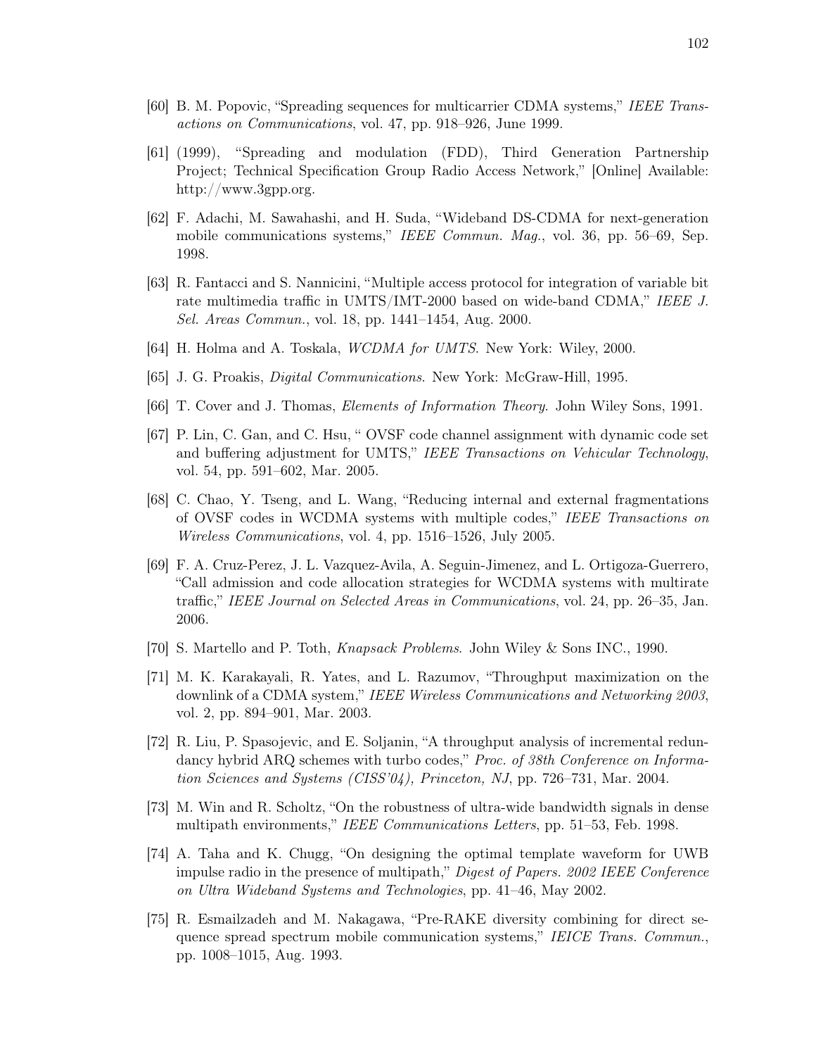[60] B. M. Popovic, "Spreading sequences for multicarrier CDMA systems," *IEEE Transactions on Communications*, vol. 47, pp. 918–926, June 1999.

[61] (1999), "Spreading and modulation (FDD), Third Generation Partnership Project; Technical Specification Group Radio Access Network," [Online] Available: http://www.3gpp.org.

[62] F. Adachi, M. Sawahashi, and H. Suda, "Wideband DS-CDMA for next-generation mobile communications systems," *IEEE Commun. Mag.*, vol. 36, pp. 56–69, Sep. 1998.

[63] R. Fantacci and S. Nannicini, "Multiple access protocol for integration of variable bit rate multimedia traffic in UMTS/IMT-2000 based on wide-band CDMA," *IEEE J. Sel. Areas Commun.*, vol. 18, pp. 1441–1454, Aug. 2000.

[64] H. Holma and A. Toskala, *WCDMA for UMTS*. New York: Wiley, 2000.

[65] J. G. Proakis, *Digital Communications*. New York: McGraw-Hill, 1995.

[66] T. Cover and J. Thomas, *Elements of Information Theory*. John Wiley Sons, 1991.

[67] P. Lin, C. Gan, and C. Hsu, " OVSF code channel assignment with dynamic code set and buffering adjustment for UMTS," *IEEE Transactions on Vehicular Technology*, vol. 54, pp. 591–602, Mar. 2005.

[68] C. Chao, Y. Tseng, and L. Wang, "Reducing internal and external fragmentations of OVSF codes in WCDMA systems with multiple codes," *IEEE Transactions on Wireless Communications*, vol. 4, pp. 1516–1526, July 2005.

[69] F. A. Cruz-Perez, J. L. Vazquez-Avila, A. Seguin-Jimenez, and L. Ortigoza-Guerrero, "Call admission and code allocation strategies for WCDMA systems with multirate traffic," *IEEE Journal on Selected Areas in Communications*, vol. 24, pp. 26–35, Jan. 2006.

[70] S. Martello and P. Toth, *Knapsack Problems*. John Wiley & Sons INC., 1990.

[71] M. K. Karakayali, R. Yates, and L. Razumov, "Throughput maximization on the downlink of a CDMA system," *IEEE Wireless Communications and Networking 2003*, vol. 2, pp. 894–901, Mar. 2003.

[72] R. Liu, P. Spasojevic, and E. Soljanin, "A throughput analysis of incremental redundancy hybrid ARQ schemes with turbo codes," *Proc. of 38th Conference on Information Sciences and Systems (CISS'04), Princeton, NJ*, pp. 726–731, Mar. 2004.

[73] M. Win and R. Scholtz, "On the robustness of ultra-wide bandwidth signals in dense multipath environments," *IEEE Communications Letters*, pp. 51–53, Feb. 1998.

[74] A. Taha and K. Chugg, "On designing the optimal template waveform for UWB impulse radio in the presence of multipath," *Digest of Papers. 2002 IEEE Conference on Ultra Wideband Systems and Technologies*, pp. 41–46, May 2002.

[75] R. Esmailzadeh and M. Nakagawa, "Pre-RAKE diversity combining for direct sequence spread spectrum mobile communication systems," *IEICE Trans. Commun.*, pp. 1008–1015, Aug. 1993.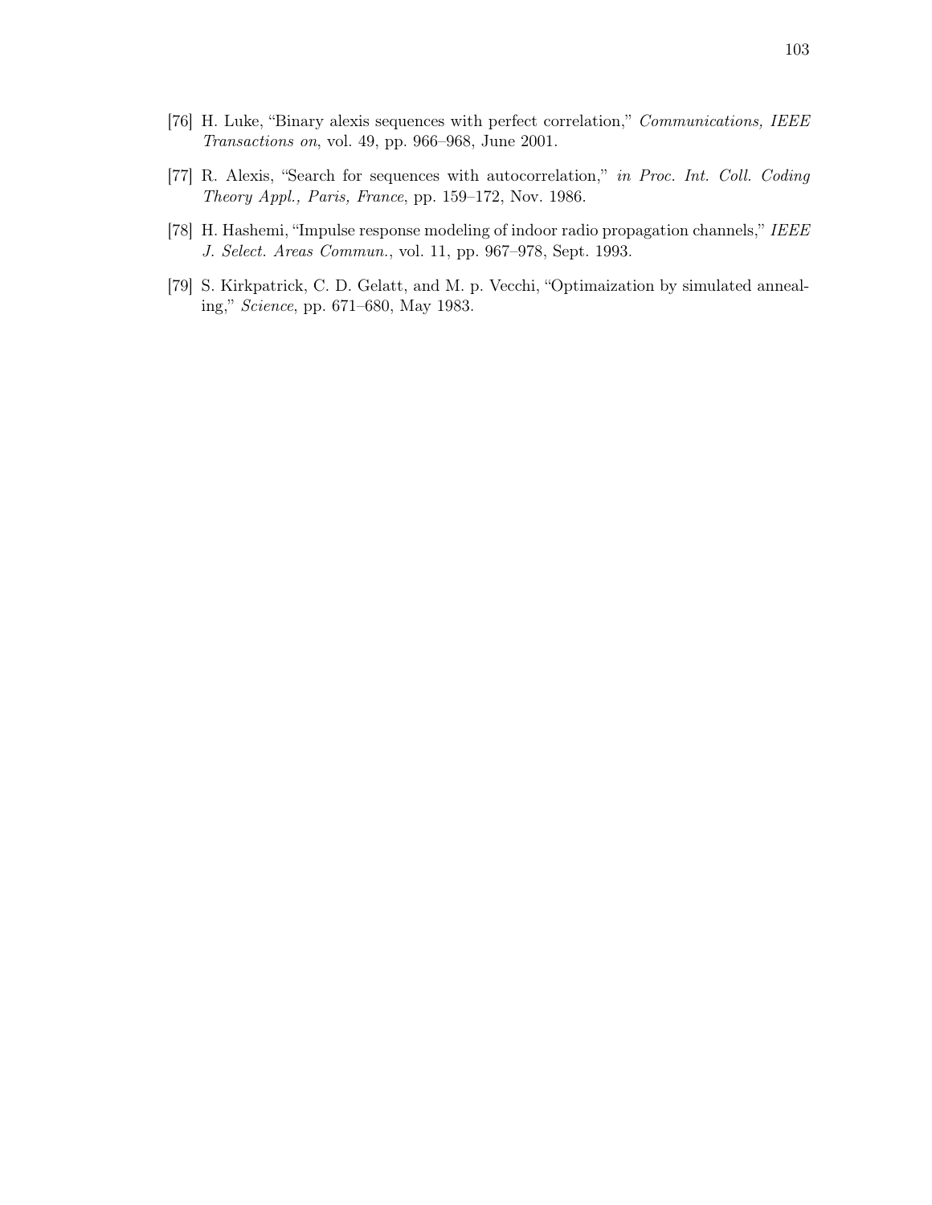[76] H. Luke, "Binary alexis sequences with perfect correlation," *Communications, IEEE Transactions on*, vol. 49, pp. 966–968, June 2001.

[77] R. Alexis, "Search for sequences with autocorrelation," *in Proc. Int. Coll. Coding Theory Appl., Paris, France*, pp. 159–172, Nov. 1986.

[78] H. Hashemi, "Impulse response modeling of indoor radio propagation channels," *IEEE J. Select. Areas Commun.*, vol. 11, pp. 967–978, Sept. 1993.

[79] S. Kirkpatrick, C. D. Gelatt, and M. p. Vecchi, "Optimaization by simulated annealing," *Science*, pp. 671–680, May 1983.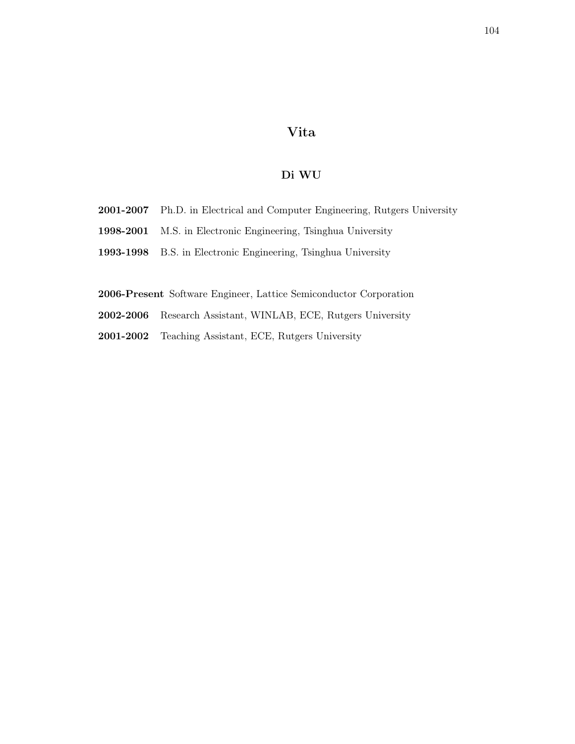# Vita

## Di WU

**2001-2007** Ph.D. in Electrical and Computer Engineering, Rutgers University

**1998-2001** M.S. in Electronic Engineering, Tsinghua University

**1993-1998** B.S. in Electronic Engineering, Tsinghua University

**2006-Present** Software Engineer, Lattice Semiconductor Corporation

**2002-2006** Research Assistant, WINLAB, ECE, Rutgers University

**2001-2002** Teaching Assistant, ECE, Rutgers University